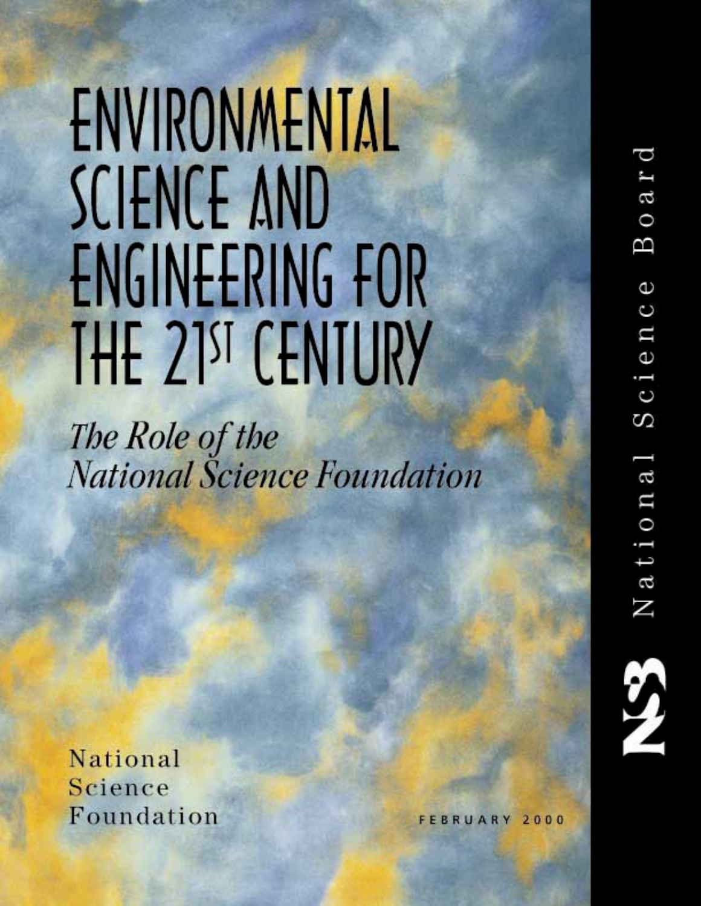# ENVIRONMENTAL SCIENCE AND ENGINEERING FOR THE 21ST CENTURY

*The Role of the National Science Foundation*

National Science Foundation

FEBRUARY 2000

NSB National Science Board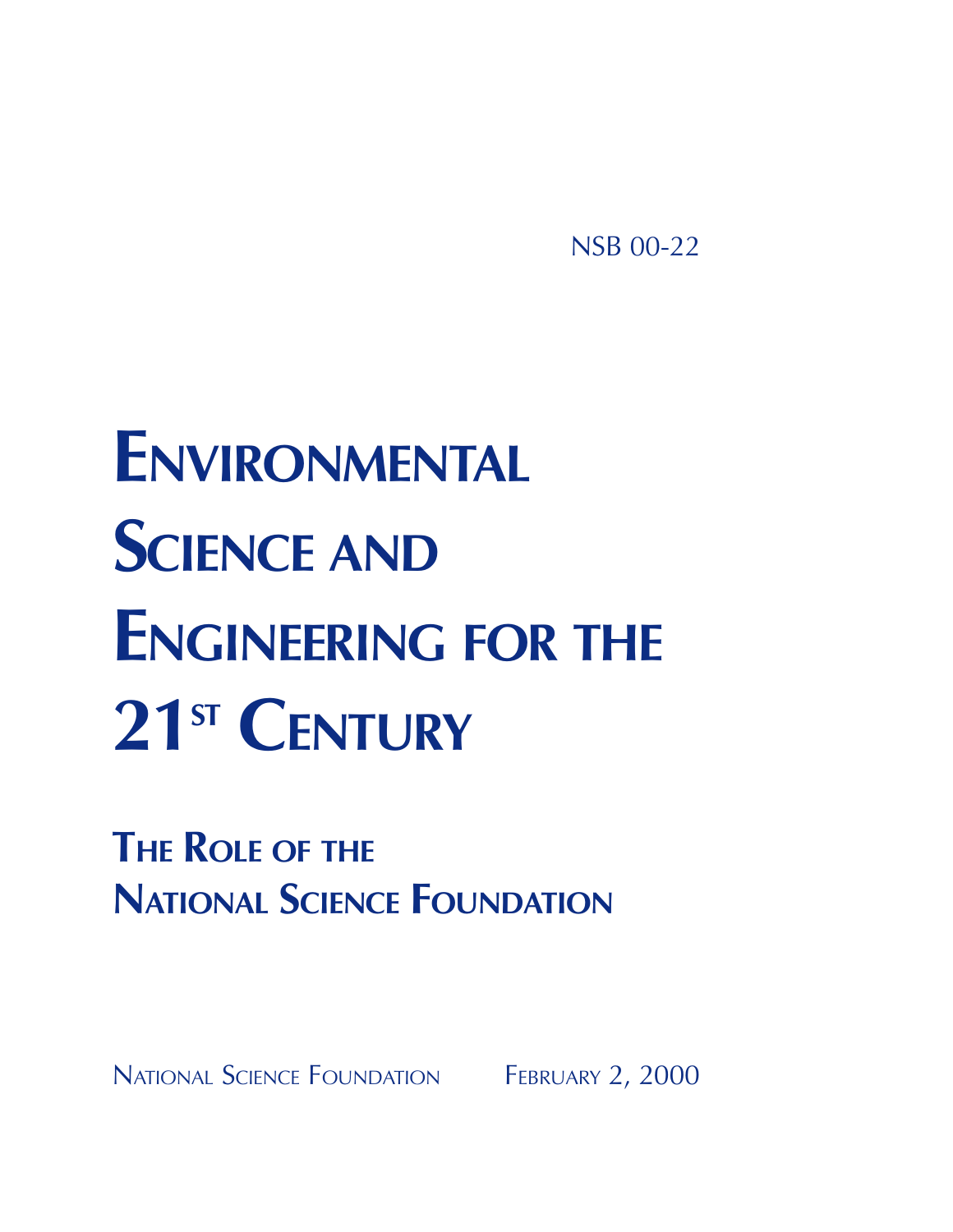NSB 00-22

# Environmental Science and Engineering for the 21st Century

## The Role of the National Science Foundation

National Science Foundation February 2, 2000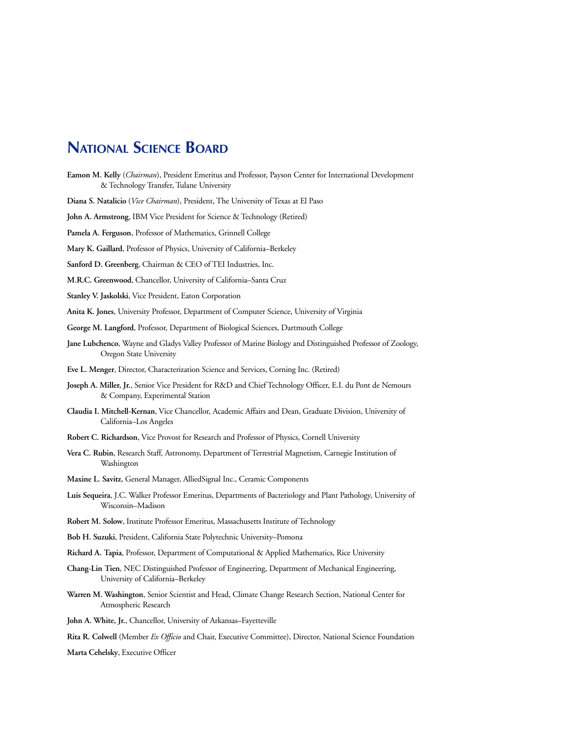# National Science Board

**Eamon M. Kelly** (*Chairman*), President Emeritus and Professor, Payson Center for International Development & Technology Transfer, Tulane University

**Diana S. Natalicio** (*Vice Chairman*), President, The University of Texas at El Paso

**John A. Armstrong**, IBM Vice President for Science & Technology (Retired)

**Pamela A. Ferguson**, Professor of Mathematics, Grinnell College

**Mary K. Gaillard**, Professor of Physics, University of California–Berkeley

**Sanford D. Greenberg**, Chairman & CEO of TEI Industries, Inc.

**M.R.C. Greenwood**, Chancellor, University of California–Santa Cruz

**Stanley V. Jaskolski**, Vice President, Eaton Corporation

**Anita K. Jones**, University Professor, Department of Computer Science, University of Virginia

**George M. Langford**, Professor, Department of Biological Sciences, Dartmouth College

**Jane Lubchenco**, Wayne and Gladys Valley Professor of Marine Biology and Distinguished Professor of Zoology, Oregon State University

**Eve L. Menger**, Director, Characterization Science and Services, Corning Inc. (Retired)

**Joseph A. Miller, Jr.**, Senior Vice President for R&D and Chief Technology Officer, E.I. du Pont de Nemours & Company, Experimental Station

**Claudia I. Mitchell-Kernan**, Vice Chancellor, Academic Affairs and Dean, Graduate Division, University of California–Los Angeles

**Robert C. Richardson**, Vice Provost for Research and Professor of Physics, Cornell University

**Vera C. Rubin**, Research Staff, Astronomy, Department of Terrestrial Magnetism, Carnegie Institution of Washington

**Maxine L. Savitz**, General Manager, AlliedSignal Inc., Ceramic Components

**Luis Sequeira**, J.C. Walker Professor Emeritus, Departments of Bacteriology and Plant Pathology, University of Wisconsin–Madison

**Robert M. Solow**, Institute Professor Emeritus, Massachusetts Institute of Technology

**Bob H. Suzuki**, President, California State Polytechnic University–Pomona

**Richard A. Tapia**, Professor, Department of Computational & Applied Mathematics, Rice University

**Chang-Lin Tien**, NEC Distinguished Professor of Engineering, Department of Mechanical Engineering, University of California–Berkeley

**Warren M. Washington**, Senior Scientist and Head, Climate Change Research Section, National Center for Atmospheric Research

**John A. White, Jr.**, Chancellor, University of Arkansas–Fayetteville

**Rita R. Colwell** (Member *Ex Officio* and Chair, Executive Committee), Director, National Science Foundation

**Marta Cehelsky**, Executive Officer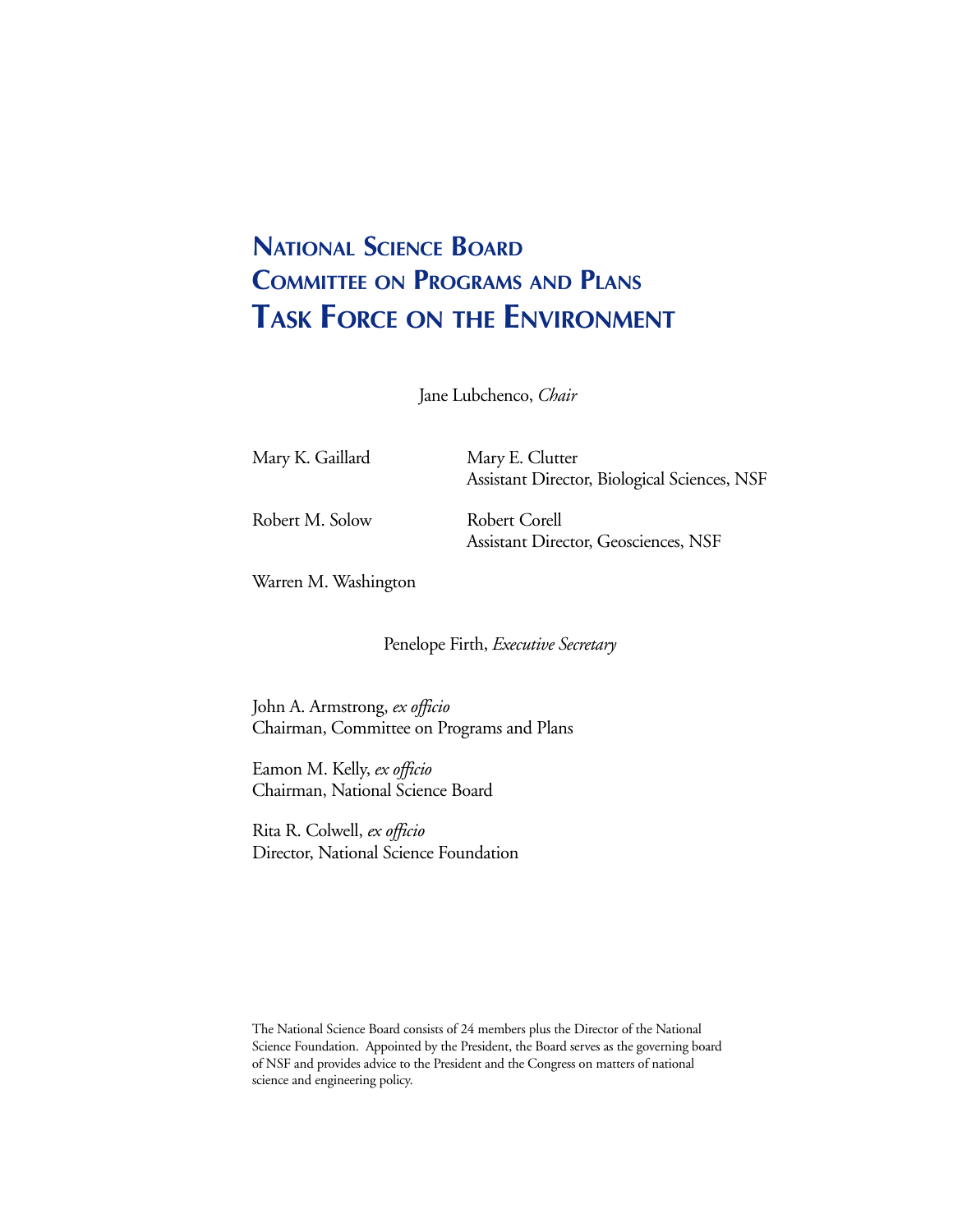# National Science Board
# Committee on Programs and Plans
# Task Force on the Environment

Jane Lubchenco, *Chair*

Mary K. Gaillard

Mary E. Clutter
Assistant Director, Biological Sciences, NSF

Robert M. Solow

Robert Corell
Assistant Director, Geosciences, NSF

Warren M. Washington

Penelope Firth, *Executive Secretary*

John A. Armstrong, *ex officio*
Chairman, Committee on Programs and Plans

Eamon M. Kelly, *ex officio*
Chairman, National Science Board

Rita R. Colwell, *ex officio*
Director, National Science Foundation

The National Science Board consists of 24 members plus the Director of the National Science Foundation. Appointed by the President, the Board serves as the governing board of NSF and provides advice to the President and the Congress on matters of national science and engineering policy.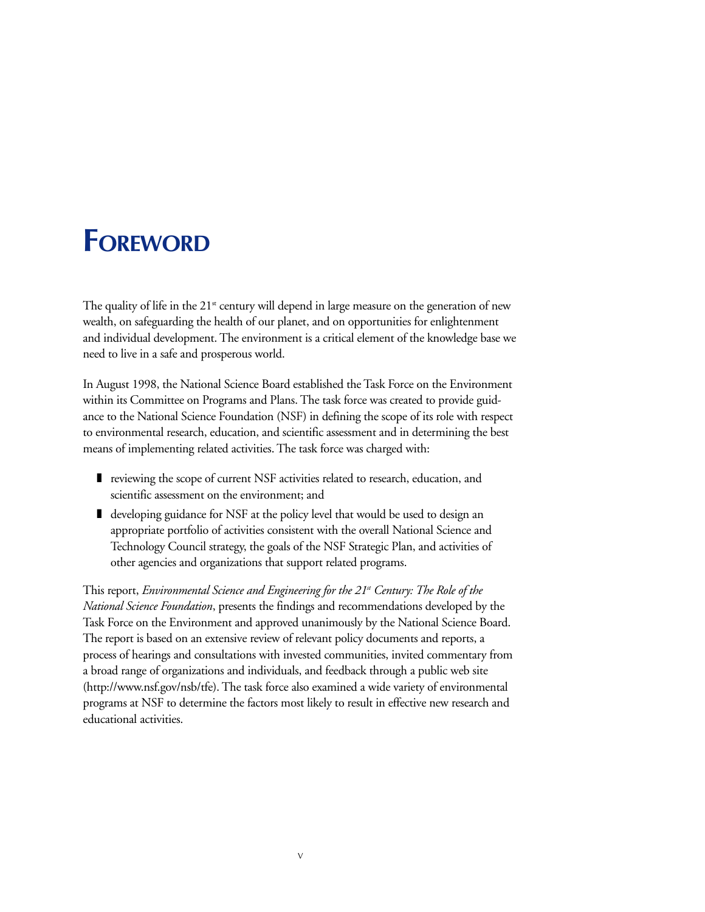# Foreword

The quality of life in the 21st century will depend in large measure on the generation of new wealth, on safeguarding the health of our planet, and on opportunities for enlightenment and individual development. The environment is a critical element of the knowledge base we need to live in a safe and prosperous world.

In August 1998, the National Science Board established the Task Force on the Environment within its Committee on Programs and Plans. The task force was created to provide guidance to the National Science Foundation (NSF) in defining the scope of its role with respect to environmental research, education, and scientific assessment and in determining the best means of implementing related activities. The task force was charged with:

- reviewing the scope of current NSF activities related to research, education, and scientific assessment on the environment; and
- developing guidance for NSF at the policy level that would be used to design an appropriate portfolio of activities consistent with the overall National Science and Technology Council strategy, the goals of the NSF Strategic Plan, and activities of other agencies and organizations that support related programs.

This report, *Environmental Science and Engineering for the 21st Century: The Role of the National Science Foundation*, presents the findings and recommendations developed by the Task Force on the Environment and approved unanimously by the National Science Board. The report is based on an extensive review of relevant policy documents and reports, a process of hearings and consultations with invested communities, invited commentary from a broad range of organizations and individuals, and feedback through a public web site (http://www.nsf.gov/nsb/tfe). The task force also examined a wide variety of environmental programs at NSF to determine the factors most likely to result in effective new research and educational activities.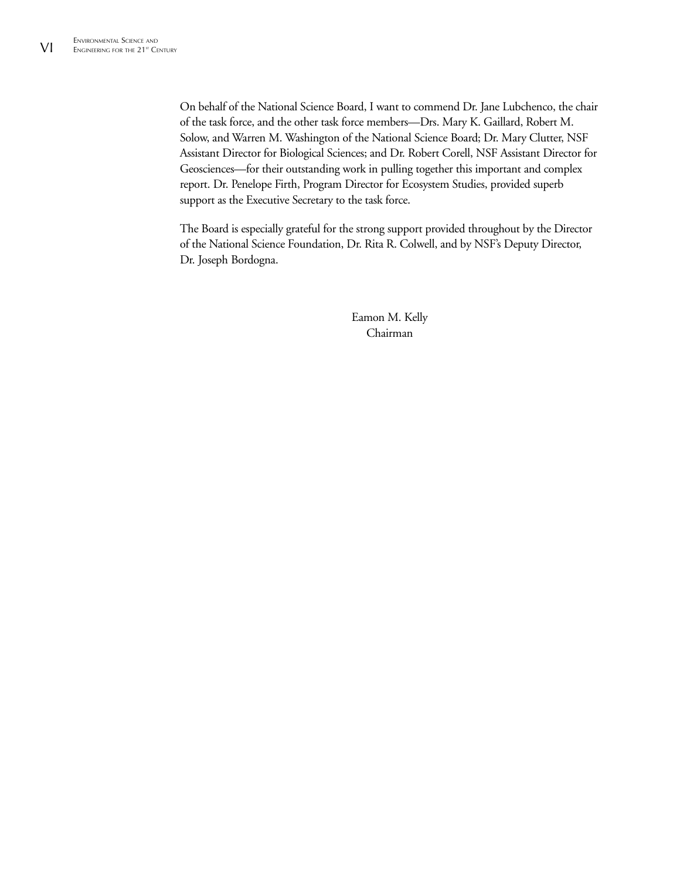On behalf of the National Science Board, I want to commend Dr. Jane Lubchenco, the chair of the task force, and the other task force members—Drs. Mary K. Gaillard, Robert M. Solow, and Warren M. Washington of the National Science Board; Dr. Mary Clutter, NSF Assistant Director for Biological Sciences; and Dr. Robert Corell, NSF Assistant Director for Geosciences—for their outstanding work in pulling together this important and complex report. Dr. Penelope Firth, Program Director for Ecosystem Studies, provided superb support as the Executive Secretary to the task force.

The Board is especially grateful for the strong support provided throughout by the Director of the National Science Foundation, Dr. Rita R. Colwell, and by NSF's Deputy Director, Dr. Joseph Bordogna.

Eamon M. Kelly
Chairman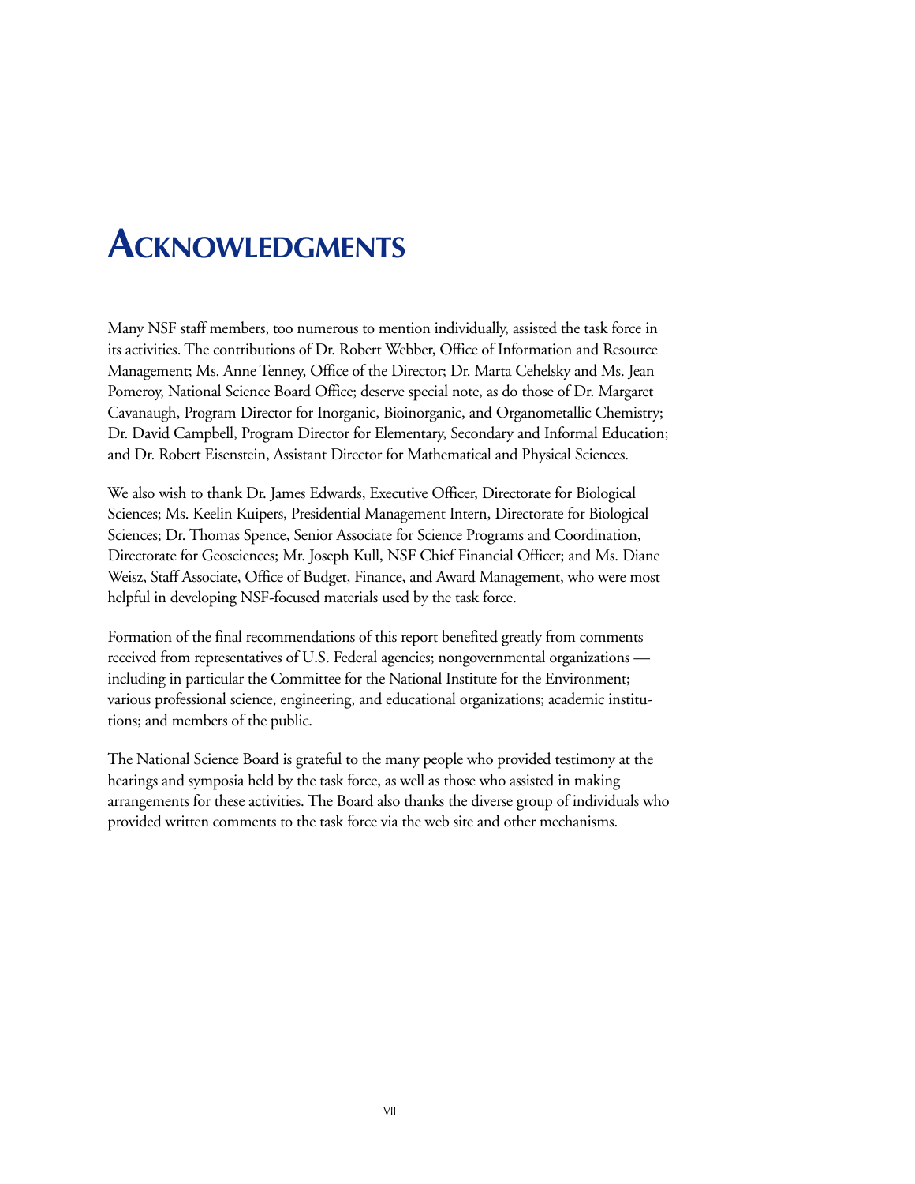# Acknowledgments

Many NSF staff members, too numerous to mention individually, assisted the task force in its activities. The contributions of Dr. Robert Webber, Office of Information and Resource Management; Ms. Anne Tenney, Office of the Director; Dr. Marta Cehelsky and Ms. Jean Pomeroy, National Science Board Office; deserve special note, as do those of Dr. Margaret Cavanaugh, Program Director for Inorganic, Bioinorganic, and Organometallic Chemistry; Dr. David Campbell, Program Director for Elementary, Secondary and Informal Education; and Dr. Robert Eisenstein, Assistant Director for Mathematical and Physical Sciences.

We also wish to thank Dr. James Edwards, Executive Officer, Directorate for Biological Sciences; Ms. Keelin Kuipers, Presidential Management Intern, Directorate for Biological Sciences; Dr. Thomas Spence, Senior Associate for Science Programs and Coordination, Directorate for Geosciences; Mr. Joseph Kull, NSF Chief Financial Officer; and Ms. Diane Weisz, Staff Associate, Office of Budget, Finance, and Award Management, who were most helpful in developing NSF-focused materials used by the task force.

Formation of the final recommendations of this report benefited greatly from comments received from representatives of U.S. Federal agencies; nongovernmental organizations — including in particular the Committee for the National Institute for the Environment; various professional science, engineering, and educational organizations; academic institutions; and members of the public.

The National Science Board is grateful to the many people who provided testimony at the hearings and symposia held by the task force, as well as those who assisted in making arrangements for these activities. The Board also thanks the diverse group of individuals who provided written comments to the task force via the web site and other mechanisms.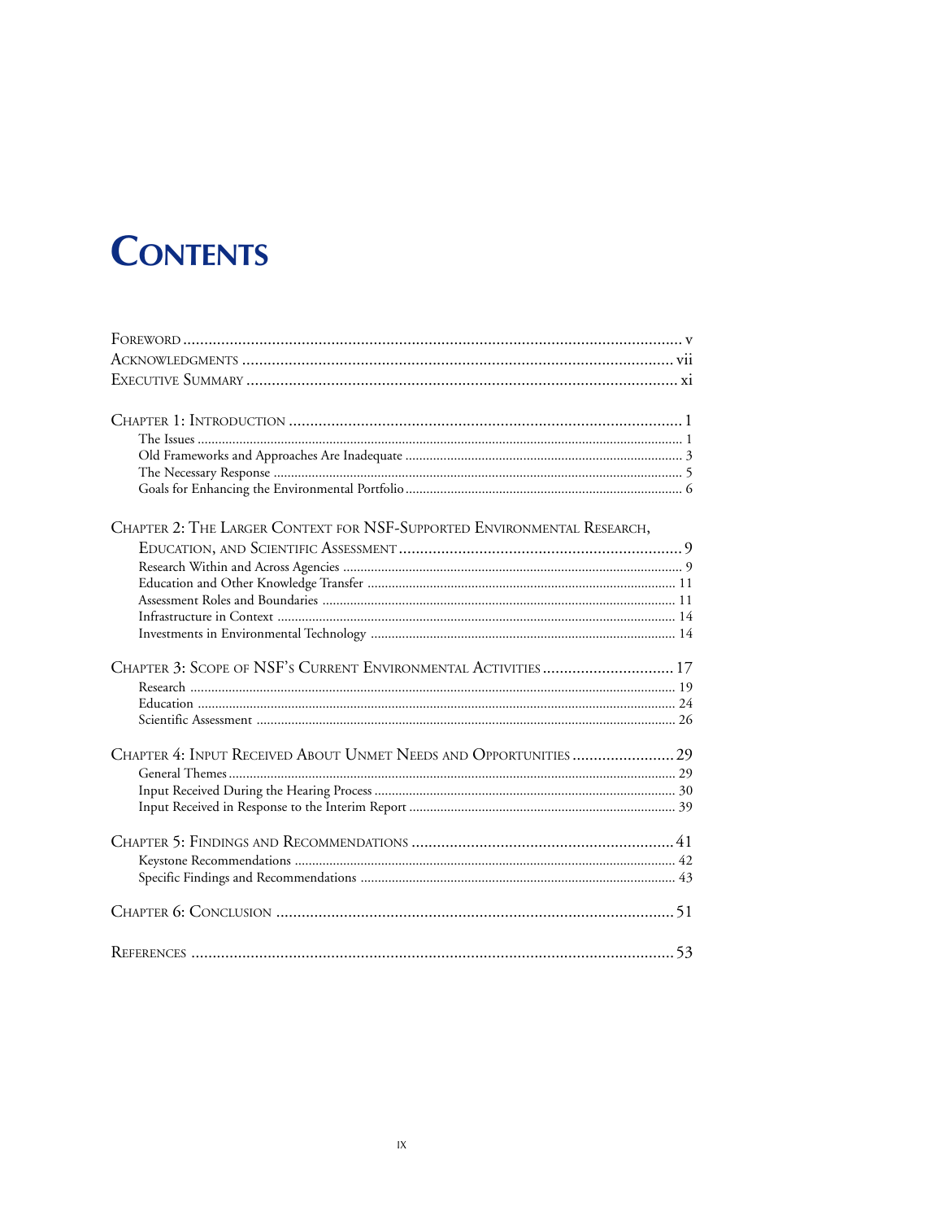# Contents

- Foreword ..... v
- Acknowledgments ..... vii
- Executive Summary ..... xi

- Chapter 1: Introduction ..... 1
  - The Issues ..... 1
  - Old Frameworks and Approaches Are Inadequate ..... 3
  - The Necessary Response ..... 5
  - Goals for Enhancing the Environmental Portfolio ..... 6

- Chapter 2: The Larger Context for NSF-Supported Environmental Research, Education, and Scientific Assessment ..... 9
  - Research Within and Across Agencies ..... 9
  - Education and Other Knowledge Transfer ..... 11
  - Assessment Roles and Boundaries ..... 11
  - Infrastructure in Context ..... 14
  - Investments in Environmental Technology ..... 14

- Chapter 3: Scope of NSF's Current Environmental Activities ..... 17
  - Research ..... 19
  - Education ..... 24
  - Scientific Assessment ..... 26

- Chapter 4: Input Received About Unmet Needs and Opportunities ..... 29
  - General Themes ..... 29
  - Input Received During the Hearing Process ..... 30
  - Input Received in Response to the Interim Report ..... 39

- Chapter 5: Findings and Recommendations ..... 41
  - Keystone Recommendations ..... 42
  - Specific Findings and Recommendations ..... 43

- Chapter 6: Conclusion ..... 51

- References ..... 53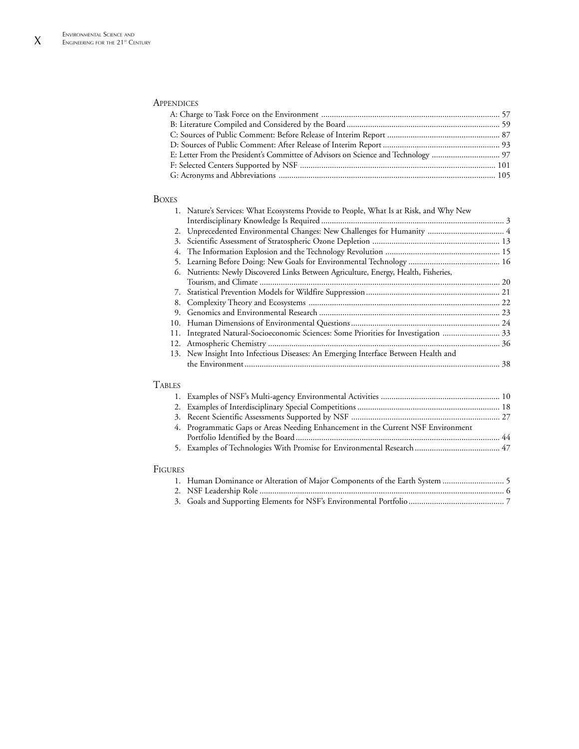## Appendices

A: Charge to Task Force on the Environment ... 57
B: Literature Compiled and Considered by the Board ... 59
C: Sources of Public Comment: Before Release of Interim Report ... 87
D: Sources of Public Comment: After Release of Interim Report ... 93
E: Letter From the President's Committee of Advisors on Science and Technology ... 97
F: Selected Centers Supported by NSF ... 101
G: Acronyms and Abbreviations ... 105

## Boxes

1. Nature's Services: What Ecosystems Provide to People, What Is at Risk, and Why New Interdisciplinary Knowledge Is Required ... 3
2. Unprecedented Environmental Changes: New Challenges for Humanity ... 4
3. Scientific Assessment of Stratospheric Ozone Depletion ... 13
4. The Information Explosion and the Technology Revolution ... 15
5. Learning Before Doing: New Goals for Environmental Technology ... 16
6. Nutrients: Newly Discovered Links Between Agriculture, Energy, Health, Fisheries, Tourism, and Climate ... 20
7. Statistical Prevention Models for Wildfire Suppression ... 21
8. Complexity Theory and Ecosystems ... 22
9. Genomics and Environmental Research ... 23
10. Human Dimensions of Environmental Questions ... 24
11. Integrated Natural-Socioeconomic Sciences: Some Priorities for Investigation ... 33
12. Atmospheric Chemistry ... 36
13. New Insight Into Infectious Diseases: An Emerging Interface Between Health and the Environment ... 38

## Tables

1. Examples of NSF's Multi-agency Environmental Activities ... 10
2. Examples of Interdisciplinary Special Competitions ... 18
3. Recent Scientific Assessments Supported by NSF ... 27
4. Programmatic Gaps or Areas Needing Enhancement in the Current NSF Environment Portfolio Identified by the Board ... 44
5. Examples of Technologies With Promise for Environmental Research ... 47

## Figures

1. Human Dominance or Alteration of Major Components of the Earth System ... 5
2. NSF Leadership Role ... 6
3. Goals and Supporting Elements for NSF's Environmental Portfolio ... 7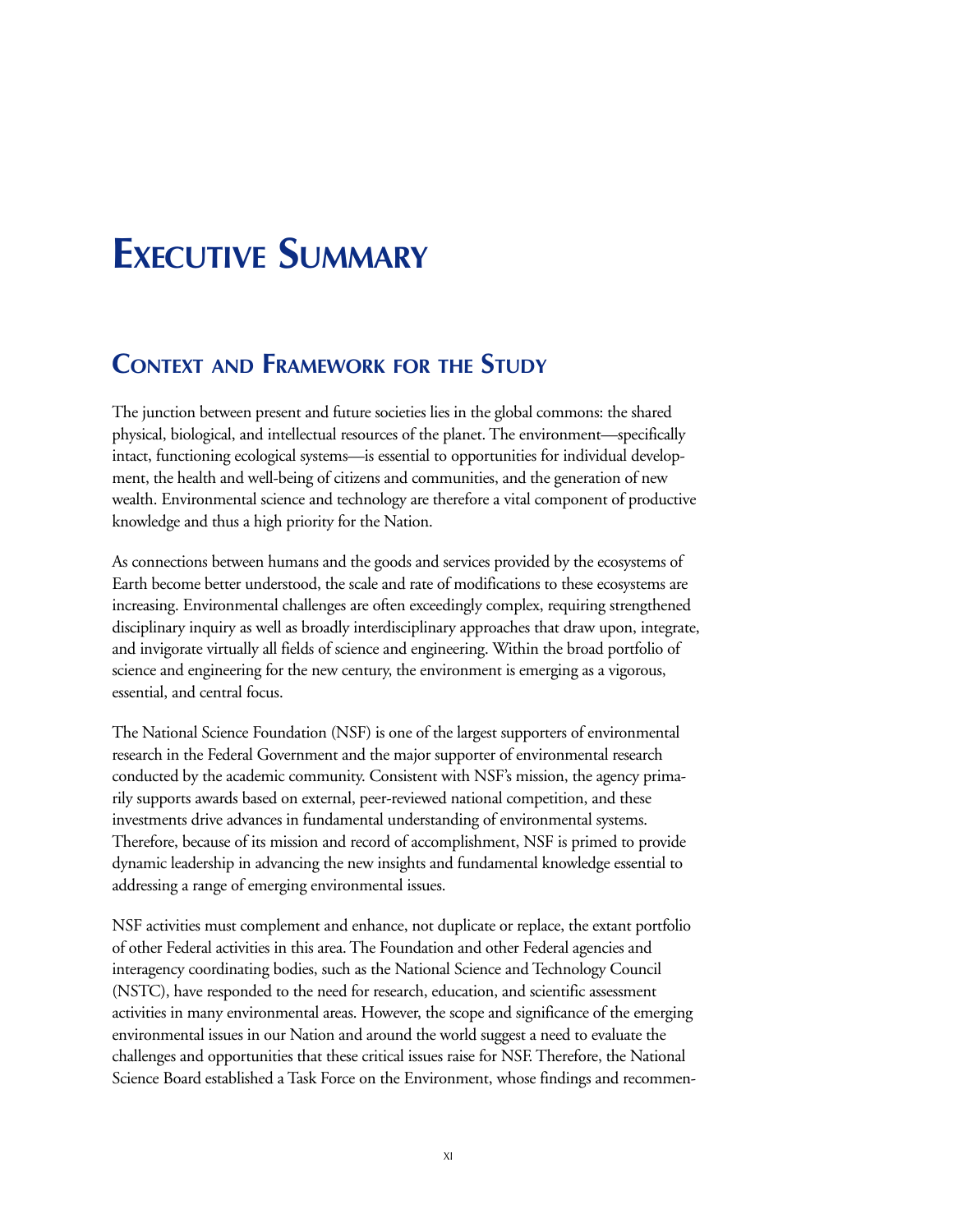# Executive Summary

## Context and Framework for the Study

The junction between present and future societies lies in the global commons: the shared physical, biological, and intellectual resources of the planet. The environment—specifically intact, functioning ecological systems—is essential to opportunities for individual development, the health and well-being of citizens and communities, and the generation of new wealth. Environmental science and technology are therefore a vital component of productive knowledge and thus a high priority for the Nation.

As connections between humans and the goods and services provided by the ecosystems of Earth become better understood, the scale and rate of modifications to these ecosystems are increasing. Environmental challenges are often exceedingly complex, requiring strengthened disciplinary inquiry as well as broadly interdisciplinary approaches that draw upon, integrate, and invigorate virtually all fields of science and engineering. Within the broad portfolio of science and engineering for the new century, the environment is emerging as a vigorous, essential, and central focus.

The National Science Foundation (NSF) is one of the largest supporters of environmental research in the Federal Government and the major supporter of environmental research conducted by the academic community. Consistent with NSF's mission, the agency primarily supports awards based on external, peer-reviewed national competition, and these investments drive advances in fundamental understanding of environmental systems. Therefore, because of its mission and record of accomplishment, NSF is primed to provide dynamic leadership in advancing the new insights and fundamental knowledge essential to addressing a range of emerging environmental issues.

NSF activities must complement and enhance, not duplicate or replace, the extant portfolio of other Federal activities in this area. The Foundation and other Federal agencies and interagency coordinating bodies, such as the National Science and Technology Council (NSTC), have responded to the need for research, education, and scientific assessment activities in many environmental areas. However, the scope and significance of the emerging environmental issues in our Nation and around the world suggest a need to evaluate the challenges and opportunities that these critical issues raise for NSF. Therefore, the National Science Board established a Task Force on the Environment, whose findings and recommen-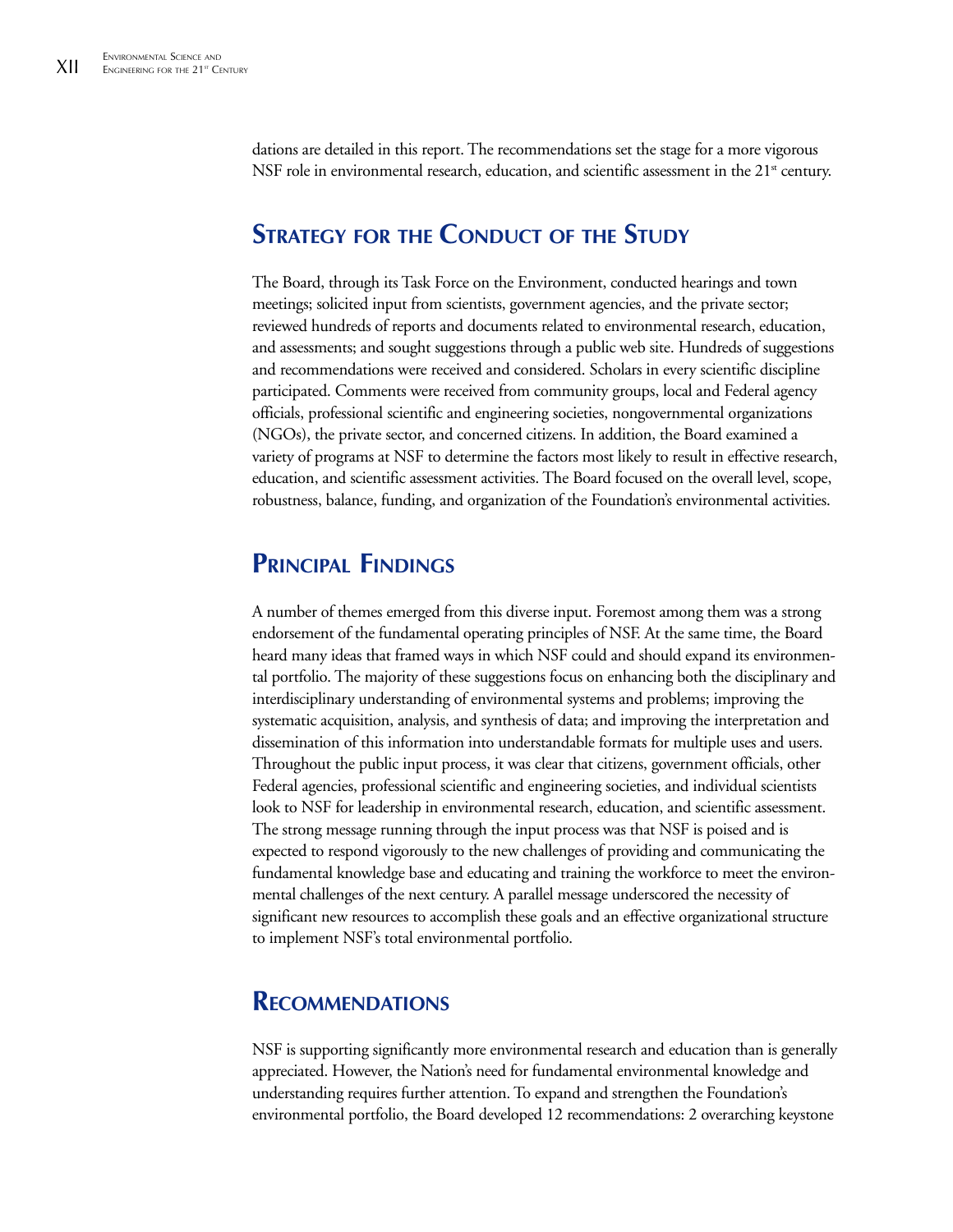dations are detailed in this report. The recommendations set the stage for a more vigorous NSF role in environmental research, education, and scientific assessment in the 21st century.

## Strategy for the Conduct of the Study

The Board, through its Task Force on the Environment, conducted hearings and town meetings; solicited input from scientists, government agencies, and the private sector; reviewed hundreds of reports and documents related to environmental research, education, and assessments; and sought suggestions through a public web site. Hundreds of suggestions and recommendations were received and considered. Scholars in every scientific discipline participated. Comments were received from community groups, local and Federal agency officials, professional scientific and engineering societies, nongovernmental organizations (NGOs), the private sector, and concerned citizens. In addition, the Board examined a variety of programs at NSF to determine the factors most likely to result in effective research, education, and scientific assessment activities. The Board focused on the overall level, scope, robustness, balance, funding, and organization of the Foundation's environmental activities.

## Principal Findings

A number of themes emerged from this diverse input. Foremost among them was a strong endorsement of the fundamental operating principles of NSF. At the same time, the Board heard many ideas that framed ways in which NSF could and should expand its environmental portfolio. The majority of these suggestions focus on enhancing both the disciplinary and interdisciplinary understanding of environmental systems and problems; improving the systematic acquisition, analysis, and synthesis of data; and improving the interpretation and dissemination of this information into understandable formats for multiple uses and users. Throughout the public input process, it was clear that citizens, government officials, other Federal agencies, professional scientific and engineering societies, and individual scientists look to NSF for leadership in environmental research, education, and scientific assessment. The strong message running through the input process was that NSF is poised and is expected to respond vigorously to the new challenges of providing and communicating the fundamental knowledge base and educating and training the workforce to meet the environmental challenges of the next century. A parallel message underscored the necessity of significant new resources to accomplish these goals and an effective organizational structure to implement NSF's total environmental portfolio.

## Recommendations

NSF is supporting significantly more environmental research and education than is generally appreciated. However, the Nation's need for fundamental environmental knowledge and understanding requires further attention. To expand and strengthen the Foundation's environmental portfolio, the Board developed 12 recommendations: 2 overarching keystone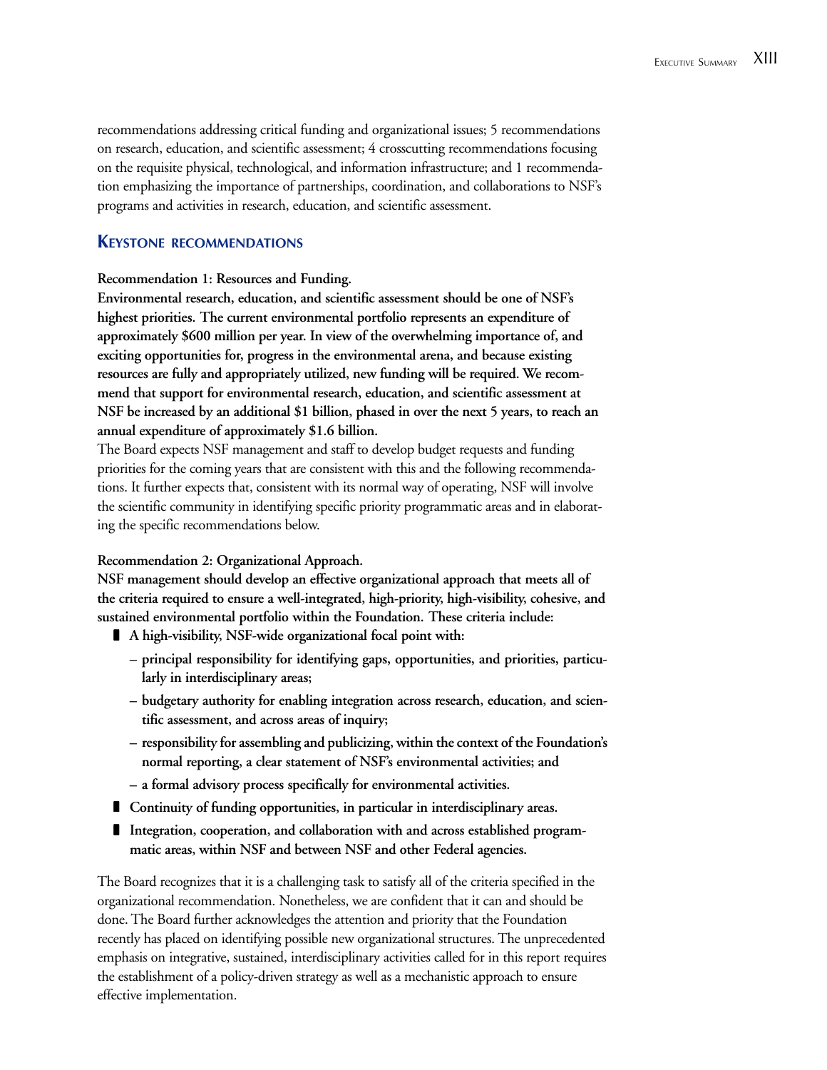recommendations addressing critical funding and organizational issues; 5 recommendations on research, education, and scientific assessment; 4 crosscutting recommendations focusing on the requisite physical, technological, and information infrastructure; and 1 recommendation emphasizing the importance of partnerships, coordination, and collaborations to NSF's programs and activities in research, education, and scientific assessment.

## KEYSTONE RECOMMENDATIONS

**Recommendation 1: Resources and Funding.**

**Environmental research, education, and scientific assessment should be one of NSF's highest priorities. The current environmental portfolio represents an expenditure of approximately $600 million per year. In view of the overwhelming importance of, and exciting opportunities for, progress in the environmental arena, and because existing resources are fully and appropriately utilized, new funding will be required. We recommend that support for environmental research, education, and scientific assessment at NSF be increased by an additional $1 billion, phased in over the next 5 years, to reach an annual expenditure of approximately $1.6 billion.**

The Board expects NSF management and staff to develop budget requests and funding priorities for the coming years that are consistent with this and the following recommendations. It further expects that, consistent with its normal way of operating, NSF will involve the scientific community in identifying specific priority programmatic areas and in elaborating the specific recommendations below.

**Recommendation 2: Organizational Approach.**

**NSF management should develop an effective organizational approach that meets all of the criteria required to ensure a well-integrated, high-priority, high-visibility, cohesive, and sustained environmental portfolio within the Foundation. These criteria include:**

- **A high-visibility, NSF-wide organizational focal point with:**
  - **principal responsibility for identifying gaps, opportunities, and priorities, particularly in interdisciplinary areas;**
  - **budgetary authority for enabling integration across research, education, and scientific assessment, and across areas of inquiry;**
  - **responsibility for assembling and publicizing, within the context of the Foundation's normal reporting, a clear statement of NSF's environmental activities; and**
  - **a formal advisory process specifically for environmental activities.**
- **Continuity of funding opportunities, in particular in interdisciplinary areas.**
- **Integration, cooperation, and collaboration with and across established programmatic areas, within NSF and between NSF and other Federal agencies.**

The Board recognizes that it is a challenging task to satisfy all of the criteria specified in the organizational recommendation. Nonetheless, we are confident that it can and should be done. The Board further acknowledges the attention and priority that the Foundation recently has placed on identifying possible new organizational structures. The unprecedented emphasis on integrative, sustained, interdisciplinary activities called for in this report requires the establishment of a policy-driven strategy as well as a mechanistic approach to ensure effective implementation.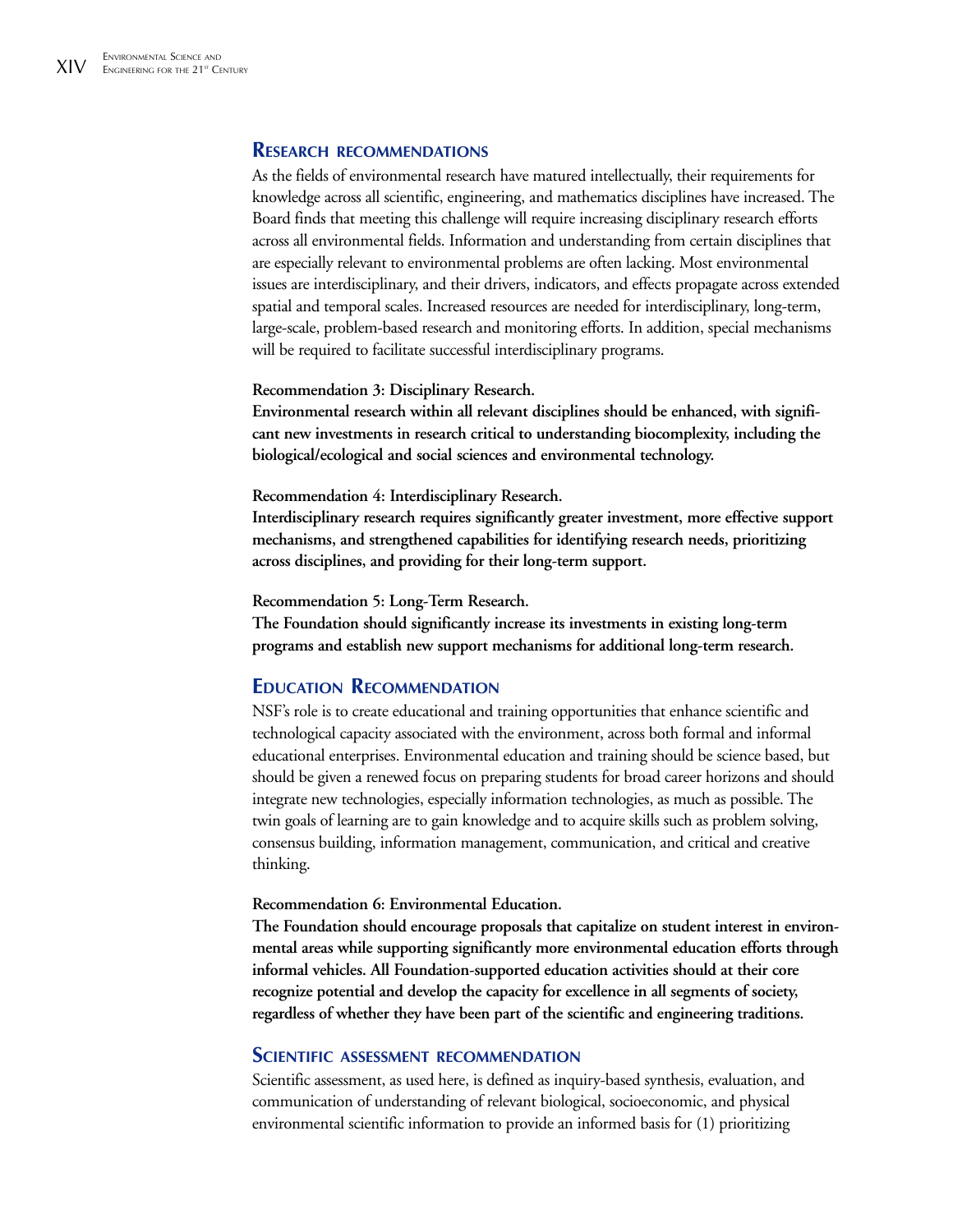## Research recommendations

As the fields of environmental research have matured intellectually, their requirements for knowledge across all scientific, engineering, and mathematics disciplines have increased. The Board finds that meeting this challenge will require increasing disciplinary research efforts across all environmental fields. Information and understanding from certain disciplines that are especially relevant to environmental problems are often lacking. Most environmental issues are interdisciplinary, and their drivers, indicators, and effects propagate across extended spatial and temporal scales. Increased resources are needed for interdisciplinary, long-term, large-scale, problem-based research and monitoring efforts. In addition, special mechanisms will be required to facilitate successful interdisciplinary programs.

**Recommendation 3: Disciplinary Research.**
**Environmental research within all relevant disciplines should be enhanced, with significant new investments in research critical to understanding biocomplexity, including the biological/ecological and social sciences and environmental technology.**

**Recommendation 4: Interdisciplinary Research.**
**Interdisciplinary research requires significantly greater investment, more effective support mechanisms, and strengthened capabilities for identifying research needs, prioritizing across disciplines, and providing for their long-term support.**

**Recommendation 5: Long-Term Research.**
**The Foundation should significantly increase its investments in existing long-term programs and establish new support mechanisms for additional long-term research.**

## Education Recommendation

NSF's role is to create educational and training opportunities that enhance scientific and technological capacity associated with the environment, across both formal and informal educational enterprises. Environmental education and training should be science based, but should be given a renewed focus on preparing students for broad career horizons and should integrate new technologies, especially information technologies, as much as possible. The twin goals of learning are to gain knowledge and to acquire skills such as problem solving, consensus building, information management, communication, and critical and creative thinking.

**Recommendation 6: Environmental Education.**
**The Foundation should encourage proposals that capitalize on student interest in environmental areas while supporting significantly more environmental education efforts through informal vehicles. All Foundation-supported education activities should at their core recognize potential and develop the capacity for excellence in all segments of society, regardless of whether they have been part of the scientific and engineering traditions.**

## Scientific assessment recommendation

Scientific assessment, as used here, is defined as inquiry-based synthesis, evaluation, and communication of understanding of relevant biological, socioeconomic, and physical environmental scientific information to provide an informed basis for (1) prioritizing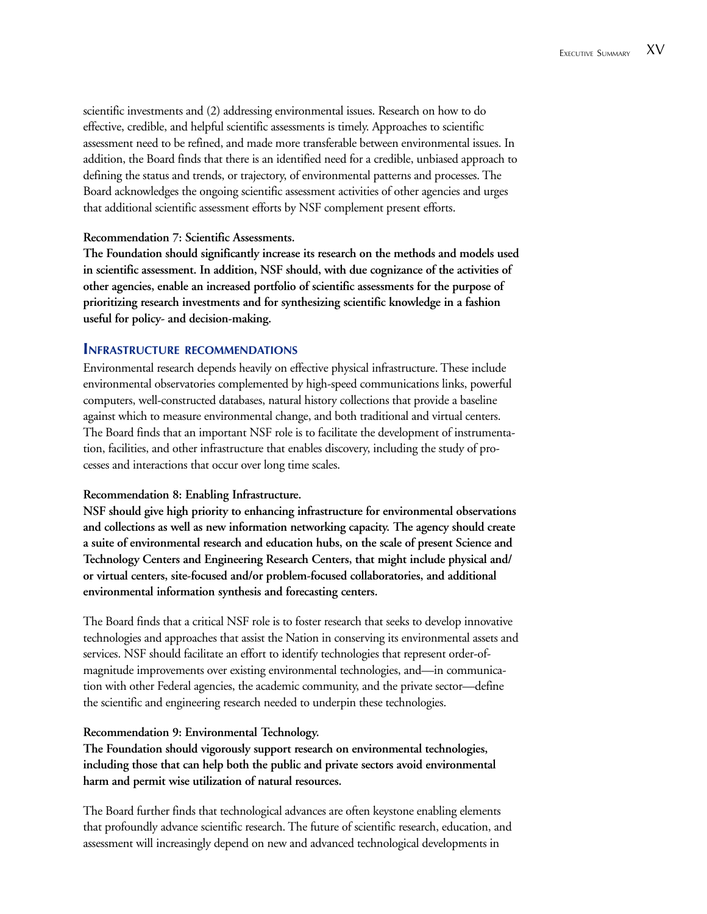scientific investments and (2) addressing environmental issues. Research on how to do effective, credible, and helpful scientific assessments is timely. Approaches to scientific assessment need to be refined, and made more transferable between environmental issues. In addition, the Board finds that there is an identified need for a credible, unbiased approach to defining the status and trends, or trajectory, of environmental patterns and processes. The Board acknowledges the ongoing scientific assessment activities of other agencies and urges that additional scientific assessment efforts by NSF complement present efforts.

**Recommendation 7: Scientific Assessments.**
**The Foundation should significantly increase its research on the methods and models used in scientific assessment. In addition, NSF should, with due cognizance of the activities of other agencies, enable an increased portfolio of scientific assessments for the purpose of prioritizing research investments and for synthesizing scientific knowledge in a fashion useful for policy- and decision-making.**

## Infrastructure recommendations

Environmental research depends heavily on effective physical infrastructure. These include environmental observatories complemented by high-speed communications links, powerful computers, well-constructed databases, natural history collections that provide a baseline against which to measure environmental change, and both traditional and virtual centers. The Board finds that an important NSF role is to facilitate the development of instrumentation, facilities, and other infrastructure that enables discovery, including the study of processes and interactions that occur over long time scales.

**Recommendation 8: Enabling Infrastructure.**
**NSF should give high priority to enhancing infrastructure for environmental observations and collections as well as new information networking capacity. The agency should create a suite of environmental research and education hubs, on the scale of present Science and Technology Centers and Engineering Research Centers, that might include physical and/or virtual centers, site-focused and/or problem-focused collaboratories, and additional environmental information synthesis and forecasting centers.**

The Board finds that a critical NSF role is to foster research that seeks to develop innovative technologies and approaches that assist the Nation in conserving its environmental assets and services. NSF should facilitate an effort to identify technologies that represent order-of-magnitude improvements over existing environmental technologies, and—in communication with other Federal agencies, the academic community, and the private sector—define the scientific and engineering research needed to underpin these technologies.

**Recommendation 9: Environmental Technology.**
**The Foundation should vigorously support research on environmental technologies, including those that can help both the public and private sectors avoid environmental harm and permit wise utilization of natural resources.**

The Board further finds that technological advances are often keystone enabling elements that profoundly advance scientific research. The future of scientific research, education, and assessment will increasingly depend on new and advanced technological developments in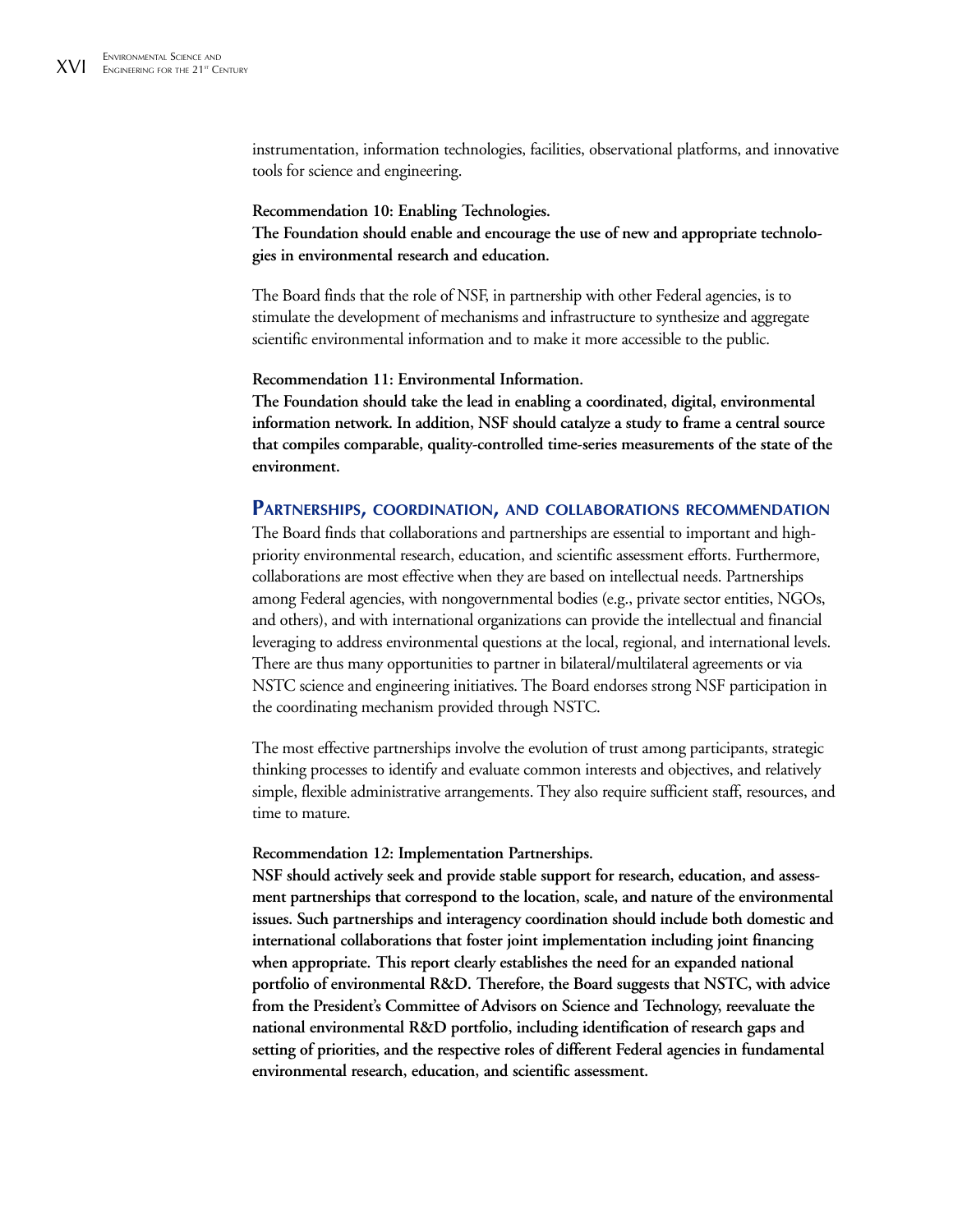instrumentation, information technologies, facilities, observational platforms, and innovative tools for science and engineering.

**Recommendation 10: Enabling Technologies.**
**The Foundation should enable and encourage the use of new and appropriate technologies in environmental research and education.**

The Board finds that the role of NSF, in partnership with other Federal agencies, is to stimulate the development of mechanisms and infrastructure to synthesize and aggregate scientific environmental information and to make it more accessible to the public.

**Recommendation 11: Environmental Information.**
**The Foundation should take the lead in enabling a coordinated, digital, environmental information network. In addition, NSF should catalyze a study to frame a central source that compiles comparable, quality-controlled time-series measurements of the state of the environment.**

## Partnerships, coordination, and collaborations recommendation

The Board finds that collaborations and partnerships are essential to important and high-priority environmental research, education, and scientific assessment efforts. Furthermore, collaborations are most effective when they are based on intellectual needs. Partnerships among Federal agencies, with nongovernmental bodies (e.g., private sector entities, NGOs, and others), and with international organizations can provide the intellectual and financial leveraging to address environmental questions at the local, regional, and international levels. There are thus many opportunities to partner in bilateral/multilateral agreements or via NSTC science and engineering initiatives. The Board endorses strong NSF participation in the coordinating mechanism provided through NSTC.

The most effective partnerships involve the evolution of trust among participants, strategic thinking processes to identify and evaluate common interests and objectives, and relatively simple, flexible administrative arrangements. They also require sufficient staff, resources, and time to mature.

**Recommendation 12: Implementation Partnerships.**
**NSF should actively seek and provide stable support for research, education, and assessment partnerships that correspond to the location, scale, and nature of the environmental issues. Such partnerships and interagency coordination should include both domestic and international collaborations that foster joint implementation including joint financing when appropriate. This report clearly establishes the need for an expanded national portfolio of environmental R&D. Therefore, the Board suggests that NSTC, with advice from the President's Committee of Advisors on Science and Technology, reevaluate the national environmental R&D portfolio, including identification of research gaps and setting of priorities, and the respective roles of different Federal agencies in fundamental environmental research, education, and scientific assessment.**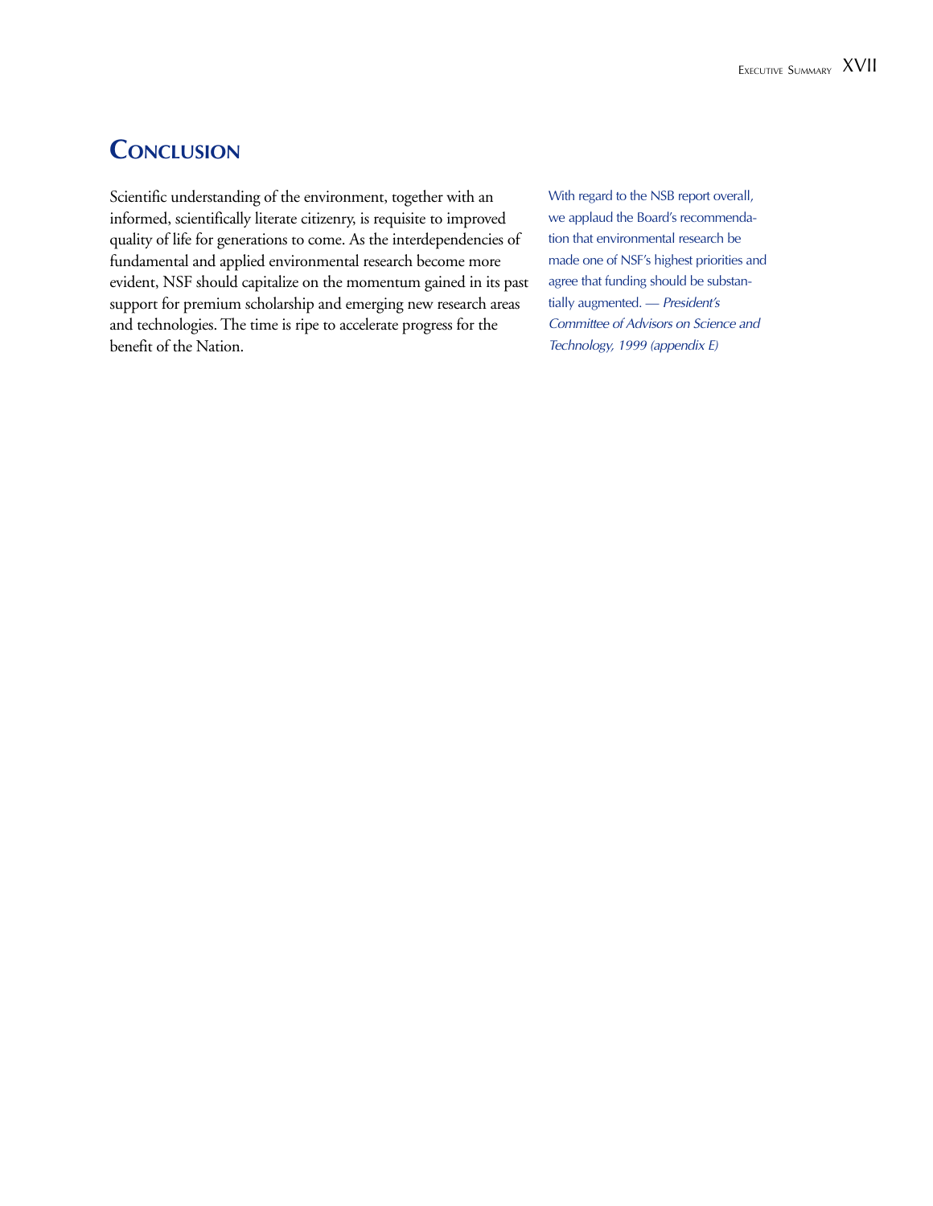## Conclusion

Scientific understanding of the environment, together with an informed, scientifically literate citizenry, is requisite to improved quality of life for generations to come. As the interdependencies of fundamental and applied environmental research become more evident, NSF should capitalize on the momentum gained in its past support for premium scholarship and emerging new research areas and technologies. The time is ripe to accelerate progress for the benefit of the Nation.

With regard to the NSB report overall, we applaud the Board's recommendation that environmental research be made one of NSF's highest priorities and agree that funding should be substantially augmented. — *President's Committee of Advisors on Science and Technology, 1999 (appendix E)*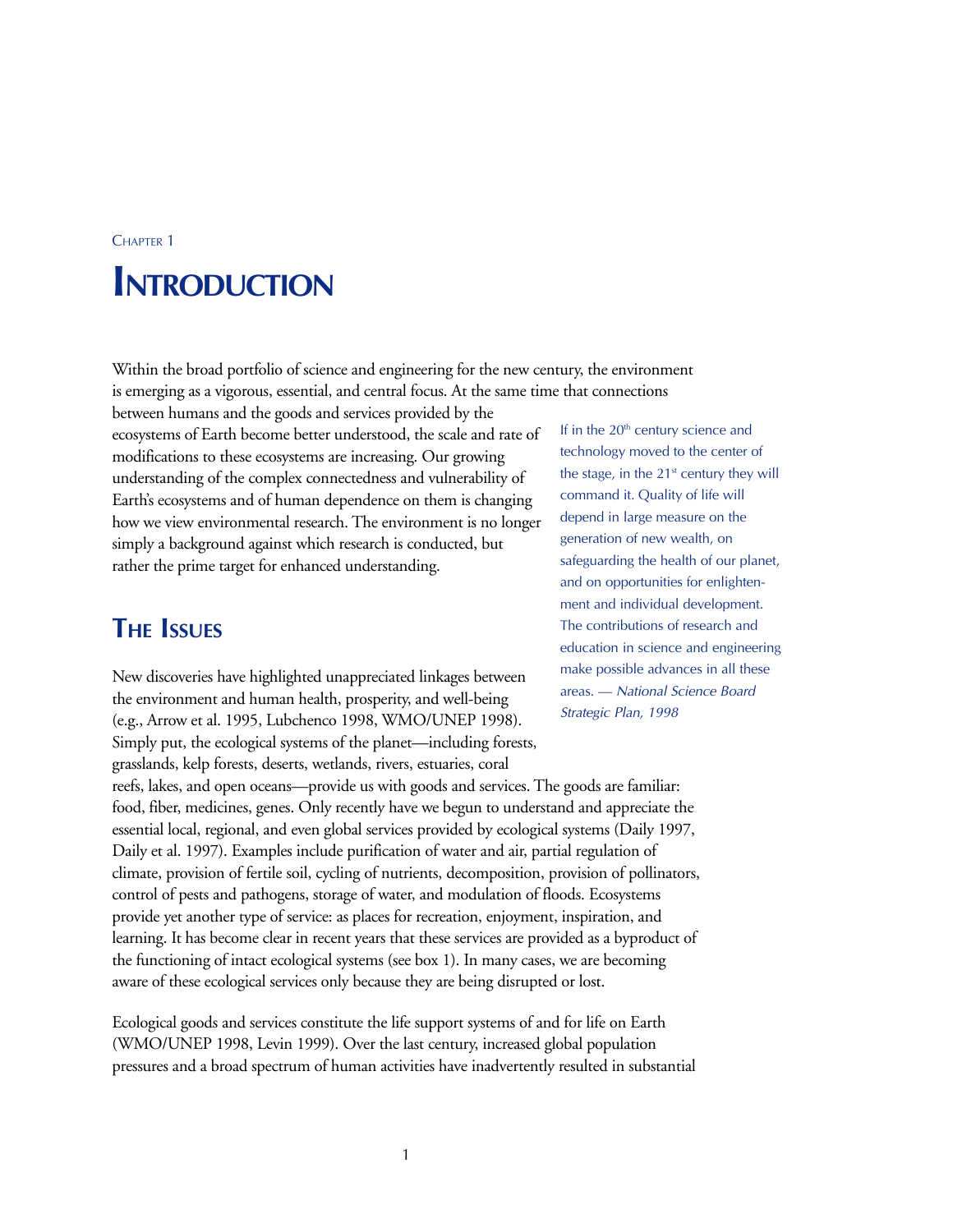Chapter 1

# Introduction

Within the broad portfolio of science and engineering for the new century, the environment is emerging as a vigorous, essential, and central focus. At the same time that connections between humans and the goods and services provided by the ecosystems of Earth become better understood, the scale and rate of modifications to these ecosystems are increasing. Our growing understanding of the complex connectedness and vulnerability of Earth's ecosystems and of human dependence on them is changing how we view environmental research. The environment is no longer simply a background against which research is conducted, but rather the prime target for enhanced understanding.

> If in the 20th century science and technology moved to the center of the stage, in the 21st century they will command it. Quality of life will depend in large measure on the generation of new wealth, on safeguarding the health of our planet, and on opportunities for enlightenment and individual development. The contributions of research and education in science and engineering make possible advances in all these areas. — *National Science Board Strategic Plan, 1998*

## The Issues

New discoveries have highlighted unappreciated linkages between the environment and human health, prosperity, and well-being (e.g., Arrow et al. 1995, Lubchenco 1998, WMO/UNEP 1998). Simply put, the ecological systems of the planet—including forests, grasslands, kelp forests, deserts, wetlands, rivers, estuaries, coral reefs, lakes, and open oceans—provide us with goods and services. The goods are familiar: food, fiber, medicines, genes. Only recently have we begun to understand and appreciate the essential local, regional, and even global services provided by ecological systems (Daily 1997, Daily et al. 1997). Examples include purification of water and air, partial regulation of climate, provision of fertile soil, cycling of nutrients, decomposition, provision of pollinators, control of pests and pathogens, storage of water, and modulation of floods. Ecosystems provide yet another type of service: as places for recreation, enjoyment, inspiration, and learning. It has become clear in recent years that these services are provided as a byproduct of the functioning of intact ecological systems (see box 1). In many cases, we are becoming aware of these ecological services only because they are being disrupted or lost.

Ecological goods and services constitute the life support systems of and for life on Earth (WMO/UNEP 1998, Levin 1999). Over the last century, increased global population pressures and a broad spectrum of human activities have inadvertently resulted in substantial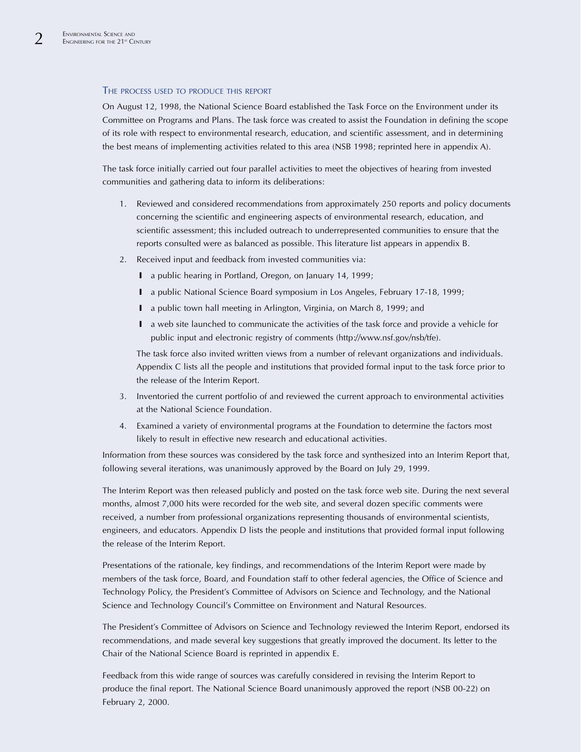## The process used to produce this report

On August 12, 1998, the National Science Board established the Task Force on the Environment under its Committee on Programs and Plans. The task force was created to assist the Foundation in defining the scope of its role with respect to environmental research, education, and scientific assessment, and in determining the best means of implementing activities related to this area (NSB 1998; reprinted here in appendix A).

The task force initially carried out four parallel activities to meet the objectives of hearing from invested communities and gathering data to inform its deliberations:

1. Reviewed and considered recommendations from approximately 250 reports and policy documents concerning the scientific and engineering aspects of environmental research, education, and scientific assessment; this included outreach to underrepresented communities to ensure that the reports consulted were as balanced as possible. This literature list appears in appendix B.
2. Received input and feedback from invested communities via:
   - a public hearing in Portland, Oregon, on January 14, 1999;
   - a public National Science Board symposium in Los Angeles, February 17-18, 1999;
   - a public town hall meeting in Arlington, Virginia, on March 8, 1999; and
   - a web site launched to communicate the activities of the task force and provide a vehicle for public input and electronic registry of comments (http://www.nsf.gov/nsb/tfe).

   The task force also invited written views from a number of relevant organizations and individuals. Appendix C lists all the people and institutions that provided formal input to the task force prior to the release of the Interim Report.
3. Inventoried the current portfolio of and reviewed the current approach to environmental activities at the National Science Foundation.
4. Examined a variety of environmental programs at the Foundation to determine the factors most likely to result in effective new research and educational activities.

Information from these sources was considered by the task force and synthesized into an Interim Report that, following several iterations, was unanimously approved by the Board on July 29, 1999.

The Interim Report was then released publicly and posted on the task force web site. During the next several months, almost 7,000 hits were recorded for the web site, and several dozen specific comments were received, a number from professional organizations representing thousands of environmental scientists, engineers, and educators. Appendix D lists the people and institutions that provided formal input following the release of the Interim Report.

Presentations of the rationale, key findings, and recommendations of the Interim Report were made by members of the task force, Board, and Foundation staff to other federal agencies, the Office of Science and Technology Policy, the President's Committee of Advisors on Science and Technology, and the National Science and Technology Council's Committee on Environment and Natural Resources.

The President's Committee of Advisors on Science and Technology reviewed the Interim Report, endorsed its recommendations, and made several key suggestions that greatly improved the document. Its letter to the Chair of the National Science Board is reprinted in appendix E.

Feedback from this wide range of sources was carefully considered in revising the Interim Report to produce the final report. The National Science Board unanimously approved the report (NSB 00-22) on February 2, 2000.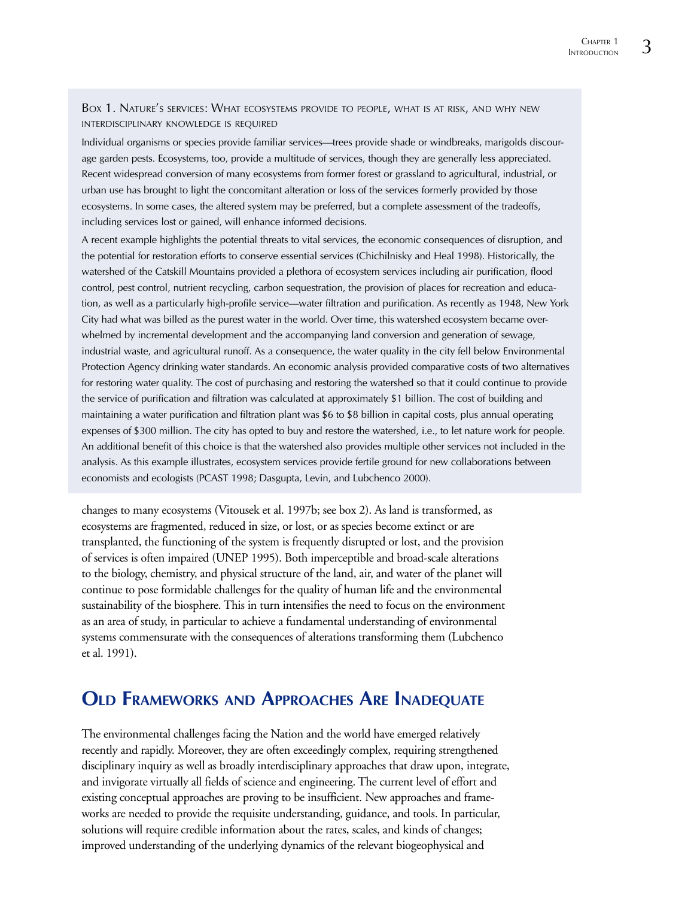### Box 1. Nature's services: What ecosystems provide to people, what is at risk, and why new interdisciplinary knowledge is required

Individual organisms or species provide familiar services—trees provide shade or windbreaks, marigolds discourage garden pests. Ecosystems, too, provide a multitude of services, though they are generally less appreciated. Recent widespread conversion of many ecosystems from former forest or grassland to agricultural, industrial, or urban use has brought to light the concomitant alteration or loss of the services formerly provided by those ecosystems. In some cases, the altered system may be preferred, but a complete assessment of the tradeoffs, including services lost or gained, will enhance informed decisions.

A recent example highlights the potential threats to vital services, the economic consequences of disruption, and the potential for restoration efforts to conserve essential services (Chichilnisky and Heal 1998). Historically, the watershed of the Catskill Mountains provided a plethora of ecosystem services including air purification, flood control, pest control, nutrient recycling, carbon sequestration, the provision of places for recreation and education, as well as a particularly high-profile service—water filtration and purification. As recently as 1948, New York City had what was billed as the purest water in the world. Over time, this watershed ecosystem became overwhelmed by incremental development and the accompanying land conversion and generation of sewage, industrial waste, and agricultural runoff. As a consequence, the water quality in the city fell below Environmental Protection Agency drinking water standards. An economic analysis provided comparative costs of two alternatives for restoring water quality. The cost of purchasing and restoring the watershed so that it could continue to provide the service of purification and filtration was calculated at approximately $1 billion. The cost of building and maintaining a water purification and filtration plant was $6 to $8 billion in capital costs, plus annual operating expenses of $300 million. The city has opted to buy and restore the watershed, i.e., to let nature work for people. An additional benefit of this choice is that the watershed also provides multiple other services not included in the analysis. As this example illustrates, ecosystem services provide fertile ground for new collaborations between economists and ecologists (PCAST 1998; Dasgupta, Levin, and Lubchenco 2000).

changes to many ecosystems (Vitousek et al. 1997b; see box 2). As land is transformed, as ecosystems are fragmented, reduced in size, or lost, or as species become extinct or are transplanted, the functioning of the system is frequently disrupted or lost, and the provision of services is often impaired (UNEP 1995). Both imperceptible and broad-scale alterations to the biology, chemistry, and physical structure of the land, air, and water of the planet will continue to pose formidable challenges for the quality of human life and the environmental sustainability of the biosphere. This in turn intensifies the need to focus on the environment as an area of study, in particular to achieve a fundamental understanding of environmental systems commensurate with the consequences of alterations transforming them (Lubchenco et al. 1991).

## Old Frameworks and Approaches Are Inadequate

The environmental challenges facing the Nation and the world have emerged relatively recently and rapidly. Moreover, they are often exceedingly complex, requiring strengthened disciplinary inquiry as well as broadly interdisciplinary approaches that draw upon, integrate, and invigorate virtually all fields of science and engineering. The current level of effort and existing conceptual approaches are proving to be insufficient. New approaches and frameworks are needed to provide the requisite understanding, guidance, and tools. In particular, solutions will require credible information about the rates, scales, and kinds of changes; improved understanding of the underlying dynamics of the relevant biogeophysical and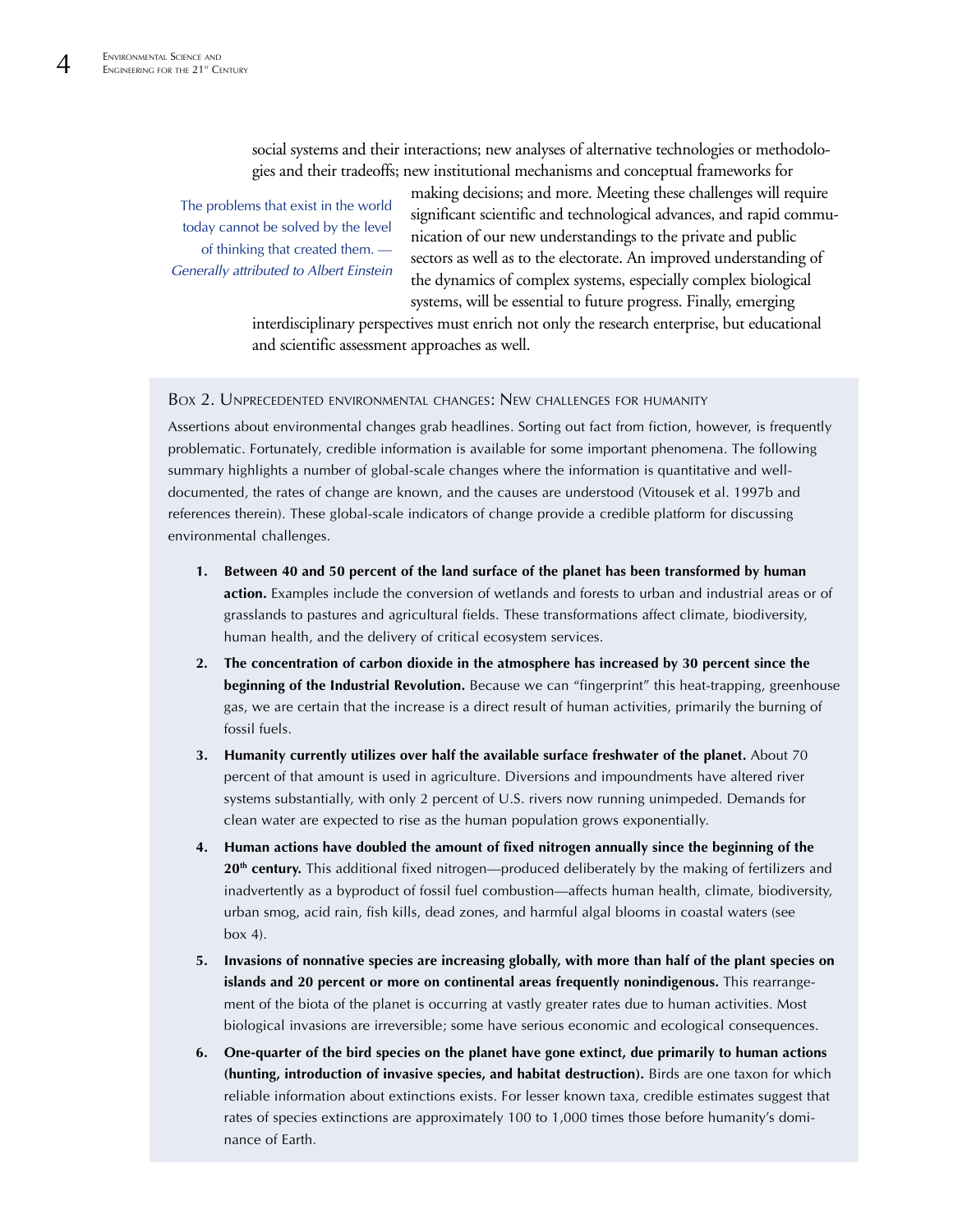social systems and their interactions; new analyses of alternative technologies or methodologies and their tradeoffs; new institutional mechanisms and conceptual frameworks for making decisions; and more. Meeting these challenges will require significant scientific and technological advances, and rapid communication of our new understandings to the private and public sectors as well as to the electorate. An improved understanding of the dynamics of complex systems, especially complex biological systems, will be essential to future progress. Finally, emerging interdisciplinary perspectives must enrich not only the research enterprise, but educational and scientific assessment approaches as well.

> The problems that exist in the world today cannot be solved by the level of thinking that created them. — *Generally attributed to Albert Einstein*

### Box 2. Unprecedented environmental changes: New challenges for humanity

Assertions about environmental changes grab headlines. Sorting out fact from fiction, however, is frequently problematic. Fortunately, credible information is available for some important phenomena. The following summary highlights a number of global-scale changes where the information is quantitative and well-documented, the rates of change are known, and the causes are understood (Vitousek et al. 1997b and references therein). These global-scale indicators of change provide a credible platform for discussing environmental challenges.

1. **Between 40 and 50 percent of the land surface of the planet has been transformed by human action.** Examples include the conversion of wetlands and forests to urban and industrial areas or of grasslands to pastures and agricultural fields. These transformations affect climate, biodiversity, human health, and the delivery of critical ecosystem services.
2. **The concentration of carbon dioxide in the atmosphere has increased by 30 percent since the beginning of the Industrial Revolution.** Because we can "fingerprint" this heat-trapping, greenhouse gas, we are certain that the increase is a direct result of human activities, primarily the burning of fossil fuels.
3. **Humanity currently utilizes over half the available surface freshwater of the planet.** About 70 percent of that amount is used in agriculture. Diversions and impoundments have altered river systems substantially, with only 2 percent of U.S. rivers now running unimpeded. Demands for clean water are expected to rise as the human population grows exponentially.
4. **Human actions have doubled the amount of fixed nitrogen annually since the beginning of the 20th century.** This additional fixed nitrogen—produced deliberately by the making of fertilizers and inadvertently as a byproduct of fossil fuel combustion—affects human health, climate, biodiversity, urban smog, acid rain, fish kills, dead zones, and harmful algal blooms in coastal waters (see box 4).
5. **Invasions of nonnative species are increasing globally, with more than half of the plant species on islands and 20 percent or more on continental areas frequently nonindigenous.** This rearrangement of the biota of the planet is occurring at vastly greater rates due to human activities. Most biological invasions are irreversible; some have serious economic and ecological consequences.
6. **One-quarter of the bird species on the planet have gone extinct, due primarily to human actions (hunting, introduction of invasive species, and habitat destruction).** Birds are one taxon for which reliable information about extinctions exists. For lesser known taxa, credible estimates suggest that rates of species extinctions are approximately 100 to 1,000 times those before humanity's dominance of Earth.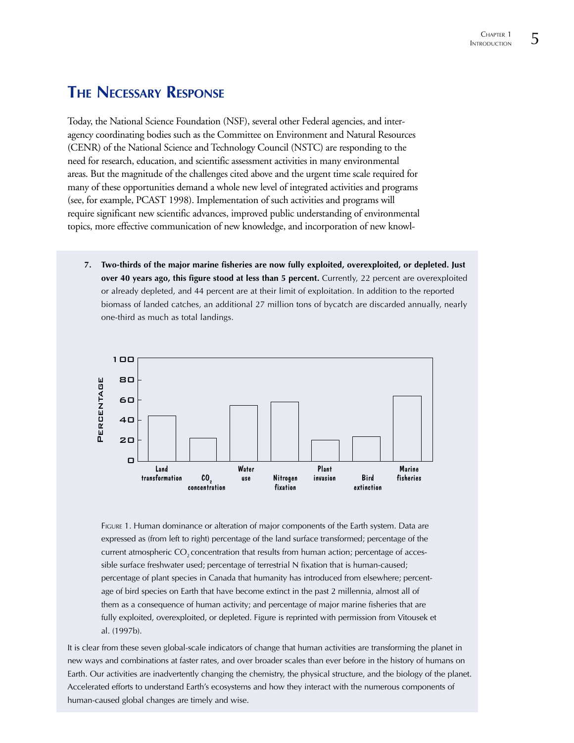## The Necessary Response

Today, the National Science Foundation (NSF), several other Federal agencies, and interagency coordinating bodies such as the Committee on Environment and Natural Resources (CENR) of the National Science and Technology Council (NSTC) are responding to the need for research, education, and scientific assessment activities in many environmental areas. But the magnitude of the challenges cited above and the urgent time scale required for many of these opportunities demand a whole new level of integrated activities and programs (see, for example, PCAST 1998). Implementation of such activities and programs will require significant new scientific advances, improved public understanding of environmental topics, more effective communication of new knowledge, and incorporation of new knowl-

7. **Two-thirds of the major marine fisheries are now fully exploited, overexploited, or depleted. Just over 40 years ago, this figure stood at less than 5 percent.** Currently, 22 percent are overexploited or already depleted, and 44 percent are at their limit of exploitation. In addition to the reported biomass of landed catches, an additional 27 million tons of bycatch are discarded annually, nearly one-third as much as total landings.

Figure 1. Human dominance or alteration of major components of the Earth system. Data are expressed as (from left to right) percentage of the land surface transformed; percentage of the current atmospheric $CO_2$ concentration that results from human action; percentage of accessible surface freshwater used; percentage of terrestrial N fixation that is human-caused; percentage of plant species in Canada that humanity has introduced from elsewhere; percentage of bird species on Earth that have become extinct in the past 2 millennia, almost all of them as a consequence of human activity; and percentage of major marine fisheries that are fully exploited, overexploited, or depleted. Figure is reprinted with permission from Vitousek et al. (1997b).

It is clear from these seven global-scale indicators of change that human activities are transforming the planet in new ways and combinations at faster rates, and over broader scales than ever before in the history of humans on Earth. Our activities are inadvertently changing the chemistry, the physical structure, and the biology of the planet. Accelerated efforts to understand Earth's ecosystems and how they interact with the numerous components of human-caused global changes are timely and wise.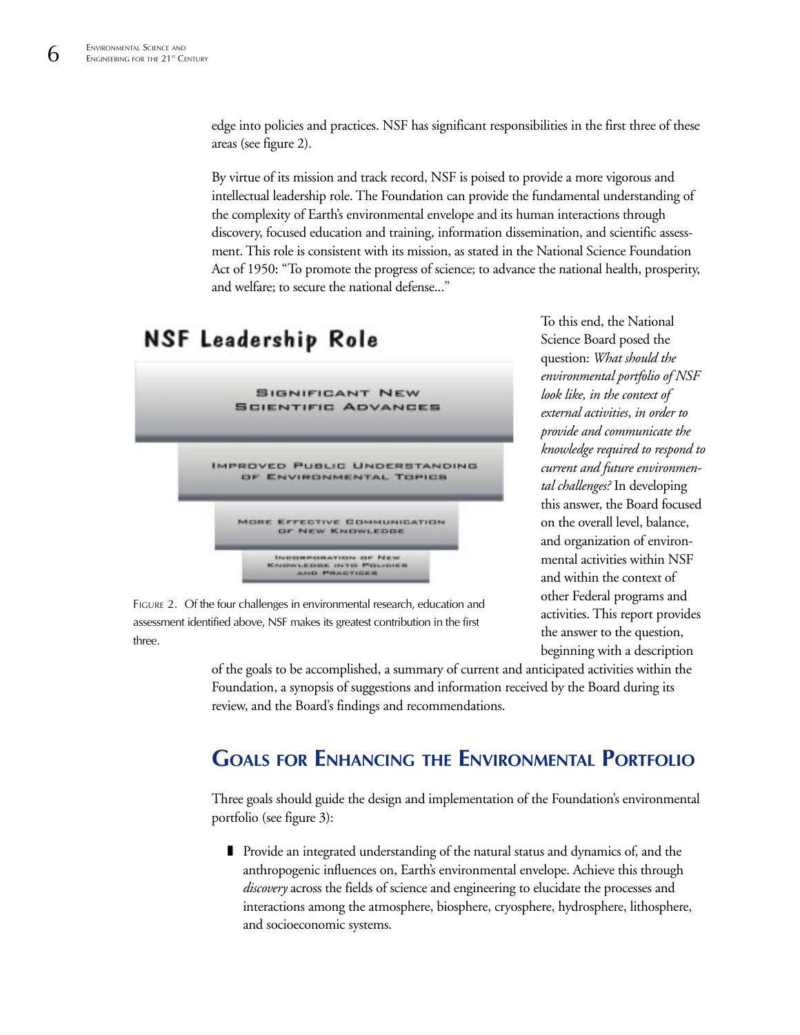edge into policies and practices. NSF has significant responsibilities in the first three of these areas (see figure 2).

By virtue of its mission and track record, NSF is poised to provide a more vigorous and intellectual leadership role. The Foundation can provide the fundamental understanding of the complexity of Earth's environmental envelope and its human interactions through discovery, focused education and training, information dissemination, and scientific assessment. This role is consistent with its mission, as stated in the National Science Foundation Act of 1950: "To promote the progress of science; to advance the national health, prosperity, and welfare; to secure the national defense..."

**NSF Leadership Role**

- SIGNIFICANT NEW SCIENTIFIC ADVANCES
- IMPROVED PUBLIC UNDERSTANDING OF ENVIRONMENTAL TOPICS
- MORE EFFECTIVE COMMUNICATION OF NEW KNOWLEDGE
- INCORPORATION OF NEW KNOWLEDGE INTO POLICIES AND PRACTICES

FIGURE 2. Of the four challenges in environmental research, education and assessment identified above, NSF makes its greatest contribution in the first three.

To this end, the National Science Board posed the question: *What should the environmental portfolio of NSF look like, in the context of external activities, in order to provide and communicate the knowledge required to respond to current and future environmental challenges?* In developing this answer, the Board focused on the overall level, balance, and organization of environmental activities within NSF and within the context of other Federal programs and activities. This report provides the answer to the question, beginning with a description of the goals to be accomplished, a summary of current and anticipated activities within the Foundation, a synopsis of suggestions and information received by the Board during its review, and the Board's findings and recommendations.

## GOALS FOR ENHANCING THE ENVIRONMENTAL PORTFOLIO

Three goals should guide the design and implementation of the Foundation's environmental portfolio (see figure 3):

- Provide an integrated understanding of the natural status and dynamics of, and the anthropogenic influences on, Earth's environmental envelope. Achieve this through *discovery* across the fields of science and engineering to elucidate the processes and interactions among the atmosphere, biosphere, cryosphere, hydrosphere, lithosphere, and socioeconomic systems.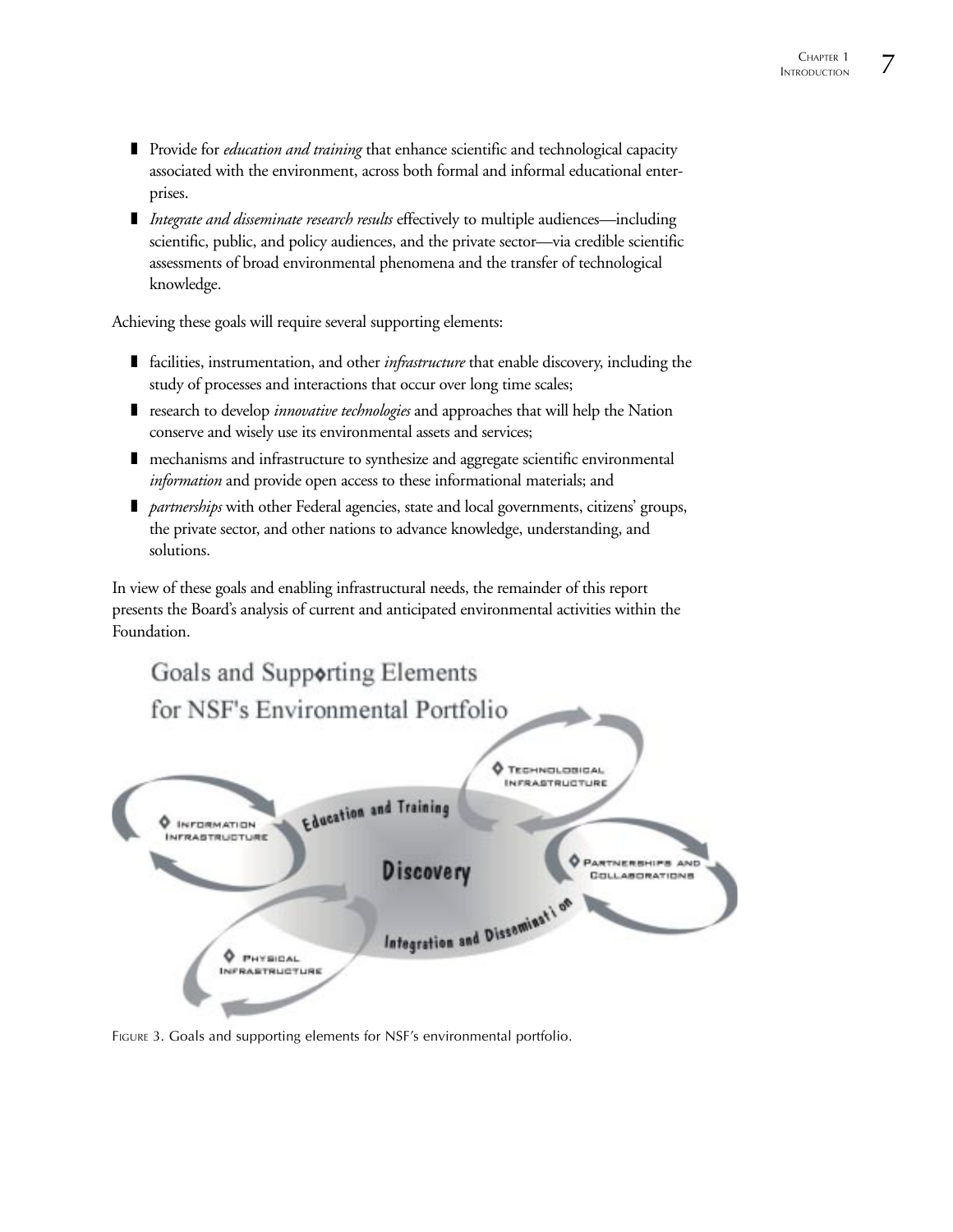- Provide for *education and training* that enhance scientific and technological capacity associated with the environment, across both formal and informal educational enterprises.
- *Integrate and disseminate research results* effectively to multiple audiences—including scientific, public, and policy audiences, and the private sector—via credible scientific assessments of broad environmental phenomena and the transfer of technological knowledge.

Achieving these goals will require several supporting elements:

- facilities, instrumentation, and other *infrastructure* that enable discovery, including the study of processes and interactions that occur over long time scales;
- research to develop *innovative technologies* and approaches that will help the Nation conserve and wisely use its environmental assets and services;
- mechanisms and infrastructure to synthesize and aggregate scientific environmental *information* and provide open access to these informational materials; and
- *partnerships* with other Federal agencies, state and local governments, citizens' groups, the private sector, and other nations to advance knowledge, understanding, and solutions.

In view of these goals and enabling infrastructural needs, the remainder of this report presents the Board's analysis of current and anticipated environmental activities within the Foundation.

Goals and Supporting Elements for NSF's Environmental Portfolio

Information Infrastructure
Education and Training
Technological Infrastructure
Discovery
Partnerships and Collaborations
Integration and Dissemination
Physical Infrastructure

FIGURE 3. Goals and supporting elements for NSF's environmental portfolio.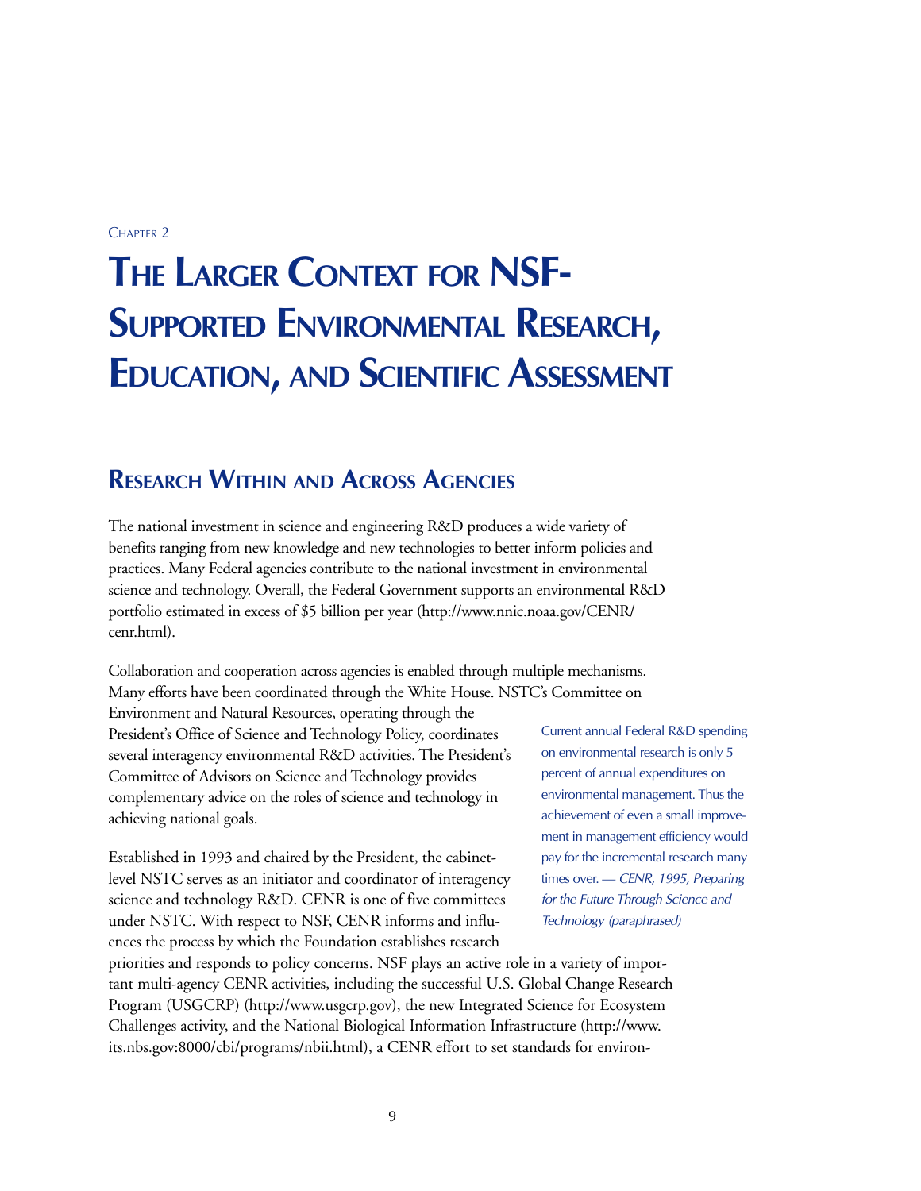Chapter 2

# The Larger Context for NSF-Supported Environmental Research, Education, and Scientific Assessment

## Research Within and Across Agencies

The national investment in science and engineering R&D produces a wide variety of benefits ranging from new knowledge and new technologies to better inform policies and practices. Many Federal agencies contribute to the national investment in environmental science and technology. Overall, the Federal Government supports an environmental R&D portfolio estimated in excess of $5 billion per year (http://www.nnic.noaa.gov/CENR/cenr.html).

Collaboration and cooperation across agencies is enabled through multiple mechanisms. Many efforts have been coordinated through the White House. NSTC's Committee on Environment and Natural Resources, operating through the President's Office of Science and Technology Policy, coordinates several interagency environmental R&D activities. The President's Committee of Advisors on Science and Technology provides complementary advice on the roles of science and technology in achieving national goals.

> Current annual Federal R&D spending on environmental research is only 5 percent of annual expenditures on environmental management. Thus the achievement of even a small improvement in management efficiency would pay for the incremental research many times over. — *CENR, 1995, Preparing for the Future Through Science and Technology (paraphrased)*

Established in 1993 and chaired by the President, the cabinet-level NSTC serves as an initiator and coordinator of interagency science and technology R&D. CENR is one of five committees under NSTC. With respect to NSF, CENR informs and influences the process by which the Foundation establishes research priorities and responds to policy concerns. NSF plays an active role in a variety of important multi-agency CENR activities, including the successful U.S. Global Change Research Program (USGCRP) (http://www.usgcrp.gov), the new Integrated Science for Ecosystem Challenges activity, and the National Biological Information Infrastructure (http://www.its.nbs.gov:8000/cbi/programs/nbii.html), a CENR effort to set standards for environ-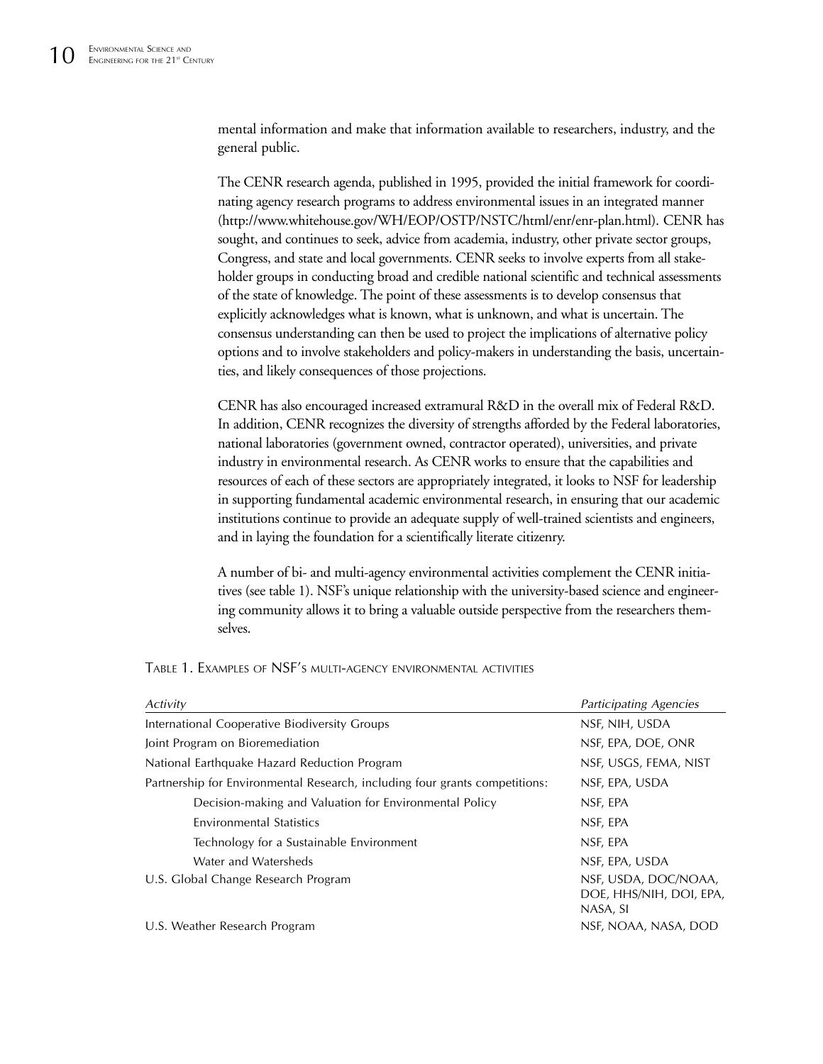mental information and make that information available to researchers, industry, and the general public.

The CENR research agenda, published in 1995, provided the initial framework for coordinating agency research programs to address environmental issues in an integrated manner (http://www.whitehouse.gov/WH/EOP/OSTP/NSTC/html/enr/enr-plan.html). CENR has sought, and continues to seek, advice from academia, industry, other private sector groups, Congress, and state and local governments. CENR seeks to involve experts from all stakeholder groups in conducting broad and credible national scientific and technical assessments of the state of knowledge. The point of these assessments is to develop consensus that explicitly acknowledges what is known, what is unknown, and what is uncertain. The consensus understanding can then be used to project the implications of alternative policy options and to involve stakeholders and policy-makers in understanding the basis, uncertainties, and likely consequences of those projections.

CENR has also encouraged increased extramural R&D in the overall mix of Federal R&D. In addition, CENR recognizes the diversity of strengths afforded by the Federal laboratories, national laboratories (government owned, contractor operated), universities, and private industry in environmental research. As CENR works to ensure that the capabilities and resources of each of these sectors are appropriately integrated, it looks to NSF for leadership in supporting fundamental academic environmental research, in ensuring that our academic institutions continue to provide an adequate supply of well-trained scientists and engineers, and in laying the foundation for a scientifically literate citizenry.

A number of bi- and multi-agency environmental activities complement the CENR initiatives (see table 1). NSF's unique relationship with the university-based science and engineering community allows it to bring a valuable outside perspective from the researchers themselves.

TABLE 1. EXAMPLES OF NSF'S MULTI-AGENCY ENVIRONMENTAL ACTIVITIES

| *Activity* | *Participating Agencies* |
|---|---|
| International Cooperative Biodiversity Groups | NSF, NIH, USDA |
| Joint Program on Bioremediation | NSF, EPA, DOE, ONR |
| National Earthquake Hazard Reduction Program | NSF, USGS, FEMA, NIST |
| Partnership for Environmental Research, including four grants competitions: | NSF, EPA, USDA |
| Decision-making and Valuation for Environmental Policy | NSF, EPA |
| Environmental Statistics | NSF, EPA |
| Technology for a Sustainable Environment | NSF, EPA |
| Water and Watersheds | NSF, EPA, USDA |
| U.S. Global Change Research Program | NSF, USDA, DOC/NOAA, DOE, HHS/NIH, DOI, EPA, NASA, SI |
| U.S. Weather Research Program | NSF, NOAA, NASA, DOD |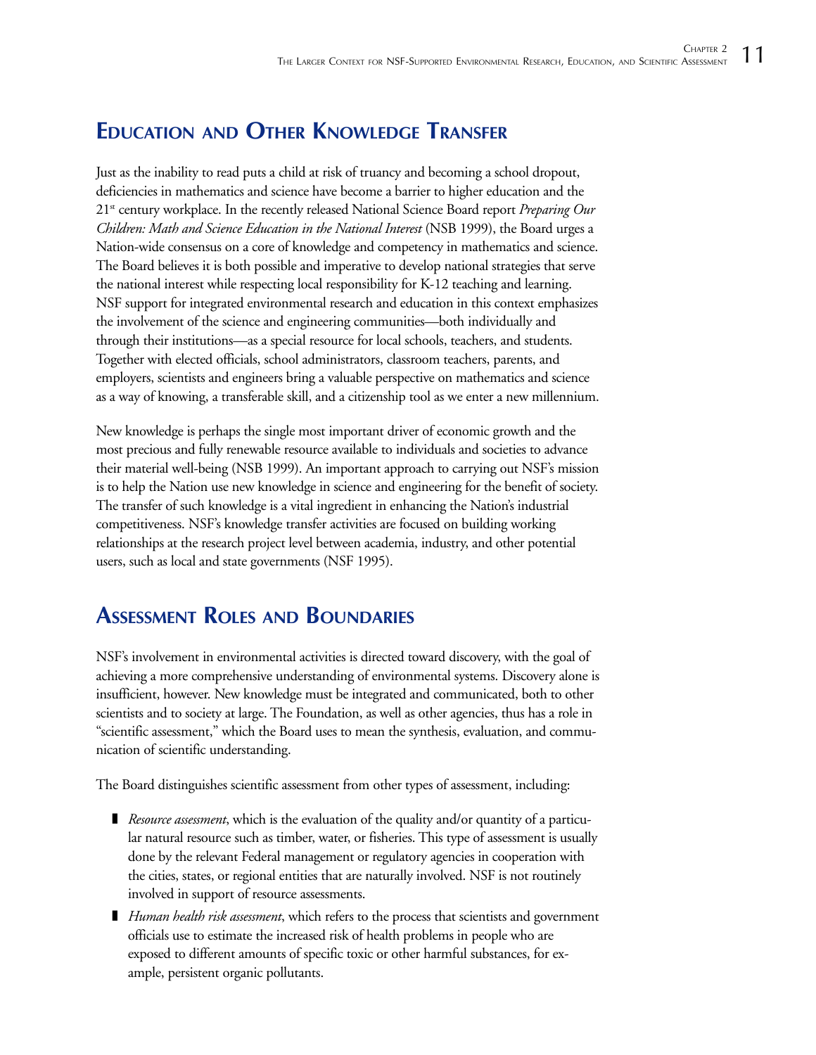## Education and Other Knowledge Transfer

Just as the inability to read puts a child at risk of truancy and becoming a school dropout, deficiencies in mathematics and science have become a barrier to higher education and the 21st century workplace. In the recently released National Science Board report *Preparing Our Children: Math and Science Education in the National Interest* (NSB 1999), the Board urges a Nation-wide consensus on a core of knowledge and competency in mathematics and science. The Board believes it is both possible and imperative to develop national strategies that serve the national interest while respecting local responsibility for K-12 teaching and learning. NSF support for integrated environmental research and education in this context emphasizes the involvement of the science and engineering communities—both individually and through their institutions—as a special resource for local schools, teachers, and students. Together with elected officials, school administrators, classroom teachers, parents, and employers, scientists and engineers bring a valuable perspective on mathematics and science as a way of knowing, a transferable skill, and a citizenship tool as we enter a new millennium.

New knowledge is perhaps the single most important driver of economic growth and the most precious and fully renewable resource available to individuals and societies to advance their material well-being (NSB 1999). An important approach to carrying out NSF's mission is to help the Nation use new knowledge in science and engineering for the benefit of society. The transfer of such knowledge is a vital ingredient in enhancing the Nation's industrial competitiveness. NSF's knowledge transfer activities are focused on building working relationships at the research project level between academia, industry, and other potential users, such as local and state governments (NSF 1995).

## Assessment Roles and Boundaries

NSF's involvement in environmental activities is directed toward discovery, with the goal of achieving a more comprehensive understanding of environmental systems. Discovery alone is insufficient, however. New knowledge must be integrated and communicated, both to other scientists and to society at large. The Foundation, as well as other agencies, thus has a role in "scientific assessment," which the Board uses to mean the synthesis, evaluation, and communication of scientific understanding.

The Board distinguishes scientific assessment from other types of assessment, including:

- *Resource assessment*, which is the evaluation of the quality and/or quantity of a particular natural resource such as timber, water, or fisheries. This type of assessment is usually done by the relevant Federal management or regulatory agencies in cooperation with the cities, states, or regional entities that are naturally involved. NSF is not routinely involved in support of resource assessments.
- *Human health risk assessment*, which refers to the process that scientists and government officials use to estimate the increased risk of health problems in people who are exposed to different amounts of specific toxic or other harmful substances, for example, persistent organic pollutants.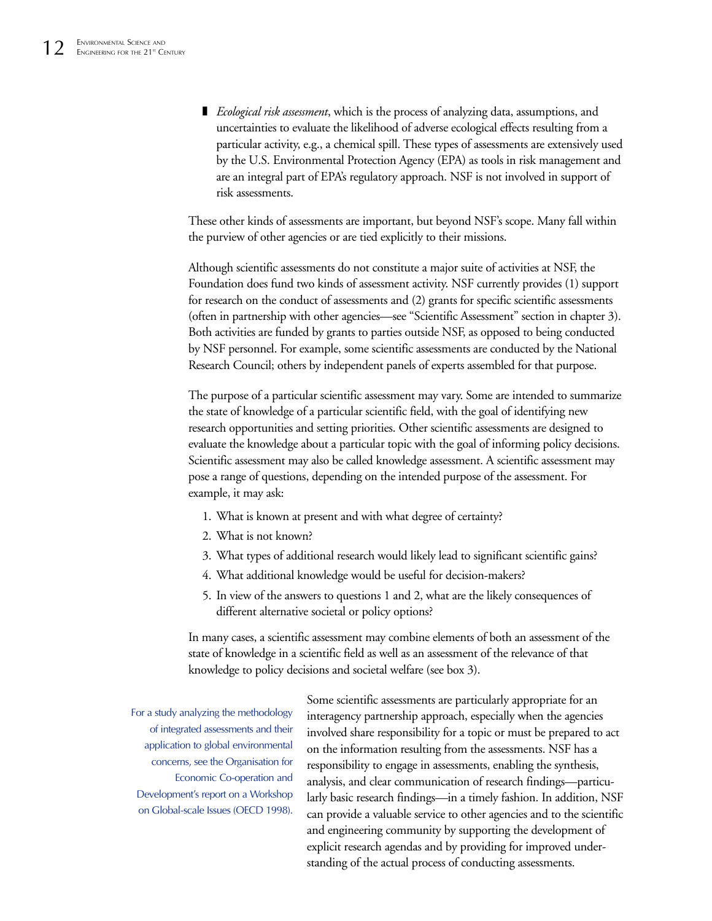- *Ecological risk assessment*, which is the process of analyzing data, assumptions, and uncertainties to evaluate the likelihood of adverse ecological effects resulting from a particular activity, e.g., a chemical spill. These types of assessments are extensively used by the U.S. Environmental Protection Agency (EPA) as tools in risk management and are an integral part of EPA's regulatory approach. NSF is not involved in support of risk assessments.

These other kinds of assessments are important, but beyond NSF's scope. Many fall within the purview of other agencies or are tied explicitly to their missions.

Although scientific assessments do not constitute a major suite of activities at NSF, the Foundation does fund two kinds of assessment activity. NSF currently provides (1) support for research on the conduct of assessments and (2) grants for specific scientific assessments (often in partnership with other agencies—see "Scientific Assessment" section in chapter 3). Both activities are funded by grants to parties outside NSF, as opposed to being conducted by NSF personnel. For example, some scientific assessments are conducted by the National Research Council; others by independent panels of experts assembled for that purpose.

The purpose of a particular scientific assessment may vary. Some are intended to summarize the state of knowledge of a particular scientific field, with the goal of identifying new research opportunities and setting priorities. Other scientific assessments are designed to evaluate the knowledge about a particular topic with the goal of informing policy decisions. Scientific assessment may also be called knowledge assessment. A scientific assessment may pose a range of questions, depending on the intended purpose of the assessment. For example, it may ask:

1. What is known at present and with what degree of certainty?
2. What is not known?
3. What types of additional research would likely lead to significant scientific gains?
4. What additional knowledge would be useful for decision-makers?
5. In view of the answers to questions 1 and 2, what are the likely consequences of different alternative societal or policy options?

In many cases, a scientific assessment may combine elements of both an assessment of the state of knowledge in a scientific field as well as an assessment of the relevance of that knowledge to policy decisions and societal welfare (see box 3).

For a study analyzing the methodology of integrated assessments and their application to global environmental concerns, see the Organisation for Economic Co-operation and Development's report on a Workshop on Global-scale Issues (OECD 1998).

Some scientific assessments are particularly appropriate for an interagency partnership approach, especially when the agencies involved share responsibility for a topic or must be prepared to act on the information resulting from the assessments. NSF has a responsibility to engage in assessments, enabling the synthesis, analysis, and clear communication of research findings—particularly basic research findings—in a timely fashion. In addition, NSF can provide a valuable service to other agencies and to the scientific and engineering community by supporting the development of explicit research agendas and by providing for improved understanding of the actual process of conducting assessments.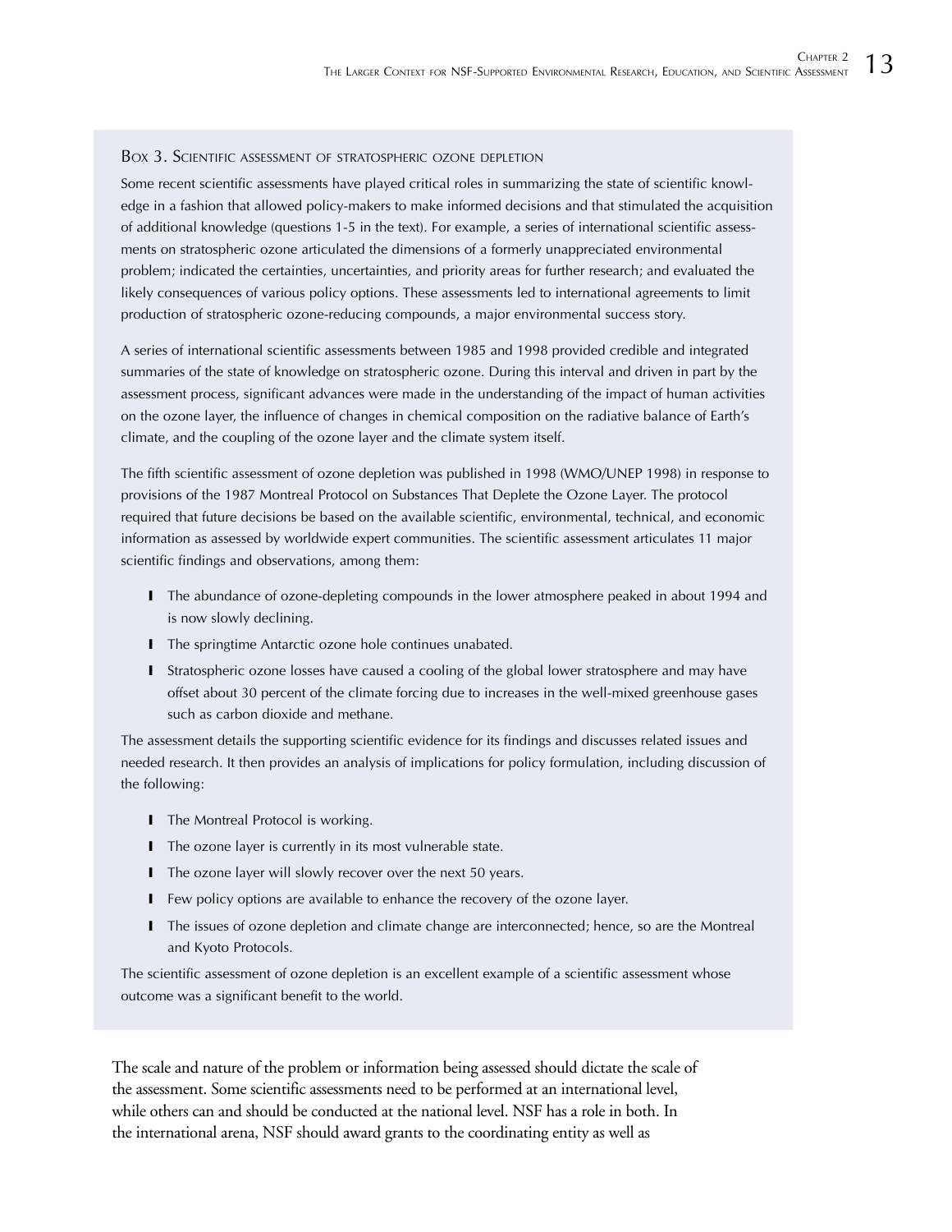### Box 3. Scientific assessment of stratospheric ozone depletion

Some recent scientific assessments have played critical roles in summarizing the state of scientific knowledge in a fashion that allowed policy-makers to make informed decisions and that stimulated the acquisition of additional knowledge (questions 1-5 in the text). For example, a series of international scientific assessments on stratospheric ozone articulated the dimensions of a formerly unappreciated environmental problem; indicated the certainties, uncertainties, and priority areas for further research; and evaluated the likely consequences of various policy options. These assessments led to international agreements to limit production of stratospheric ozone-reducing compounds, a major environmental success story.

A series of international scientific assessments between 1985 and 1998 provided credible and integrated summaries of the state of knowledge on stratospheric ozone. During this interval and driven in part by the assessment process, significant advances were made in the understanding of the impact of human activities on the ozone layer, the influence of changes in chemical composition on the radiative balance of Earth's climate, and the coupling of the ozone layer and the climate system itself.

The fifth scientific assessment of ozone depletion was published in 1998 (WMO/UNEP 1998) in response to provisions of the 1987 Montreal Protocol on Substances That Deplete the Ozone Layer. The protocol required that future decisions be based on the available scientific, environmental, technical, and economic information as assessed by worldwide expert communities. The scientific assessment articulates 11 major scientific findings and observations, among them:

- The abundance of ozone-depleting compounds in the lower atmosphere peaked in about 1994 and is now slowly declining.
- The springtime Antarctic ozone hole continues unabated.
- Stratospheric ozone losses have caused a cooling of the global lower stratosphere and may have offset about 30 percent of the climate forcing due to increases in the well-mixed greenhouse gases such as carbon dioxide and methane.

The assessment details the supporting scientific evidence for its findings and discusses related issues and needed research. It then provides an analysis of implications for policy formulation, including discussion of the following:

- The Montreal Protocol is working.
- The ozone layer is currently in its most vulnerable state.
- The ozone layer will slowly recover over the next 50 years.
- Few policy options are available to enhance the recovery of the ozone layer.
- The issues of ozone depletion and climate change are interconnected; hence, so are the Montreal and Kyoto Protocols.

The scientific assessment of ozone depletion is an excellent example of a scientific assessment whose outcome was a significant benefit to the world.

The scale and nature of the problem or information being assessed should dictate the scale of the assessment. Some scientific assessments need to be performed at an international level, while others can and should be conducted at the national level. NSF has a role in both. In the international arena, NSF should award grants to the coordinating entity as well as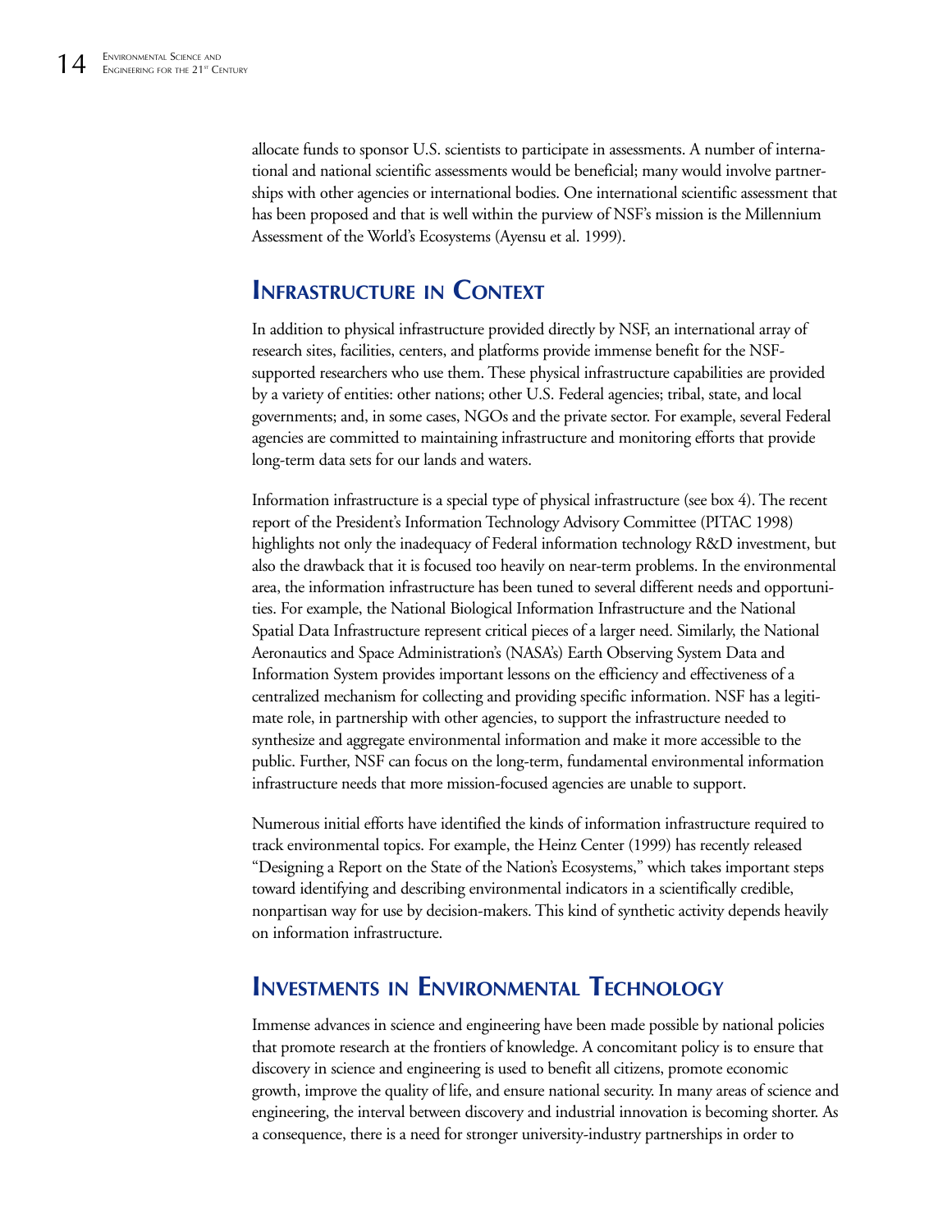allocate funds to sponsor U.S. scientists to participate in assessments. A number of international and national scientific assessments would be beneficial; many would involve partnerships with other agencies or international bodies. One international scientific assessment that has been proposed and that is well within the purview of NSF's mission is the Millennium Assessment of the World's Ecosystems (Ayensu et al. 1999).

## Infrastructure in Context

In addition to physical infrastructure provided directly by NSF, an international array of research sites, facilities, centers, and platforms provide immense benefit for the NSF-supported researchers who use them. These physical infrastructure capabilities are provided by a variety of entities: other nations; other U.S. Federal agencies; tribal, state, and local governments; and, in some cases, NGOs and the private sector. For example, several Federal agencies are committed to maintaining infrastructure and monitoring efforts that provide long-term data sets for our lands and waters.

Information infrastructure is a special type of physical infrastructure (see box 4). The recent report of the President's Information Technology Advisory Committee (PITAC 1998) highlights not only the inadequacy of Federal information technology R&D investment, but also the drawback that it is focused too heavily on near-term problems. In the environmental area, the information infrastructure has been tuned to several different needs and opportunities. For example, the National Biological Information Infrastructure and the National Spatial Data Infrastructure represent critical pieces of a larger need. Similarly, the National Aeronautics and Space Administration's (NASA's) Earth Observing System Data and Information System provides important lessons on the efficiency and effectiveness of a centralized mechanism for collecting and providing specific information. NSF has a legitimate role, in partnership with other agencies, to support the infrastructure needed to synthesize and aggregate environmental information and make it more accessible to the public. Further, NSF can focus on the long-term, fundamental environmental information infrastructure needs that more mission-focused agencies are unable to support.

Numerous initial efforts have identified the kinds of information infrastructure required to track environmental topics. For example, the Heinz Center (1999) has recently released "Designing a Report on the State of the Nation's Ecosystems," which takes important steps toward identifying and describing environmental indicators in a scientifically credible, nonpartisan way for use by decision-makers. This kind of synthetic activity depends heavily on information infrastructure.

## Investments in Environmental Technology

Immense advances in science and engineering have been made possible by national policies that promote research at the frontiers of knowledge. A concomitant policy is to ensure that discovery in science and engineering is used to benefit all citizens, promote economic growth, improve the quality of life, and ensure national security. In many areas of science and engineering, the interval between discovery and industrial innovation is becoming shorter. As a consequence, there is a need for stronger university-industry partnerships in order to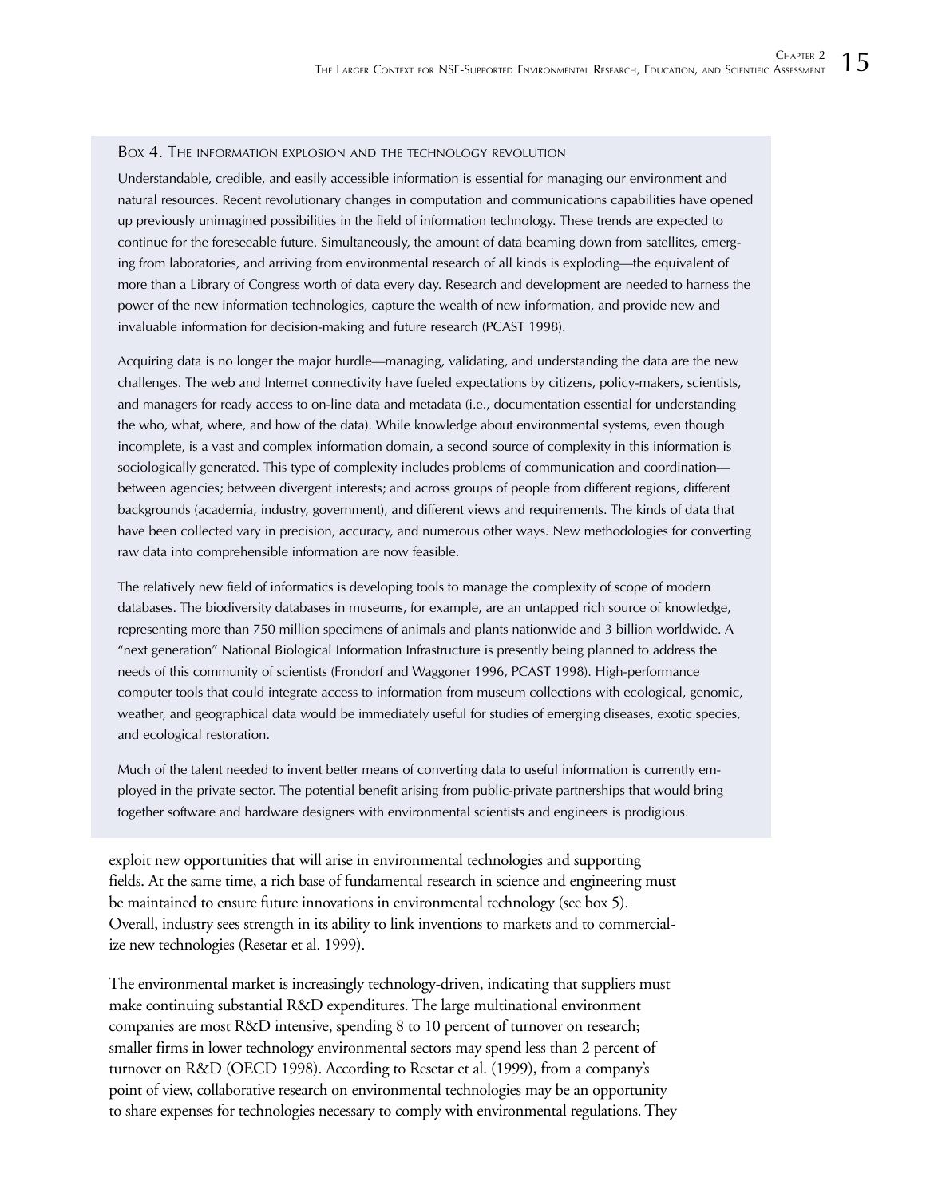### Box 4. The information explosion and the technology revolution

Understandable, credible, and easily accessible information is essential for managing our environment and natural resources. Recent revolutionary changes in computation and communications capabilities have opened up previously unimagined possibilities in the field of information technology. These trends are expected to continue for the foreseeable future. Simultaneously, the amount of data beaming down from satellites, emerging from laboratories, and arriving from environmental research of all kinds is exploding—the equivalent of more than a Library of Congress worth of data every day. Research and development are needed to harness the power of the new information technologies, capture the wealth of new information, and provide new and invaluable information for decision-making and future research (PCAST 1998).

Acquiring data is no longer the major hurdle—managing, validating, and understanding the data are the new challenges. The web and Internet connectivity have fueled expectations by citizens, policy-makers, scientists, and managers for ready access to on-line data and metadata (i.e., documentation essential for understanding the who, what, where, and how of the data). While knowledge about environmental systems, even though incomplete, is a vast and complex information domain, a second source of complexity in this information is sociologically generated. This type of complexity includes problems of communication and coordination—between agencies; between divergent interests; and across groups of people from different regions, different backgrounds (academia, industry, government), and different views and requirements. The kinds of data that have been collected vary in precision, accuracy, and numerous other ways. New methodologies for converting raw data into comprehensible information are now feasible.

The relatively new field of informatics is developing tools to manage the complexity of scope of modern databases. The biodiversity databases in museums, for example, are an untapped rich source of knowledge, representing more than 750 million specimens of animals and plants nationwide and 3 billion worldwide. A "next generation" National Biological Information Infrastructure is presently being planned to address the needs of this community of scientists (Frondorf and Waggoner 1996, PCAST 1998). High-performance computer tools that could integrate access to information from museum collections with ecological, genomic, weather, and geographical data would be immediately useful for studies of emerging diseases, exotic species, and ecological restoration.

Much of the talent needed to invent better means of converting data to useful information is currently employed in the private sector. The potential benefit arising from public-private partnerships that would bring together software and hardware designers with environmental scientists and engineers is prodigious.

exploit new opportunities that will arise in environmental technologies and supporting fields. At the same time, a rich base of fundamental research in science and engineering must be maintained to ensure future innovations in environmental technology (see box 5). Overall, industry sees strength in its ability to link inventions to markets and to commercialize new technologies (Resetar et al. 1999).

The environmental market is increasingly technology-driven, indicating that suppliers must make continuing substantial R&D expenditures. The large multinational environment companies are most R&D intensive, spending 8 to 10 percent of turnover on research; smaller firms in lower technology environmental sectors may spend less than 2 percent of turnover on R&D (OECD 1998). According to Resetar et al. (1999), from a company's point of view, collaborative research on environmental technologies may be an opportunity to share expenses for technologies necessary to comply with environmental regulations. They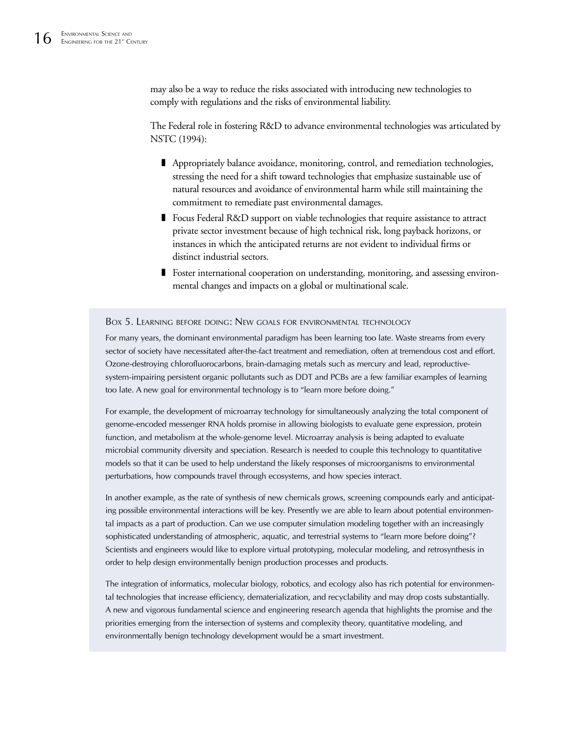may also be a way to reduce the risks associated with introducing new technologies to comply with regulations and the risks of environmental liability.

The Federal role in fostering R&D to advance environmental technologies was articulated by NSTC (1994):

- Appropriately balance avoidance, monitoring, control, and remediation technologies, stressing the need for a shift toward technologies that emphasize sustainable use of natural resources and avoidance of environmental harm while still maintaining the commitment to remediate past environmental damages.
- Focus Federal R&D support on viable technologies that require assistance to attract private sector investment because of high technical risk, long payback horizons, or instances in which the anticipated returns are not evident to individual firms or distinct industrial sectors.
- Foster international cooperation on understanding, monitoring, and assessing environmental changes and impacts on a global or multinational scale.

### Box 5. Learning before doing: New goals for environmental technology

For many years, the dominant environmental paradigm has been learning too late. Waste streams from every sector of society have necessitated after-the-fact treatment and remediation, often at tremendous cost and effort. Ozone-destroying chlorofluorocarbons, brain-damaging metals such as mercury and lead, reproductive-system-impairing persistent organic pollutants such as DDT and PCBs are a few familiar examples of learning too late. A new goal for environmental technology is to "learn more before doing."

For example, the development of microarray technology for simultaneously analyzing the total component of genome-encoded messenger RNA holds promise in allowing biologists to evaluate gene expression, protein function, and metabolism at the whole-genome level. Microarray analysis is being adapted to evaluate microbial community diversity and speciation. Research is needed to couple this technology to quantitative models so that it can be used to help understand the likely responses of microorganisms to environmental perturbations, how compounds travel through ecosystems, and how species interact.

In another example, as the rate of synthesis of new chemicals grows, screening compounds early and anticipating possible environmental interactions will be key. Presently we are able to learn about potential environmental impacts as a part of production. Can we use computer simulation modeling together with an increasingly sophisticated understanding of atmospheric, aquatic, and terrestrial systems to "learn more before doing"? Scientists and engineers would like to explore virtual prototyping, molecular modeling, and retrosynthesis in order to help design environmentally benign production processes and products.

The integration of informatics, molecular biology, robotics, and ecology also has rich potential for environmental technologies that increase efficiency, dematerialization, and recyclability and may drop costs substantially. A new and vigorous fundamental science and engineering research agenda that highlights the promise and the priorities emerging from the intersection of systems and complexity theory, quantitative modeling, and environmentally benign technology development would be a smart investment.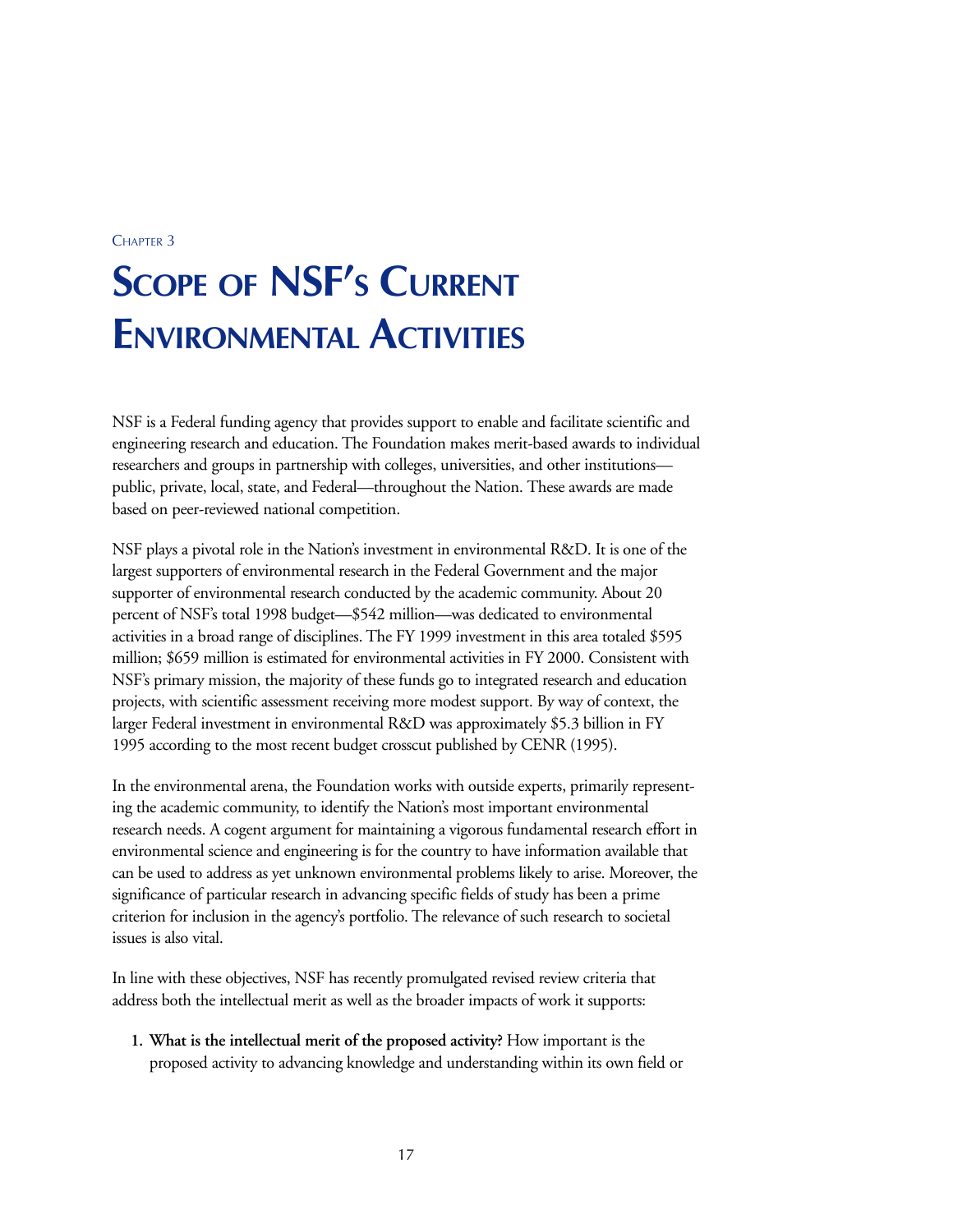Chapter 3

# Scope of NSF's Current Environmental Activities

NSF is a Federal funding agency that provides support to enable and facilitate scientific and engineering research and education. The Foundation makes merit-based awards to individual researchers and groups in partnership with colleges, universities, and other institutions—public, private, local, state, and Federal—throughout the Nation. These awards are made based on peer-reviewed national competition.

NSF plays a pivotal role in the Nation's investment in environmental R&D. It is one of the largest supporters of environmental research in the Federal Government and the major supporter of environmental research conducted by the academic community. About 20 percent of NSF's total 1998 budget—$542 million—was dedicated to environmental activities in a broad range of disciplines. The FY 1999 investment in this area totaled $595 million; $659 million is estimated for environmental activities in FY 2000. Consistent with NSF's primary mission, the majority of these funds go to integrated research and education projects, with scientific assessment receiving more modest support. By way of context, the larger Federal investment in environmental R&D was approximately $5.3 billion in FY 1995 according to the most recent budget crosscut published by CENR (1995).

In the environmental arena, the Foundation works with outside experts, primarily representing the academic community, to identify the Nation's most important environmental research needs. A cogent argument for maintaining a vigorous fundamental research effort in environmental science and engineering is for the country to have information available that can be used to address as yet unknown environmental problems likely to arise. Moreover, the significance of particular research in advancing specific fields of study has been a prime criterion for inclusion in the agency's portfolio. The relevance of such research to societal issues is also vital.

In line with these objectives, NSF has recently promulgated revised review criteria that address both the intellectual merit as well as the broader impacts of work it supports:

1. **What is the intellectual merit of the proposed activity?** How important is the proposed activity to advancing knowledge and understanding within its own field or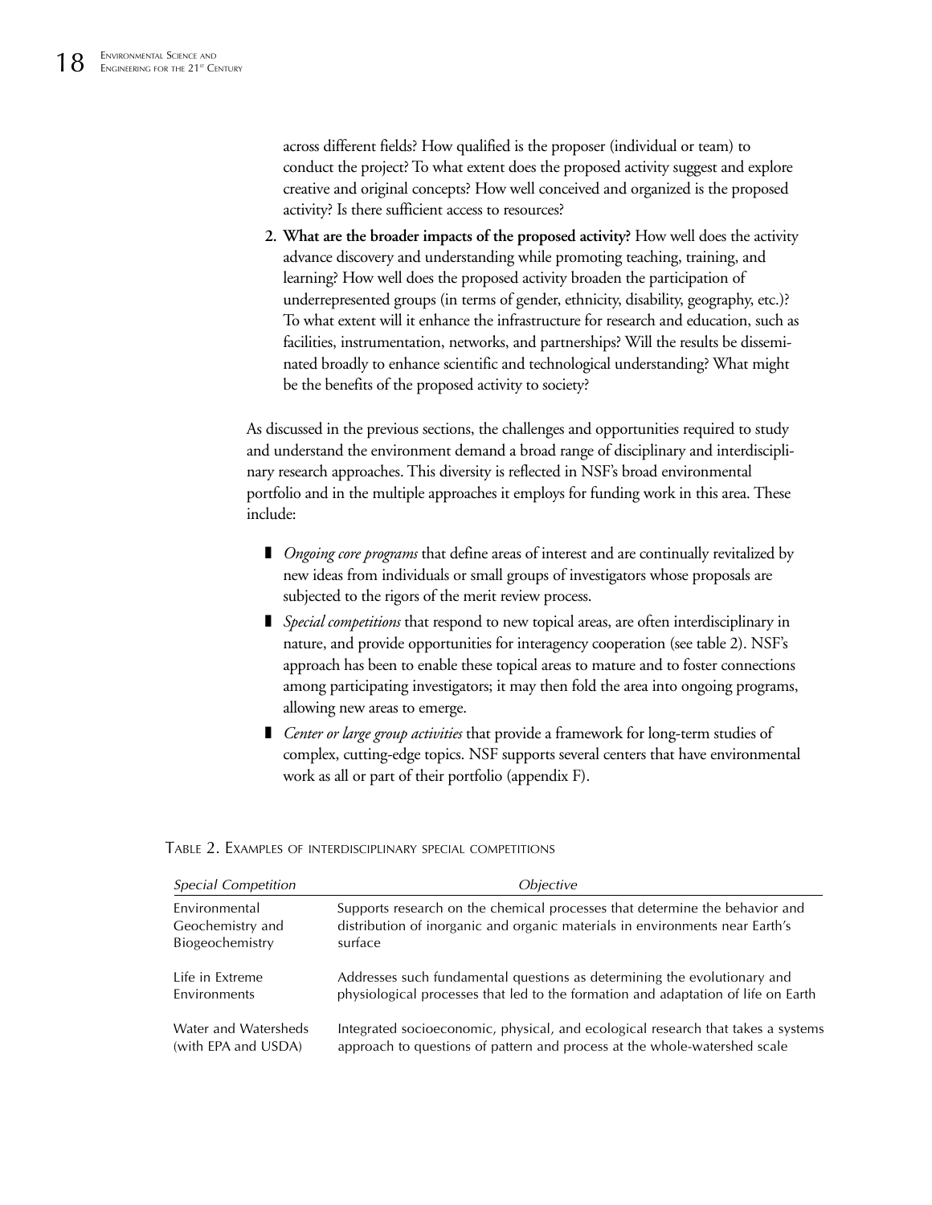across different fields? How qualified is the proposer (individual or team) to conduct the project? To what extent does the proposed activity suggest and explore creative and original concepts? How well conceived and organized is the proposed activity? Is there sufficient access to resources?

2. **What are the broader impacts of the proposed activity?** How well does the activity advance discovery and understanding while promoting teaching, training, and learning? How well does the proposed activity broaden the participation of underrepresented groups (in terms of gender, ethnicity, disability, geography, etc.)? To what extent will it enhance the infrastructure for research and education, such as facilities, instrumentation, networks, and partnerships? Will the results be disseminated broadly to enhance scientific and technological understanding? What might be the benefits of the proposed activity to society?

As discussed in the previous sections, the challenges and opportunities required to study and understand the environment demand a broad range of disciplinary and interdisciplinary research approaches. This diversity is reflected in NSF's broad environmental portfolio and in the multiple approaches it employs for funding work in this area. These include:

- *Ongoing core programs* that define areas of interest and are continually revitalized by new ideas from individuals or small groups of investigators whose proposals are subjected to the rigors of the merit review process.
- *Special competitions* that respond to new topical areas, are often interdisciplinary in nature, and provide opportunities for interagency cooperation (see table 2). NSF's approach has been to enable these topical areas to mature and to foster connections among participating investigators; it may then fold the area into ongoing programs, allowing new areas to emerge.
- *Center or large group activities* that provide a framework for long-term studies of complex, cutting-edge topics. NSF supports several centers that have environmental work as all or part of their portfolio (appendix F).

TABLE 2. EXAMPLES OF INTERDISCIPLINARY SPECIAL COMPETITIONS

| *Special Competition* | *Objective* |
|---|---|
| Environmental Geochemistry and Biogeochemistry | Supports research on the chemical processes that determine the behavior and distribution of inorganic and organic materials in environments near Earth's surface |
| Life in Extreme Environments | Addresses such fundamental questions as determining the evolutionary and physiological processes that led to the formation and adaptation of life on Earth |
| Water and Watersheds (with EPA and USDA) | Integrated socioeconomic, physical, and ecological research that takes a systems approach to questions of pattern and process at the whole-watershed scale |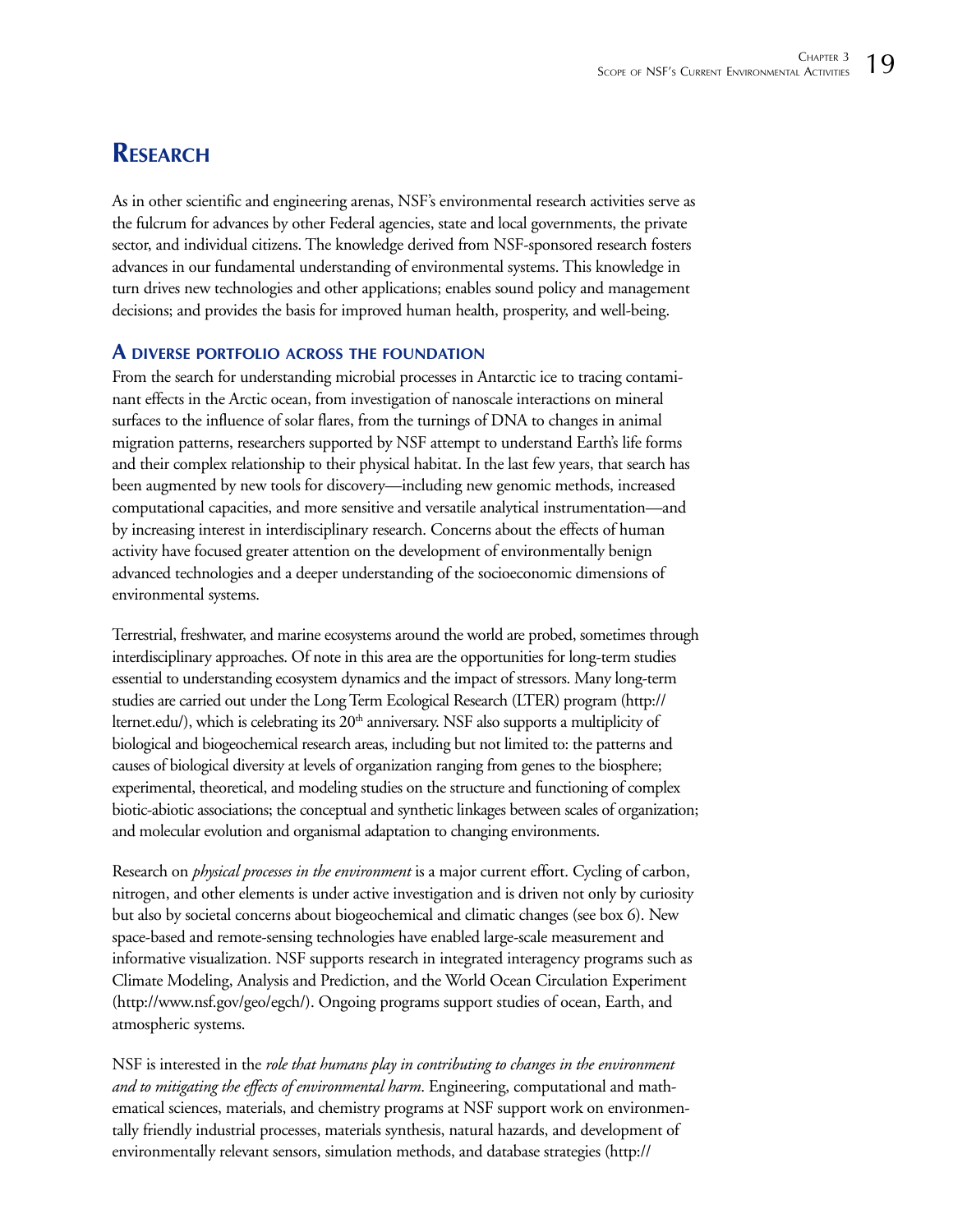## Research

As in other scientific and engineering arenas, NSF's environmental research activities serve as the fulcrum for advances by other Federal agencies, state and local governments, the private sector, and individual citizens. The knowledge derived from NSF-sponsored research fosters advances in our fundamental understanding of environmental systems. This knowledge in turn drives new technologies and other applications; enables sound policy and management decisions; and provides the basis for improved human health, prosperity, and well-being.

### A diverse portfolio across the foundation

From the search for understanding microbial processes in Antarctic ice to tracing contaminant effects in the Arctic ocean, from investigation of nanoscale interactions on mineral surfaces to the influence of solar flares, from the turnings of DNA to changes in animal migration patterns, researchers supported by NSF attempt to understand Earth's life forms and their complex relationship to their physical habitat. In the last few years, that search has been augmented by new tools for discovery—including new genomic methods, increased computational capacities, and more sensitive and versatile analytical instrumentation—and by increasing interest in interdisciplinary research. Concerns about the effects of human activity have focused greater attention on the development of environmentally benign advanced technologies and a deeper understanding of the socioeconomic dimensions of environmental systems.

Terrestrial, freshwater, and marine ecosystems around the world are probed, sometimes through interdisciplinary approaches. Of note in this area are the opportunities for long-term studies essential to understanding ecosystem dynamics and the impact of stressors. Many long-term studies are carried out under the Long Term Ecological Research (LTER) program (http://lternet.edu/), which is celebrating its 20th anniversary. NSF also supports a multiplicity of biological and biogeochemical research areas, including but not limited to: the patterns and causes of biological diversity at levels of organization ranging from genes to the biosphere; experimental, theoretical, and modeling studies on the structure and functioning of complex biotic-abiotic associations; the conceptual and synthetic linkages between scales of organization; and molecular evolution and organismal adaptation to changing environments.

Research on *physical processes in the environment* is a major current effort. Cycling of carbon, nitrogen, and other elements is under active investigation and is driven not only by curiosity but also by societal concerns about biogeochemical and climatic changes (see box 6). New space-based and remote-sensing technologies have enabled large-scale measurement and informative visualization. NSF supports research in integrated interagency programs such as Climate Modeling, Analysis and Prediction, and the World Ocean Circulation Experiment (http://www.nsf.gov/geo/egch/). Ongoing programs support studies of ocean, Earth, and atmospheric systems.

NSF is interested in the *role that humans play in contributing to changes in the environment and to mitigating the effects of environmental harm*. Engineering, computational and mathematical sciences, materials, and chemistry programs at NSF support work on environmentally friendly industrial processes, materials synthesis, natural hazards, and development of environmentally relevant sensors, simulation methods, and database strategies (http://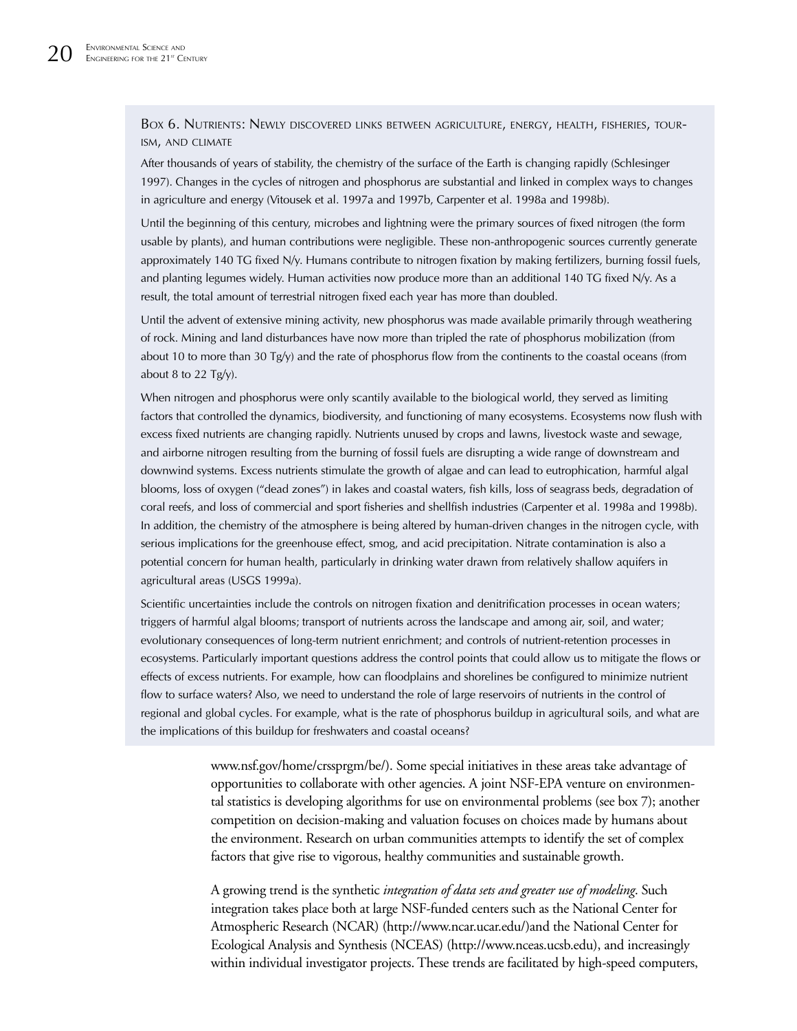### Box 6. Nutrients: Newly discovered links between agriculture, energy, health, fisheries, tourism, and climate

After thousands of years of stability, the chemistry of the surface of the Earth is changing rapidly (Schlesinger 1997). Changes in the cycles of nitrogen and phosphorus are substantial and linked in complex ways to changes in agriculture and energy (Vitousek et al. 1997a and 1997b, Carpenter et al. 1998a and 1998b).

Until the beginning of this century, microbes and lightning were the primary sources of fixed nitrogen (the form usable by plants), and human contributions were negligible. These non-anthropogenic sources currently generate approximately 140 TG fixed N/y. Humans contribute to nitrogen fixation by making fertilizers, burning fossil fuels, and planting legumes widely. Human activities now produce more than an additional 140 TG fixed N/y. As a result, the total amount of terrestrial nitrogen fixed each year has more than doubled.

Until the advent of extensive mining activity, new phosphorus was made available primarily through weathering of rock. Mining and land disturbances have now more than tripled the rate of phosphorus mobilization (from about 10 to more than 30 Tg/y) and the rate of phosphorus flow from the continents to the coastal oceans (from about 8 to 22 Tg/y).

When nitrogen and phosphorus were only scantily available to the biological world, they served as limiting factors that controlled the dynamics, biodiversity, and functioning of many ecosystems. Ecosystems now flush with excess fixed nutrients are changing rapidly. Nutrients unused by crops and lawns, livestock waste and sewage, and airborne nitrogen resulting from the burning of fossil fuels are disrupting a wide range of downstream and downwind systems. Excess nutrients stimulate the growth of algae and can lead to eutrophication, harmful algal blooms, loss of oxygen ("dead zones") in lakes and coastal waters, fish kills, loss of seagrass beds, degradation of coral reefs, and loss of commercial and sport fisheries and shellfish industries (Carpenter et al. 1998a and 1998b). In addition, the chemistry of the atmosphere is being altered by human-driven changes in the nitrogen cycle, with serious implications for the greenhouse effect, smog, and acid precipitation. Nitrate contamination is also a potential concern for human health, particularly in drinking water drawn from relatively shallow aquifers in agricultural areas (USGS 1999a).

Scientific uncertainties include the controls on nitrogen fixation and denitrification processes in ocean waters; triggers of harmful algal blooms; transport of nutrients across the landscape and among air, soil, and water; evolutionary consequences of long-term nutrient enrichment; and controls of nutrient-retention processes in ecosystems. Particularly important questions address the control points that could allow us to mitigate the flows or effects of excess nutrients. For example, how can floodplains and shorelines be configured to minimize nutrient flow to surface waters? Also, we need to understand the role of large reservoirs of nutrients in the control of regional and global cycles. For example, what is the rate of phosphorus buildup in agricultural soils, and what are the implications of this buildup for freshwaters and coastal oceans?

---

www.nsf.gov/home/crssprgm/be/). Some special initiatives in these areas take advantage of opportunities to collaborate with other agencies. A joint NSF-EPA venture on environmental statistics is developing algorithms for use on environmental problems (see box 7); another competition on decision-making and valuation focuses on choices made by humans about the environment. Research on urban communities attempts to identify the set of complex factors that give rise to vigorous, healthy communities and sustainable growth.

A growing trend is the synthetic *integration of data sets and greater use of modeling*. Such integration takes place both at large NSF-funded centers such as the National Center for Atmospheric Research (NCAR) (http://www.ncar.ucar.edu/)and the National Center for Ecological Analysis and Synthesis (NCEAS) (http://www.nceas.ucsb.edu), and increasingly within individual investigator projects. These trends are facilitated by high-speed computers,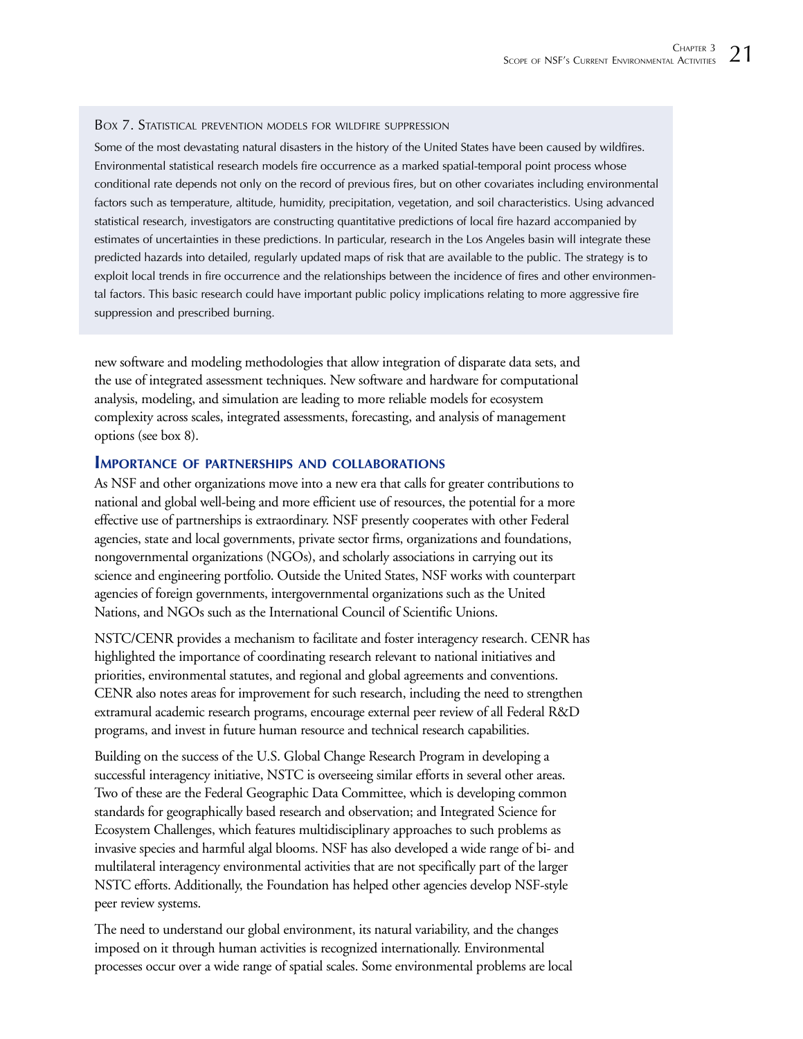### Box 7. Statistical prevention models for wildfire suppression

Some of the most devastating natural disasters in the history of the United States have been caused by wildfires. Environmental statistical research models fire occurrence as a marked spatial-temporal point process whose conditional rate depends not only on the record of previous fires, but on other covariates including environmental factors such as temperature, altitude, humidity, precipitation, vegetation, and soil characteristics. Using advanced statistical research, investigators are constructing quantitative predictions of local fire hazard accompanied by estimates of uncertainties in these predictions. In particular, research in the Los Angeles basin will integrate these predicted hazards into detailed, regularly updated maps of risk that are available to the public. The strategy is to exploit local trends in fire occurrence and the relationships between the incidence of fires and other environmental factors. This basic research could have important public policy implications relating to more aggressive fire suppression and prescribed burning.

new software and modeling methodologies that allow integration of disparate data sets, and the use of integrated assessment techniques. New software and hardware for computational analysis, modeling, and simulation are leading to more reliable models for ecosystem complexity across scales, integrated assessments, forecasting, and analysis of management options (see box 8).

## Importance of partnerships and collaborations

As NSF and other organizations move into a new era that calls for greater contributions to national and global well-being and more efficient use of resources, the potential for a more effective use of partnerships is extraordinary. NSF presently cooperates with other Federal agencies, state and local governments, private sector firms, organizations and foundations, nongovernmental organizations (NGOs), and scholarly associations in carrying out its science and engineering portfolio. Outside the United States, NSF works with counterpart agencies of foreign governments, intergovernmental organizations such as the United Nations, and NGOs such as the International Council of Scientific Unions.

NSTC/CENR provides a mechanism to facilitate and foster interagency research. CENR has highlighted the importance of coordinating research relevant to national initiatives and priorities, environmental statutes, and regional and global agreements and conventions. CENR also notes areas for improvement for such research, including the need to strengthen extramural academic research programs, encourage external peer review of all Federal R&D programs, and invest in future human resource and technical research capabilities.

Building on the success of the U.S. Global Change Research Program in developing a successful interagency initiative, NSTC is overseeing similar efforts in several other areas. Two of these are the Federal Geographic Data Committee, which is developing common standards for geographically based research and observation; and Integrated Science for Ecosystem Challenges, which features multidisciplinary approaches to such problems as invasive species and harmful algal blooms. NSF has also developed a wide range of bi- and multilateral interagency environmental activities that are not specifically part of the larger NSTC efforts. Additionally, the Foundation has helped other agencies develop NSF-style peer review systems.

The need to understand our global environment, its natural variability, and the changes imposed on it through human activities is recognized internationally. Environmental processes occur over a wide range of spatial scales. Some environmental problems are local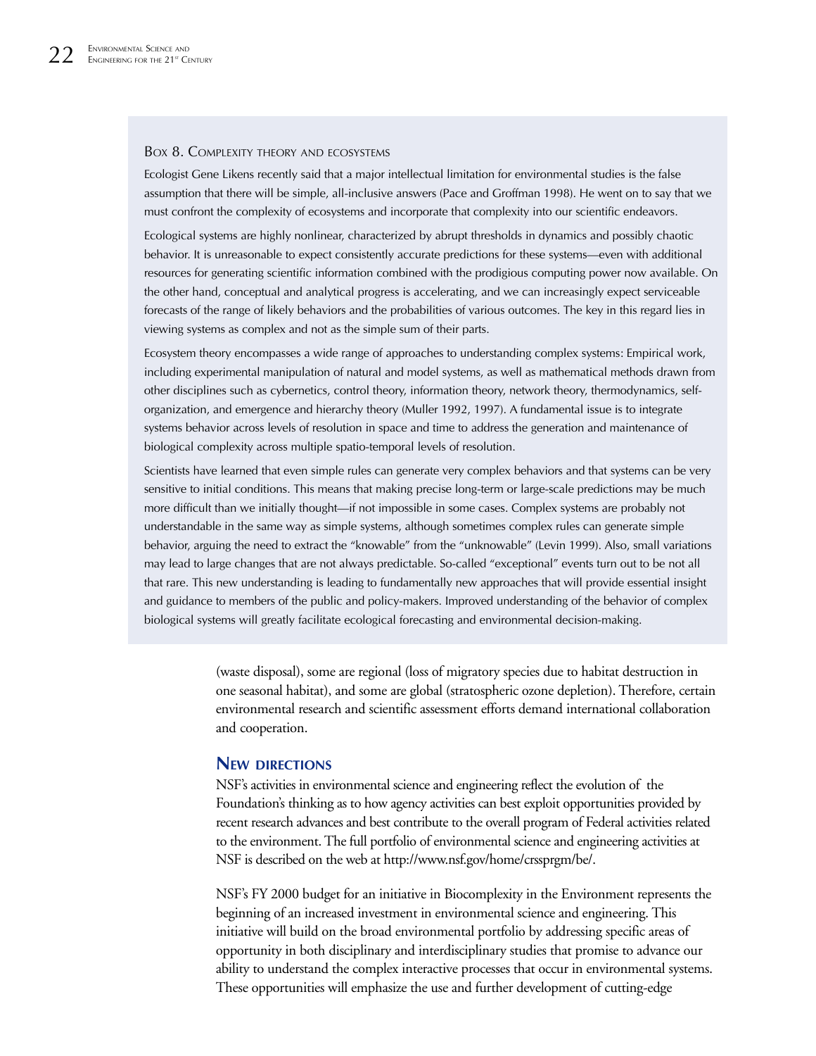### Box 8. Complexity theory and ecosystems

Ecologist Gene Likens recently said that a major intellectual limitation for environmental studies is the false assumption that there will be simple, all-inclusive answers (Pace and Groffman 1998). He went on to say that we must confront the complexity of ecosystems and incorporate that complexity into our scientific endeavors.

Ecological systems are highly nonlinear, characterized by abrupt thresholds in dynamics and possibly chaotic behavior. It is unreasonable to expect consistently accurate predictions for these systems—even with additional resources for generating scientific information combined with the prodigious computing power now available. On the other hand, conceptual and analytical progress is accelerating, and we can increasingly expect serviceable forecasts of the range of likely behaviors and the probabilities of various outcomes. The key in this regard lies in viewing systems as complex and not as the simple sum of their parts.

Ecosystem theory encompasses a wide range of approaches to understanding complex systems: Empirical work, including experimental manipulation of natural and model systems, as well as mathematical methods drawn from other disciplines such as cybernetics, control theory, information theory, network theory, thermodynamics, self-organization, and emergence and hierarchy theory (Muller 1992, 1997). A fundamental issue is to integrate systems behavior across levels of resolution in space and time to address the generation and maintenance of biological complexity across multiple spatio-temporal levels of resolution.

Scientists have learned that even simple rules can generate very complex behaviors and that systems can be very sensitive to initial conditions. This means that making precise long-term or large-scale predictions may be much more difficult than we initially thought—if not impossible in some cases. Complex systems are probably not understandable in the same way as simple systems, although sometimes complex rules can generate simple behavior, arguing the need to extract the "knowable" from the "unknowable" (Levin 1999). Also, small variations may lead to large changes that are not always predictable. So-called "exceptional" events turn out to be not all that rare. This new understanding is leading to fundamentally new approaches that will provide essential insight and guidance to members of the public and policy-makers. Improved understanding of the behavior of complex biological systems will greatly facilitate ecological forecasting and environmental decision-making.

(waste disposal), some are regional (loss of migratory species due to habitat destruction in one seasonal habitat), and some are global (stratospheric ozone depletion). Therefore, certain environmental research and scientific assessment efforts demand international collaboration and cooperation.

## New directions

NSF's activities in environmental science and engineering reflect the evolution of the Foundation's thinking as to how agency activities can best exploit opportunities provided by recent research advances and best contribute to the overall program of Federal activities related to the environment. The full portfolio of environmental science and engineering activities at NSF is described on the web at http://www.nsf.gov/home/crssprgm/be/.

NSF's FY 2000 budget for an initiative in Biocomplexity in the Environment represents the beginning of an increased investment in environmental science and engineering. This initiative will build on the broad environmental portfolio by addressing specific areas of opportunity in both disciplinary and interdisciplinary studies that promise to advance our ability to understand the complex interactive processes that occur in environmental systems. These opportunities will emphasize the use and further development of cutting-edge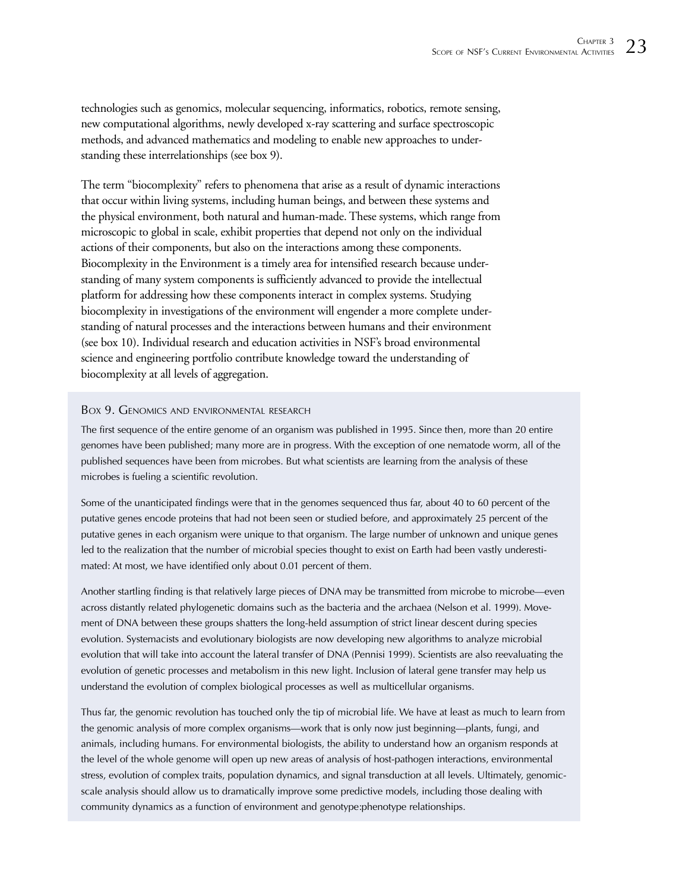technologies such as genomics, molecular sequencing, informatics, robotics, remote sensing, new computational algorithms, newly developed x-ray scattering and surface spectroscopic methods, and advanced mathematics and modeling to enable new approaches to understanding these interrelationships (see box 9).

The term "biocomplexity" refers to phenomena that arise as a result of dynamic interactions that occur within living systems, including human beings, and between these systems and the physical environment, both natural and human-made. These systems, which range from microscopic to global in scale, exhibit properties that depend not only on the individual actions of their components, but also on the interactions among these components. Biocomplexity in the Environment is a timely area for intensified research because understanding of many system components is sufficiently advanced to provide the intellectual platform for addressing how these components interact in complex systems. Studying biocomplexity in investigations of the environment will engender a more complete understanding of natural processes and the interactions between humans and their environment (see box 10). Individual research and education activities in NSF's broad environmental science and engineering portfolio contribute knowledge toward the understanding of biocomplexity at all levels of aggregation.

### Box 9. Genomics and environmental research

The first sequence of the entire genome of an organism was published in 1995. Since then, more than 20 entire genomes have been published; many more are in progress. With the exception of one nematode worm, all of the published sequences have been from microbes. But what scientists are learning from the analysis of these microbes is fueling a scientific revolution.

Some of the unanticipated findings were that in the genomes sequenced thus far, about 40 to 60 percent of the putative genes encode proteins that had not been seen or studied before, and approximately 25 percent of the putative genes in each organism were unique to that organism. The large number of unknown and unique genes led to the realization that the number of microbial species thought to exist on Earth had been vastly underestimated: At most, we have identified only about 0.01 percent of them.

Another startling finding is that relatively large pieces of DNA may be transmitted from microbe to microbe—even across distantly related phylogenetic domains such as the bacteria and the archaea (Nelson et al. 1999). Movement of DNA between these groups shatters the long-held assumption of strict linear descent during species evolution. Systemacists and evolutionary biologists are now developing new algorithms to analyze microbial evolution that will take into account the lateral transfer of DNA (Pennisi 1999). Scientists are also reevaluating the evolution of genetic processes and metabolism in this new light. Inclusion of lateral gene transfer may help us understand the evolution of complex biological processes as well as multicellular organisms.

Thus far, the genomic revolution has touched only the tip of microbial life. We have at least as much to learn from the genomic analysis of more complex organisms—work that is only now just beginning—plants, fungi, and animals, including humans. For environmental biologists, the ability to understand how an organism responds at the level of the whole genome will open up new areas of analysis of host-pathogen interactions, environmental stress, evolution of complex traits, population dynamics, and signal transduction at all levels. Ultimately, genomic-scale analysis should allow us to dramatically improve some predictive models, including those dealing with community dynamics as a function of environment and genotype:phenotype relationships.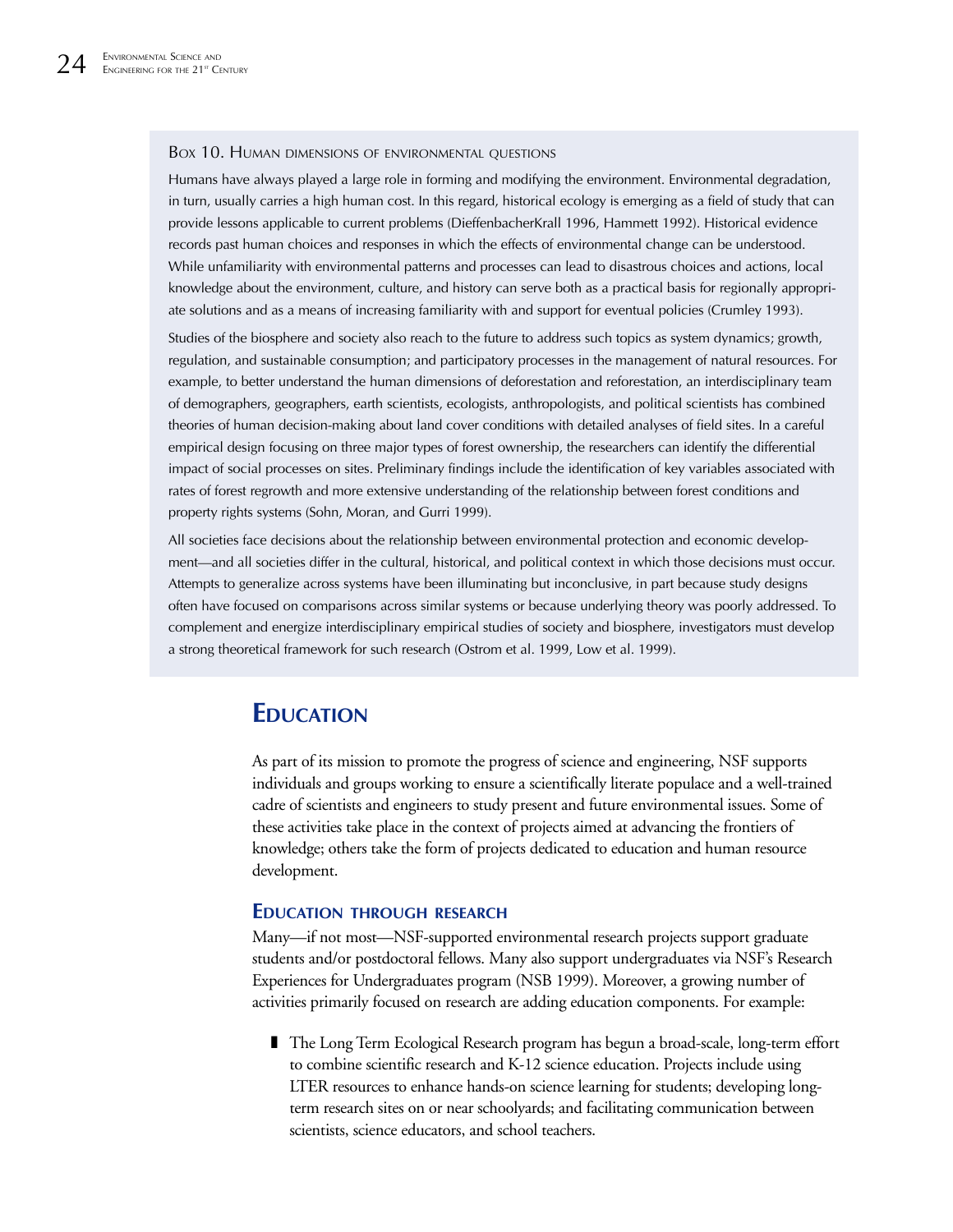### Box 10. Human dimensions of environmental questions

Humans have always played a large role in forming and modifying the environment. Environmental degradation, in turn, usually carries a high human cost. In this regard, historical ecology is emerging as a field of study that can provide lessons applicable to current problems (DieffenbacherKrall 1996, Hammett 1992). Historical evidence records past human choices and responses in which the effects of environmental change can be understood. While unfamiliarity with environmental patterns and processes can lead to disastrous choices and actions, local knowledge about the environment, culture, and history can serve both as a practical basis for regionally appropriate solutions and as a means of increasing familiarity with and support for eventual policies (Crumley 1993).

Studies of the biosphere and society also reach to the future to address such topics as system dynamics; growth, regulation, and sustainable consumption; and participatory processes in the management of natural resources. For example, to better understand the human dimensions of deforestation and reforestation, an interdisciplinary team of demographers, geographers, earth scientists, ecologists, anthropologists, and political scientists has combined theories of human decision-making about land cover conditions with detailed analyses of field sites. In a careful empirical design focusing on three major types of forest ownership, the researchers can identify the differential impact of social processes on sites. Preliminary findings include the identification of key variables associated with rates of forest regrowth and more extensive understanding of the relationship between forest conditions and property rights systems (Sohn, Moran, and Gurri 1999).

All societies face decisions about the relationship between environmental protection and economic development—and all societies differ in the cultural, historical, and political context in which those decisions must occur. Attempts to generalize across systems have been illuminating but inconclusive, in part because study designs often have focused on comparisons across similar systems or because underlying theory was poorly addressed. To complement and energize interdisciplinary empirical studies of society and biosphere, investigators must develop a strong theoretical framework for such research (Ostrom et al. 1999, Low et al. 1999).

## Education

As part of its mission to promote the progress of science and engineering, NSF supports individuals and groups working to ensure a scientifically literate populace and a well-trained cadre of scientists and engineers to study present and future environmental issues. Some of these activities take place in the context of projects aimed at advancing the frontiers of knowledge; others take the form of projects dedicated to education and human resource development.

### Education through research

Many—if not most—NSF-supported environmental research projects support graduate students and/or postdoctoral fellows. Many also support undergraduates via NSF's Research Experiences for Undergraduates program (NSB 1999). Moreover, a growing number of activities primarily focused on research are adding education components. For example:

- The Long Term Ecological Research program has begun a broad-scale, long-term effort to combine scientific research and K-12 science education. Projects include using LTER resources to enhance hands-on science learning for students; developing long-term research sites on or near schoolyards; and facilitating communication between scientists, science educators, and school teachers.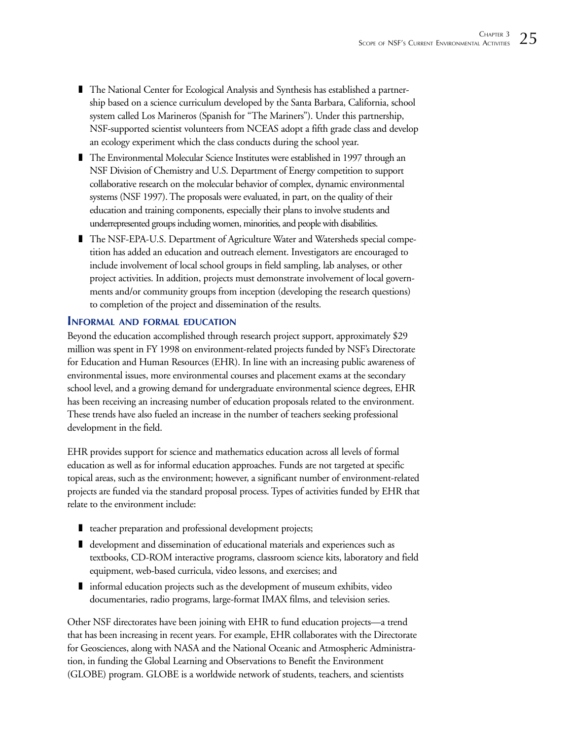- The National Center for Ecological Analysis and Synthesis has established a partnership based on a science curriculum developed by the Santa Barbara, California, school system called Los Marineros (Spanish for "The Mariners"). Under this partnership, NSF-supported scientist volunteers from NCEAS adopt a fifth grade class and develop an ecology experiment which the class conducts during the school year.
- The Environmental Molecular Science Institutes were established in 1997 through an NSF Division of Chemistry and U.S. Department of Energy competition to support collaborative research on the molecular behavior of complex, dynamic environmental systems (NSF 1997). The proposals were evaluated, in part, on the quality of their education and training components, especially their plans to involve students and underrepresented groups including women, minorities, and people with disabilities.
- The NSF-EPA-U.S. Department of Agriculture Water and Watersheds special competition has added an education and outreach element. Investigators are encouraged to include involvement of local school groups in field sampling, lab analyses, or other project activities. In addition, projects must demonstrate involvement of local governments and/or community groups from inception (developing the research questions) to completion of the project and dissemination of the results.

### Informal and formal education

Beyond the education accomplished through research project support, approximately $29 million was spent in FY 1998 on environment-related projects funded by NSF's Directorate for Education and Human Resources (EHR). In line with an increasing public awareness of environmental issues, more environmental courses and placement exams at the secondary school level, and a growing demand for undergraduate environmental science degrees, EHR has been receiving an increasing number of education proposals related to the environment. These trends have also fueled an increase in the number of teachers seeking professional development in the field.

EHR provides support for science and mathematics education across all levels of formal education as well as for informal education approaches. Funds are not targeted at specific topical areas, such as the environment; however, a significant number of environment-related projects are funded via the standard proposal process. Types of activities funded by EHR that relate to the environment include:

- teacher preparation and professional development projects;
- development and dissemination of educational materials and experiences such as textbooks, CD-ROM interactive programs, classroom science kits, laboratory and field equipment, web-based curricula, video lessons, and exercises; and
- informal education projects such as the development of museum exhibits, video documentaries, radio programs, large-format IMAX films, and television series.

Other NSF directorates have been joining with EHR to fund education projects—a trend that has been increasing in recent years. For example, EHR collaborates with the Directorate for Geosciences, along with NASA and the National Oceanic and Atmospheric Administration, in funding the Global Learning and Observations to Benefit the Environment (GLOBE) program. GLOBE is a worldwide network of students, teachers, and scientists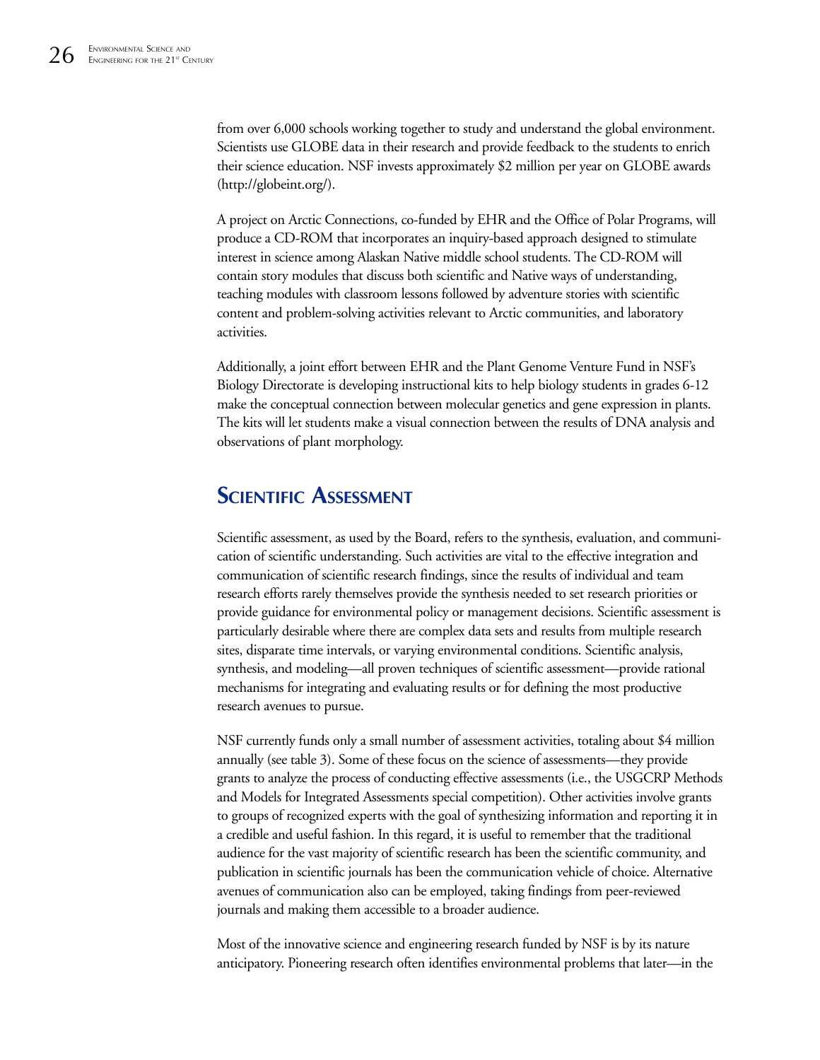from over 6,000 schools working together to study and understand the global environment. Scientists use GLOBE data in their research and provide feedback to the students to enrich their science education. NSF invests approximately $2 million per year on GLOBE awards (http://globeint.org/).

A project on Arctic Connections, co-funded by EHR and the Office of Polar Programs, will produce a CD-ROM that incorporates an inquiry-based approach designed to stimulate interest in science among Alaskan Native middle school students. The CD-ROM will contain story modules that discuss both scientific and Native ways of understanding, teaching modules with classroom lessons followed by adventure stories with scientific content and problem-solving activities relevant to Arctic communities, and laboratory activities.

Additionally, a joint effort between EHR and the Plant Genome Venture Fund in NSF's Biology Directorate is developing instructional kits to help biology students in grades 6-12 make the conceptual connection between molecular genetics and gene expression in plants. The kits will let students make a visual connection between the results of DNA analysis and observations of plant morphology.

## Scientific Assessment

Scientific assessment, as used by the Board, refers to the synthesis, evaluation, and communication of scientific understanding. Such activities are vital to the effective integration and communication of scientific research findings, since the results of individual and team research efforts rarely themselves provide the synthesis needed to set research priorities or provide guidance for environmental policy or management decisions. Scientific assessment is particularly desirable where there are complex data sets and results from multiple research sites, disparate time intervals, or varying environmental conditions. Scientific analysis, synthesis, and modeling—all proven techniques of scientific assessment—provide rational mechanisms for integrating and evaluating results or for defining the most productive research avenues to pursue.

NSF currently funds only a small number of assessment activities, totaling about $4 million annually (see table 3). Some of these focus on the science of assessments—they provide grants to analyze the process of conducting effective assessments (i.e., the USGCRP Methods and Models for Integrated Assessments special competition). Other activities involve grants to groups of recognized experts with the goal of synthesizing information and reporting it in a credible and useful fashion. In this regard, it is useful to remember that the traditional audience for the vast majority of scientific research has been the scientific community, and publication in scientific journals has been the communication vehicle of choice. Alternative avenues of communication also can be employed, taking findings from peer-reviewed journals and making them accessible to a broader audience.

Most of the innovative science and engineering research funded by NSF is by its nature anticipatory. Pioneering research often identifies environmental problems that later—in the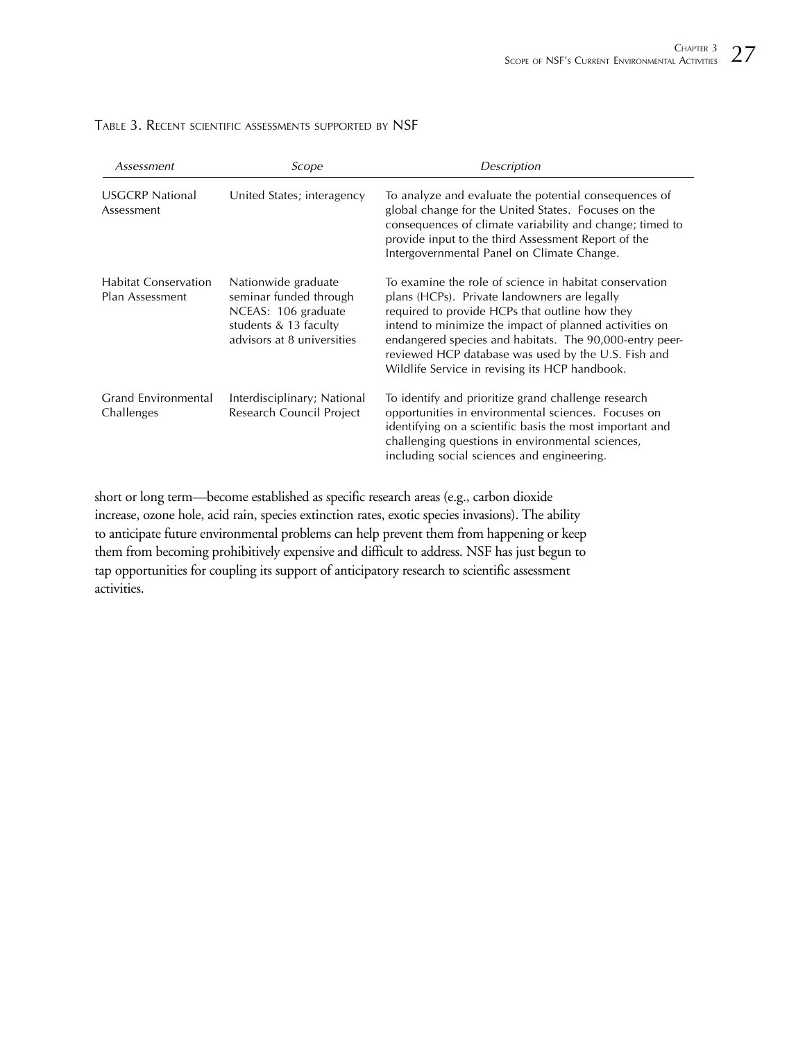TABLE 3. RECENT SCIENTIFIC ASSESSMENTS SUPPORTED BY NSF

| *Assessment* | *Scope* | *Description* |
|---|---|---|
| USGCRP National Assessment | United States; interagency | To analyze and evaluate the potential consequences of global change for the United States. Focuses on the consequences of climate variability and change; timed to provide input to the third Assessment Report of the Intergovernmental Panel on Climate Change. |
| Habitat Conservation Plan Assessment | Nationwide graduate seminar funded through NCEAS: 106 graduate students & 13 faculty advisors at 8 universities | To examine the role of science in habitat conservation plans (HCPs). Private landowners are legally required to provide HCPs that outline how they intend to minimize the impact of planned activities on endangered species and habitats. The 90,000-entry peer-reviewed HCP database was used by the U.S. Fish and Wildlife Service in revising its HCP handbook. |
| Grand Environmental Challenges | Interdisciplinary; National Research Council Project | To identify and prioritize grand challenge research opportunities in environmental sciences. Focuses on identifying on a scientific basis the most important and challenging questions in environmental sciences, including social sciences and engineering. |

short or long term—become established as specific research areas (e.g., carbon dioxide increase, ozone hole, acid rain, species extinction rates, exotic species invasions). The ability to anticipate future environmental problems can help prevent them from happening or keep them from becoming prohibitively expensive and difficult to address. NSF has just begun to tap opportunities for coupling its support of anticipatory research to scientific assessment activities.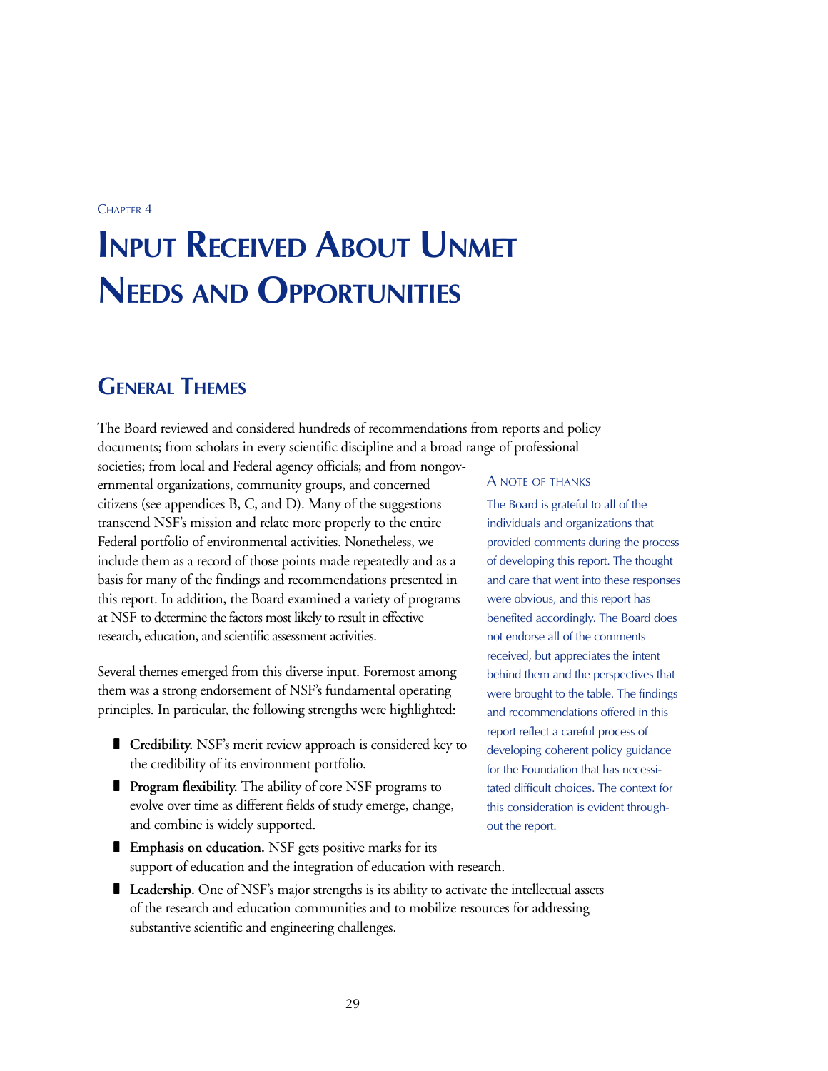Chapter 4

# Input Received About Unmet Needs and Opportunities

## General Themes

The Board reviewed and considered hundreds of recommendations from reports and policy documents; from scholars in every scientific discipline and a broad range of professional societies; from local and Federal agency officials; and from nongovernmental organizations, community groups, and concerned citizens (see appendices B, C, and D). Many of the suggestions transcend NSF's mission and relate more properly to the entire Federal portfolio of environmental activities. Nonetheless, we include them as a record of those points made repeatedly and as a basis for many of the findings and recommendations presented in this report. In addition, the Board examined a variety of programs at NSF to determine the factors most likely to result in effective research, education, and scientific assessment activities.

Several themes emerged from this diverse input. Foremost among them was a strong endorsement of NSF's fundamental operating principles. In particular, the following strengths were highlighted:

- **Credibility.** NSF's merit review approach is considered key to the credibility of its environment portfolio.
- **Program flexibility.** The ability of core NSF programs to evolve over time as different fields of study emerge, change, and combine is widely supported.
- **Emphasis on education.** NSF gets positive marks for its support of education and the integration of education with research.
- **Leadership.** One of NSF's major strengths is its ability to activate the intellectual assets of the research and education communities and to mobilize resources for addressing substantive scientific and engineering challenges.

A note of thanks

The Board is grateful to all of the individuals and organizations that provided comments during the process of developing this report. The thought and care that went into these responses were obvious, and this report has benefited accordingly. The Board does not endorse all of the comments received, but appreciates the intent behind them and the perspectives that were brought to the table. The findings and recommendations offered in this report reflect a careful process of developing coherent policy guidance for the Foundation that has necessitated difficult choices. The context for this consideration is evident throughout the report.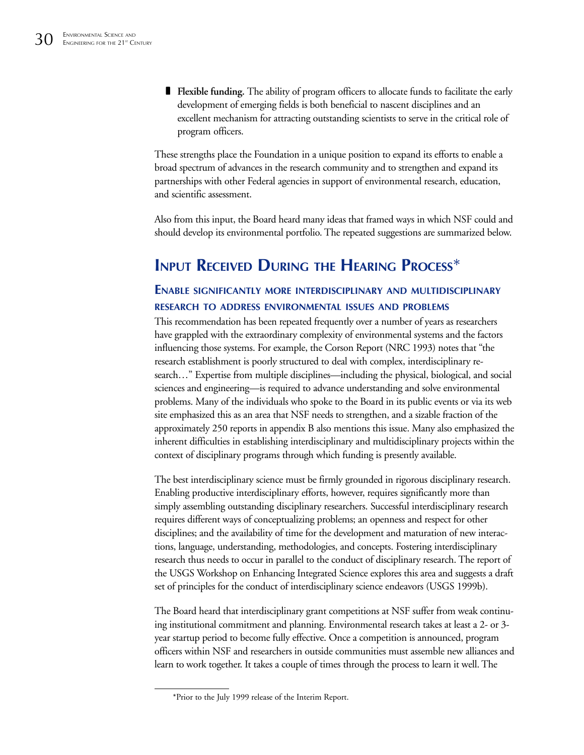- **Flexible funding.** The ability of program officers to allocate funds to facilitate the early development of emerging fields is both beneficial to nascent disciplines and an excellent mechanism for attracting outstanding scientists to serve in the critical role of program officers.

These strengths place the Foundation in a unique position to expand its efforts to enable a broad spectrum of advances in the research community and to strengthen and expand its partnerships with other Federal agencies in support of environmental research, education, and scientific assessment.

Also from this input, the Board heard many ideas that framed ways in which NSF could and should develop its environmental portfolio. The repeated suggestions are summarized below.

## Input Received During the Hearing Process*

### Enable significantly more interdisciplinary and multidisciplinary research to address environmental issues and problems

This recommendation has been repeated frequently over a number of years as researchers have grappled with the extraordinary complexity of environmental systems and the factors influencing those systems. For example, the Corson Report (NRC 1993) notes that "the research establishment is poorly structured to deal with complex, interdisciplinary research…" Expertise from multiple disciplines—including the physical, biological, and social sciences and engineering—is required to advance understanding and solve environmental problems. Many of the individuals who spoke to the Board in its public events or via its web site emphasized this as an area that NSF needs to strengthen, and a sizable fraction of the approximately 250 reports in appendix B also mentions this issue. Many also emphasized the inherent difficulties in establishing interdisciplinary and multidisciplinary projects within the context of disciplinary programs through which funding is presently available.

The best interdisciplinary science must be firmly grounded in rigorous disciplinary research. Enabling productive interdisciplinary efforts, however, requires significantly more than simply assembling outstanding disciplinary researchers. Successful interdisciplinary research requires different ways of conceptualizing problems; an openness and respect for other disciplines; and the availability of time for the development and maturation of new interactions, language, understanding, methodologies, and concepts. Fostering interdisciplinary research thus needs to occur in parallel to the conduct of disciplinary research. The report of the USGS Workshop on Enhancing Integrated Science explores this area and suggests a draft set of principles for the conduct of interdisciplinary science endeavors (USGS 1999b).

The Board heard that interdisciplinary grant competitions at NSF suffer from weak continuing institutional commitment and planning. Environmental research takes at least a 2- or 3-year startup period to become fully effective. Once a competition is announced, program officers within NSF and researchers in outside communities must assemble new alliances and learn to work together. It takes a couple of times through the process to learn it well. The

*Prior to the July 1999 release of the Interim Report.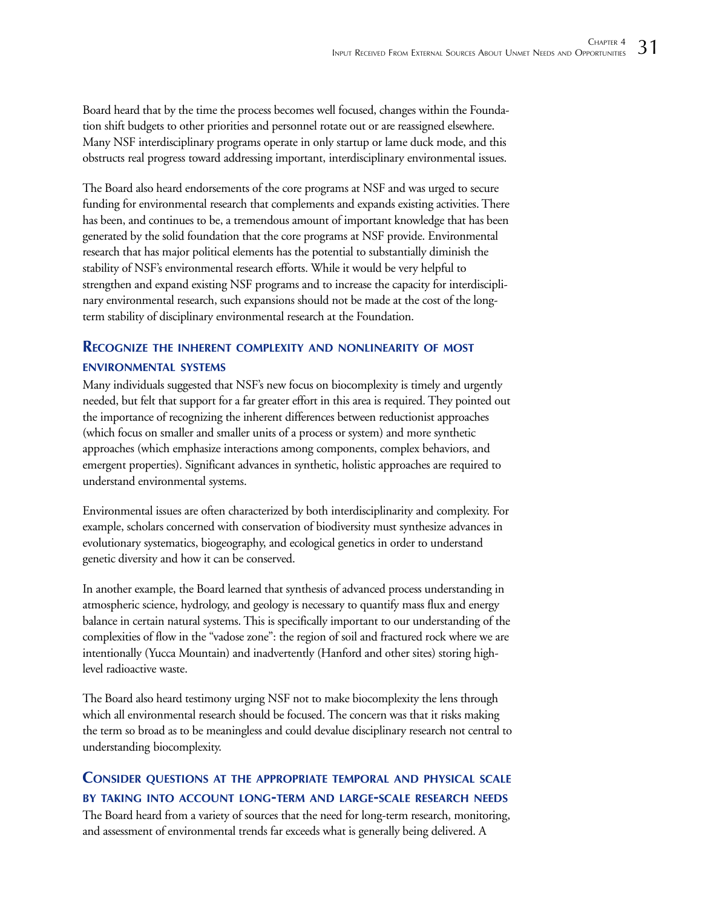Board heard that by the time the process becomes well focused, changes within the Foundation shift budgets to other priorities and personnel rotate out or are reassigned elsewhere. Many NSF interdisciplinary programs operate in only startup or lame duck mode, and this obstructs real progress toward addressing important, interdisciplinary environmental issues.

The Board also heard endorsements of the core programs at NSF and was urged to secure funding for environmental research that complements and expands existing activities. There has been, and continues to be, a tremendous amount of important knowledge that has been generated by the solid foundation that the core programs at NSF provide. Environmental research that has major political elements has the potential to substantially diminish the stability of NSF's environmental research efforts. While it would be very helpful to strengthen and expand existing NSF programs and to increase the capacity for interdisciplinary environmental research, such expansions should not be made at the cost of the long-term stability of disciplinary environmental research at the Foundation.

## Recognize the inherent complexity and nonlinearity of most environmental systems

Many individuals suggested that NSF's new focus on biocomplexity is timely and urgently needed, but felt that support for a far greater effort in this area is required. They pointed out the importance of recognizing the inherent differences between reductionist approaches (which focus on smaller and smaller units of a process or system) and more synthetic approaches (which emphasize interactions among components, complex behaviors, and emergent properties). Significant advances in synthetic, holistic approaches are required to understand environmental systems.

Environmental issues are often characterized by both interdisciplinarity and complexity. For example, scholars concerned with conservation of biodiversity must synthesize advances in evolutionary systematics, biogeography, and ecological genetics in order to understand genetic diversity and how it can be conserved.

In another example, the Board learned that synthesis of advanced process understanding in atmospheric science, hydrology, and geology is necessary to quantify mass flux and energy balance in certain natural systems. This is specifically important to our understanding of the complexities of flow in the "vadose zone": the region of soil and fractured rock where we are intentionally (Yucca Mountain) and inadvertently (Hanford and other sites) storing high-level radioactive waste.

The Board also heard testimony urging NSF not to make biocomplexity the lens through which all environmental research should be focused. The concern was that it risks making the term so broad as to be meaningless and could devalue disciplinary research not central to understanding biocomplexity.

## Consider questions at the appropriate temporal and physical scale by taking into account long-term and large-scale research needs

The Board heard from a variety of sources that the need for long-term research, monitoring, and assessment of environmental trends far exceeds what is generally being delivered. A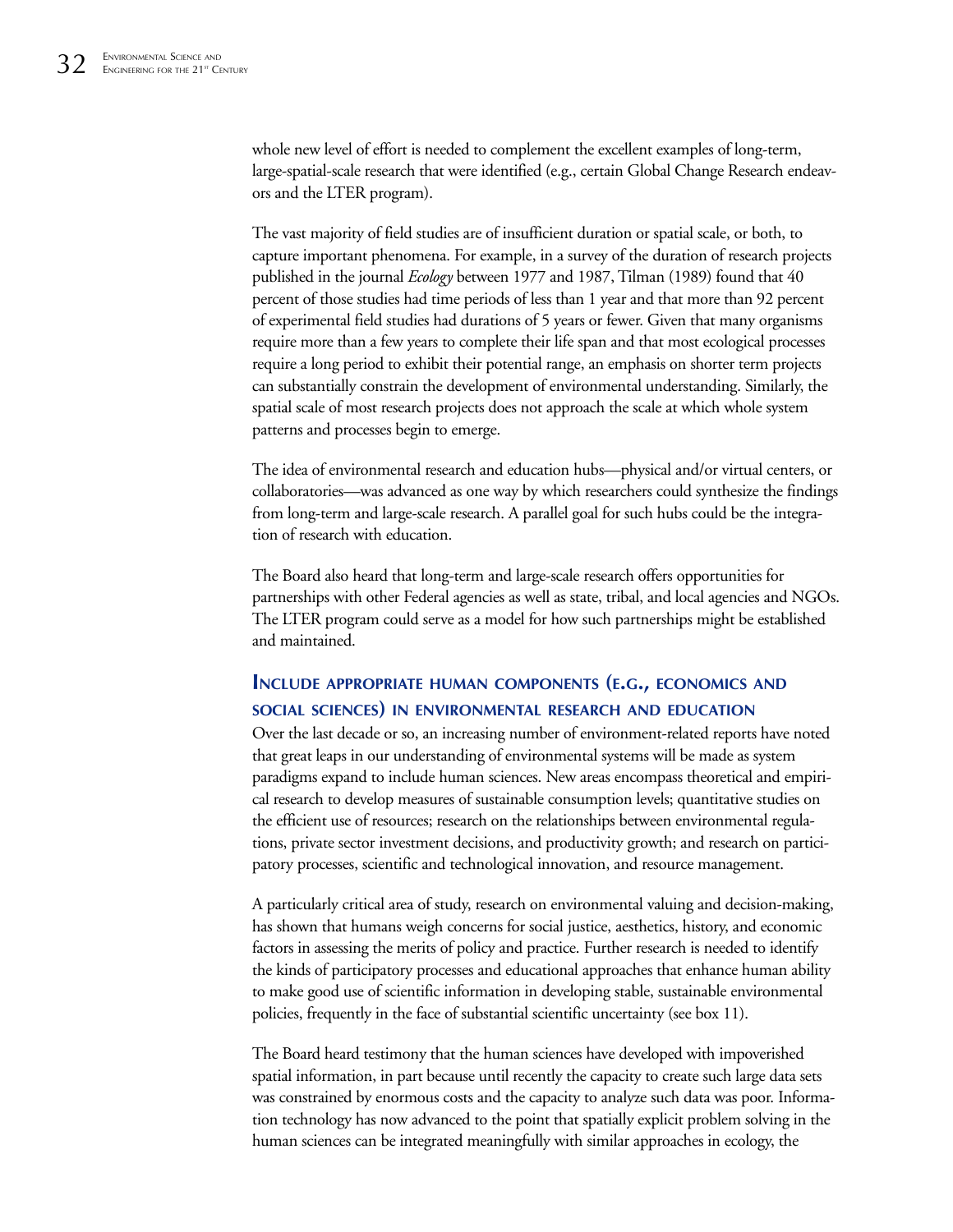whole new level of effort is needed to complement the excellent examples of long-term, large-spatial-scale research that were identified (e.g., certain Global Change Research endeavors and the LTER program).

The vast majority of field studies are of insufficient duration or spatial scale, or both, to capture important phenomena. For example, in a survey of the duration of research projects published in the journal *Ecology* between 1977 and 1987, Tilman (1989) found that 40 percent of those studies had time periods of less than 1 year and that more than 92 percent of experimental field studies had durations of 5 years or fewer. Given that many organisms require more than a few years to complete their life span and that most ecological processes require a long period to exhibit their potential range, an emphasis on shorter term projects can substantially constrain the development of environmental understanding. Similarly, the spatial scale of most research projects does not approach the scale at which whole system patterns and processes begin to emerge.

The idea of environmental research and education hubs—physical and/or virtual centers, or collaboratories—was advanced as one way by which researchers could synthesize the findings from long-term and large-scale research. A parallel goal for such hubs could be the integration of research with education.

The Board also heard that long-term and large-scale research offers opportunities for partnerships with other Federal agencies as well as state, tribal, and local agencies and NGOs. The LTER program could serve as a model for how such partnerships might be established and maintained.

## Include appropriate human components (e.g., economics and social sciences) in environmental research and education

Over the last decade or so, an increasing number of environment-related reports have noted that great leaps in our understanding of environmental systems will be made as system paradigms expand to include human sciences. New areas encompass theoretical and empirical research to develop measures of sustainable consumption levels; quantitative studies on the efficient use of resources; research on the relationships between environmental regulations, private sector investment decisions, and productivity growth; and research on participatory processes, scientific and technological innovation, and resource management.

A particularly critical area of study, research on environmental valuing and decision-making, has shown that humans weigh concerns for social justice, aesthetics, history, and economic factors in assessing the merits of policy and practice. Further research is needed to identify the kinds of participatory processes and educational approaches that enhance human ability to make good use of scientific information in developing stable, sustainable environmental policies, frequently in the face of substantial scientific uncertainty (see box 11).

The Board heard testimony that the human sciences have developed with impoverished spatial information, in part because until recently the capacity to create such large data sets was constrained by enormous costs and the capacity to analyze such data was poor. Information technology has now advanced to the point that spatially explicit problem solving in the human sciences can be integrated meaningfully with similar approaches in ecology, the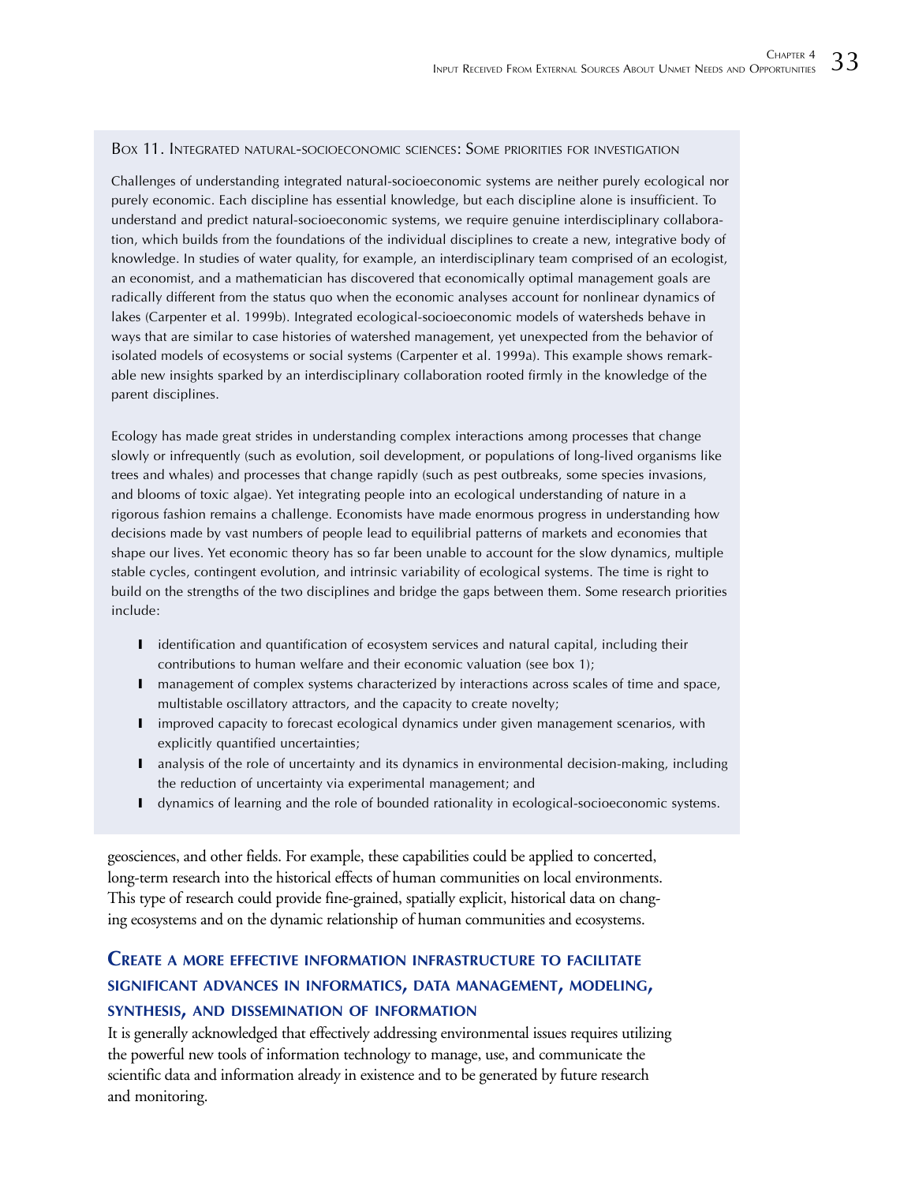### Box 11. Integrated natural-socioeconomic sciences: Some priorities for investigation

Challenges of understanding integrated natural-socioeconomic systems are neither purely ecological nor purely economic. Each discipline has essential knowledge, but each discipline alone is insufficient. To understand and predict natural-socioeconomic systems, we require genuine interdisciplinary collaboration, which builds from the foundations of the individual disciplines to create a new, integrative body of knowledge. In studies of water quality, for example, an interdisciplinary team comprised of an ecologist, an economist, and a mathematician has discovered that economically optimal management goals are radically different from the status quo when the economic analyses account for nonlinear dynamics of lakes (Carpenter et al. 1999b). Integrated ecological-socioeconomic models of watersheds behave in ways that are similar to case histories of watershed management, yet unexpected from the behavior of isolated models of ecosystems or social systems (Carpenter et al. 1999a). This example shows remarkable new insights sparked by an interdisciplinary collaboration rooted firmly in the knowledge of the parent disciplines.

Ecology has made great strides in understanding complex interactions among processes that change slowly or infrequently (such as evolution, soil development, or populations of long-lived organisms like trees and whales) and processes that change rapidly (such as pest outbreaks, some species invasions, and blooms of toxic algae). Yet integrating people into an ecological understanding of nature in a rigorous fashion remains a challenge. Economists have made enormous progress in understanding how decisions made by vast numbers of people lead to equilibrial patterns of markets and economies that shape our lives. Yet economic theory has so far been unable to account for the slow dynamics, multiple stable cycles, contingent evolution, and intrinsic variability of ecological systems. The time is right to build on the strengths of the two disciplines and bridge the gaps between them. Some research priorities include:

- identification and quantification of ecosystem services and natural capital, including their contributions to human welfare and their economic valuation (see box 1);
- management of complex systems characterized by interactions across scales of time and space, multistable oscillatory attractors, and the capacity to create novelty;
- improved capacity to forecast ecological dynamics under given management scenarios, with explicitly quantified uncertainties;
- analysis of the role of uncertainty and its dynamics in environmental decision-making, including the reduction of uncertainty via experimental management; and
- dynamics of learning and the role of bounded rationality in ecological-socioeconomic systems.

geosciences, and other fields. For example, these capabilities could be applied to concerted, long-term research into the historical effects of human communities on local environments. This type of research could provide fine-grained, spatially explicit, historical data on changing ecosystems and on the dynamic relationship of human communities and ecosystems.

## Create a more effective information infrastructure to facilitate significant advances in informatics, data management, modeling, synthesis, and dissemination of information

It is generally acknowledged that effectively addressing environmental issues requires utilizing the powerful new tools of information technology to manage, use, and communicate the scientific data and information already in existence and to be generated by future research and monitoring.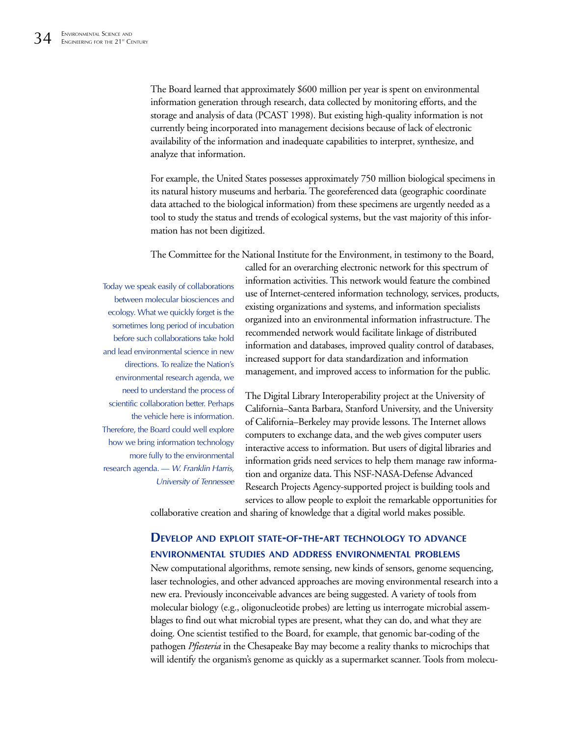The Board learned that approximately $600 million per year is spent on environmental information generation through research, data collected by monitoring efforts, and the storage and analysis of data (PCAST 1998). But existing high-quality information is not currently being incorporated into management decisions because of lack of electronic availability of the information and inadequate capabilities to interpret, synthesize, and analyze that information.

For example, the United States possesses approximately 750 million biological specimens in its natural history museums and herbaria. The georeferenced data (geographic coordinate data attached to the biological information) from these specimens are urgently needed as a tool to study the status and trends of ecological systems, but the vast majority of this information has not been digitized.

The Committee for the National Institute for the Environment, in testimony to the Board, called for an overarching electronic network for this spectrum of information activities. This network would feature the combined use of Internet-centered information technology, services, products, existing organizations and systems, and information specialists organized into an environmental information infrastructure. The recommended network would facilitate linkage of distributed information and databases, improved quality control of databases, increased support for data standardization and information management, and improved access to information for the public.

> Today we speak easily of collaborations between molecular biosciences and ecology. What we quickly forget is the sometimes long period of incubation before such collaborations take hold and lead environmental science in new directions. To realize the Nation's environmental research agenda, we need to understand the process of scientific collaboration better. Perhaps the vehicle here is information. Therefore, the Board could well explore how we bring information technology more fully to the environmental research agenda. — *W. Franklin Harris, University of Tennessee*

The Digital Library Interoperability project at the University of California–Santa Barbara, Stanford University, and the University of California–Berkeley may provide lessons. The Internet allows computers to exchange data, and the web gives computer users interactive access to information. But users of digital libraries and information grids need services to help them manage raw information and organize data. This NSF-NASA-Defense Advanced Research Projects Agency-supported project is building tools and services to allow people to exploit the remarkable opportunities for collaborative creation and sharing of knowledge that a digital world makes possible.

## Develop and exploit state-of-the-art technology to advance environmental studies and address environmental problems

New computational algorithms, remote sensing, new kinds of sensors, genome sequencing, laser technologies, and other advanced approaches are moving environmental research into a new era. Previously inconceivable advances are being suggested. A variety of tools from molecular biology (e.g., oligonucleotide probes) are letting us interrogate microbial assemblages to find out what microbial types are present, what they can do, and what they are doing. One scientist testified to the Board, for example, that genomic bar-coding of the pathogen *Pfiesteria* in the Chesapeake Bay may become a reality thanks to microchips that will identify the organism's genome as quickly as a supermarket scanner. Tools from molecu-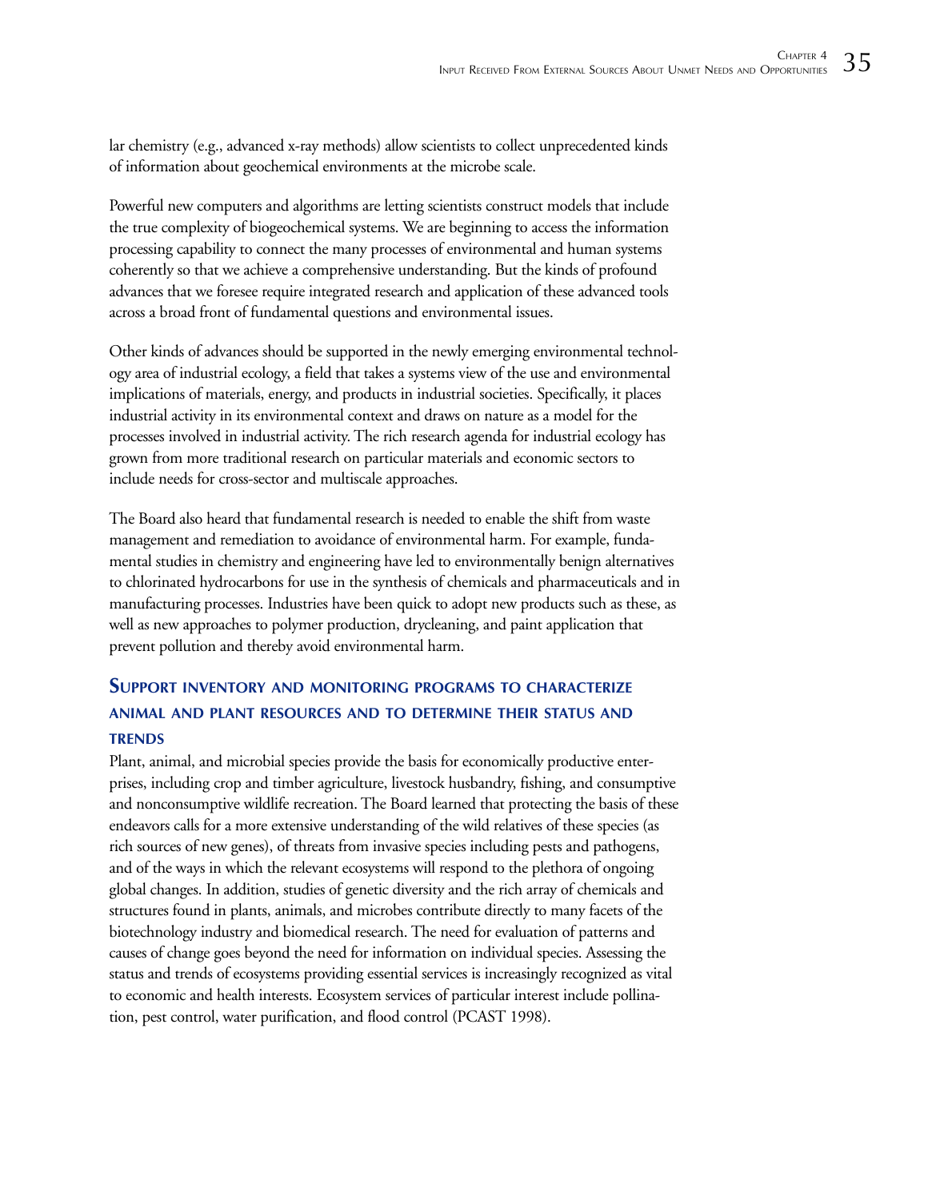lar chemistry (e.g., advanced x-ray methods) allow scientists to collect unprecedented kinds of information about geochemical environments at the microbe scale.

Powerful new computers and algorithms are letting scientists construct models that include the true complexity of biogeochemical systems. We are beginning to access the information processing capability to connect the many processes of environmental and human systems coherently so that we achieve a comprehensive understanding. But the kinds of profound advances that we foresee require integrated research and application of these advanced tools across a broad front of fundamental questions and environmental issues.

Other kinds of advances should be supported in the newly emerging environmental technology area of industrial ecology, a field that takes a systems view of the use and environmental implications of materials, energy, and products in industrial societies. Specifically, it places industrial activity in its environmental context and draws on nature as a model for the processes involved in industrial activity. The rich research agenda for industrial ecology has grown from more traditional research on particular materials and economic sectors to include needs for cross-sector and multiscale approaches.

The Board also heard that fundamental research is needed to enable the shift from waste management and remediation to avoidance of environmental harm. For example, fundamental studies in chemistry and engineering have led to environmentally benign alternatives to chlorinated hydrocarbons for use in the synthesis of chemicals and pharmaceuticals and in manufacturing processes. Industries have been quick to adopt new products such as these, as well as new approaches to polymer production, drycleaning, and paint application that prevent pollution and thereby avoid environmental harm.

### Support inventory and monitoring programs to characterize animal and plant resources and to determine their status and trends

Plant, animal, and microbial species provide the basis for economically productive enterprises, including crop and timber agriculture, livestock husbandry, fishing, and consumptive and nonconsumptive wildlife recreation. The Board learned that protecting the basis of these endeavors calls for a more extensive understanding of the wild relatives of these species (as rich sources of new genes), of threats from invasive species including pests and pathogens, and of the ways in which the relevant ecosystems will respond to the plethora of ongoing global changes. In addition, studies of genetic diversity and the rich array of chemicals and structures found in plants, animals, and microbes contribute directly to many facets of the biotechnology industry and biomedical research. The need for evaluation of patterns and causes of change goes beyond the need for information on individual species. Assessing the status and trends of ecosystems providing essential services is increasingly recognized as vital to economic and health interests. Ecosystem services of particular interest include pollination, pest control, water purification, and flood control (PCAST 1998).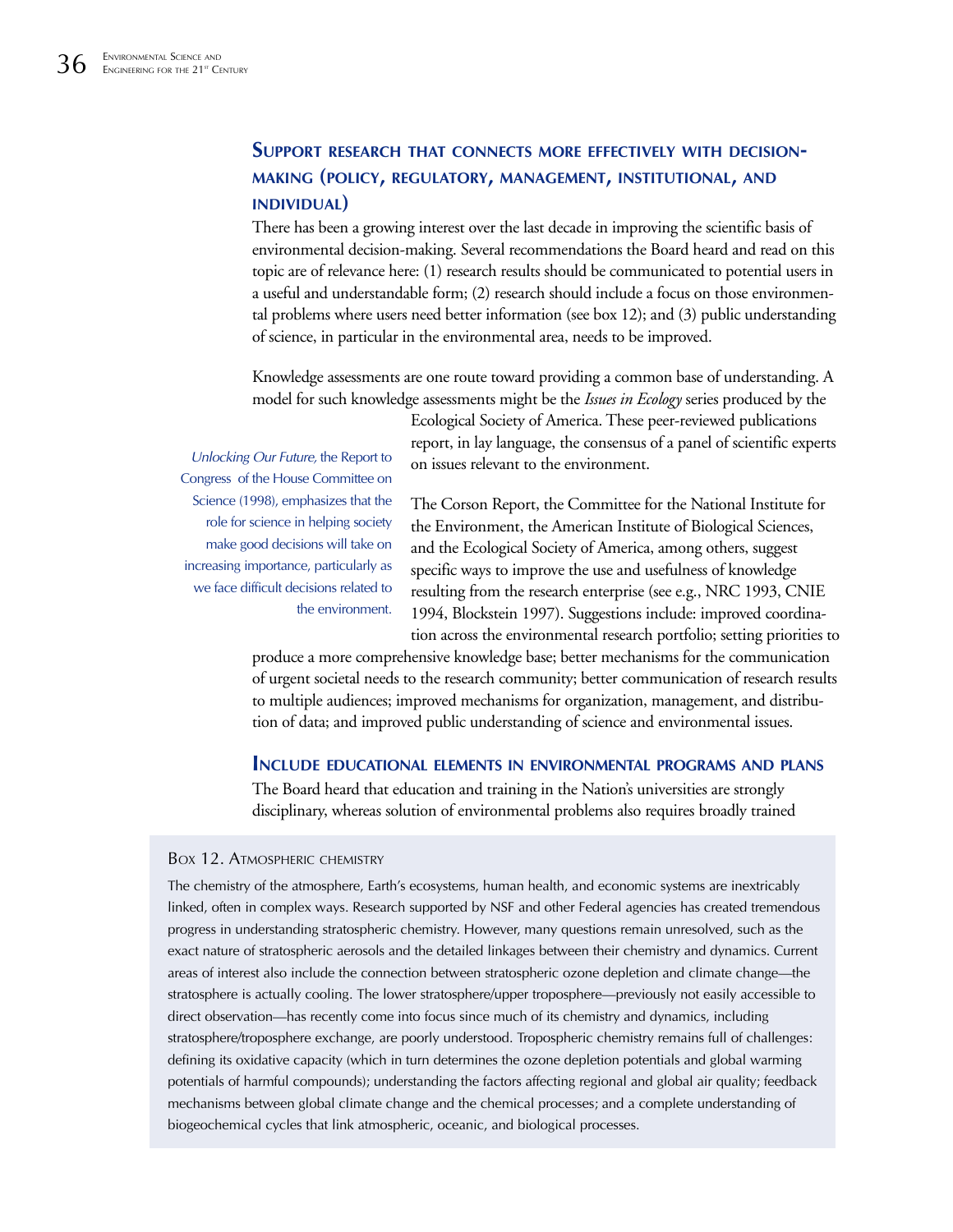### Support research that connects more effectively with decision-making (policy, regulatory, management, institutional, and individual)

There has been a growing interest over the last decade in improving the scientific basis of environmental decision-making. Several recommendations the Board heard and read on this topic are of relevance here: (1) research results should be communicated to potential users in a useful and understandable form; (2) research should include a focus on those environmental problems where users need better information (see box 12); and (3) public understanding of science, in particular in the environmental area, needs to be improved.

Knowledge assessments are one route toward providing a common base of understanding. A model for such knowledge assessments might be the *Issues in Ecology* series produced by the Ecological Society of America. These peer-reviewed publications report, in lay language, the consensus of a panel of scientific experts on issues relevant to the environment.

*Unlocking Our Future,* the Report to Congress of the House Committee on Science (1998), emphasizes that the role for science in helping society make good decisions will take on increasing importance, particularly as we face difficult decisions related to the environment.

The Corson Report, the Committee for the National Institute for the Environment, the American Institute of Biological Sciences, and the Ecological Society of America, among others, suggest specific ways to improve the use and usefulness of knowledge resulting from the research enterprise (see e.g., NRC 1993, CNIE 1994, Blockstein 1997). Suggestions include: improved coordination across the environmental research portfolio; setting priorities to produce a more comprehensive knowledge base; better mechanisms for the communication of urgent societal needs to the research community; better communication of research results to multiple audiences; improved mechanisms for organization, management, and distribution of data; and improved public understanding of science and environmental issues.

### Include educational elements in environmental programs and plans

The Board heard that education and training in the Nation's universities are strongly disciplinary, whereas solution of environmental problems also requires broadly trained

#### Box 12. Atmospheric chemistry

The chemistry of the atmosphere, Earth's ecosystems, human health, and economic systems are inextricably linked, often in complex ways. Research supported by NSF and other Federal agencies has created tremendous progress in understanding stratospheric chemistry. However, many questions remain unresolved, such as the exact nature of stratospheric aerosols and the detailed linkages between their chemistry and dynamics. Current areas of interest also include the connection between stratospheric ozone depletion and climate change—the stratosphere is actually cooling. The lower stratosphere/upper troposphere—previously not easily accessible to direct observation—has recently come into focus since much of its chemistry and dynamics, including stratosphere/troposphere exchange, are poorly understood. Tropospheric chemistry remains full of challenges: defining its oxidative capacity (which in turn determines the ozone depletion potentials and global warming potentials of harmful compounds); understanding the factors affecting regional and global air quality; feedback mechanisms between global climate change and the chemical processes; and a complete understanding of biogeochemical cycles that link atmospheric, oceanic, and biological processes.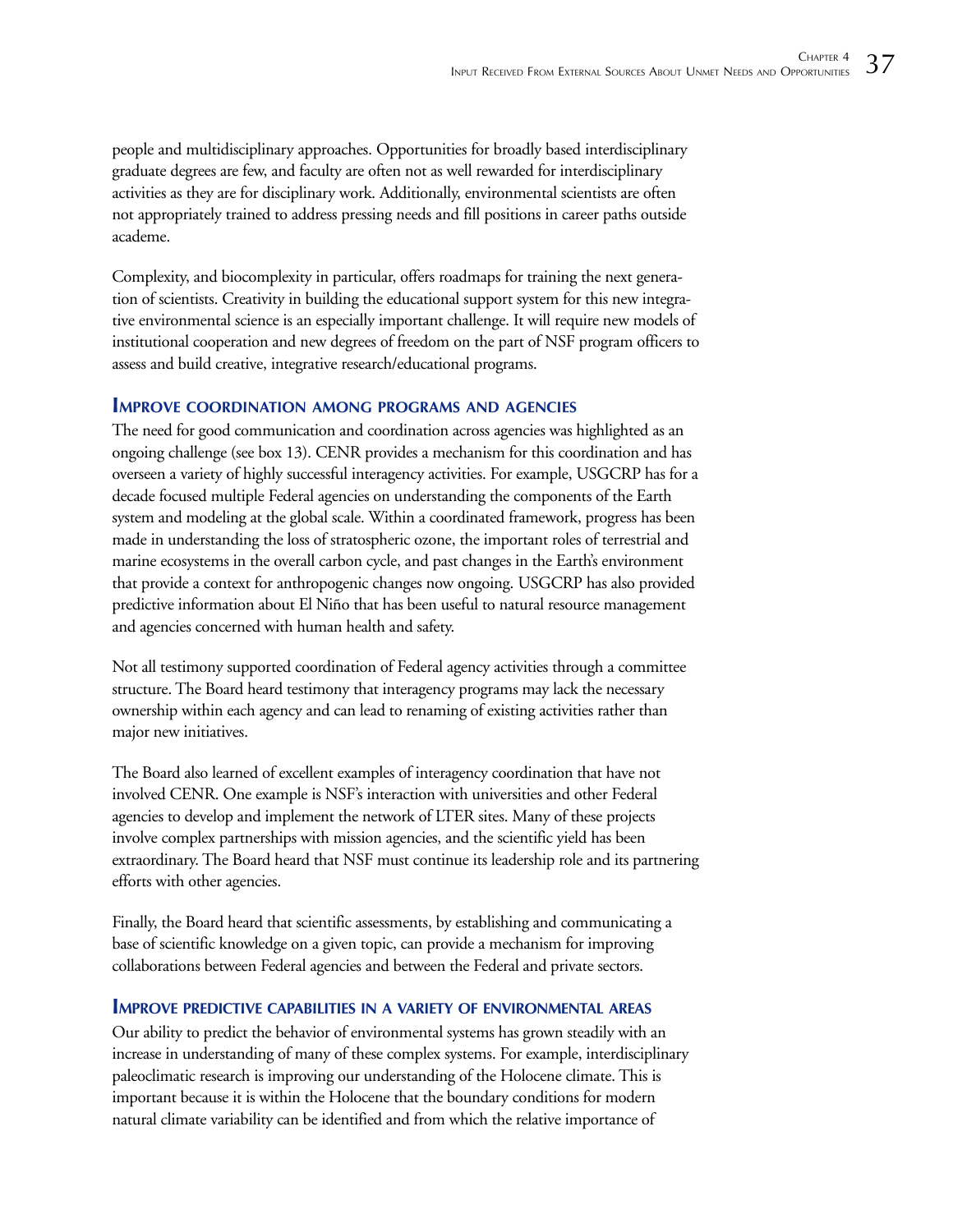people and multidisciplinary approaches. Opportunities for broadly based interdisciplinary graduate degrees are few, and faculty are often not as well rewarded for interdisciplinary activities as they are for disciplinary work. Additionally, environmental scientists are often not appropriately trained to address pressing needs and fill positions in career paths outside academe.

Complexity, and biocomplexity in particular, offers roadmaps for training the next generation of scientists. Creativity in building the educational support system for this new integrative environmental science is an especially important challenge. It will require new models of institutional cooperation and new degrees of freedom on the part of NSF program officers to assess and build creative, integrative research/educational programs.

### Improve coordination among programs and agencies

The need for good communication and coordination across agencies was highlighted as an ongoing challenge (see box 13). CENR provides a mechanism for this coordination and has overseen a variety of highly successful interagency activities. For example, USGCRP has for a decade focused multiple Federal agencies on understanding the components of the Earth system and modeling at the global scale. Within a coordinated framework, progress has been made in understanding the loss of stratospheric ozone, the important roles of terrestrial and marine ecosystems in the overall carbon cycle, and past changes in the Earth's environment that provide a context for anthropogenic changes now ongoing. USGCRP has also provided predictive information about El Niño that has been useful to natural resource management and agencies concerned with human health and safety.

Not all testimony supported coordination of Federal agency activities through a committee structure. The Board heard testimony that interagency programs may lack the necessary ownership within each agency and can lead to renaming of existing activities rather than major new initiatives.

The Board also learned of excellent examples of interagency coordination that have not involved CENR. One example is NSF's interaction with universities and other Federal agencies to develop and implement the network of LTER sites. Many of these projects involve complex partnerships with mission agencies, and the scientific yield has been extraordinary. The Board heard that NSF must continue its leadership role and its partnering efforts with other agencies.

Finally, the Board heard that scientific assessments, by establishing and communicating a base of scientific knowledge on a given topic, can provide a mechanism for improving collaborations between Federal agencies and between the Federal and private sectors.

### Improve predictive capabilities in a variety of environmental areas

Our ability to predict the behavior of environmental systems has grown steadily with an increase in understanding of many of these complex systems. For example, interdisciplinary paleoclimatic research is improving our understanding of the Holocene climate. This is important because it is within the Holocene that the boundary conditions for modern natural climate variability can be identified and from which the relative importance of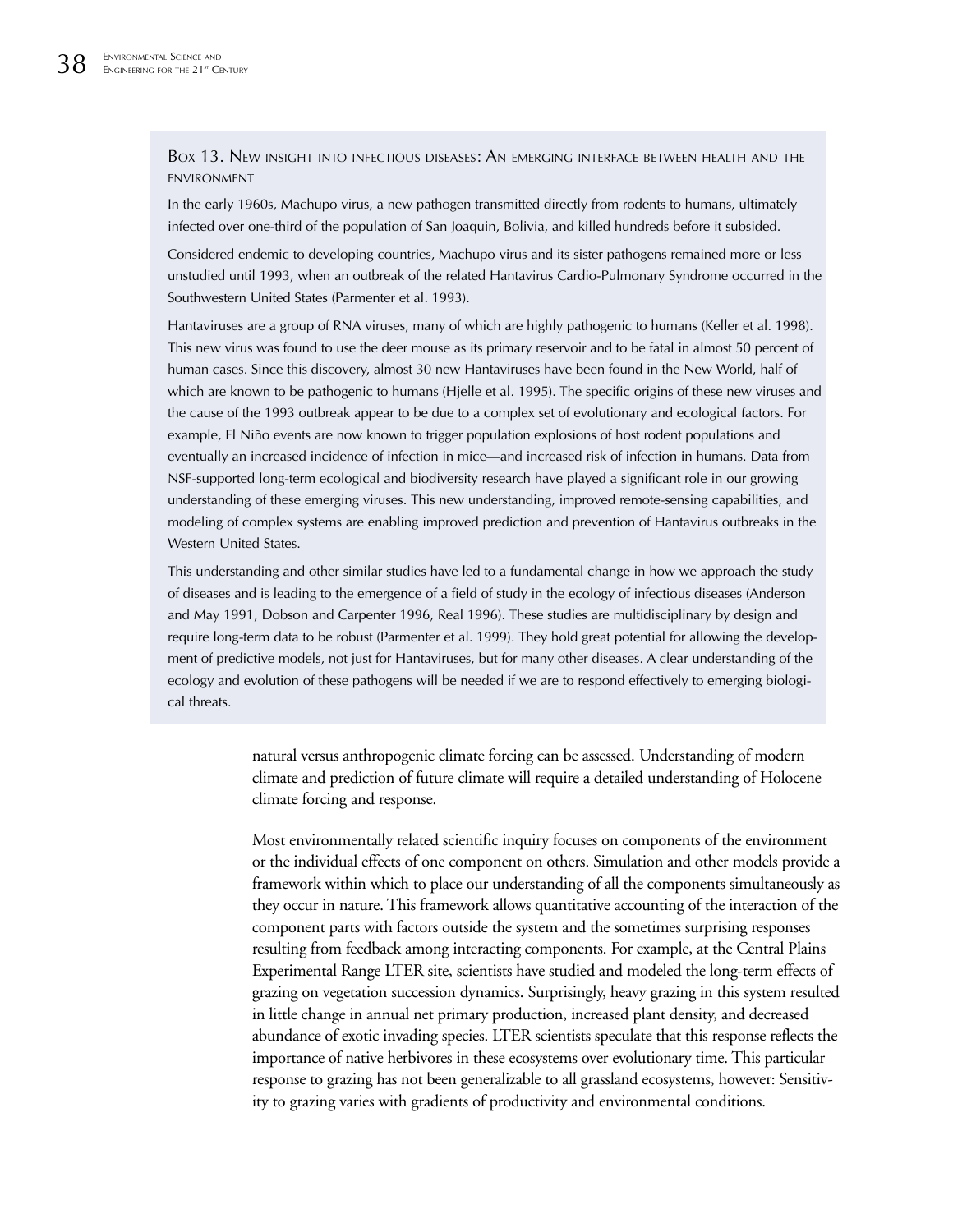### Box 13. New insight into infectious diseases: An emerging interface between health and the environment

In the early 1960s, Machupo virus, a new pathogen transmitted directly from rodents to humans, ultimately infected over one-third of the population of San Joaquin, Bolivia, and killed hundreds before it subsided.

Considered endemic to developing countries, Machupo virus and its sister pathogens remained more or less unstudied until 1993, when an outbreak of the related Hantavirus Cardio-Pulmonary Syndrome occurred in the Southwestern United States (Parmenter et al. 1993).

Hantaviruses are a group of RNA viruses, many of which are highly pathogenic to humans (Keller et al. 1998). This new virus was found to use the deer mouse as its primary reservoir and to be fatal in almost 50 percent of human cases. Since this discovery, almost 30 new Hantaviruses have been found in the New World, half of which are known to be pathogenic to humans (Hjelle et al. 1995). The specific origins of these new viruses and the cause of the 1993 outbreak appear to be due to a complex set of evolutionary and ecological factors. For example, El Niño events are now known to trigger population explosions of host rodent populations and eventually an increased incidence of infection in mice—and increased risk of infection in humans. Data from NSF-supported long-term ecological and biodiversity research have played a significant role in our growing understanding of these emerging viruses. This new understanding, improved remote-sensing capabilities, and modeling of complex systems are enabling improved prediction and prevention of Hantavirus outbreaks in the Western United States.

This understanding and other similar studies have led to a fundamental change in how we approach the study of diseases and is leading to the emergence of a field of study in the ecology of infectious diseases (Anderson and May 1991, Dobson and Carpenter 1996, Real 1996). These studies are multidisciplinary by design and require long-term data to be robust (Parmenter et al. 1999). They hold great potential for allowing the development of predictive models, not just for Hantaviruses, but for many other diseases. A clear understanding of the ecology and evolution of these pathogens will be needed if we are to respond effectively to emerging biological threats.

natural versus anthropogenic climate forcing can be assessed. Understanding of modern climate and prediction of future climate will require a detailed understanding of Holocene climate forcing and response.

Most environmentally related scientific inquiry focuses on components of the environment or the individual effects of one component on others. Simulation and other models provide a framework within which to place our understanding of all the components simultaneously as they occur in nature. This framework allows quantitative accounting of the interaction of the component parts with factors outside the system and the sometimes surprising responses resulting from feedback among interacting components. For example, at the Central Plains Experimental Range LTER site, scientists have studied and modeled the long-term effects of grazing on vegetation succession dynamics. Surprisingly, heavy grazing in this system resulted in little change in annual net primary production, increased plant density, and decreased abundance of exotic invading species. LTER scientists speculate that this response reflects the importance of native herbivores in these ecosystems over evolutionary time. This particular response to grazing has not been generalizable to all grassland ecosystems, however: Sensitivity to grazing varies with gradients of productivity and environmental conditions.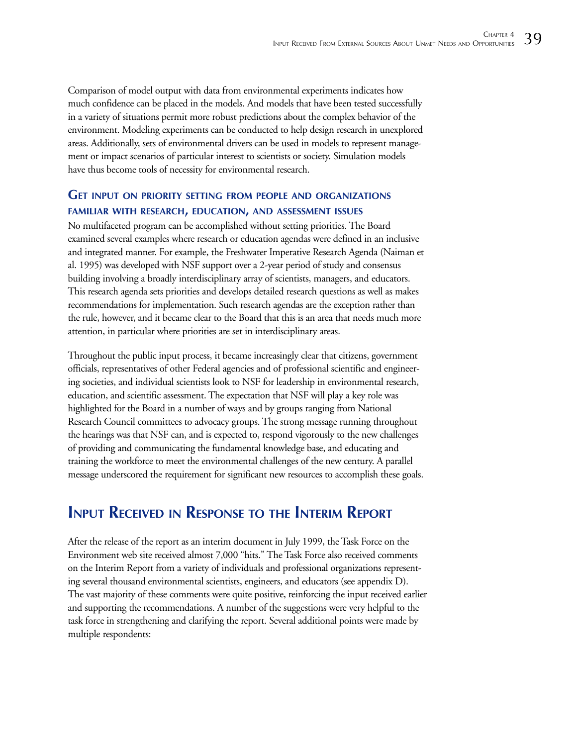Comparison of model output with data from environmental experiments indicates how much confidence can be placed in the models. And models that have been tested successfully in a variety of situations permit more robust predictions about the complex behavior of the environment. Modeling experiments can be conducted to help design research in unexplored areas. Additionally, sets of environmental drivers can be used in models to represent management or impact scenarios of particular interest to scientists or society. Simulation models have thus become tools of necessity for environmental research.

### Get input on priority setting from people and organizations familiar with research, education, and assessment issues

No multifaceted program can be accomplished without setting priorities. The Board examined several examples where research or education agendas were defined in an inclusive and integrated manner. For example, the Freshwater Imperative Research Agenda (Naiman et al. 1995) was developed with NSF support over a 2-year period of study and consensus building involving a broadly interdisciplinary array of scientists, managers, and educators. This research agenda sets priorities and develops detailed research questions as well as makes recommendations for implementation. Such research agendas are the exception rather than the rule, however, and it became clear to the Board that this is an area that needs much more attention, in particular where priorities are set in interdisciplinary areas.

Throughout the public input process, it became increasingly clear that citizens, government officials, representatives of other Federal agencies and of professional scientific and engineering societies, and individual scientists look to NSF for leadership in environmental research, education, and scientific assessment. The expectation that NSF will play a key role was highlighted for the Board in a number of ways and by groups ranging from National Research Council committees to advocacy groups. The strong message running throughout the hearings was that NSF can, and is expected to, respond vigorously to the new challenges of providing and communicating the fundamental knowledge base, and educating and training the workforce to meet the environmental challenges of the new century. A parallel message underscored the requirement for significant new resources to accomplish these goals.

## Input Received in Response to the Interim Report

After the release of the report as an interim document in July 1999, the Task Force on the Environment web site received almost 7,000 "hits." The Task Force also received comments on the Interim Report from a variety of individuals and professional organizations representing several thousand environmental scientists, engineers, and educators (see appendix D). The vast majority of these comments were quite positive, reinforcing the input received earlier and supporting the recommendations. A number of the suggestions were very helpful to the task force in strengthening and clarifying the report. Several additional points were made by multiple respondents: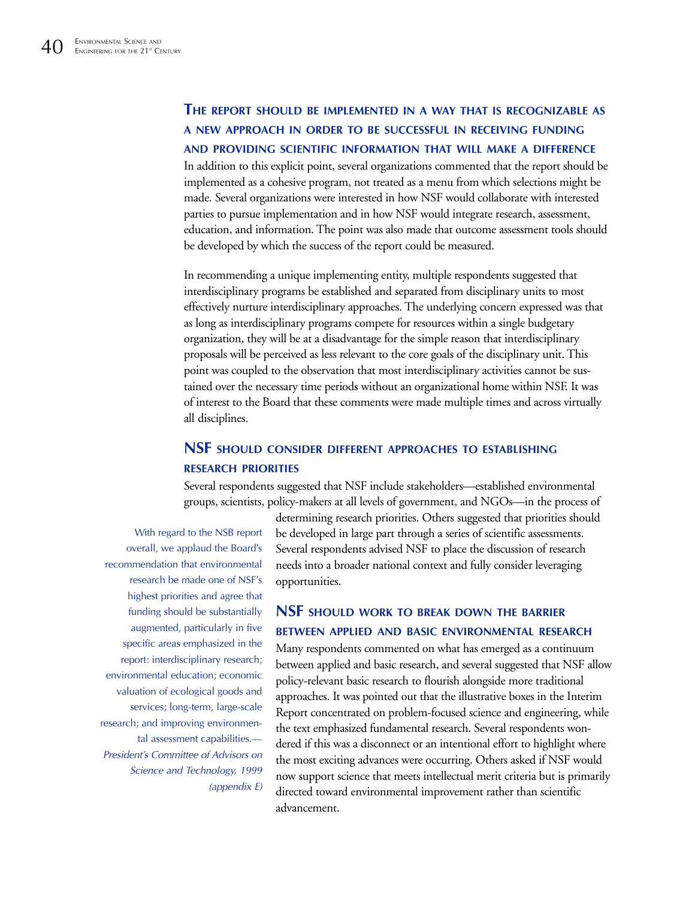### The report should be implemented in a way that is recognizable as a new approach in order to be successful in receiving funding and providing scientific information that will make a difference

In addition to this explicit point, several organizations commented that the report should be implemented as a cohesive program, not treated as a menu from which selections might be made. Several organizations were interested in how NSF would collaborate with interested parties to pursue implementation and in how NSF would integrate research, assessment, education, and information. The point was also made that outcome assessment tools should be developed by which the success of the report could be measured.

In recommending a unique implementing entity, multiple respondents suggested that interdisciplinary programs be established and separated from disciplinary units to most effectively nurture interdisciplinary approaches. The underlying concern expressed was that as long as interdisciplinary programs compete for resources within a single budgetary organization, they will be at a disadvantage for the simple reason that interdisciplinary proposals will be perceived as less relevant to the core goals of the disciplinary unit. This point was coupled to the observation that most interdisciplinary activities cannot be sustained over the necessary time periods without an organizational home within NSF. It was of interest to the Board that these comments were made multiple times and across virtually all disciplines.

### NSF should consider different approaches to establishing research priorities

Several respondents suggested that NSF include stakeholders—established environmental groups, scientists, policy-makers at all levels of government, and NGOs—in the process of determining research priorities. Others suggested that priorities should be developed in large part through a series of scientific assessments. Several respondents advised NSF to place the discussion of research needs into a broader national context and fully consider leveraging opportunities.

> With regard to the NSB report overall, we applaud the Board's recommendation that environmental research be made one of NSF's highest priorities and agree that funding should be substantially augmented, particularly in five specific areas emphasized in the report: interdisciplinary research; environmental education; economic valuation of ecological goods and services; long-term, large-scale research; and improving environmental assessment capabilities.—*President's Committee of Advisors on Science and Technology, 1999 (appendix E)*

### NSF should work to break down the barrier between applied and basic environmental research

Many respondents commented on what has emerged as a continuum between applied and basic research, and several suggested that NSF allow policy-relevant basic research to flourish alongside more traditional approaches. It was pointed out that the illustrative boxes in the Interim Report concentrated on problem-focused science and engineering, while the text emphasized fundamental research. Several respondents wondered if this was a disconnect or an intentional effort to highlight where the most exciting advances were occurring. Others asked if NSF would now support science that meets intellectual merit criteria but is primarily directed toward environmental improvement rather than scientific advancement.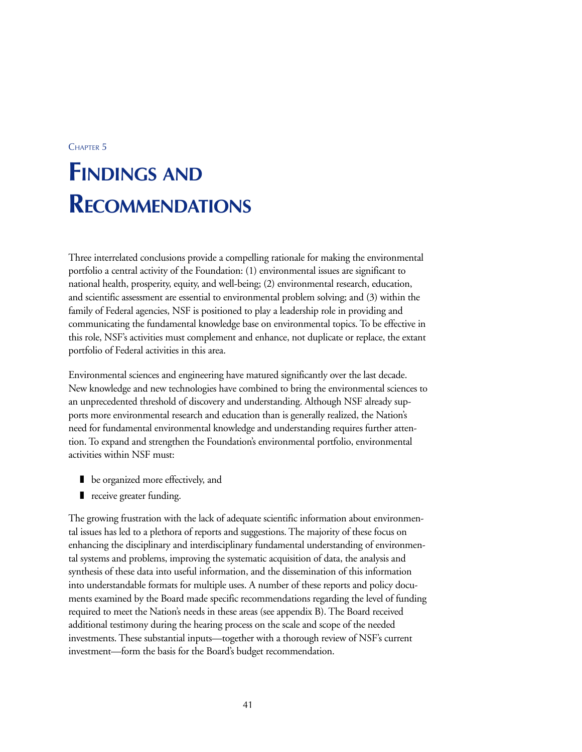Chapter 5

# Findings and Recommendations

Three interrelated conclusions provide a compelling rationale for making the environmental portfolio a central activity of the Foundation: (1) environmental issues are significant to national health, prosperity, equity, and well-being; (2) environmental research, education, and scientific assessment are essential to environmental problem solving; and (3) within the family of Federal agencies, NSF is positioned to play a leadership role in providing and communicating the fundamental knowledge base on environmental topics. To be effective in this role, NSF's activities must complement and enhance, not duplicate or replace, the extant portfolio of Federal activities in this area.

Environmental sciences and engineering have matured significantly over the last decade. New knowledge and new technologies have combined to bring the environmental sciences to an unprecedented threshold of discovery and understanding. Although NSF already supports more environmental research and education than is generally realized, the Nation's need for fundamental environmental knowledge and understanding requires further attention. To expand and strengthen the Foundation's environmental portfolio, environmental activities within NSF must:

- be organized more effectively, and
- receive greater funding.

The growing frustration with the lack of adequate scientific information about environmental issues has led to a plethora of reports and suggestions. The majority of these focus on enhancing the disciplinary and interdisciplinary fundamental understanding of environmental systems and problems, improving the systematic acquisition of data, the analysis and synthesis of these data into useful information, and the dissemination of this information into understandable formats for multiple uses. A number of these reports and policy documents examined by the Board made specific recommendations regarding the level of funding required to meet the Nation's needs in these areas (see appendix B). The Board received additional testimony during the hearing process on the scale and scope of the needed investments. These substantial inputs—together with a thorough review of NSF's current investment—form the basis for the Board's budget recommendation.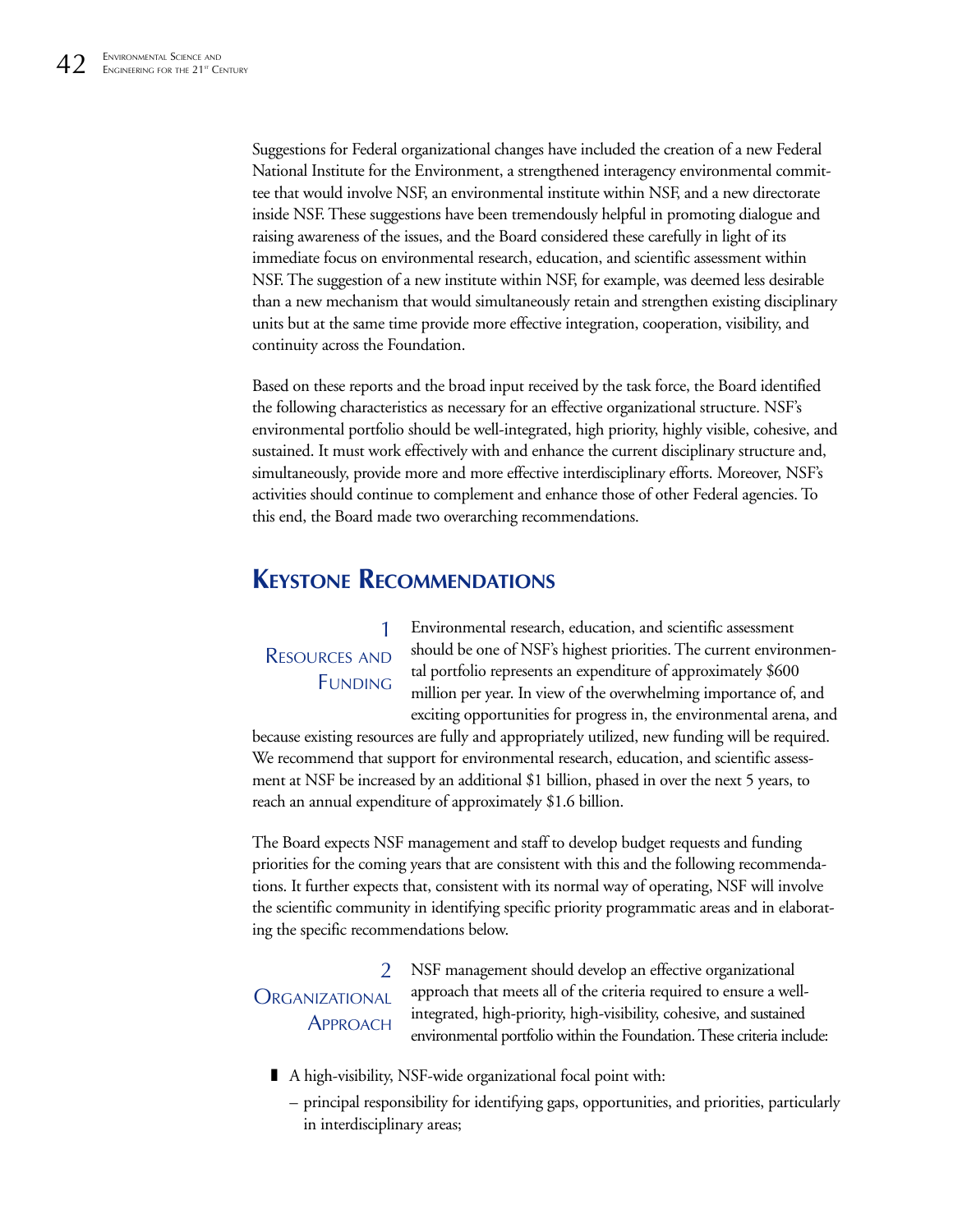Suggestions for Federal organizational changes have included the creation of a new Federal National Institute for the Environment, a strengthened interagency environmental committee that would involve NSF, an environmental institute within NSF, and a new directorate inside NSF. These suggestions have been tremendously helpful in promoting dialogue and raising awareness of the issues, and the Board considered these carefully in light of its immediate focus on environmental research, education, and scientific assessment within NSF. The suggestion of a new institute within NSF, for example, was deemed less desirable than a new mechanism that would simultaneously retain and strengthen existing disciplinary units but at the same time provide more effective integration, cooperation, visibility, and continuity across the Foundation.

Based on these reports and the broad input received by the task force, the Board identified the following characteristics as necessary for an effective organizational structure. NSF's environmental portfolio should be well-integrated, high priority, highly visible, cohesive, and sustained. It must work effectively with and enhance the current disciplinary structure and, simultaneously, provide more and more effective interdisciplinary efforts. Moreover, NSF's activities should continue to complement and enhance those of other Federal agencies. To this end, the Board made two overarching recommendations.

## Keystone Recommendations

### 1 Resources and Funding

Environmental research, education, and scientific assessment should be one of NSF's highest priorities. The current environmental portfolio represents an expenditure of approximately $600 million per year. In view of the overwhelming importance of, and exciting opportunities for progress in, the environmental arena, and because existing resources are fully and appropriately utilized, new funding will be required. We recommend that support for environmental research, education, and scientific assessment at NSF be increased by an additional $1 billion, phased in over the next 5 years, to reach an annual expenditure of approximately $1.6 billion.

The Board expects NSF management and staff to develop budget requests and funding priorities for the coming years that are consistent with this and the following recommendations. It further expects that, consistent with its normal way of operating, NSF will involve the scientific community in identifying specific priority programmatic areas and in elaborating the specific recommendations below.

### 2 Organizational Approach

NSF management should develop an effective organizational approach that meets all of the criteria required to ensure a well-integrated, high-priority, high-visibility, cohesive, and sustained environmental portfolio within the Foundation. These criteria include:

- A high-visibility, NSF-wide organizational focal point with:
  - principal responsibility for identifying gaps, opportunities, and priorities, particularly in interdisciplinary areas;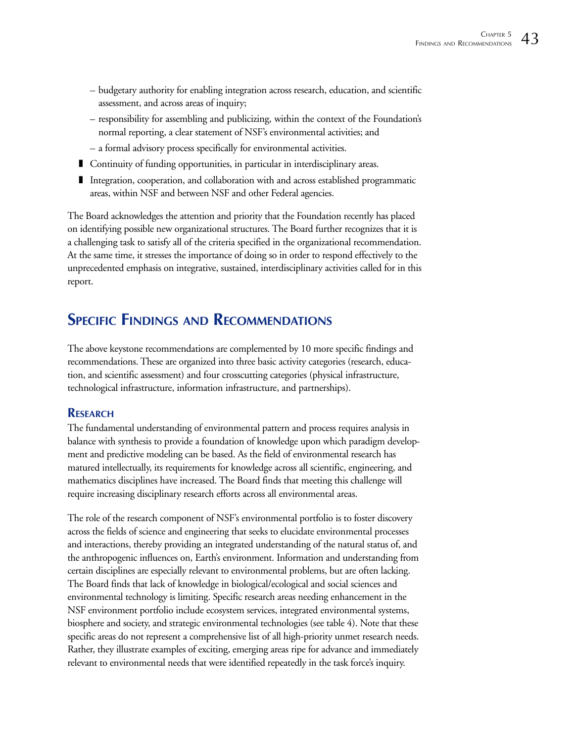- budgetary authority for enabling integration across research, education, and scientific assessment, and across areas of inquiry;
  - responsibility for assembling and publicizing, within the context of the Foundation's normal reporting, a clear statement of NSF's environmental activities; and
  - a formal advisory process specifically for environmental activities.
- Continuity of funding opportunities, in particular in interdisciplinary areas.
- Integration, cooperation, and collaboration with and across established programmatic areas, within NSF and between NSF and other Federal agencies.

The Board acknowledges the attention and priority that the Foundation recently has placed on identifying possible new organizational structures. The Board further recognizes that it is a challenging task to satisfy all of the criteria specified in the organizational recommendation. At the same time, it stresses the importance of doing so in order to respond effectively to the unprecedented emphasis on integrative, sustained, interdisciplinary activities called for in this report.

## Specific Findings and Recommendations

The above keystone recommendations are complemented by 10 more specific findings and recommendations. These are organized into three basic activity categories (research, education, and scientific assessment) and four crosscutting categories (physical infrastructure, technological infrastructure, information infrastructure, and partnerships).

### Research

The fundamental understanding of environmental pattern and process requires analysis in balance with synthesis to provide a foundation of knowledge upon which paradigm development and predictive modeling can be based. As the field of environmental research has matured intellectually, its requirements for knowledge across all scientific, engineering, and mathematics disciplines have increased. The Board finds that meeting this challenge will require increasing disciplinary research efforts across all environmental areas.

The role of the research component of NSF's environmental portfolio is to foster discovery across the fields of science and engineering that seeks to elucidate environmental processes and interactions, thereby providing an integrated understanding of the natural status of, and the anthropogenic influences on, Earth's environment. Information and understanding from certain disciplines are especially relevant to environmental problems, but are often lacking. The Board finds that lack of knowledge in biological/ecological and social sciences and environmental technology is limiting. Specific research areas needing enhancement in the NSF environment portfolio include ecosystem services, integrated environmental systems, biosphere and society, and strategic environmental technologies (see table 4). Note that these specific areas do not represent a comprehensive list of all high-priority unmet research needs. Rather, they illustrate examples of exciting, emerging areas ripe for advance and immediately relevant to environmental needs that were identified repeatedly in the task force's inquiry.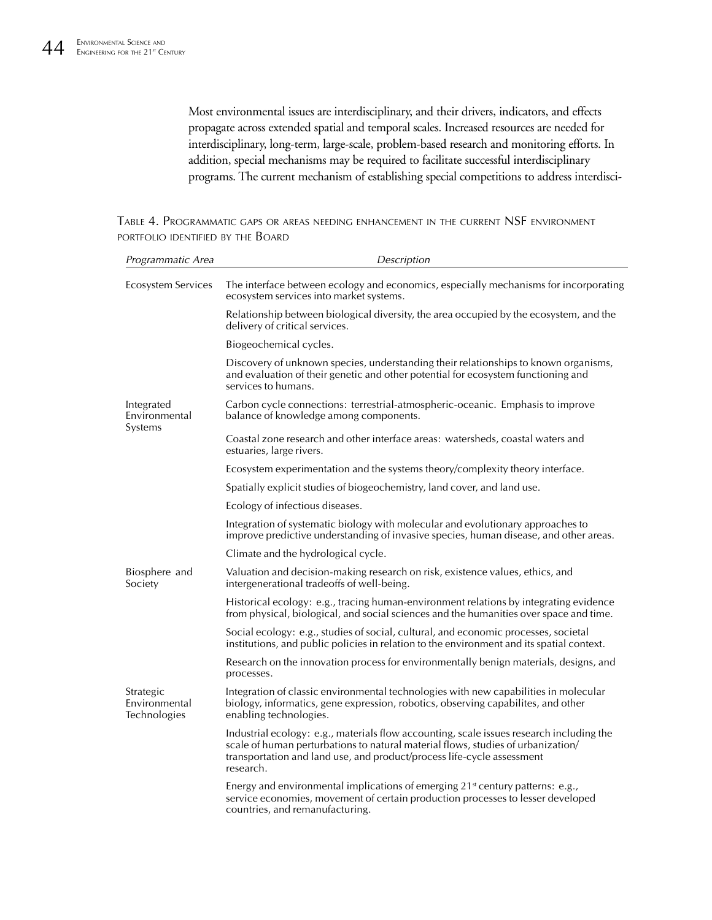Most environmental issues are interdisciplinary, and their drivers, indicators, and effects propagate across extended spatial and temporal scales. Increased resources are needed for interdisciplinary, long-term, large-scale, problem-based research and monitoring efforts. In addition, special mechanisms may be required to facilitate successful interdisciplinary programs. The current mechanism of establishing special competitions to address interdisci-

TABLE 4. PROGRAMMATIC GAPS OR AREAS NEEDING ENHANCEMENT IN THE CURRENT NSF ENVIRONMENT PORTFOLIO IDENTIFIED BY THE BOARD

| *Programmatic Area* | *Description* |
|---|---|
| Ecosystem Services | The interface between ecology and economics, especially mechanisms for incorporating ecosystem services into market systems. |
| | Relationship between biological diversity, the area occupied by the ecosystem, and the delivery of critical services. |
| | Biogeochemical cycles. |
| | Discovery of unknown species, understanding their relationships to known organisms, and evaluation of their genetic and other potential for ecosystem functioning and services to humans. |
| Integrated Environmental Systems | Carbon cycle connections: terrestrial-atmospheric-oceanic. Emphasis to improve balance of knowledge among components. |
| | Coastal zone research and other interface areas: watersheds, coastal waters and estuaries, large rivers. |
| | Ecosystem experimentation and the systems theory/complexity theory interface. |
| | Spatially explicit studies of biogeochemistry, land cover, and land use. |
| | Ecology of infectious diseases. |
| | Integration of systematic biology with molecular and evolutionary approaches to improve predictive understanding of invasive species, human disease, and other areas. |
| | Climate and the hydrological cycle. |
| Biosphere and Society | Valuation and decision-making research on risk, existence values, ethics, and intergenerational tradeoffs of well-being. |
| | Historical ecology: e.g., tracing human-environment relations by integrating evidence from physical, biological, and social sciences and the humanities over space and time. |
| | Social ecology: e.g., studies of social, cultural, and economic processes, societal institutions, and public policies in relation to the environment and its spatial context. |
| | Research on the innovation process for environmentally benign materials, designs, and processes. |
| Strategic Environmental Technologies | Integration of classic environmental technologies with new capabilities in molecular biology, informatics, gene expression, robotics, observing capabilites, and other enabling technologies. |
| | Industrial ecology: e.g., materials flow accounting, scale issues research including the scale of human perturbations to natural material flows, studies of urbanization/ transportation and land use, and product/process life-cycle assessment research. |
| | Energy and environmental implications of emerging 21st century patterns: e.g., service economies, movement of certain production processes to lesser developed countries, and remanufacturing. |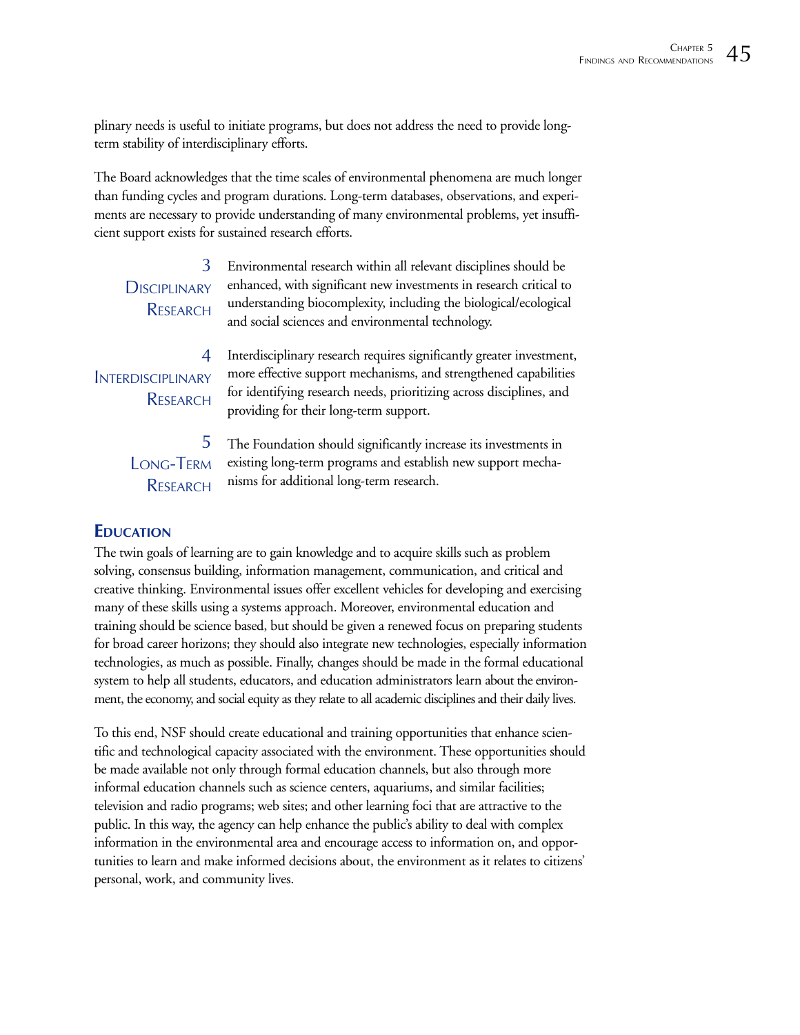plinary needs is useful to initiate programs, but does not address the need to provide long-term stability of interdisciplinary efforts.

The Board acknowledges that the time scales of environmental phenomena are much longer than funding cycles and program durations. Long-term databases, observations, and experiments are necessary to provide understanding of many environmental problems, yet insufficient support exists for sustained research efforts.

**3 Disciplinary Research**

Environmental research within all relevant disciplines should be enhanced, with significant new investments in research critical to understanding biocomplexity, including the biological/ecological and social sciences and environmental technology.

**4 Interdisciplinary Research**

Interdisciplinary research requires significantly greater investment, more effective support mechanisms, and strengthened capabilities for identifying research needs, prioritizing across disciplines, and providing for their long-term support.

**5 Long-Term Research**

The Foundation should significantly increase its investments in existing long-term programs and establish new support mechanisms for additional long-term research.

## Education

The twin goals of learning are to gain knowledge and to acquire skills such as problem solving, consensus building, information management, communication, and critical and creative thinking. Environmental issues offer excellent vehicles for developing and exercising many of these skills using a systems approach. Moreover, environmental education and training should be science based, but should be given a renewed focus on preparing students for broad career horizons; they should also integrate new technologies, especially information technologies, as much as possible. Finally, changes should be made in the formal educational system to help all students, educators, and education administrators learn about the environment, the economy, and social equity as they relate to all academic disciplines and their daily lives.

To this end, NSF should create educational and training opportunities that enhance scientific and technological capacity associated with the environment. These opportunities should be made available not only through formal education channels, but also through more informal education channels such as science centers, aquariums, and similar facilities; television and radio programs; web sites; and other learning foci that are attractive to the public. In this way, the agency can help enhance the public's ability to deal with complex information in the environmental area and encourage access to information on, and opportunities to learn and make informed decisions about, the environment as it relates to citizens' personal, work, and community lives.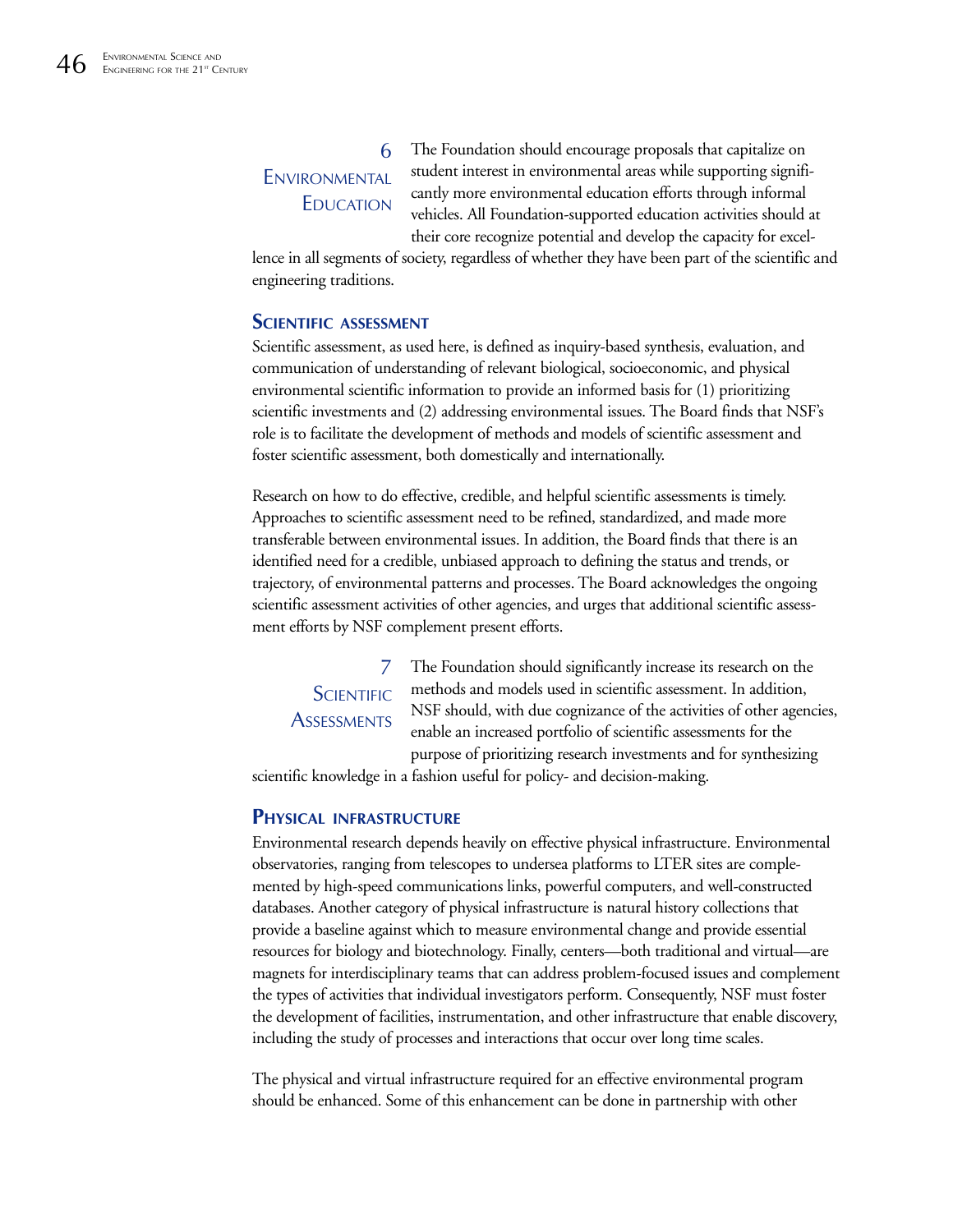**6 Environmental Education**

The Foundation should encourage proposals that capitalize on student interest in environmental areas while supporting significantly more environmental education efforts through informal vehicles. All Foundation-supported education activities should at their core recognize potential and develop the capacity for excellence in all segments of society, regardless of whether they have been part of the scientific and engineering traditions.

## Scientific assessment

Scientific assessment, as used here, is defined as inquiry-based synthesis, evaluation, and communication of understanding of relevant biological, socioeconomic, and physical environmental scientific information to provide an informed basis for (1) prioritizing scientific investments and (2) addressing environmental issues. The Board finds that NSF's role is to facilitate the development of methods and models of scientific assessment and foster scientific assessment, both domestically and internationally.

Research on how to do effective, credible, and helpful scientific assessments is timely. Approaches to scientific assessment need to be refined, standardized, and made more transferable between environmental issues. In addition, the Board finds that there is an identified need for a credible, unbiased approach to defining the status and trends, or trajectory, of environmental patterns and processes. The Board acknowledges the ongoing scientific assessment activities of other agencies, and urges that additional scientific assessment efforts by NSF complement present efforts.

**7 Scientific Assessments**

The Foundation should significantly increase its research on the methods and models used in scientific assessment. In addition, NSF should, with due cognizance of the activities of other agencies, enable an increased portfolio of scientific assessments for the purpose of prioritizing research investments and for synthesizing scientific knowledge in a fashion useful for policy- and decision-making.

## Physical infrastructure

Environmental research depends heavily on effective physical infrastructure. Environmental observatories, ranging from telescopes to undersea platforms to LTER sites are complemented by high-speed communications links, powerful computers, and well-constructed databases. Another category of physical infrastructure is natural history collections that provide a baseline against which to measure environmental change and provide essential resources for biology and biotechnology. Finally, centers—both traditional and virtual—are magnets for interdisciplinary teams that can address problem-focused issues and complement the types of activities that individual investigators perform. Consequently, NSF must foster the development of facilities, instrumentation, and other infrastructure that enable discovery, including the study of processes and interactions that occur over long time scales.

The physical and virtual infrastructure required for an effective environmental program should be enhanced. Some of this enhancement can be done in partnership with other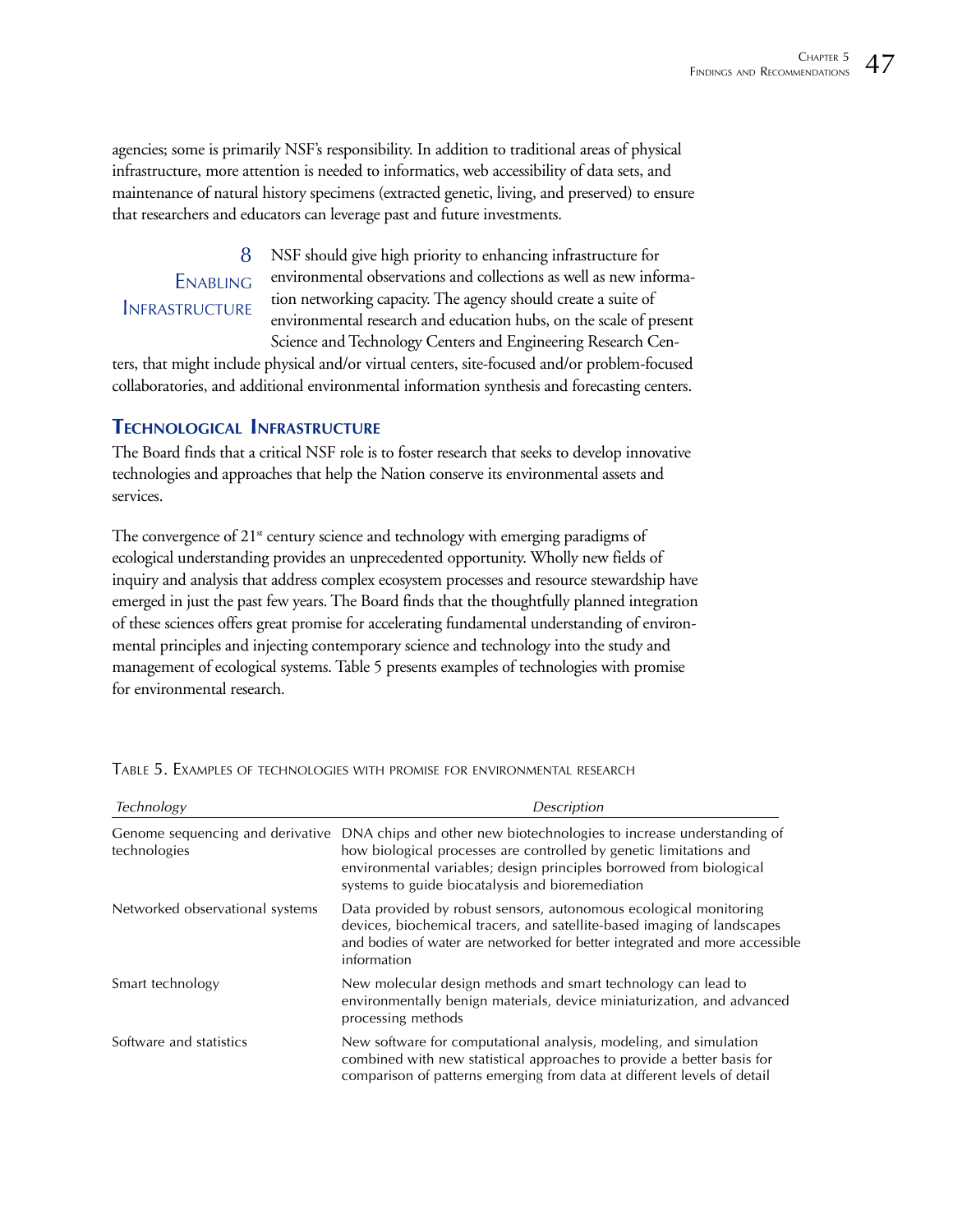agencies; some is primarily NSF's responsibility. In addition to traditional areas of physical infrastructure, more attention is needed to informatics, web accessibility of data sets, and maintenance of natural history specimens (extracted genetic, living, and preserved) to ensure that researchers and educators can leverage past and future investments.

**8 Enabling Infrastructure**

NSF should give high priority to enhancing infrastructure for environmental observations and collections as well as new information networking capacity. The agency should create a suite of environmental research and education hubs, on the scale of present Science and Technology Centers and Engineering Research Centers, that might include physical and/or virtual centers, site-focused and/or problem-focused collaboratories, and additional environmental information synthesis and forecasting centers.

## Technological Infrastructure

The Board finds that a critical NSF role is to foster research that seeks to develop innovative technologies and approaches that help the Nation conserve its environmental assets and services.

The convergence of 21st century science and technology with emerging paradigms of ecological understanding provides an unprecedented opportunity. Wholly new fields of inquiry and analysis that address complex ecosystem processes and resource stewardship have emerged in just the past few years. The Board finds that the thoughtfully planned integration of these sciences offers great promise for accelerating fundamental understanding of environmental principles and injecting contemporary science and technology into the study and management of ecological systems. Table 5 presents examples of technologies with promise for environmental research.

Table 5. Examples of technologies with promise for environmental research

| *Technology* | *Description* |
|---|---|
| Genome sequencing and derivative technologies | DNA chips and other new biotechnologies to increase understanding of how biological processes are controlled by genetic limitations and environmental variables; design principles borrowed from biological systems to guide biocatalysis and bioremediation |
| Networked observational systems | Data provided by robust sensors, autonomous ecological monitoring devices, biochemical tracers, and satellite-based imaging of landscapes and bodies of water are networked for better integrated and more accessible information |
| Smart technology | New molecular design methods and smart technology can lead to environmentally benign materials, device miniaturization, and advanced processing methods |
| Software and statistics | New software for computational analysis, modeling, and simulation combined with new statistical approaches to provide a better basis for comparison of patterns emerging from data at different levels of detail |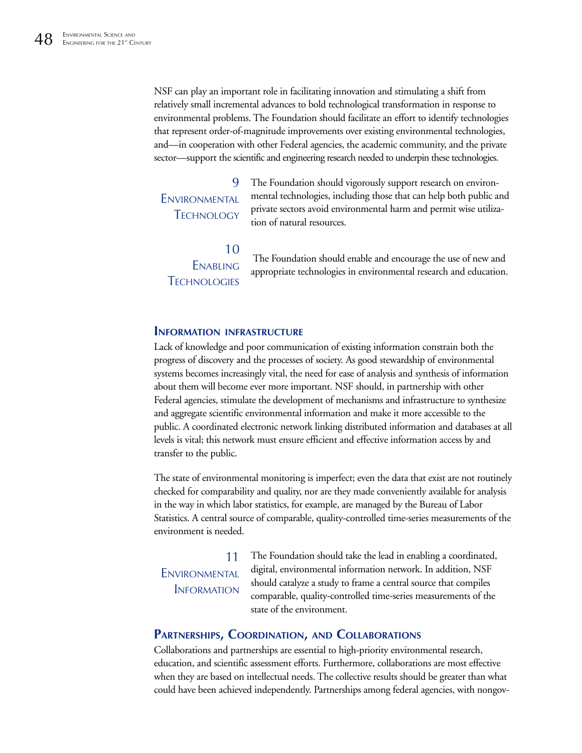NSF can play an important role in facilitating innovation and stimulating a shift from relatively small incremental advances to bold technological transformation in response to environmental problems. The Foundation should facilitate an effort to identify technologies that represent order-of-magnitude improvements over existing environmental technologies, and—in cooperation with other Federal agencies, the academic community, and the private sector—support the scientific and engineering research needed to underpin these technologies.

**9 Environmental Technology**

The Foundation should vigorously support research on environmental technologies, including those that can help both public and private sectors avoid environmental harm and permit wise utilization of natural resources.

**10 Enabling Technologies**

The Foundation should enable and encourage the use of new and appropriate technologies in environmental research and education.

## Information Infrastructure

Lack of knowledge and poor communication of existing information constrain both the progress of discovery and the processes of society. As good stewardship of environmental systems becomes increasingly vital, the need for ease of analysis and synthesis of information about them will become ever more important. NSF should, in partnership with other Federal agencies, stimulate the development of mechanisms and infrastructure to synthesize and aggregate scientific environmental information and make it more accessible to the public. A coordinated electronic network linking distributed information and databases at all levels is vital; this network must ensure efficient and effective information access by and transfer to the public.

The state of environmental monitoring is imperfect; even the data that exist are not routinely checked for comparability and quality, nor are they made conveniently available for analysis in the way in which labor statistics, for example, are managed by the Bureau of Labor Statistics. A central source of comparable, quality-controlled time-series measurements of the environment is needed.

**11 Environmental Information**

The Foundation should take the lead in enabling a coordinated, digital, environmental information network. In addition, NSF should catalyze a study to frame a central source that compiles comparable, quality-controlled time-series measurements of the state of the environment.

## Partnerships, Coordination, and Collaborations

Collaborations and partnerships are essential to high-priority environmental research, education, and scientific assessment efforts. Furthermore, collaborations are most effective when they are based on intellectual needs. The collective results should be greater than what could have been achieved independently. Partnerships among federal agencies, with nongov-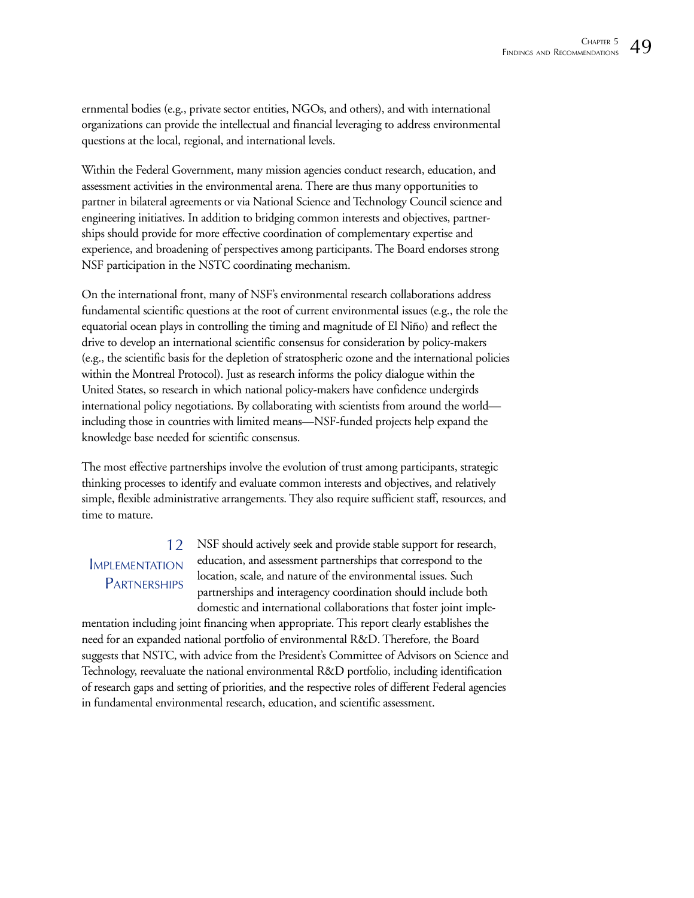ernmental bodies (e.g., private sector entities, NGOs, and others), and with international organizations can provide the intellectual and financial leveraging to address environmental questions at the local, regional, and international levels.

Within the Federal Government, many mission agencies conduct research, education, and assessment activities in the environmental arena. There are thus many opportunities to partner in bilateral agreements or via National Science and Technology Council science and engineering initiatives. In addition to bridging common interests and objectives, partnerships should provide for more effective coordination of complementary expertise and experience, and broadening of perspectives among participants. The Board endorses strong NSF participation in the NSTC coordinating mechanism.

On the international front, many of NSF's environmental research collaborations address fundamental scientific questions at the root of current environmental issues (e.g., the role the equatorial ocean plays in controlling the timing and magnitude of El Niño) and reflect the drive to develop an international scientific consensus for consideration by policy-makers (e.g., the scientific basis for the depletion of stratospheric ozone and the international policies within the Montreal Protocol). Just as research informs the policy dialogue within the United States, so research in which national policy-makers have confidence undergirds international policy negotiations. By collaborating with scientists from around the world—including those in countries with limited means—NSF-funded projects help expand the knowledge base needed for scientific consensus.

The most effective partnerships involve the evolution of trust among participants, strategic thinking processes to identify and evaluate common interests and objectives, and relatively simple, flexible administrative arrangements. They also require sufficient staff, resources, and time to mature.

### 12 Implementation Partnerships

NSF should actively seek and provide stable support for research, education, and assessment partnerships that correspond to the location, scale, and nature of the environmental issues. Such partnerships and interagency coordination should include both domestic and international collaborations that foster joint implementation including joint financing when appropriate. This report clearly establishes the need for an expanded national portfolio of environmental R&D. Therefore, the Board suggests that NSTC, with advice from the President's Committee of Advisors on Science and Technology, reevaluate the national environmental R&D portfolio, including identification of research gaps and setting of priorities, and the respective roles of different Federal agencies in fundamental environmental research, education, and scientific assessment.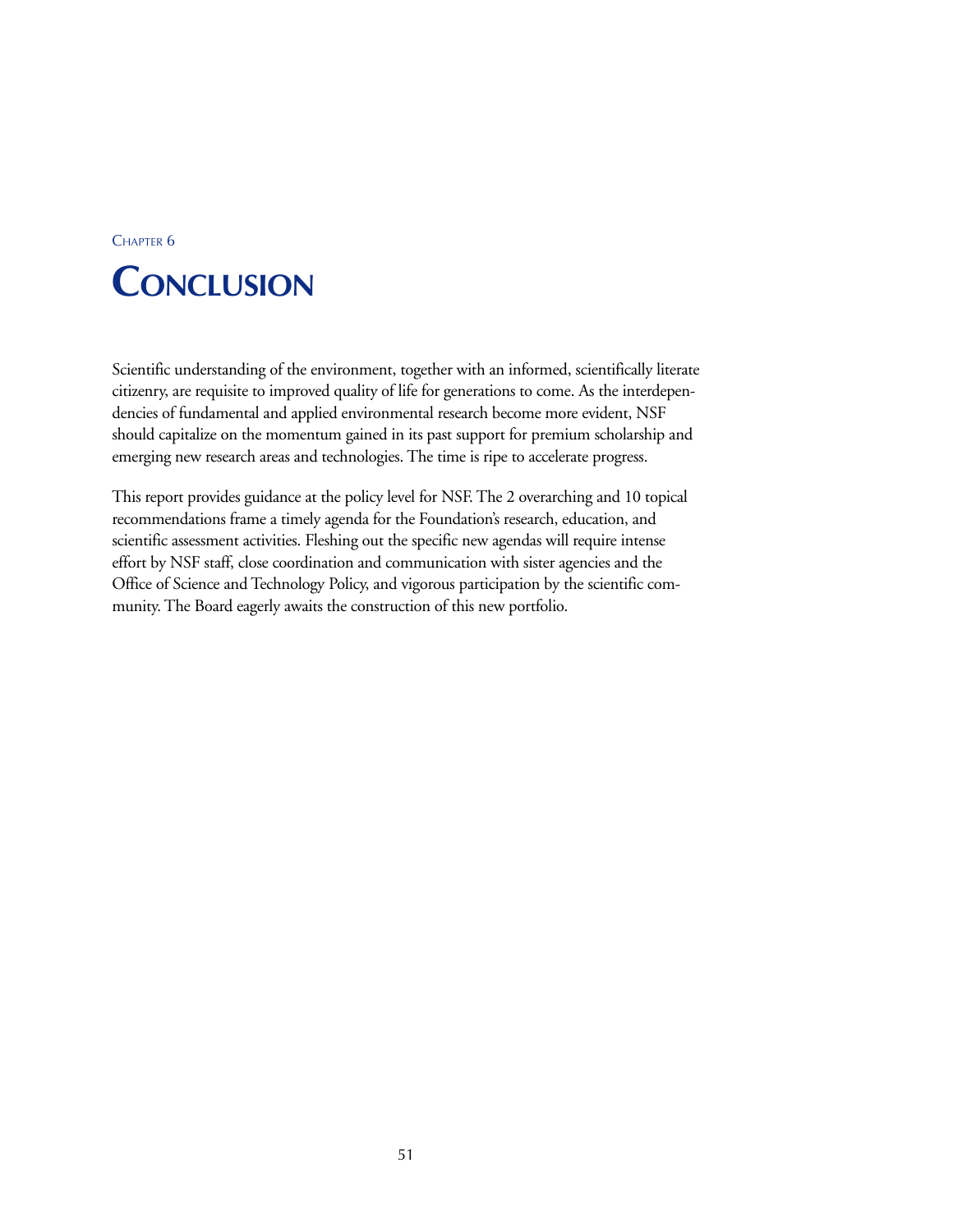Chapter 6

# Conclusion

Scientific understanding of the environment, together with an informed, scientifically literate citizenry, are requisite to improved quality of life for generations to come. As the interdependencies of fundamental and applied environmental research become more evident, NSF should capitalize on the momentum gained in its past support for premium scholarship and emerging new research areas and technologies. The time is ripe to accelerate progress.

This report provides guidance at the policy level for NSF. The 2 overarching and 10 topical recommendations frame a timely agenda for the Foundation's research, education, and scientific assessment activities. Fleshing out the specific new agendas will require intense effort by NSF staff, close coordination and communication with sister agencies and the Office of Science and Technology Policy, and vigorous participation by the scientific community. The Board eagerly awaits the construction of this new portfolio.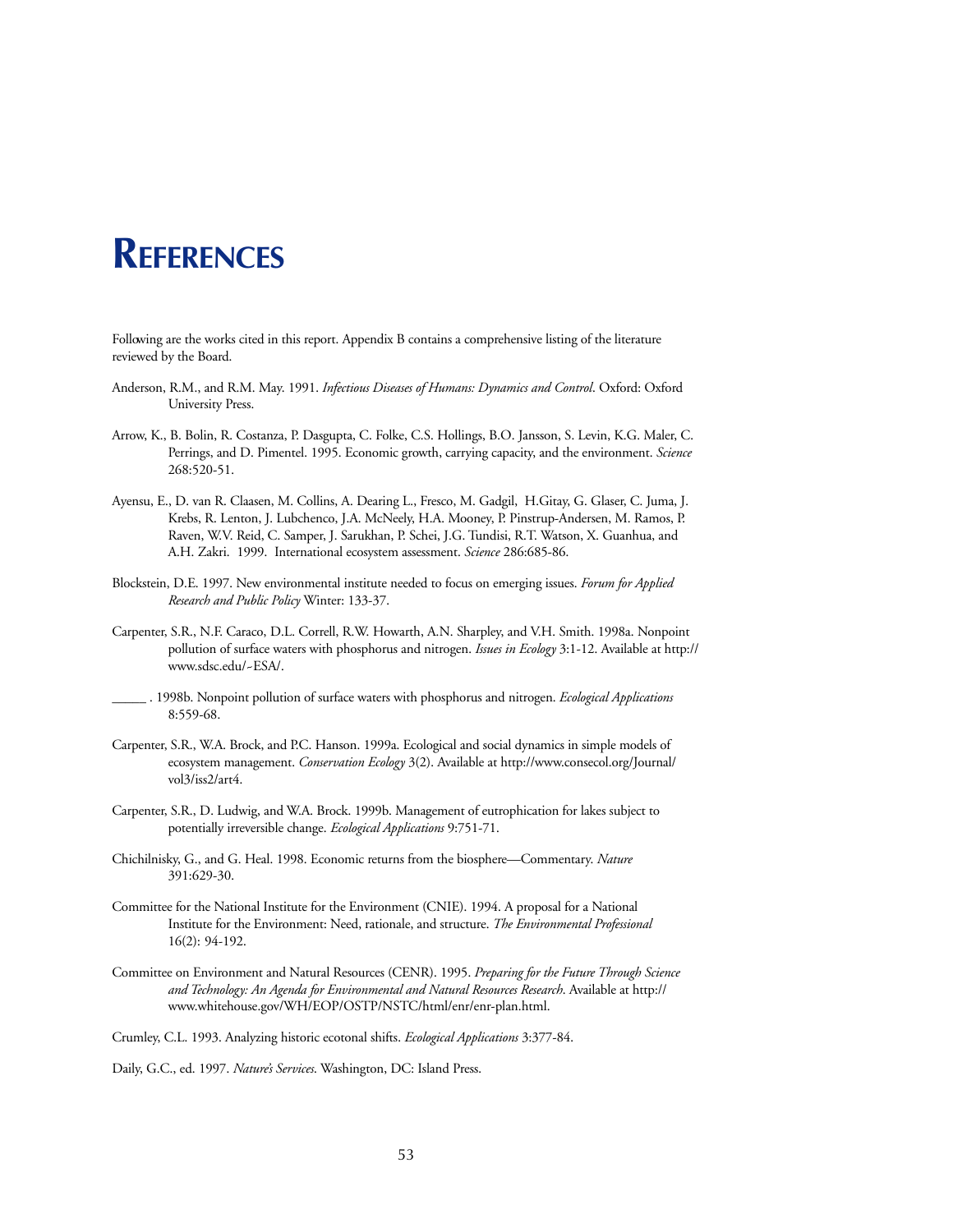# References

Following are the works cited in this report. Appendix B contains a comprehensive listing of the literature reviewed by the Board.

Anderson, R.M., and R.M. May. 1991. *Infectious Diseases of Humans: Dynamics and Control*. Oxford: Oxford University Press.

Arrow, K., B. Bolin, R. Costanza, P. Dasgupta, C. Folke, C.S. Hollings, B.O. Jansson, S. Levin, K.G. Maler, C. Perrings, and D. Pimentel. 1995. Economic growth, carrying capacity, and the environment. *Science* 268:520-51.

Ayensu, E., D. van R. Claasen, M. Collins, A. Dearing L., Fresco, M. Gadgil, H.Gitay, G. Glaser, C. Juma, J. Krebs, R. Lenton, J. Lubchenco, J.A. McNeely, H.A. Mooney, P. Pinstrup-Andersen, M. Ramos, P. Raven, W.V. Reid, C. Samper, J. Sarukhan, P. Schei, J.G. Tundisi, R.T. Watson, X. Guanhua, and A.H. Zakri. 1999. International ecosystem assessment. *Science* 286:685-86.

Blockstein, D.E. 1997. New environmental institute needed to focus on emerging issues. *Forum for Applied Research and Public Policy* Winter: 133-37.

Carpenter, S.R., N.F. Caraco, D.L. Correll, R.W. Howarth, A.N. Sharpley, and V.H. Smith. 1998a. Nonpoint pollution of surface waters with phosphorus and nitrogen. *Issues in Ecology* 3:1-12. Available at http://www.sdsc.edu/~ESA/.

_____ . 1998b. Nonpoint pollution of surface waters with phosphorus and nitrogen. *Ecological Applications* 8:559-68.

Carpenter, S.R., W.A. Brock, and P.C. Hanson. 1999a. Ecological and social dynamics in simple models of ecosystem management. *Conservation Ecology* 3(2). Available at http://www.consecol.org/Journal/vol3/iss2/art4.

Carpenter, S.R., D. Ludwig, and W.A. Brock. 1999b. Management of eutrophication for lakes subject to potentially irreversible change. *Ecological Applications* 9:751-71.

Chichilnisky, G., and G. Heal. 1998. Economic returns from the biosphere—Commentary. *Nature* 391:629-30.

Committee for the National Institute for the Environment (CNIE). 1994. A proposal for a National Institute for the Environment: Need, rationale, and structure. *The Environmental Professional* 16(2): 94-192.

Committee on Environment and Natural Resources (CENR). 1995. *Preparing for the Future Through Science and Technology: An Agenda for Environmental and Natural Resources Research*. Available at http://www.whitehouse.gov/WH/EOP/OSTP/NSTC/html/enr/enr-plan.html.

Crumley, C.L. 1993. Analyzing historic ecotonal shifts. *Ecological Applications* 3:377-84.

Daily, G.C., ed. 1997. *Nature's Services*. Washington, DC: Island Press.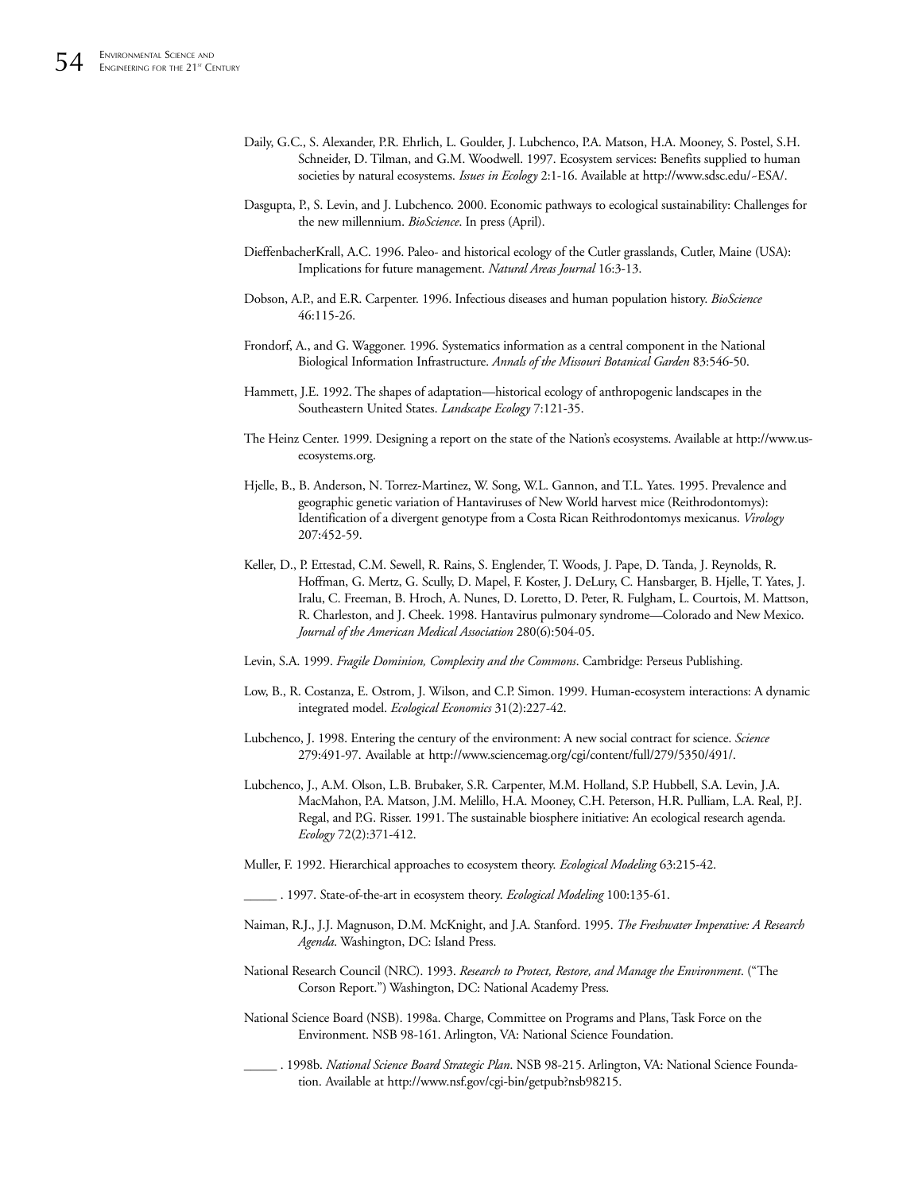Daily, G.C., S. Alexander, P.R. Ehrlich, L. Goulder, J. Lubchenco, P.A. Matson, H.A. Mooney, S. Postel, S.H. Schneider, D. Tilman, and G.M. Woodwell. 1997. Ecosystem services: Benefits supplied to human societies by natural ecosystems. *Issues in Ecology* 2:1-16. Available at http://www.sdsc.edu/~ESA/.

Dasgupta, P., S. Levin, and J. Lubchenco. 2000. Economic pathways to ecological sustainability: Challenges for the new millennium. *BioScience*. In press (April).

DieffenbacherKrall, A.C. 1996. Paleo- and historical ecology of the Cutler grasslands, Cutler, Maine (USA): Implications for future management. *Natural Areas Journal* 16:3-13.

Dobson, A.P., and E.R. Carpenter. 1996. Infectious diseases and human population history. *BioScience* 46:115-26.

Frondorf, A., and G. Waggoner. 1996. Systematics information as a central component in the National Biological Information Infrastructure. *Annals of the Missouri Botanical Garden* 83:546-50.

Hammett, J.E. 1992. The shapes of adaptation—historical ecology of anthropogenic landscapes in the Southeastern United States. *Landscape Ecology* 7:121-35.

The Heinz Center. 1999. Designing a report on the state of the Nation's ecosystems. Available at http://www.us-ecosystems.org.

Hjelle, B., B. Anderson, N. Torrez-Martinez, W. Song, W.L. Gannon, and T.L. Yates. 1995. Prevalence and geographic genetic variation of Hantaviruses of New World harvest mice (Reithrodontomys): Identification of a divergent genotype from a Costa Rican Reithrodontomys mexicanus. *Virology* 207:452-59.

Keller, D., P. Ettestad, C.M. Sewell, R. Rains, S. Englender, T. Woods, J. Pape, D. Tanda, J. Reynolds, R. Hoffman, G. Mertz, G. Scully, D. Mapel, F. Koster, J. DeLury, C. Hansbarger, B. Hjelle, T. Yates, J. Iralu, C. Freeman, B. Hroch, A. Nunes, D. Loretto, D. Peter, R. Fulgham, L. Courtois, M. Mattson, R. Charleston, and J. Cheek. 1998. Hantavirus pulmonary syndrome—Colorado and New Mexico. *Journal of the American Medical Association* 280(6):504-05.

Levin, S.A. 1999. *Fragile Dominion, Complexity and the Commons*. Cambridge: Perseus Publishing.

Low, B., R. Costanza, E. Ostrom, J. Wilson, and C.P. Simon. 1999. Human-ecosystem interactions: A dynamic integrated model. *Ecological Economics* 31(2):227-42.

Lubchenco, J. 1998. Entering the century of the environment: A new social contract for science. *Science* 279:491-97. Available at http://www.sciencemag.org/cgi/content/full/279/5350/491/.

Lubchenco, J., A.M. Olson, L.B. Brubaker, S.R. Carpenter, M.M. Holland, S.P. Hubbell, S.A. Levin, J.A. MacMahon, P.A. Matson, J.M. Melillo, H.A. Mooney, C.H. Peterson, H.R. Pulliam, L.A. Real, P.J. Regal, and P.G. Risser. 1991. The sustainable biosphere initiative: An ecological research agenda. *Ecology* 72(2):371-412.

Muller, F. 1992. Hierarchical approaches to ecosystem theory. *Ecological Modeling* 63:215-42.

_____ . 1997. State-of-the-art in ecosystem theory. *Ecological Modeling* 100:135-61.

Naiman, R.J., J.J. Magnuson, D.M. McKnight, and J.A. Stanford. 1995. *The Freshwater Imperative: A Research Agenda*. Washington, DC: Island Press.

National Research Council (NRC). 1993. *Research to Protect, Restore, and Manage the Environment*. ("The Corson Report.") Washington, DC: National Academy Press.

National Science Board (NSB). 1998a. Charge, Committee on Programs and Plans, Task Force on the Environment. NSB 98-161. Arlington, VA: National Science Foundation.

_____ . 1998b. *National Science Board Strategic Plan*. NSB 98-215. Arlington, VA: National Science Foundation. Available at http://www.nsf.gov/cgi-bin/getpub?nsb98215.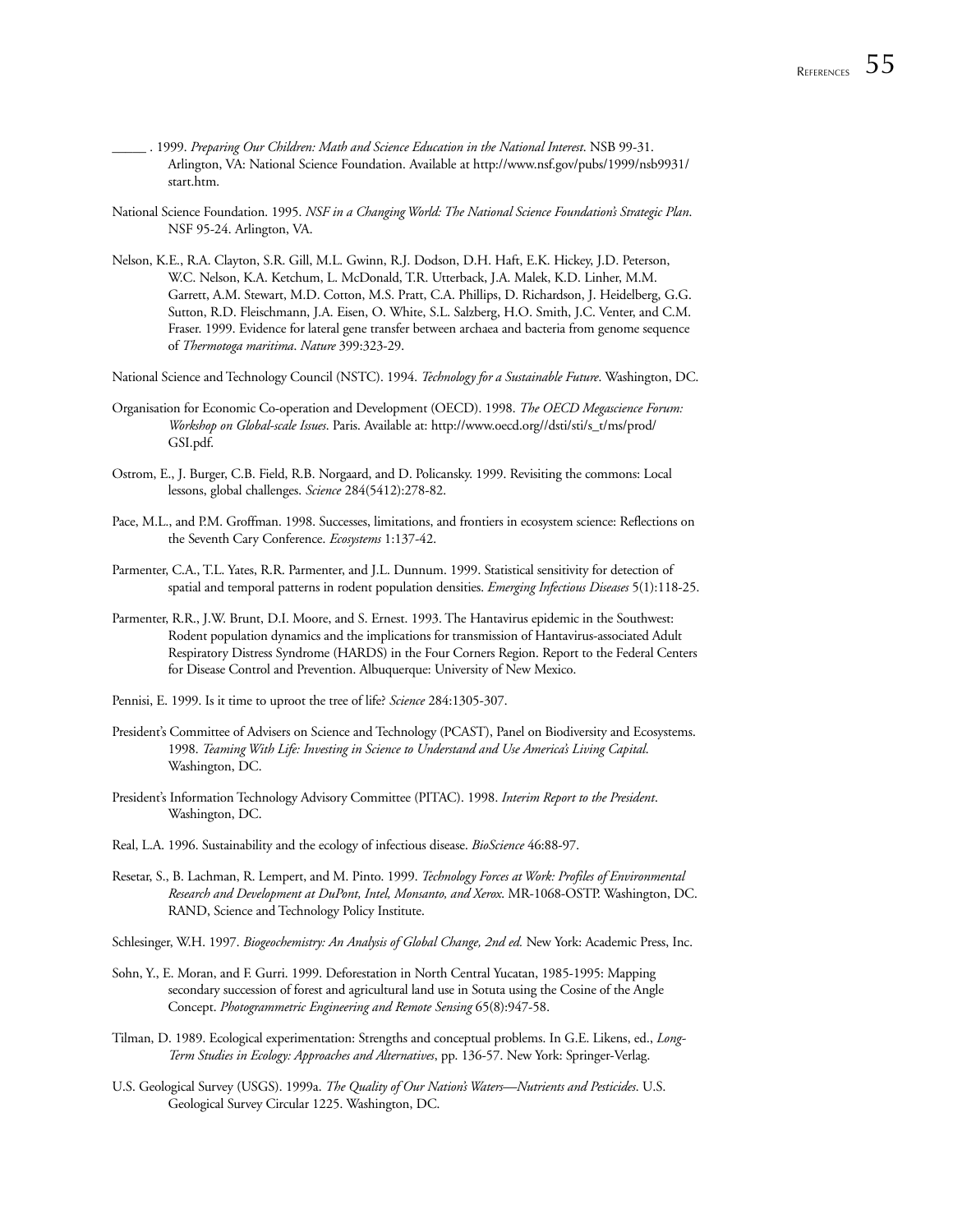_____ . 1999. *Preparing Our Children: Math and Science Education in the National Interest*. NSB 99-31. Arlington, VA: National Science Foundation. Available at http://www.nsf.gov/pubs/1999/nsb9931/start.htm.

National Science Foundation. 1995. *NSF in a Changing World: The National Science Foundation's Strategic Plan*. NSF 95-24. Arlington, VA.

Nelson, K.E., R.A. Clayton, S.R. Gill, M.L. Gwinn, R.J. Dodson, D.H. Haft, E.K. Hickey, J.D. Peterson, W.C. Nelson, K.A. Ketchum, L. McDonald, T.R. Utterback, J.A. Malek, K.D. Linher, M.M. Garrett, A.M. Stewart, M.D. Cotton, M.S. Pratt, C.A. Phillips, D. Richardson, J. Heidelberg, G.G. Sutton, R.D. Fleischmann, J.A. Eisen, O. White, S.L. Salzberg, H.O. Smith, J.C. Venter, and C.M. Fraser. 1999. Evidence for lateral gene transfer between archaea and bacteria from genome sequence of *Thermotoga maritima*. *Nature* 399:323-29.

National Science and Technology Council (NSTC). 1994. *Technology for a Sustainable Future*. Washington, DC.

Organisation for Economic Co-operation and Development (OECD). 1998. *The OECD Megascience Forum: Workshop on Global-scale Issues*. Paris. Available at: http://www.oecd.org//dsti/sti/s_t/ms/prod/GSI.pdf.

Ostrom, E., J. Burger, C.B. Field, R.B. Norgaard, and D. Policansky. 1999. Revisiting the commons: Local lessons, global challenges. *Science* 284(5412):278-82.

Pace, M.L., and P.M. Groffman. 1998. Successes, limitations, and frontiers in ecosystem science: Reflections on the Seventh Cary Conference. *Ecosystems* 1:137-42.

Parmenter, C.A., T.L. Yates, R.R. Parmenter, and J.L. Dunnum. 1999. Statistical sensitivity for detection of spatial and temporal patterns in rodent population densities. *Emerging Infectious Diseases* 5(1):118-25.

Parmenter, R.R., J.W. Brunt, D.I. Moore, and S. Ernest. 1993. The Hantavirus epidemic in the Southwest: Rodent population dynamics and the implications for transmission of Hantavirus-associated Adult Respiratory Distress Syndrome (HARDS) in the Four Corners Region. Report to the Federal Centers for Disease Control and Prevention. Albuquerque: University of New Mexico.

Pennisi, E. 1999. Is it time to uproot the tree of life? *Science* 284:1305-307.

President's Committee of Advisers on Science and Technology (PCAST), Panel on Biodiversity and Ecosystems. 1998. *Teaming With Life: Investing in Science to Understand and Use America's Living Capital*. Washington, DC.

President's Information Technology Advisory Committee (PITAC). 1998. *Interim Report to the President*. Washington, DC.

Real, L.A. 1996. Sustainability and the ecology of infectious disease. *BioScience* 46:88-97.

Resetar, S., B. Lachman, R. Lempert, and M. Pinto. 1999. *Technology Forces at Work: Profiles of Environmental Research and Development at DuPont, Intel, Monsanto, and Xerox*. MR-1068-OSTP. Washington, DC. RAND, Science and Technology Policy Institute.

Schlesinger, W.H. 1997. *Biogeochemistry: An Analysis of Global Change, 2nd ed.* New York: Academic Press, Inc.

Sohn, Y., E. Moran, and F. Gurri. 1999. Deforestation in North Central Yucatan, 1985-1995: Mapping secondary succession of forest and agricultural land use in Sotuta using the Cosine of the Angle Concept. *Photogrammetric Engineering and Remote Sensing* 65(8):947-58.

Tilman, D. 1989. Ecological experimentation: Strengths and conceptual problems. In G.E. Likens, ed., *Long-Term Studies in Ecology: Approaches and Alternatives*, pp. 136-57. New York: Springer-Verlag.

U.S. Geological Survey (USGS). 1999a. *The Quality of Our Nation's Waters—Nutrients and Pesticides*. U.S. Geological Survey Circular 1225. Washington, DC.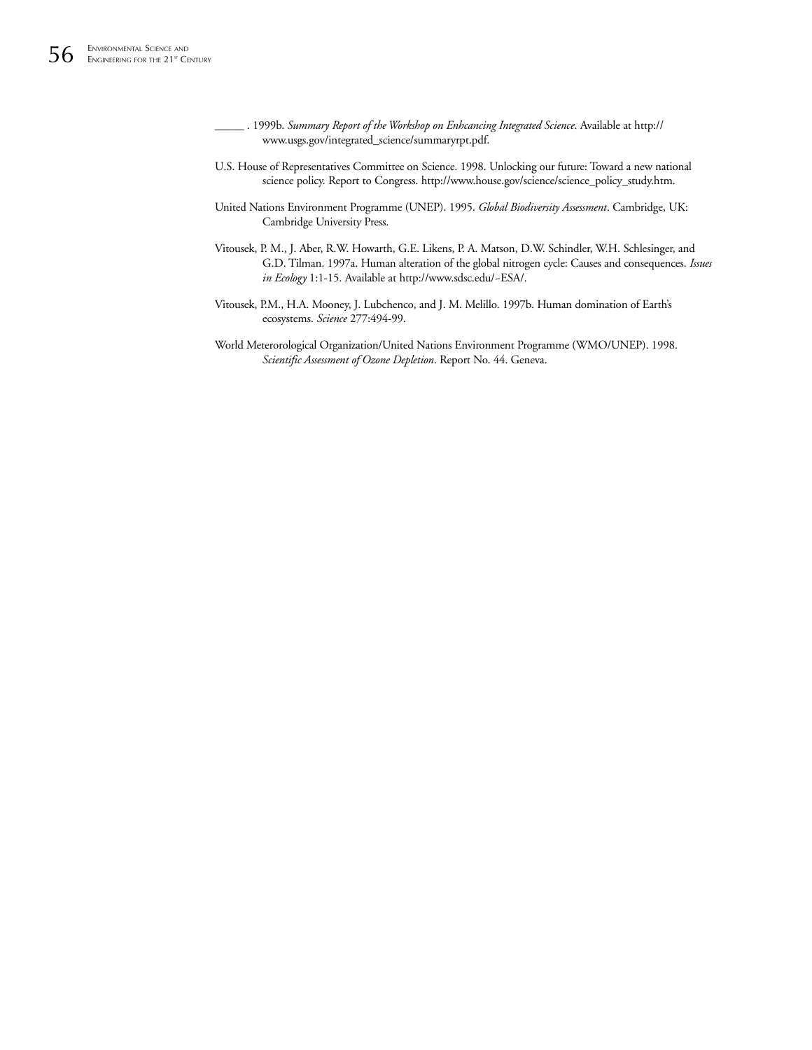_____ . 1999b. *Summary Report of the Workshop on Enhcancing Integrated Science*. Available at http://www.usgs.gov/integrated_science/summaryrpt.pdf.

U.S. House of Representatives Committee on Science. 1998. Unlocking our future: Toward a new national science policy. Report to Congress. http://www.house.gov/science/science_policy_study.htm.

United Nations Environment Programme (UNEP). 1995. *Global Biodiversity Assessment*. Cambridge, UK: Cambridge University Press.

Vitousek, P. M., J. Aber, R.W. Howarth, G.E. Likens, P. A. Matson, D.W. Schindler, W.H. Schlesinger, and G.D. Tilman. 1997a. Human alteration of the global nitrogen cycle: Causes and consequences. *Issues in Ecology* 1:1-15. Available at http://www.sdsc.edu/~ESA/.

Vitousek, P.M., H.A. Mooney, J. Lubchenco, and J. M. Melillo. 1997b. Human domination of Earth's ecosystems. *Science* 277:494-99.

World Meterorological Organization/United Nations Environment Programme (WMO/UNEP). 1998. *Scientific Assessment of Ozone Depletion*. Report No. 44. Geneva.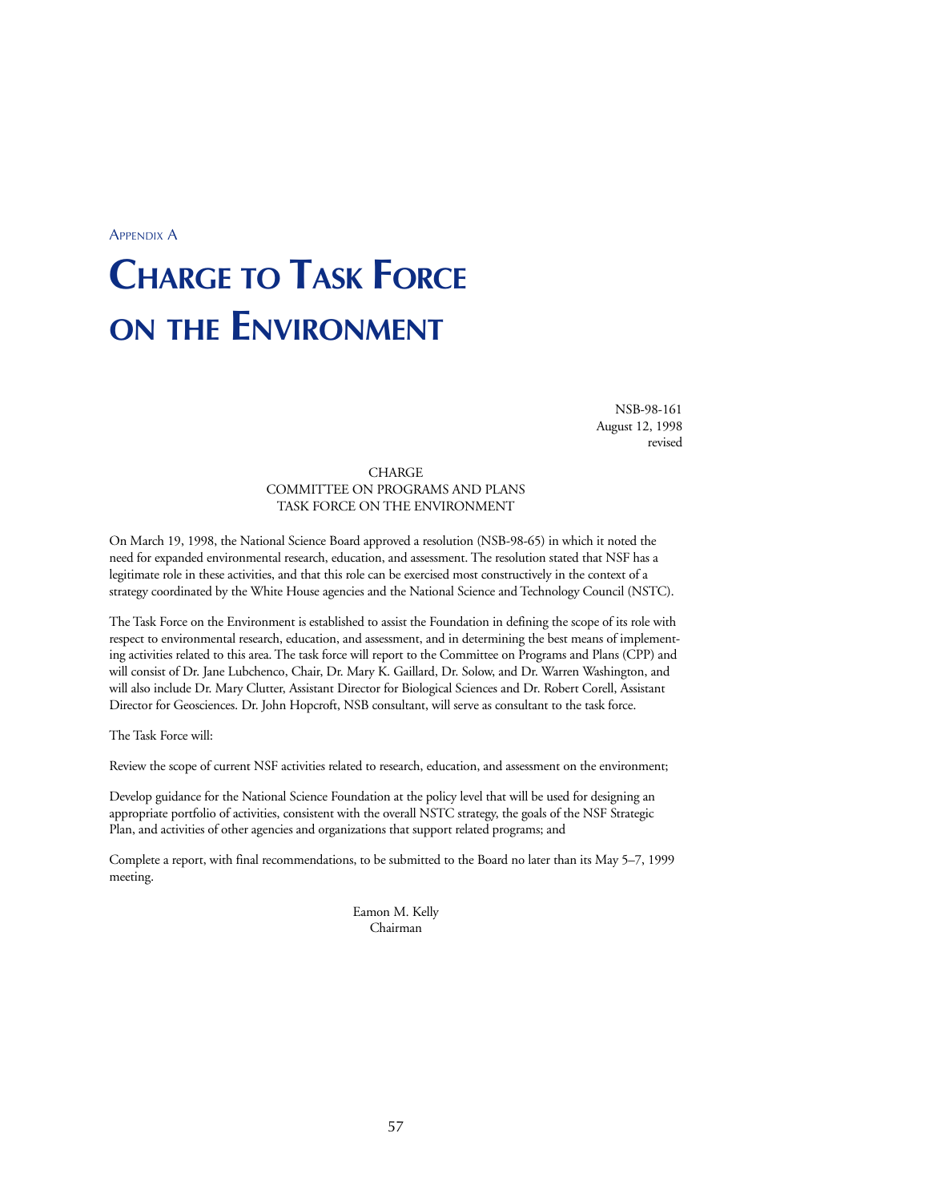Appendix A

# Charge to Task Force on the Environment

NSB-98-161
August 12, 1998
revised

CHARGE
COMMITTEE ON PROGRAMS AND PLANS
TASK FORCE ON THE ENVIRONMENT

On March 19, 1998, the National Science Board approved a resolution (NSB-98-65) in which it noted the need for expanded environmental research, education, and assessment. The resolution stated that NSF has a legitimate role in these activities, and that this role can be exercised most constructively in the context of a strategy coordinated by the White House agencies and the National Science and Technology Council (NSTC).

The Task Force on the Environment is established to assist the Foundation in defining the scope of its role with respect to environmental research, education, and assessment, and in determining the best means of implementing activities related to this area. The task force will report to the Committee on Programs and Plans (CPP) and will consist of Dr. Jane Lubchenco, Chair, Dr. Mary K. Gaillard, Dr. Solow, and Dr. Warren Washington, and will also include Dr. Mary Clutter, Assistant Director for Biological Sciences and Dr. Robert Corell, Assistant Director for Geosciences. Dr. John Hopcroft, NSB consultant, will serve as consultant to the task force.

The Task Force will:

Review the scope of current NSF activities related to research, education, and assessment on the environment;

Develop guidance for the National Science Foundation at the policy level that will be used for designing an appropriate portfolio of activities, consistent with the overall NSTC strategy, the goals of the NSF Strategic Plan, and activities of other agencies and organizations that support related programs; and

Complete a report, with final recommendations, to be submitted to the Board no later than its May 5–7, 1999 meeting.

Eamon M. Kelly
Chairman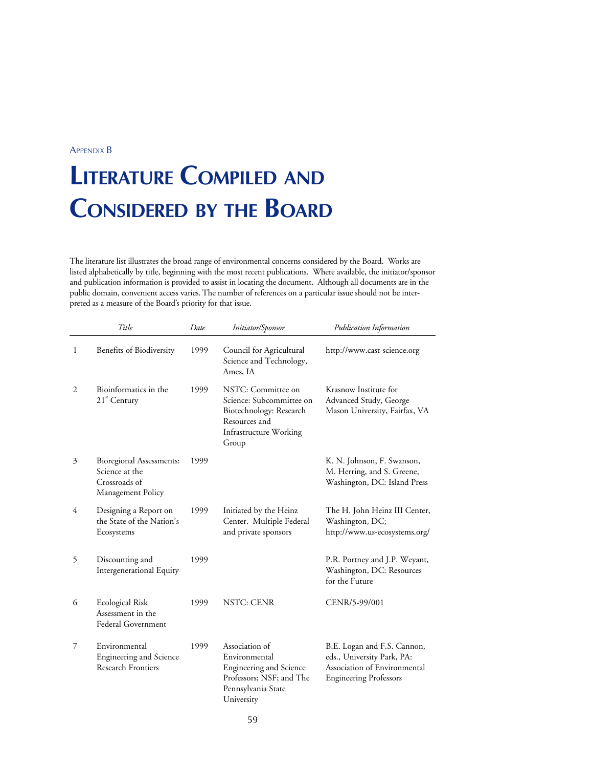Appendix B

# Literature Compiled and Considered by the Board

The literature list illustrates the broad range of environmental concerns considered by the Board. Works are listed alphabetically by title, beginning with the most recent publications. Where available, the initiator/sponsor and publication information is provided to assist in locating the document. Although all documents are in the public domain, convenient access varies. The number of references on a particular issue should not be interpreted as a measure of the Board's priority for that issue.

| | *Title* | *Date* | *Initiator/Sponsor* | *Publication Information* |
|---|---|---|---|---|
| 1 | Benefits of Biodiversity | 1999 | Council for Agricultural Science and Technology, Ames, IA | http://www.cast-science.org |
| 2 | Bioinformatics in the 21st Century | 1999 | NSTC: Committee on Science: Subcommittee on Biotechnology: Research Resources and Infrastructure Working Group | Krasnow Institute for Advanced Study, George Mason University, Fairfax, VA |
| 3 | Bioregional Assessments: Science at the Crossroads of Management Policy | 1999 | | K. N. Johnson, F. Swanson, M. Herring, and S. Greene, Washington, DC: Island Press |
| 4 | Designing a Report on the State of the Nation's Ecosystems | 1999 | Initiated by the Heinz Center. Multiple Federal and private sponsors | The H. John Heinz III Center, Washington, DC; http://www.us-ecosystems.org/ |
| 5 | Discounting and Intergenerational Equity | 1999 | | P.R. Portney and J.P. Weyant, Washington, DC: Resources for the Future |
| 6 | Ecological Risk Assessment in the Federal Government | 1999 | NSTC: CENR | CENR/5-99/001 |
| 7 | Environmental Engineering and Science Research Frontiers | 1999 | Association of Environmental Engineering and Science Professors; NSF; and The Pennsylvania State University | B.E. Logan and F.S. Cannon, eds., University Park, PA: Association of Environmental Engineering Professors |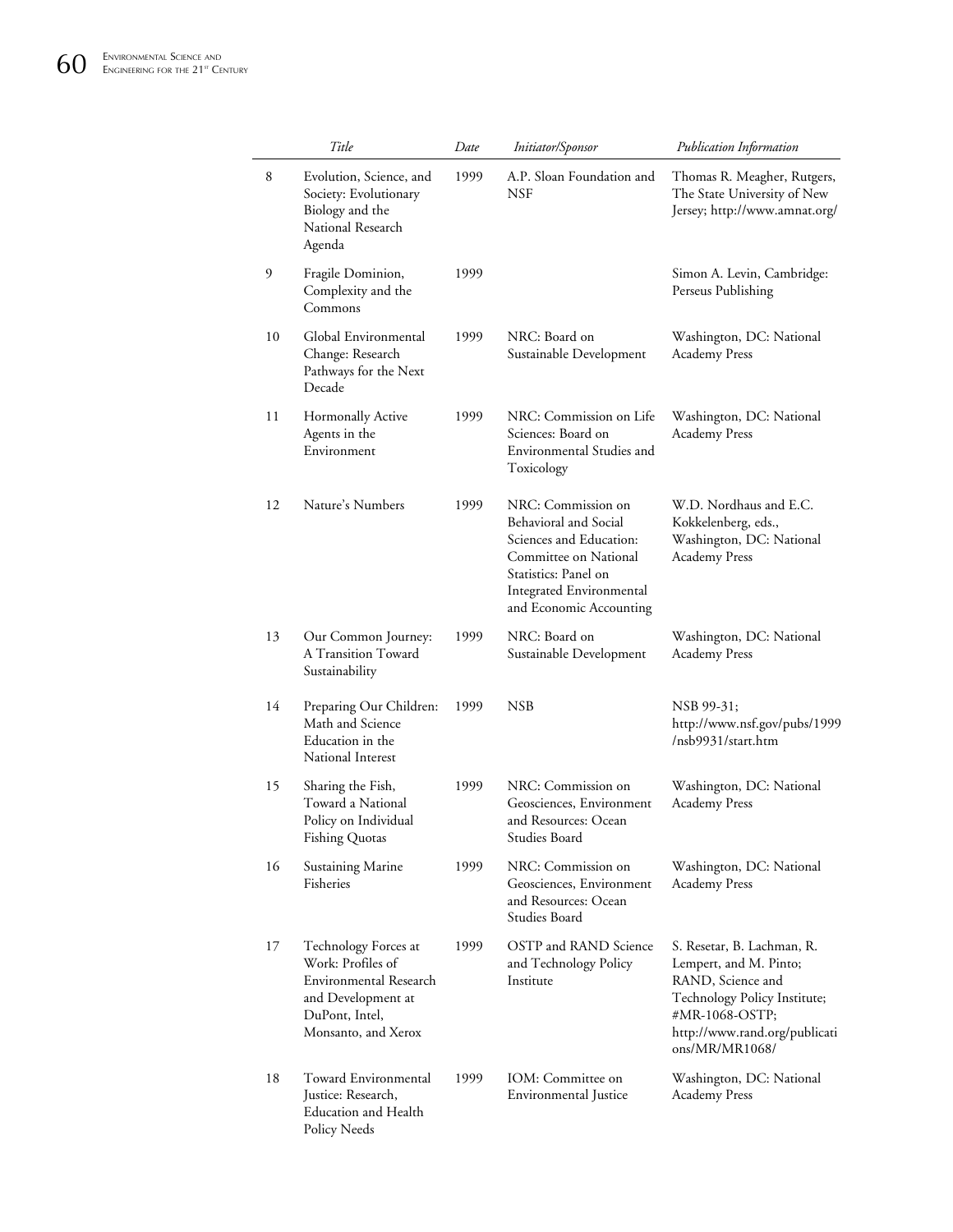| | Title | Date | Initiator/Sponsor | Publication Information |
|---|---|---|---|---|
| 8 | Evolution, Science, and Society: Evolutionary Biology and the National Research Agenda | 1999 | A.P. Sloan Foundation and NSF | Thomas R. Meagher, Rutgers, The State University of New Jersey; http://www.amnat.org/ |
| 9 | Fragile Dominion, Complexity and the Commons | 1999 | | Simon A. Levin, Cambridge: Perseus Publishing |
| 10 | Global Environmental Change: Research Pathways for the Next Decade | 1999 | NRC: Board on Sustainable Development | Washington, DC: National Academy Press |
| 11 | Hormonally Active Agents in the Environment | 1999 | NRC: Commission on Life Sciences: Board on Environmental Studies and Toxicology | Washington, DC: National Academy Press |
| 12 | Nature's Numbers | 1999 | NRC: Commission on Behavioral and Social Sciences and Education: Committee on National Statistics: Panel on Integrated Environmental and Economic Accounting | W.D. Nordhaus and E.C. Kokkelenberg, eds., Washington, DC: National Academy Press |
| 13 | Our Common Journey: A Transition Toward Sustainability | 1999 | NRC: Board on Sustainable Development | Washington, DC: National Academy Press |
| 14 | Preparing Our Children: Math and Science Education in the National Interest | 1999 | NSB | NSB 99-31; http://www.nsf.gov/pubs/1999/nsb9931/start.htm |
| 15 | Sharing the Fish, Toward a National Policy on Individual Fishing Quotas | 1999 | NRC: Commission on Geosciences, Environment and Resources: Ocean Studies Board | Washington, DC: National Academy Press |
| 16 | Sustaining Marine Fisheries | 1999 | NRC: Commission on Geosciences, Environment and Resources: Ocean Studies Board | Washington, DC: National Academy Press |
| 17 | Technology Forces at Work: Profiles of Environmental Research and Development at DuPont, Intel, Monsanto, and Xerox | 1999 | OSTP and RAND Science and Technology Policy Institute | S. Resetar, B. Lachman, R. Lempert, and M. Pinto; RAND, Science and Technology Policy Institute; #MR-1068-OSTP; http://www.rand.org/publications/MR/MR1068/ |
| 18 | Toward Environmental Justice: Research, Education and Health Policy Needs | 1999 | IOM: Committee on Environmental Justice | Washington, DC: National Academy Press |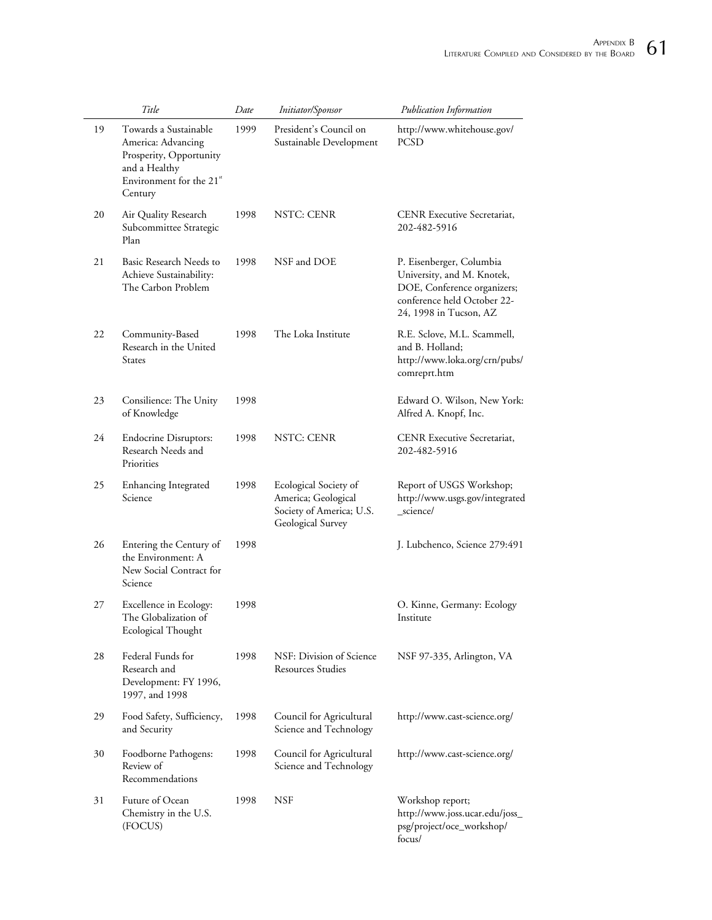| | Title | Date | Initiator/Sponsor | Publication Information |
|---|---|---|---|---|
| 19 | Towards a Sustainable America: Advancing Prosperity, Opportunity and a Healthy Environment for the 21st Century | 1999 | President's Council on Sustainable Development | http://www.whitehouse.gov/PCSD |
| 20 | Air Quality Research Subcommittee Strategic Plan | 1998 | NSTC: CENR | CENR Executive Secretariat, 202-482-5916 |
| 21 | Basic Research Needs to Achieve Sustainability: The Carbon Problem | 1998 | NSF and DOE | P. Eisenberger, Columbia University, and M. Knotek, DOE, Conference organizers; conference held October 22-24, 1998 in Tucson, AZ |
| 22 | Community-Based Research in the United States | 1998 | The Loka Institute | R.E. Sclove, M.L. Scammell, and B. Holland; http://www.loka.org/crn/pubs/comreprt.htm |
| 23 | Consilience: The Unity of Knowledge | 1998 | | Edward O. Wilson, New York: Alfred A. Knopf, Inc. |
| 24 | Endocrine Disruptors: Research Needs and Priorities | 1998 | NSTC: CENR | CENR Executive Secretariat, 202-482-5916 |
| 25 | Enhancing Integrated Science | 1998 | Ecological Society of America; Geological Society of America; U.S. Geological Survey | Report of USGS Workshop; http://www.usgs.gov/integrated_science/ |
| 26 | Entering the Century of the Environment: A New Social Contract for Science | 1998 | | J. Lubchenco, Science 279:491 |
| 27 | Excellence in Ecology: The Globalization of Ecological Thought | 1998 | | O. Kinne, Germany: Ecology Institute |
| 28 | Federal Funds for Research and Development: FY 1996, 1997, and 1998 | 1998 | NSF: Division of Science Resources Studies | NSF 97-335, Arlington, VA |
| 29 | Food Safety, Sufficiency, and Security | 1998 | Council for Agricultural Science and Technology | http://www.cast-science.org/ |
| 30 | Foodborne Pathogens: Review of Recommendations | 1998 | Council for Agricultural Science and Technology | http://www.cast-science.org/ |
| 31 | Future of Ocean Chemistry in the U.S. (FOCUS) | 1998 | NSF | Workshop report; http://www.joss.ucar.edu/joss_psg/project/oce_workshop/focus/ |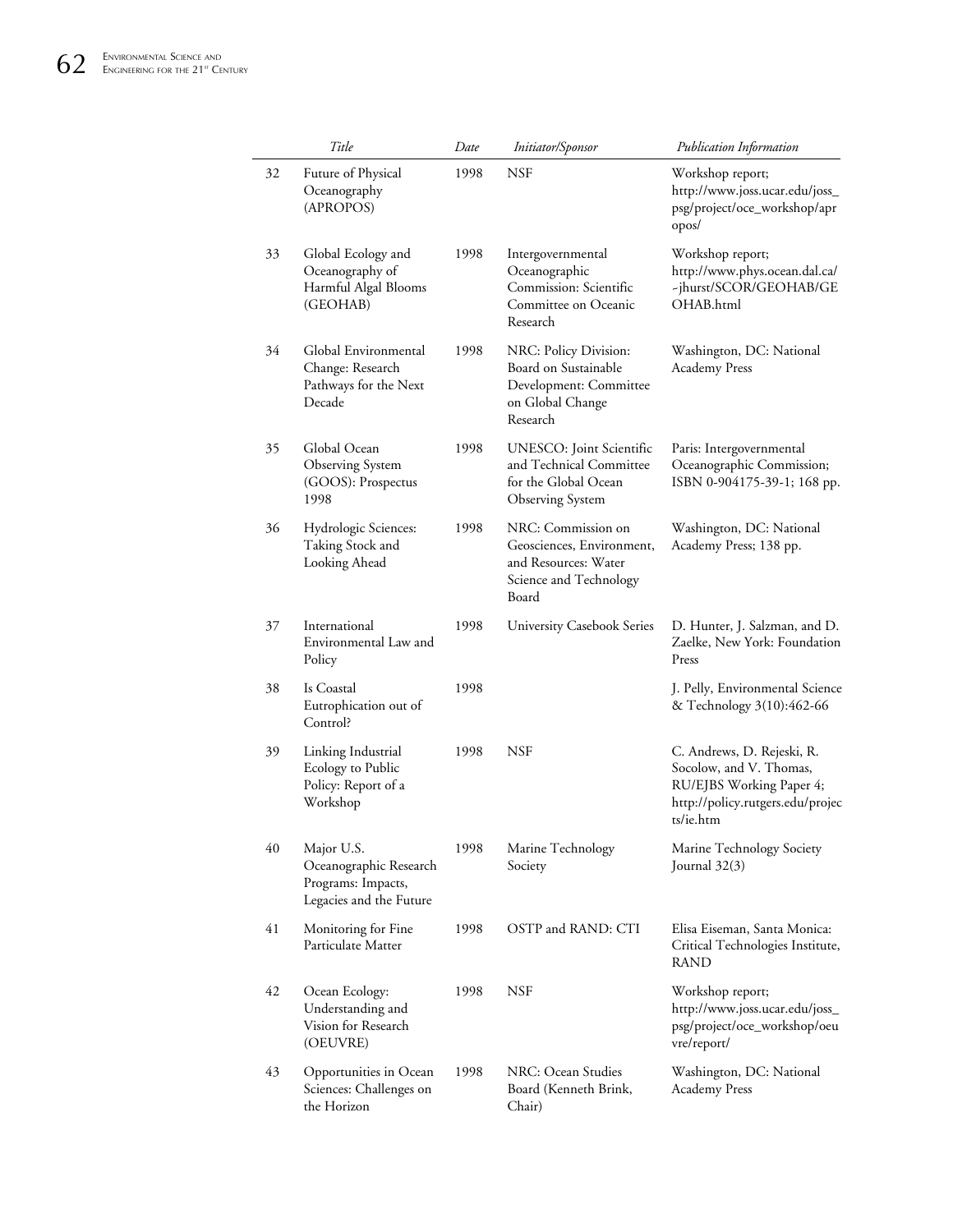| | Title | Date | Initiator/Sponsor | Publication Information |
|---|---|---|---|---|
| 32 | Future of Physical Oceanography (APROPOS) | 1998 | NSF | Workshop report; http://www.joss.ucar.edu/joss_psg/project/oce_workshop/apropos/ |
| 33 | Global Ecology and Oceanography of Harmful Algal Blooms (GEOHAB) | 1998 | Intergovernmental Oceanographic Commission: Scientific Committee on Oceanic Research | Workshop report; http://www.phys.ocean.dal.ca/~jhurst/SCOR/GEOHAB/GEOHAB.html |
| 34 | Global Environmental Change: Research Pathways for the Next Decade | 1998 | NRC: Policy Division: Board on Sustainable Development: Committee on Global Change Research | Washington, DC: National Academy Press |
| 35 | Global Ocean Observing System (GOOS): Prospectus 1998 | 1998 | UNESCO: Joint Scientific and Technical Committee for the Global Ocean Observing System | Paris: Intergovernmental Oceanographic Commission; ISBN 0-904175-39-1; 168 pp. |
| 36 | Hydrologic Sciences: Taking Stock and Looking Ahead | 1998 | NRC: Commission on Geosciences, Environment, and Resources: Water Science and Technology Board | Washington, DC: National Academy Press; 138 pp. |
| 37 | International Environmental Law and Policy | 1998 | University Casebook Series | D. Hunter, J. Salzman, and D. Zaelke, New York: Foundation Press |
| 38 | Is Coastal Eutrophication out of Control? | 1998 | | J. Pelly, Environmental Science & Technology 3(10):462-66 |
| 39 | Linking Industrial Ecology to Public Policy: Report of a Workshop | 1998 | NSF | C. Andrews, D. Rejeski, R. Socolow, and V. Thomas, RU/EJBS Working Paper 4; http://policy.rutgers.edu/projects/ie.htm |
| 40 | Major U.S. Oceanographic Research Programs: Impacts, Legacies and the Future | 1998 | Marine Technology Society | Marine Technology Society Journal 32(3) |
| 41 | Monitoring for Fine Particulate Matter | 1998 | OSTP and RAND: CTI | Elisa Eiseman, Santa Monica: Critical Technologies Institute, RAND |
| 42 | Ocean Ecology: Understanding and Vision for Research (OEUVRE) | 1998 | NSF | Workshop report; http://www.joss.ucar.edu/joss_psg/project/oce_workshop/oeuvre/report/ |
| 43 | Opportunities in Ocean Sciences: Challenges on the Horizon | 1998 | NRC: Ocean Studies Board (Kenneth Brink, Chair) | Washington, DC: National Academy Press |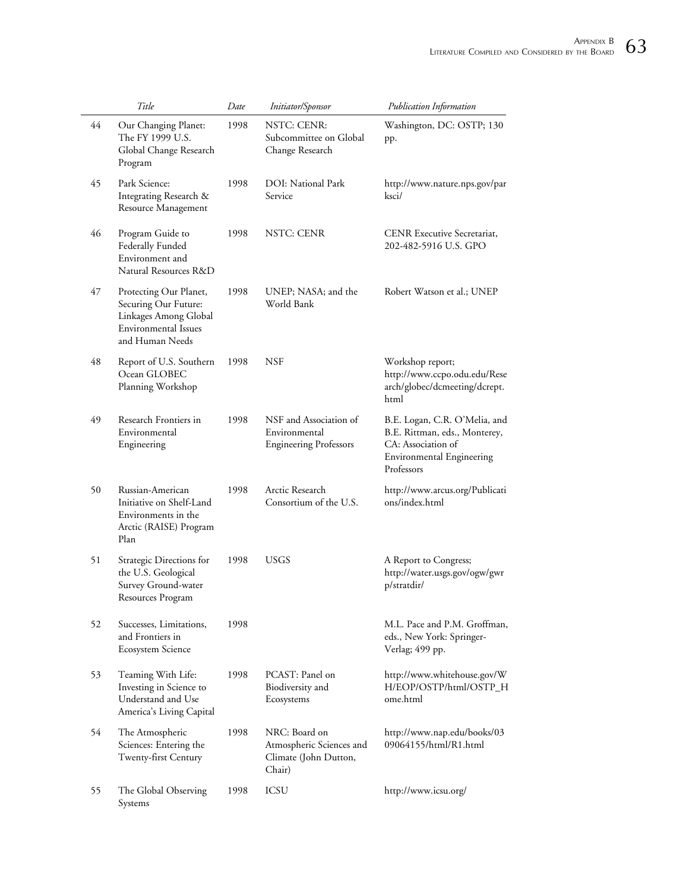| | Title | Date | Initiator/Sponsor | Publication Information |
|---|---|---|---|---|
| 44 | Our Changing Planet: The FY 1999 U.S. Global Change Research Program | 1998 | NSTC: CENR: Subcommittee on Global Change Research | Washington, DC: OSTP; 130 pp. |
| 45 | Park Science: Integrating Research & Resource Management | 1998 | DOI: National Park Service | http://www.nature.nps.gov/parksci/ |
| 46 | Program Guide to Federally Funded Environment and Natural Resources R&D | 1998 | NSTC: CENR | CENR Executive Secretariat, 202-482-5916 U.S. GPO |
| 47 | Protecting Our Planet, Securing Our Future: Linkages Among Global Environmental Issues and Human Needs | 1998 | UNEP; NASA; and the World Bank | Robert Watson et al.; UNEP |
| 48 | Report of U.S. Southern Ocean GLOBEC Planning Workshop | 1998 | NSF | Workshop report; http://www.ccpo.odu.edu/Research/globec/dcmeeting/dcrept.html |
| 49 | Research Frontiers in Environmental Engineering | 1998 | NSF and Association of Environmental Engineering Professors | B.E. Logan, C.R. O'Melia, and B.E. Rittman, eds., Monterey, CA: Association of Environmental Engineering Professors |
| 50 | Russian-American Initiative on Shelf-Land Environments in the Arctic (RAISE) Program Plan | 1998 | Arctic Research Consortium of the U.S. | http://www.arcus.org/Publications/index.html |
| 51 | Strategic Directions for the U.S. Geological Survey Ground-water Resources Program | 1998 | USGS | A Report to Congress; http://water.usgs.gov/ogw/gwrp/stratdir/ |
| 52 | Successes, Limitations, and Frontiers in Ecosystem Science | 1998 | | M.L. Pace and P.M. Groffman, eds., New York: Springer-Verlag; 499 pp. |
| 53 | Teaming With Life: Investing in Science to Understand and Use America's Living Capital | 1998 | PCAST: Panel on Biodiversity and Ecosystems | http://www.whitehouse.gov/WH/EOP/OSTP/html/OSTP_Home.html |
| 54 | The Atmospheric Sciences: Entering the Twenty-first Century | 1998 | NRC: Board on Atmospheric Sciences and Climate (John Dutton, Chair) | http://www.nap.edu/books/0309064155/html/R1.html |
| 55 | The Global Observing Systems | 1998 | ICSU | http://www.icsu.org/ |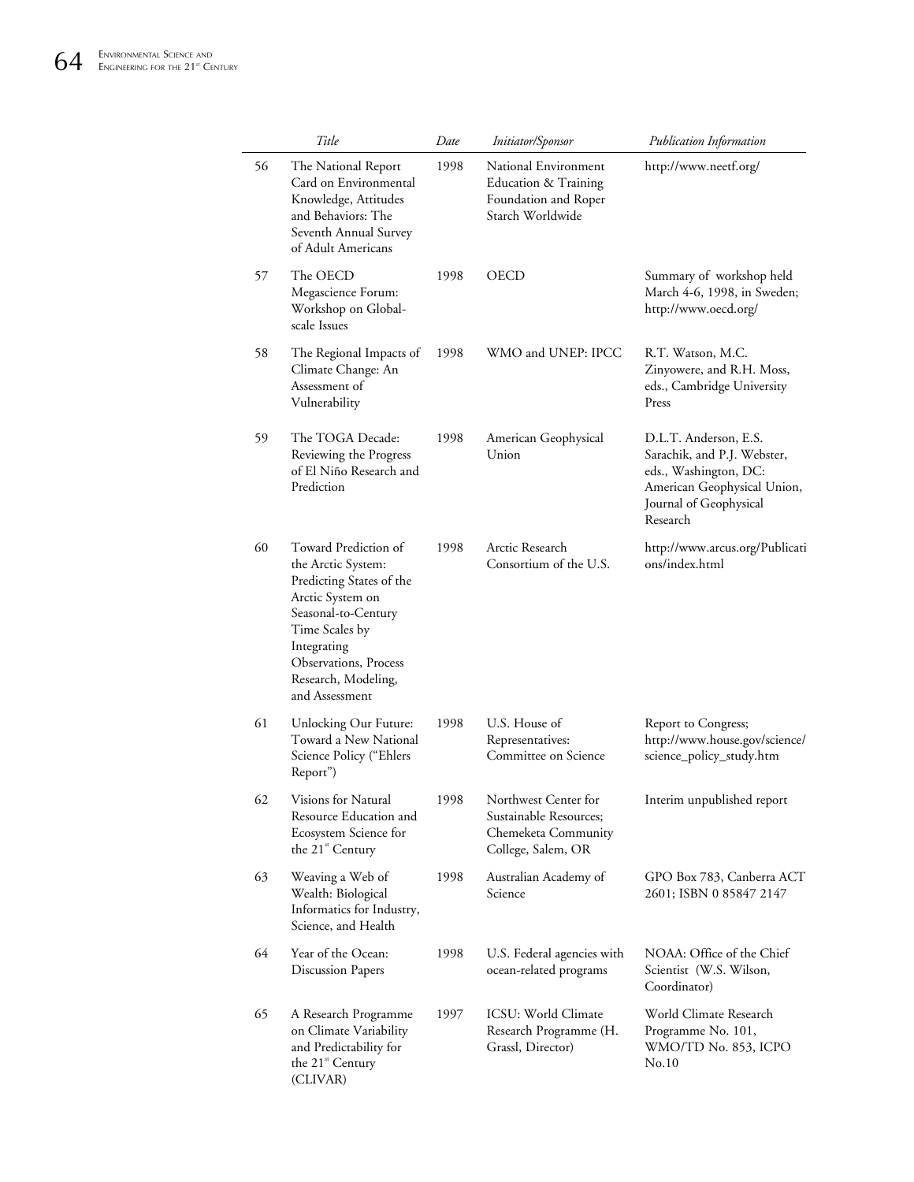| | Title | Date | Initiator/Sponsor | Publication Information |
|---|---|---|---|---|
| 56 | The National Report Card on Environmental Knowledge, Attitudes and Behaviors: The Seventh Annual Survey of Adult Americans | 1998 | National Environment Education & Training Foundation and Roper Starch Worldwide | http://www.neetf.org/ |
| 57 | The OECD Megascience Forum: Workshop on Global-scale Issues | 1998 | OECD | Summary of workshop held March 4-6, 1998, in Sweden; http://www.oecd.org/ |
| 58 | The Regional Impacts of Climate Change: An Assessment of Vulnerability | 1998 | WMO and UNEP: IPCC | R.T. Watson, M.C. Zinyowere, and R.H. Moss, eds., Cambridge University Press |
| 59 | The TOGA Decade: Reviewing the Progress of El Niño Research and Prediction | 1998 | American Geophysical Union | D.L.T. Anderson, E.S. Sarachik, and P.J. Webster, eds., Washington, DC: American Geophysical Union, Journal of Geophysical Research |
| 60 | Toward Prediction of the Arctic System: Predicting States of the Arctic System on Seasonal-to-Century Time Scales by Integrating Observations, Process Research, Modeling, and Assessment | 1998 | Arctic Research Consortium of the U.S. | http://www.arcus.org/Publications/index.html |
| 61 | Unlocking Our Future: Toward a New National Science Policy ("Ehlers Report") | 1998 | U.S. House of Representatives: Committee on Science | Report to Congress; http://www.house.gov/science/science_policy_study.htm |
| 62 | Visions for Natural Resource Education and Ecosystem Science for the 21st Century | 1998 | Northwest Center for Sustainable Resources; Chemeketa Community College, Salem, OR | Interim unpublished report |
| 63 | Weaving a Web of Wealth: Biological Informatics for Industry, Science, and Health | 1998 | Australian Academy of Science | GPO Box 783, Canberra ACT 2601; ISBN 0 85847 2147 |
| 64 | Year of the Ocean: Discussion Papers | 1998 | U.S. Federal agencies with ocean-related programs | NOAA: Office of the Chief Scientist (W.S. Wilson, Coordinator) |
| 65 | A Research Programme on Climate Variability and Predictability for the 21st Century (CLIVAR) | 1997 | ICSU: World Climate Research Programme (H. Grassl, Director) | World Climate Research Programme No. 101, WMO/TD No. 853, ICPO No.10 |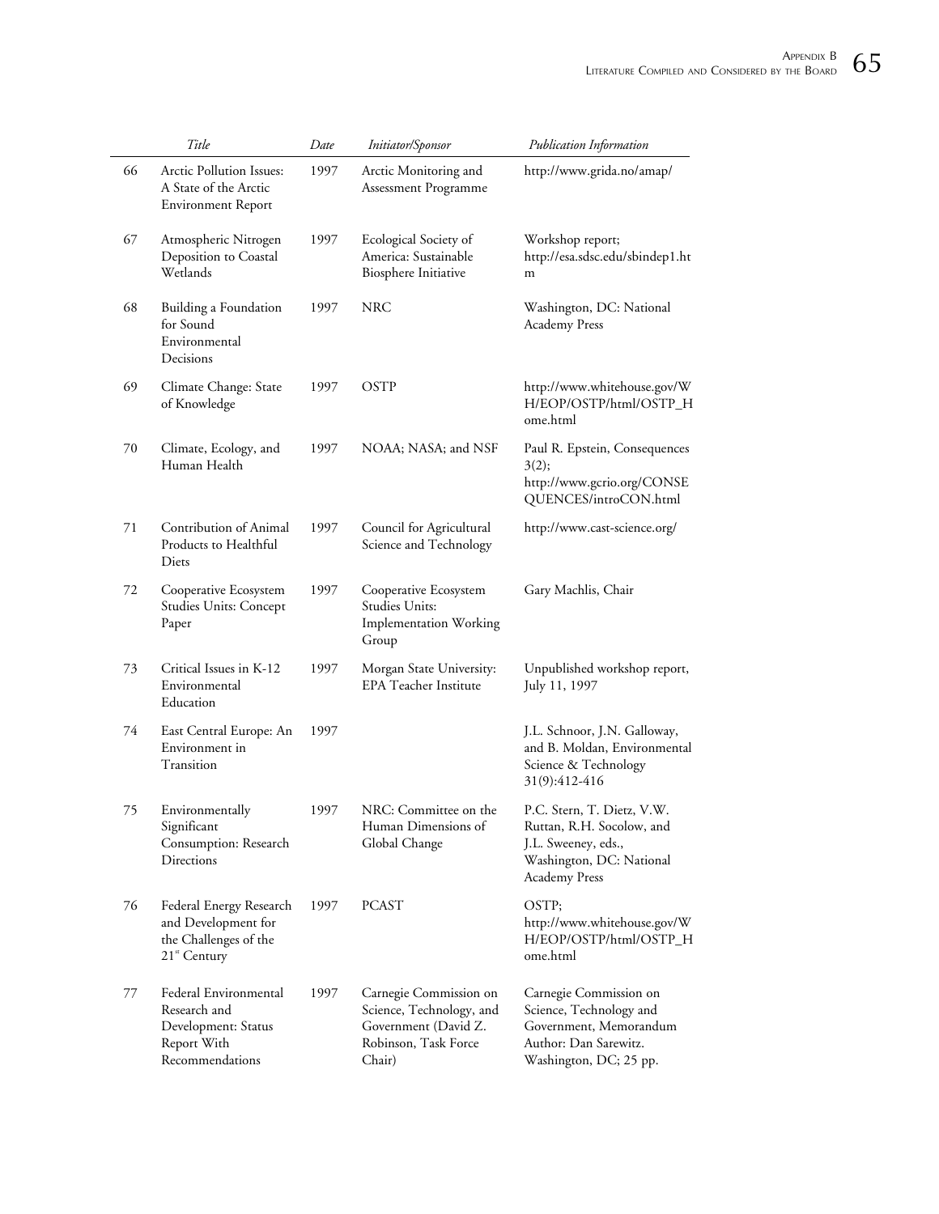|  | Title | Date | Initiator/Sponsor | Publication Information |
|---|---|---|---|---|
| 66 | Arctic Pollution Issues: A State of the Arctic Environment Report | 1997 | Arctic Monitoring and Assessment Programme | http://www.grida.no/amap/ |
| 67 | Atmospheric Nitrogen Deposition to Coastal Wetlands | 1997 | Ecological Society of America: Sustainable Biosphere Initiative | Workshop report; http://esa.sdsc.edu/sbindep1.htm |
| 68 | Building a Foundation for Sound Environmental Decisions | 1997 | NRC | Washington, DC: National Academy Press |
| 69 | Climate Change: State of Knowledge | 1997 | OSTP | http://www.whitehouse.gov/WH/EOP/OSTP/html/OSTP_Home.html |
| 70 | Climate, Ecology, and Human Health | 1997 | NOAA; NASA; and NSF | Paul R. Epstein, Consequences 3(2); http://www.gcrio.org/CONSEQUENCES/introCON.html |
| 71 | Contribution of Animal Products to Healthful Diets | 1997 | Council for Agricultural Science and Technology | http://www.cast-science.org/ |
| 72 | Cooperative Ecosystem Studies Units: Concept Paper | 1997 | Cooperative Ecosystem Studies Units: Implementation Working Group | Gary Machlis, Chair |
| 73 | Critical Issues in K-12 Environmental Education | 1997 | Morgan State University: EPA Teacher Institute | Unpublished workshop report, July 11, 1997 |
| 74 | East Central Europe: An Environment in Transition | 1997 |  | J.L. Schnoor, J.N. Galloway, and B. Moldan, Environmental Science & Technology 31(9):412-416 |
| 75 | Environmentally Significant Consumption: Research Directions | 1997 | NRC: Committee on the Human Dimensions of Global Change | P.C. Stern, T. Dietz, V.W. Ruttan, R.H. Socolow, and J.L. Sweeney, eds., Washington, DC: National Academy Press |
| 76 | Federal Energy Research and Development for the Challenges of the 21st Century | 1997 | PCAST | OSTP; http://www.whitehouse.gov/WH/EOP/OSTP/html/OSTP_Home.html |
| 77 | Federal Environmental Research and Development: Status Report With Recommendations | 1997 | Carnegie Commission on Science, Technology, and Government (David Z. Robinson, Task Force Chair) | Carnegie Commission on Science, Technology and Government, Memorandum Author: Dan Sarewitz. Washington, DC; 25 pp. |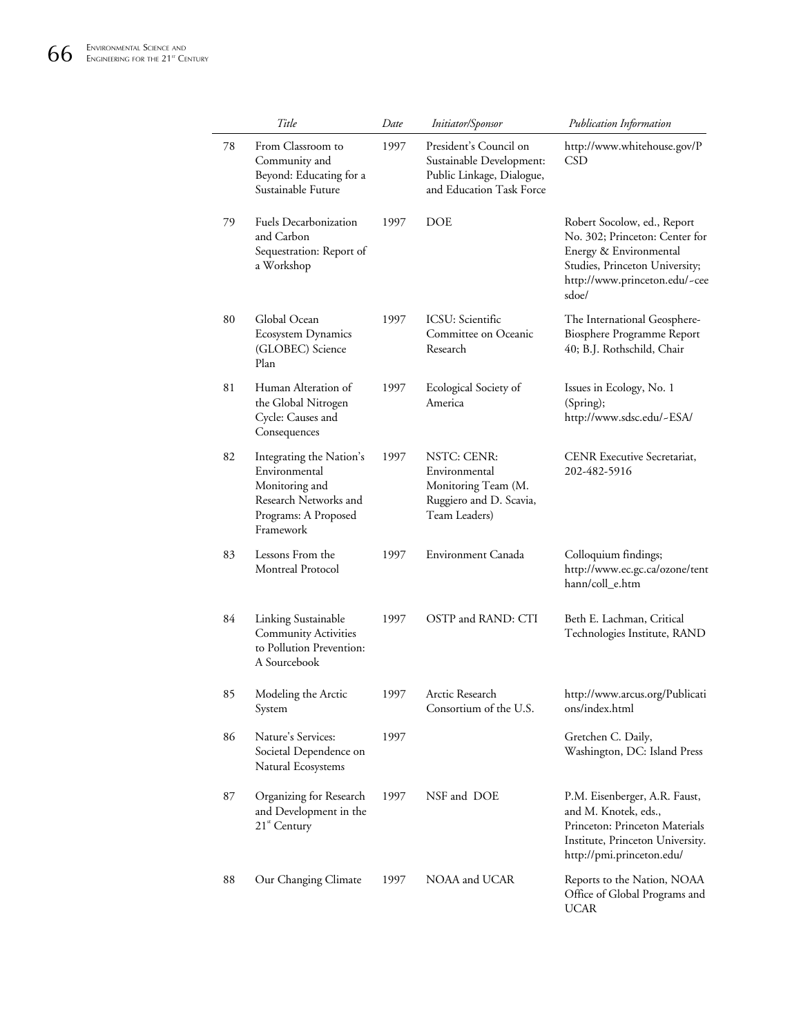| | Title | Date | Initiator/Sponsor | Publication Information |
|---|---|---|---|---|
| 78 | From Classroom to Community and Beyond: Educating for a Sustainable Future | 1997 | President's Council on Sustainable Development: Public Linkage, Dialogue, and Education Task Force | http://www.whitehouse.gov/PCSD |
| 79 | Fuels Decarbonization and Carbon Sequestration: Report of a Workshop | 1997 | DOE | Robert Socolow, ed., Report No. 302; Princeton: Center for Energy & Environmental Studies, Princeton University; http://www.princeton.edu/~ceesdoe/ |
| 80 | Global Ocean Ecosystem Dynamics (GLOBEC) Science Plan | 1997 | ICSU: Scientific Committee on Oceanic Research | The International Geosphere-Biosphere Programme Report 40; B.J. Rothschild, Chair |
| 81 | Human Alteration of the Global Nitrogen Cycle: Causes and Consequences | 1997 | Ecological Society of America | Issues in Ecology, No. 1 (Spring); http://www.sdsc.edu/~ESA/ |
| 82 | Integrating the Nation's Environmental Monitoring and Research Networks and Programs: A Proposed Framework | 1997 | NSTC: CENR: Environmental Monitoring Team (M. Ruggiero and D. Scavia, Team Leaders) | CENR Executive Secretariat, 202-482-5916 |
| 83 | Lessons From the Montreal Protocol | 1997 | Environment Canada | Colloquium findings; http://www.ec.gc.ca/ozone/tenthann/coll_e.htm |
| 84 | Linking Sustainable Community Activities to Pollution Prevention: A Sourcebook | 1997 | OSTP and RAND: CTI | Beth E. Lachman, Critical Technologies Institute, RAND |
| 85 | Modeling the Arctic System | 1997 | Arctic Research Consortium of the U.S. | http://www.arcus.org/Publications/index.html |
| 86 | Nature's Services: Societal Dependence on Natural Ecosystems | 1997 | | Gretchen C. Daily, Washington, DC: Island Press |
| 87 | Organizing for Research and Development in the 21st Century | 1997 | NSF and DOE | P.M. Eisenberger, A.R. Faust, and M. Knotek, eds., Princeton: Princeton Materials Institute, Princeton University. http://pmi.princeton.edu/ |
| 88 | Our Changing Climate | 1997 | NOAA and UCAR | Reports to the Nation, NOAA Office of Global Programs and UCAR |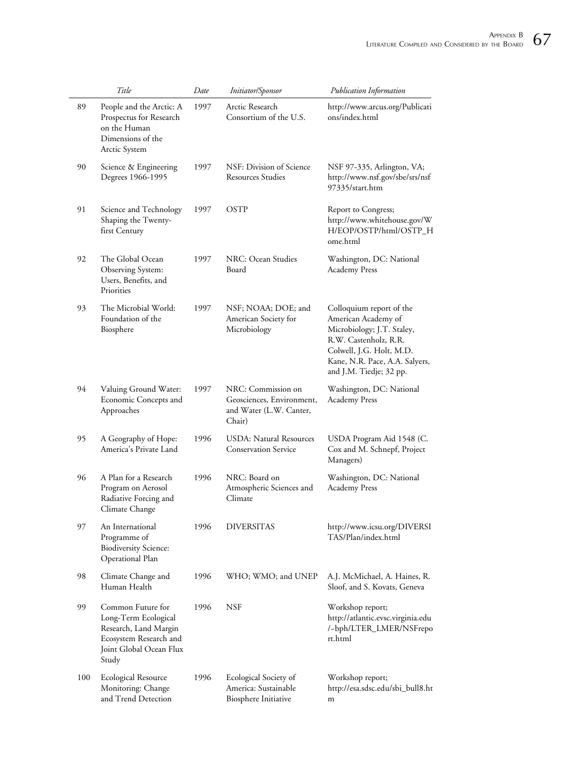|  | Title | Date | Initiator/Sponsor | Publication Information |
|---|---|---|---|---|
| 89 | People and the Arctic: A Prospectus for Research on the Human Dimensions of the Arctic System | 1997 | Arctic Research Consortium of the U.S. | http://www.arcus.org/Publications/index.html |
| 90 | Science & Engineering Degrees 1966-1995 | 1997 | NSF: Division of Science Resources Studies | NSF 97-335, Arlington, VA; http://www.nsf.gov/sbe/srs/nsf97335/start.htm |
| 91 | Science and Technology Shaping the Twenty-first Century | 1997 | OSTP | Report to Congress; http://www.whitehouse.gov/WH/EOP/OSTP/html/OSTP_Home.html |
| 92 | The Global Ocean Observing System: Users, Benefits, and Priorities | 1997 | NRC: Ocean Studies Board | Washington, DC: National Academy Press |
| 93 | The Microbial World: Foundation of the Biosphere | 1997 | NSF; NOAA; DOE; and American Society for Microbiology | Colloquium report of the American Academy of Microbiology; J.T. Staley, R.W. Castenholz, R.R. Colwell, J.G. Holt, M.D. Kane, N.R. Pace, A.A. Salyers, and J.M. Tiedje; 32 pp. |
| 94 | Valuing Ground Water: Economic Concepts and Approaches | 1997 | NRC: Commission on Geosciences, Environment, and Water (L.W. Canter, Chair) | Washington, DC: National Academy Press |
| 95 | A Geography of Hope: America's Private Land | 1996 | USDA: Natural Resources Conservation Service | USDA Program Aid 1548 (C. Cox and M. Schnepf, Project Managers) |
| 96 | A Plan for a Research Program on Aerosol Radiative Forcing and Climate Change | 1996 | NRC: Board on Atmospheric Sciences and Climate | Washington, DC: National Academy Press |
| 97 | An International Programme of Biodiversity Science: Operational Plan | 1996 | DIVERSITAS | http://www.icsu.org/DIVERSITAS/Plan/index.html |
| 98 | Climate Change and Human Health | 1996 | WHO; WMO; and UNEP | A.J. McMichael, A. Haines, R. Sloof, and S. Kovats, Geneva |
| 99 | Common Future for Long-Term Ecological Research, Land Margin Ecosystem Research and Joint Global Ocean Flux Study | 1996 | NSF | Workshop report; http://atlantic.evsc.virginia.edu/~bph/LTER_LMER/NSFreport.html |
| 100 | Ecological Resource Monitoring: Change and Trend Detection | 1996 | Ecological Society of America: Sustainable Biosphere Initiative | Workshop report; http://esa.sdsc.edu/sbi_bull8.htm |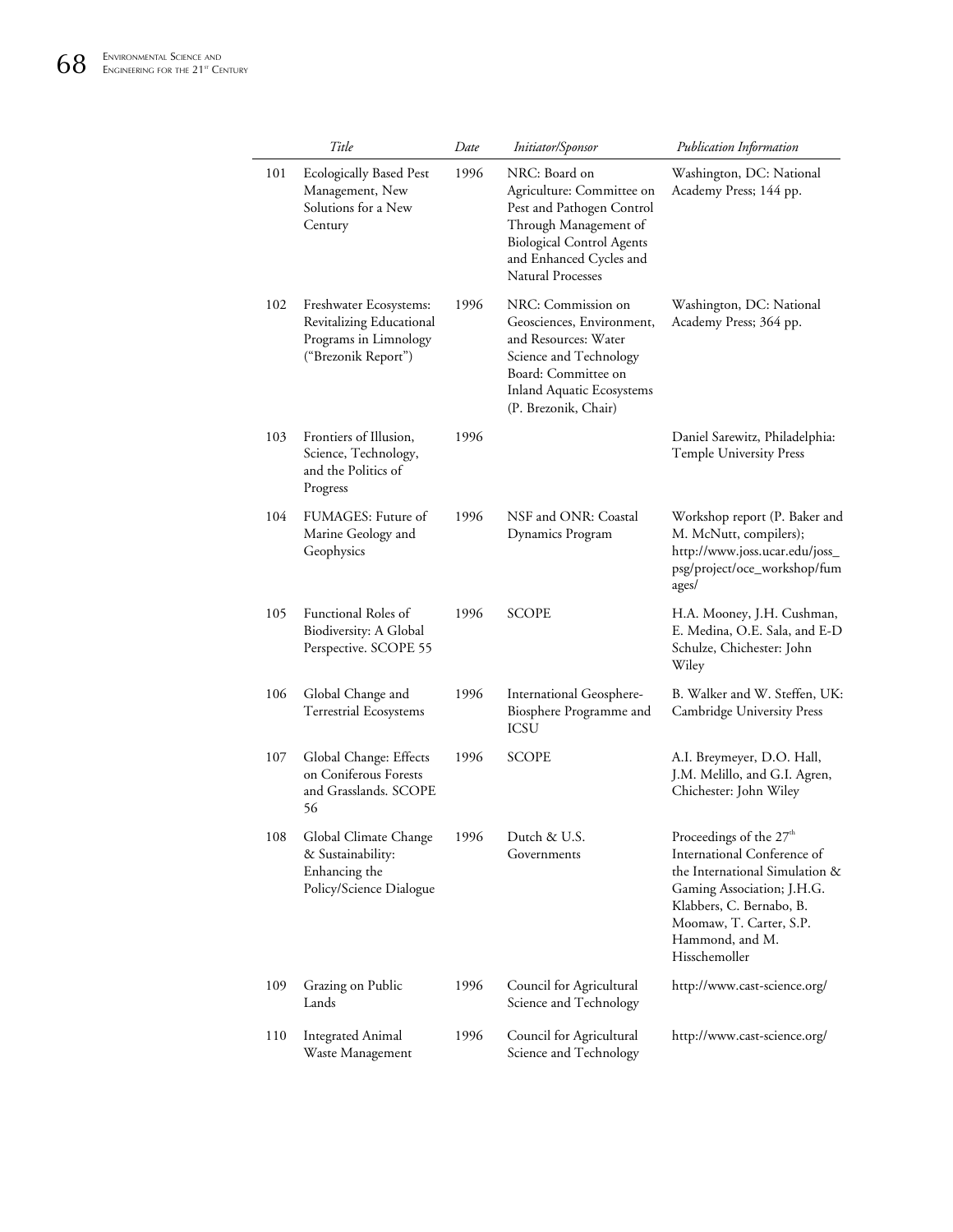| | Title | Date | Initiator/Sponsor | Publication Information |
|---|---|---|---|---|
| 101 | Ecologically Based Pest Management, New Solutions for a New Century | 1996 | NRC: Board on Agriculture: Committee on Pest and Pathogen Control Through Management of Biological Control Agents and Enhanced Cycles and Natural Processes | Washington, DC: National Academy Press; 144 pp. |
| 102 | Freshwater Ecosystems: Revitalizing Educational Programs in Limnology ("Brezonik Report") | 1996 | NRC: Commission on Geosciences, Environment, and Resources: Water Science and Technology Board: Committee on Inland Aquatic Ecosystems (P. Brezonik, Chair) | Washington, DC: National Academy Press; 364 pp. |
| 103 | Frontiers of Illusion, Science, Technology, and the Politics of Progress | 1996 | | Daniel Sarewitz, Philadelphia: Temple University Press |
| 104 | FUMAGES: Future of Marine Geology and Geophysics | 1996 | NSF and ONR: Coastal Dynamics Program | Workshop report (P. Baker and M. McNutt, compilers); http://www.joss.ucar.edu/joss_psg/project/oce_workshop/fumages/ |
| 105 | Functional Roles of Biodiversity: A Global Perspective. SCOPE 55 | 1996 | SCOPE | H.A. Mooney, J.H. Cushman, E. Medina, O.E. Sala, and E-D Schulze, Chichester: John Wiley |
| 106 | Global Change and Terrestrial Ecosystems | 1996 | International Geosphere-Biosphere Programme and ICSU | B. Walker and W. Steffen, UK: Cambridge University Press |
| 107 | Global Change: Effects on Coniferous Forests and Grasslands. SCOPE 56 | 1996 | SCOPE | A.I. Breymeyer, D.O. Hall, J.M. Melillo, and G.I. Agren, Chichester: John Wiley |
| 108 | Global Climate Change & Sustainability: Enhancing the Policy/Science Dialogue | 1996 | Dutch & U.S. Governments | Proceedings of the 27th International Conference of the International Simulation & Gaming Association; J.H.G. Klabbers, C. Bernabo, B. Moomaw, T. Carter, S.P. Hammond, and M. Hisschemoller |
| 109 | Grazing on Public Lands | 1996 | Council for Agricultural Science and Technology | http://www.cast-science.org/ |
| 110 | Integrated Animal Waste Management | 1996 | Council for Agricultural Science and Technology | http://www.cast-science.org/ |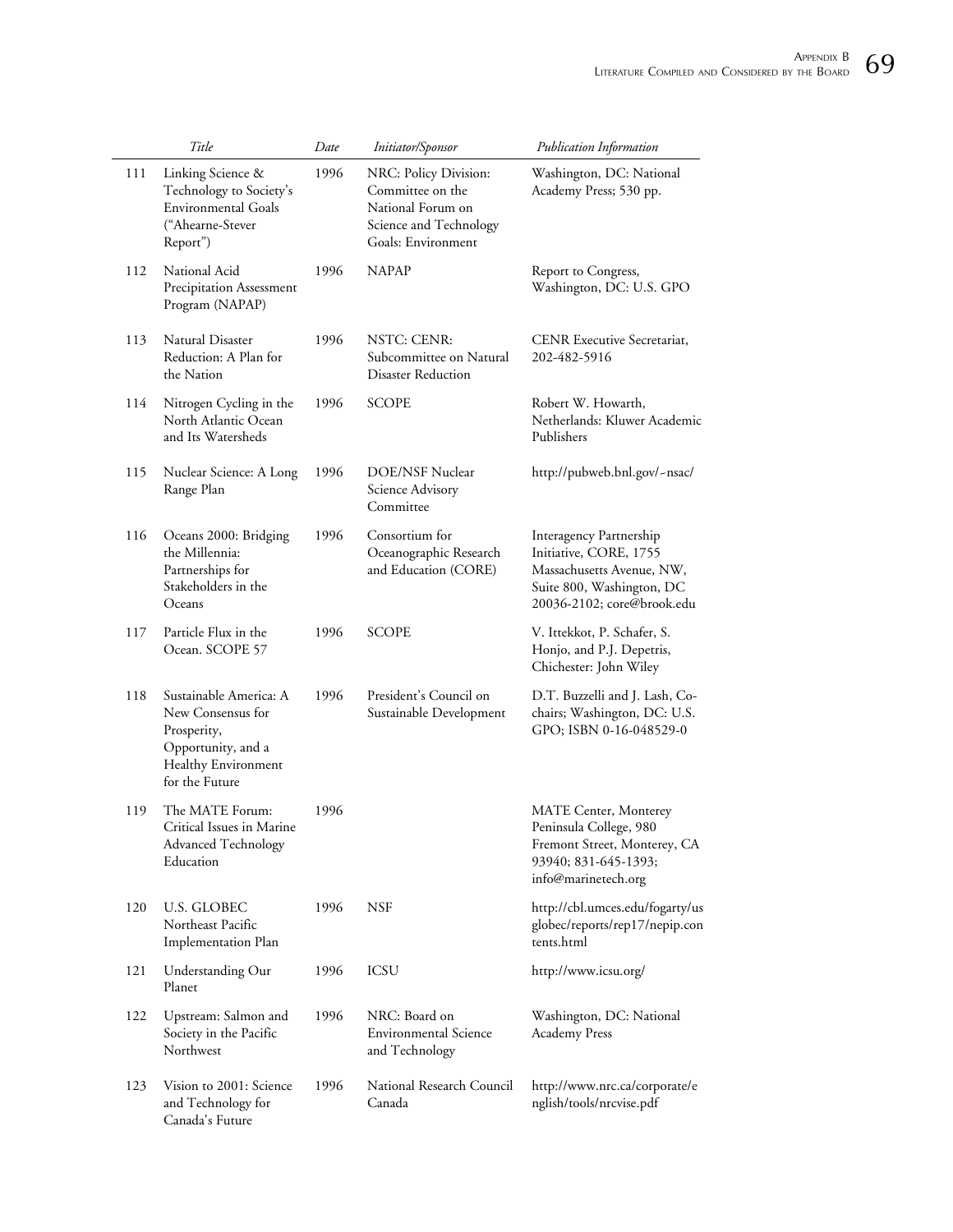| | Title | Date | Initiator/Sponsor | Publication Information |
|---|---|---|---|---|
| 111 | Linking Science & Technology to Society's Environmental Goals ("Ahearne-Stever Report") | 1996 | NRC: Policy Division: Committee on the National Forum on Science and Technology Goals: Environment | Washington, DC: National Academy Press; 530 pp. |
| 112 | National Acid Precipitation Assessment Program (NAPAP) | 1996 | NAPAP | Report to Congress, Washington, DC: U.S. GPO |
| 113 | Natural Disaster Reduction: A Plan for the Nation | 1996 | NSTC: CENR: Subcommittee on Natural Disaster Reduction | CENR Executive Secretariat, 202-482-5916 |
| 114 | Nitrogen Cycling in the North Atlantic Ocean and Its Watersheds | 1996 | SCOPE | Robert W. Howarth, Netherlands: Kluwer Academic Publishers |
| 115 | Nuclear Science: A Long Range Plan | 1996 | DOE/NSF Nuclear Science Advisory Committee | http://pubweb.bnl.gov/~nsac/ |
| 116 | Oceans 2000: Bridging the Millennia: Partnerships for Stakeholders in the Oceans | 1996 | Consortium for Oceanographic Research and Education (CORE) | Interagency Partnership Initiative, CORE, 1755 Massachusetts Avenue, NW, Suite 800, Washington, DC 20036-2102; core@brook.edu |
| 117 | Particle Flux in the Ocean. SCOPE 57 | 1996 | SCOPE | V. Ittekkot, P. Schafer, S. Honjo, and P.J. Depetris, Chichester: John Wiley |
| 118 | Sustainable America: A New Consensus for Prosperity, Opportunity, and a Healthy Environment for the Future | 1996 | President's Council on Sustainable Development | D.T. Buzzelli and J. Lash, Co-chairs; Washington, DC: U.S. GPO; ISBN 0-16-048529-0 |
| 119 | The MATE Forum: Critical Issues in Marine Advanced Technology Education | 1996 | | MATE Center, Monterey Peninsula College, 980 Fremont Street, Monterey, CA 93940; 831-645-1393; info@marinetech.org |
| 120 | U.S. GLOBEC Northeast Pacific Implementation Plan | 1996 | NSF | http://cbl.umces.edu/fogarty/usglobec/reports/rep17/nepip.contents.html |
| 121 | Understanding Our Planet | 1996 | ICSU | http://www.icsu.org/ |
| 122 | Upstream: Salmon and Society in the Pacific Northwest | 1996 | NRC: Board on Environmental Science and Technology | Washington, DC: National Academy Press |
| 123 | Vision to 2001: Science and Technology for Canada's Future | 1996 | National Research Council Canada | http://www.nrc.ca/corporate/english/tools/nrcvise.pdf |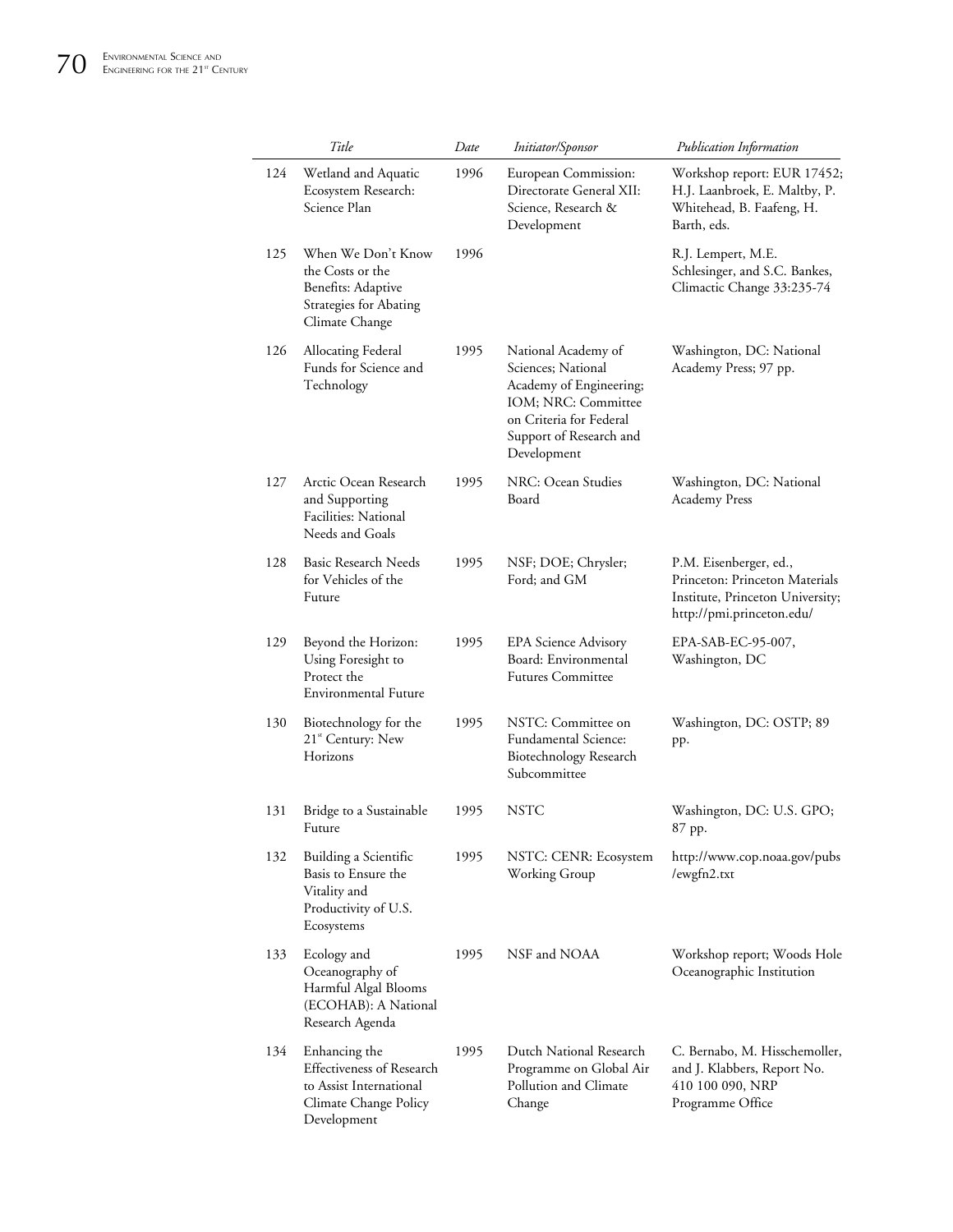| | Title | Date | Initiator/Sponsor | Publication Information |
|---|---|---|---|---|
| 124 | Wetland and Aquatic Ecosystem Research: Science Plan | 1996 | European Commission: Directorate General XII: Science, Research & Development | Workshop report: EUR 17452; H.J. Laanbroek, E. Maltby, P. Whitehead, B. Faafeng, H. Barth, eds. |
| 125 | When We Don't Know the Costs or the Benefits: Adaptive Strategies for Abating Climate Change | 1996 | | R.J. Lempert, M.E. Schlesinger, and S.C. Bankes, Climactic Change 33:235-74 |
| 126 | Allocating Federal Funds for Science and Technology | 1995 | National Academy of Sciences; National Academy of Engineering; IOM; NRC: Committee on Criteria for Federal Support of Research and Development | Washington, DC: National Academy Press; 97 pp. |
| 127 | Arctic Ocean Research and Supporting Facilities: National Needs and Goals | 1995 | NRC: Ocean Studies Board | Washington, DC: National Academy Press |
| 128 | Basic Research Needs for Vehicles of the Future | 1995 | NSF; DOE; Chrysler; Ford; and GM | P.M. Eisenberger, ed., Princeton: Princeton Materials Institute, Princeton University; http://pmi.princeton.edu/ |
| 129 | Beyond the Horizon: Using Foresight to Protect the Environmental Future | 1995 | EPA Science Advisory Board: Environmental Futures Committee | EPA-SAB-EC-95-007, Washington, DC |
| 130 | Biotechnology for the 21st Century: New Horizons | 1995 | NSTC: Committee on Fundamental Science: Biotechnology Research Subcommittee | Washington, DC: OSTP; 89 pp. |
| 131 | Bridge to a Sustainable Future | 1995 | NSTC | Washington, DC: U.S. GPO; 87 pp. |
| 132 | Building a Scientific Basis to Ensure the Vitality and Productivity of U.S. Ecosystems | 1995 | NSTC: CENR: Ecosystem Working Group | http://www.cop.noaa.gov/pubs/ewgfn2.txt |
| 133 | Ecology and Oceanography of Harmful Algal Blooms (ECOHAB): A National Research Agenda | 1995 | NSF and NOAA | Workshop report; Woods Hole Oceanographic Institution |
| 134 | Enhancing the Effectiveness of Research to Assist International Climate Change Policy Development | 1995 | Dutch National Research Programme on Global Air Pollution and Climate Change | C. Bernabo, M. Hisschemoller, and J. Klabbers, Report No. 410 100 090, NRP Programme Office |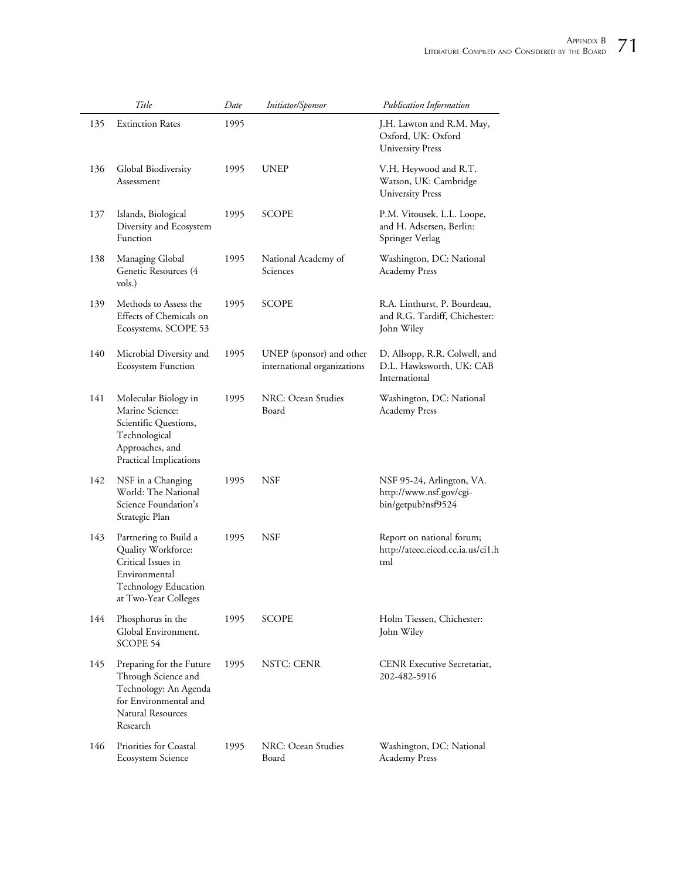|  | Title | Date | Initiator/Sponsor | Publication Information |
|---|---|---|---|---|
| 135 | Extinction Rates | 1995 |  | J.H. Lawton and R.M. May, Oxford, UK: Oxford University Press |
| 136 | Global Biodiversity Assessment | 1995 | UNEP | V.H. Heywood and R.T. Watson, UK: Cambridge University Press |
| 137 | Islands, Biological Diversity and Ecosystem Function | 1995 | SCOPE | P.M. Vitousek, L.L. Loope, and H. Adsersen, Berlin: Springer Verlag |
| 138 | Managing Global Genetic Resources (4 vols.) | 1995 | National Academy of Sciences | Washington, DC: National Academy Press |
| 139 | Methods to Assess the Effects of Chemicals on Ecosystems. SCOPE 53 | 1995 | SCOPE | R.A. Linthurst, P. Bourdeau, and R.G. Tardiff, Chichester: John Wiley |
| 140 | Microbial Diversity and Ecosystem Function | 1995 | UNEP (sponsor) and other international organizations | D. Allsopp, R.R. Colwell, and D.L. Hawksworth, UK: CAB International |
| 141 | Molecular Biology in Marine Science: Scientific Questions, Technological Approaches, and Practical Implications | 1995 | NRC: Ocean Studies Board | Washington, DC: National Academy Press |
| 142 | NSF in a Changing World: The National Science Foundation's Strategic Plan | 1995 | NSF | NSF 95-24, Arlington, VA. http://www.nsf.gov/cgi-bin/getpub?nsf9524 |
| 143 | Partnering to Build a Quality Workforce: Critical Issues in Environmental Technology Education at Two-Year Colleges | 1995 | NSF | Report on national forum; http://ateec.eiccd.cc.ia.us/ci1.html |
| 144 | Phosphorus in the Global Environment. SCOPE 54 | 1995 | SCOPE | Holm Tiessen, Chichester: John Wiley |
| 145 | Preparing for the Future Through Science and Technology: An Agenda for Environmental and Natural Resources Research | 1995 | NSTC: CENR | CENR Executive Secretariat, 202-482-5916 |
| 146 | Priorities for Coastal Ecosystem Science | 1995 | NRC: Ocean Studies Board | Washington, DC: National Academy Press |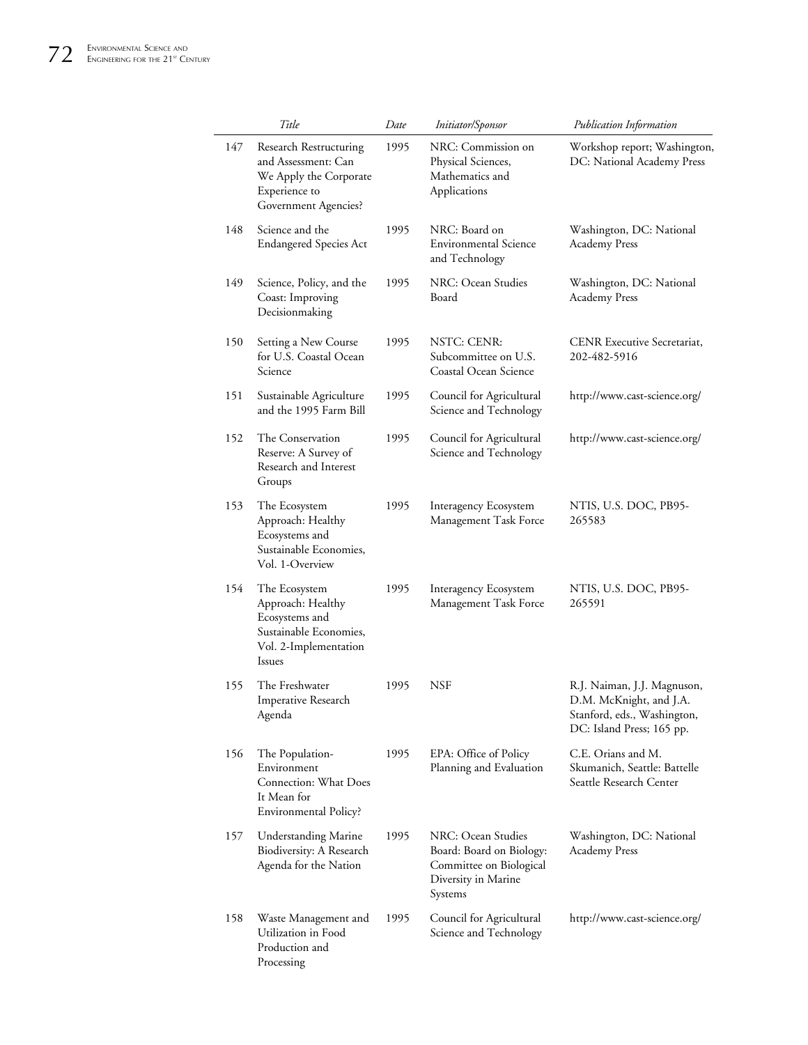| | Title | Date | Initiator/Sponsor | Publication Information |
|---|---|---|---|---|
| 147 | Research Restructuring and Assessment: Can We Apply the Corporate Experience to Government Agencies? | 1995 | NRC: Commission on Physical Sciences, Mathematics and Applications | Workshop report; Washington, DC: National Academy Press |
| 148 | Science and the Endangered Species Act | 1995 | NRC: Board on Environmental Science and Technology | Washington, DC: National Academy Press |
| 149 | Science, Policy, and the Coast: Improving Decisionmaking | 1995 | NRC: Ocean Studies Board | Washington, DC: National Academy Press |
| 150 | Setting a New Course for U.S. Coastal Ocean Science | 1995 | NSTC: CENR: Subcommittee on U.S. Coastal Ocean Science | CENR Executive Secretariat, 202-482-5916 |
| 151 | Sustainable Agriculture and the 1995 Farm Bill | 1995 | Council for Agricultural Science and Technology | http://www.cast-science.org/ |
| 152 | The Conservation Reserve: A Survey of Research and Interest Groups | 1995 | Council for Agricultural Science and Technology | http://www.cast-science.org/ |
| 153 | The Ecosystem Approach: Healthy Ecosystems and Sustainable Economies, Vol. 1-Overview | 1995 | Interagency Ecosystem Management Task Force | NTIS, U.S. DOC, PB95-265583 |
| 154 | The Ecosystem Approach: Healthy Ecosystems and Sustainable Economies, Vol. 2-Implementation Issues | 1995 | Interagency Ecosystem Management Task Force | NTIS, U.S. DOC, PB95-265591 |
| 155 | The Freshwater Imperative Research Agenda | 1995 | NSF | R.J. Naiman, J.J. Magnuson, D.M. McKnight, and J.A. Stanford, eds., Washington, DC: Island Press; 165 pp. |
| 156 | The Population-Environment Connection: What Does It Mean for Environmental Policy? | 1995 | EPA: Office of Policy Planning and Evaluation | C.E. Orians and M. Skumanich, Seattle: Battelle Seattle Research Center |
| 157 | Understanding Marine Biodiversity: A Research Agenda for the Nation | 1995 | NRC: Ocean Studies Board: Board on Biology: Committee on Biological Diversity in Marine Systems | Washington, DC: National Academy Press |
| 158 | Waste Management and Utilization in Food Production and Processing | 1995 | Council for Agricultural Science and Technology | http://www.cast-science.org/ |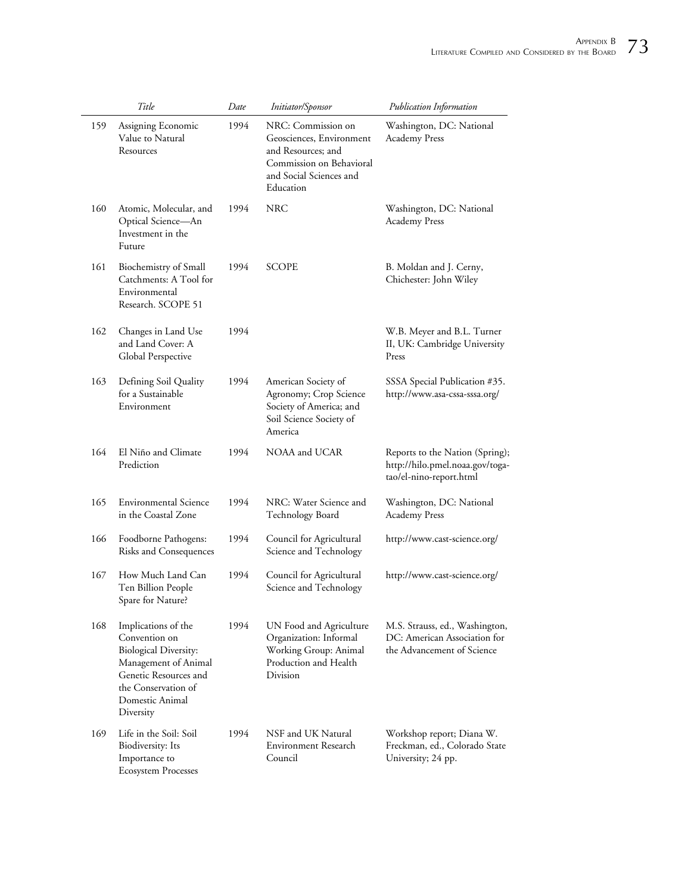| | Title | Date | Initiator/Sponsor | Publication Information |
|---|---|---|---|---|
| 159 | Assigning Economic Value to Natural Resources | 1994 | NRC: Commission on Geosciences, Environment and Resources; and Commission on Behavioral and Social Sciences and Education | Washington, DC: National Academy Press |
| 160 | Atomic, Molecular, and Optical Science—An Investment in the Future | 1994 | NRC | Washington, DC: National Academy Press |
| 161 | Biochemistry of Small Catchments: A Tool for Environmental Research. SCOPE 51 | 1994 | SCOPE | B. Moldan and J. Cerny, Chichester: John Wiley |
| 162 | Changes in Land Use and Land Cover: A Global Perspective | 1994 | | W.B. Meyer and B.L. Turner II, UK: Cambridge University Press |
| 163 | Defining Soil Quality for a Sustainable Environment | 1994 | American Society of Agronomy; Crop Science Society of America; and Soil Science Society of America | SSSA Special Publication #35. http://www.asa-cssa-sssa.org/ |
| 164 | El Niño and Climate Prediction | 1994 | NOAA and UCAR | Reports to the Nation (Spring); http://hilo.pmel.noaa.gov/toga-tao/el-nino-report.html |
| 165 | Environmental Science in the Coastal Zone | 1994 | NRC: Water Science and Technology Board | Washington, DC: National Academy Press |
| 166 | Foodborne Pathogens: Risks and Consequences | 1994 | Council for Agricultural Science and Technology | http://www.cast-science.org/ |
| 167 | How Much Land Can Ten Billion People Spare for Nature? | 1994 | Council for Agricultural Science and Technology | http://www.cast-science.org/ |
| 168 | Implications of the Convention on Biological Diversity: Management of Animal Genetic Resources and the Conservation of Domestic Animal Diversity | 1994 | UN Food and Agriculture Organization: Informal Working Group: Animal Production and Health Division | M.S. Strauss, ed., Washington, DC: American Association for the Advancement of Science |
| 169 | Life in the Soil: Soil Biodiversity: Its Importance to Ecosystem Processes | 1994 | NSF and UK Natural Environment Research Council | Workshop report; Diana W. Freckman, ed., Colorado State University; 24 pp. |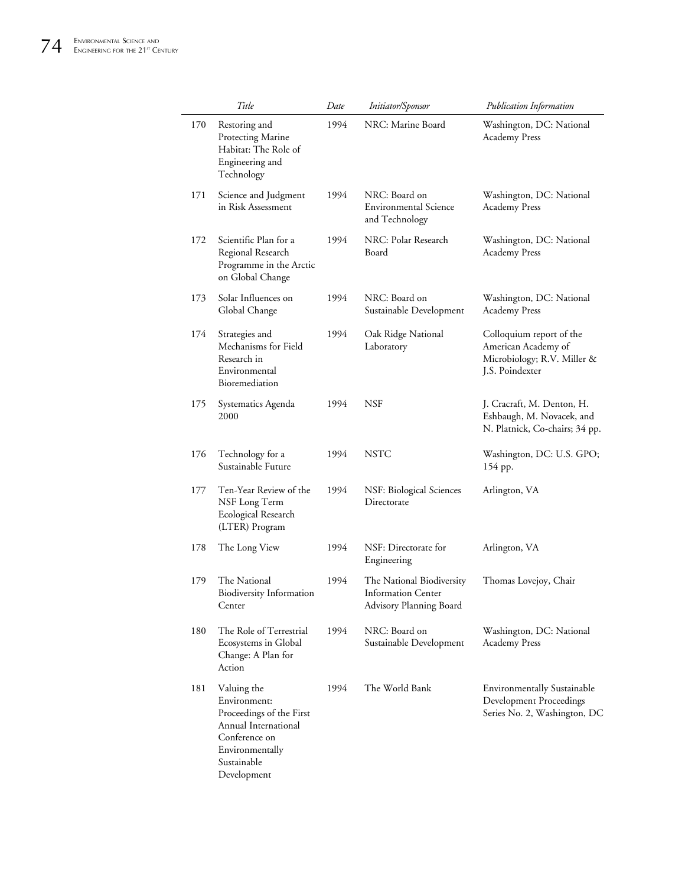| | Title | Date | Initiator/Sponsor | Publication Information |
|---|---|---|---|---|
| 170 | Restoring and Protecting Marine Habitat: The Role of Engineering and Technology | 1994 | NRC: Marine Board | Washington, DC: National Academy Press |
| 171 | Science and Judgment in Risk Assessment | 1994 | NRC: Board on Environmental Science and Technology | Washington, DC: National Academy Press |
| 172 | Scientific Plan for a Regional Research Programme in the Arctic on Global Change | 1994 | NRC: Polar Research Board | Washington, DC: National Academy Press |
| 173 | Solar Influences on Global Change | 1994 | NRC: Board on Sustainable Development | Washington, DC: National Academy Press |
| 174 | Strategies and Mechanisms for Field Research in Environmental Bioremediation | 1994 | Oak Ridge National Laboratory | Colloquium report of the American Academy of Microbiology; R.V. Miller & J.S. Poindexter |
| 175 | Systematics Agenda 2000 | 1994 | NSF | J. Cracraft, M. Denton, H. Eshbaugh, M. Novacek, and N. Platnick, Co-chairs; 34 pp. |
| 176 | Technology for a Sustainable Future | 1994 | NSTC | Washington, DC: U.S. GPO; 154 pp. |
| 177 | Ten-Year Review of the NSF Long Term Ecological Research (LTER) Program | 1994 | NSF: Biological Sciences Directorate | Arlington, VA |
| 178 | The Long View | 1994 | NSF: Directorate for Engineering | Arlington, VA |
| 179 | The National Biodiversity Information Center | 1994 | The National Biodiversity Information Center Advisory Planning Board | Thomas Lovejoy, Chair |
| 180 | The Role of Terrestrial Ecosystems in Global Change: A Plan for Action | 1994 | NRC: Board on Sustainable Development | Washington, DC: National Academy Press |
| 181 | Valuing the Environment: Proceedings of the First Annual International Conference on Environmentally Sustainable Development | 1994 | The World Bank | Environmentally Sustainable Development Proceedings Series No. 2, Washington, DC |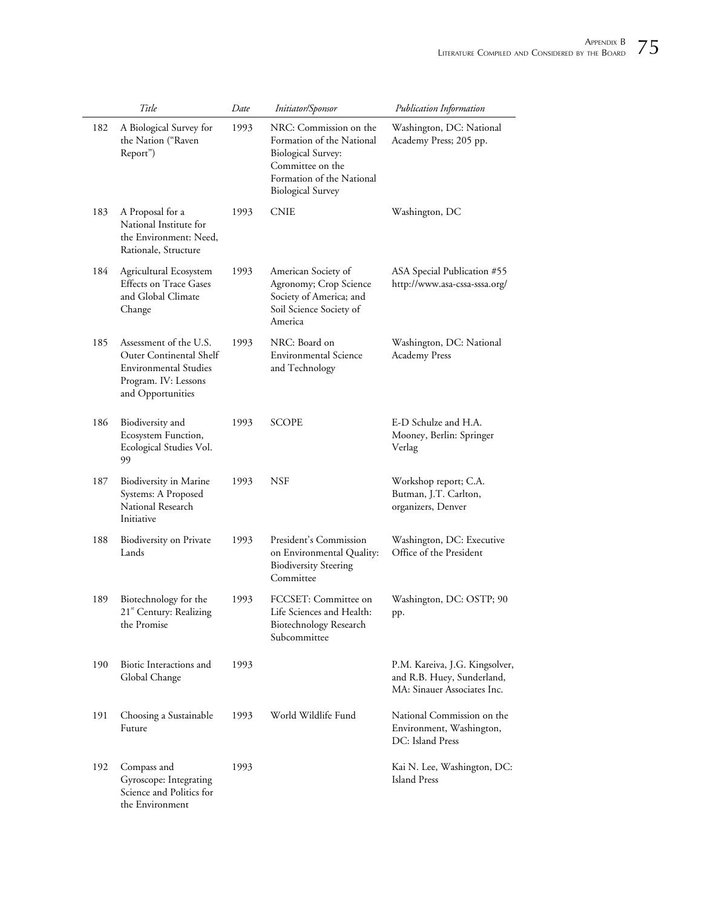|  | Title | Date | Initiator/Sponsor | Publication Information |
|---|---|---|---|---|
| 182 | A Biological Survey for the Nation ("Raven Report") | 1993 | NRC: Commission on the Formation of the National Biological Survey: Committee on the Formation of the National Biological Survey | Washington, DC: National Academy Press; 205 pp. |
| 183 | A Proposal for a National Institute for the Environment: Need, Rationale, Structure | 1993 | CNIE | Washington, DC |
| 184 | Agricultural Ecosystem Effects on Trace Gases and Global Climate Change | 1993 | American Society of Agronomy; Crop Science Society of America; and Soil Science Society of America | ASA Special Publication #55 http://www.asa-cssa-sssa.org/ |
| 185 | Assessment of the U.S. Outer Continental Shelf Environmental Studies Program. IV: Lessons and Opportunities | 1993 | NRC: Board on Environmental Science and Technology | Washington, DC: National Academy Press |
| 186 | Biodiversity and Ecosystem Function, Ecological Studies Vol. 99 | 1993 | SCOPE | E-D Schulze and H.A. Mooney, Berlin: Springer Verlag |
| 187 | Biodiversity in Marine Systems: A Proposed National Research Initiative | 1993 | NSF | Workshop report; C.A. Butman, J.T. Carlton, organizers, Denver |
| 188 | Biodiversity on Private Lands | 1993 | President's Commission on Environmental Quality: Biodiversity Steering Committee | Washington, DC: Executive Office of the President |
| 189 | Biotechnology for the 21st Century: Realizing the Promise | 1993 | FCCSET: Committee on Life Sciences and Health: Biotechnology Research Subcommittee | Washington, DC: OSTP; 90 pp. |
| 190 | Biotic Interactions and Global Change | 1993 |  | P.M. Kareiva, J.G. Kingsolver, and R.B. Huey, Sunderland, MA: Sinauer Associates Inc. |
| 191 | Choosing a Sustainable Future | 1993 | World Wildlife Fund | National Commission on the Environment, Washington, DC: Island Press |
| 192 | Compass and Gyroscope: Integrating Science and Politics for the Environment | 1993 |  | Kai N. Lee, Washington, DC: Island Press |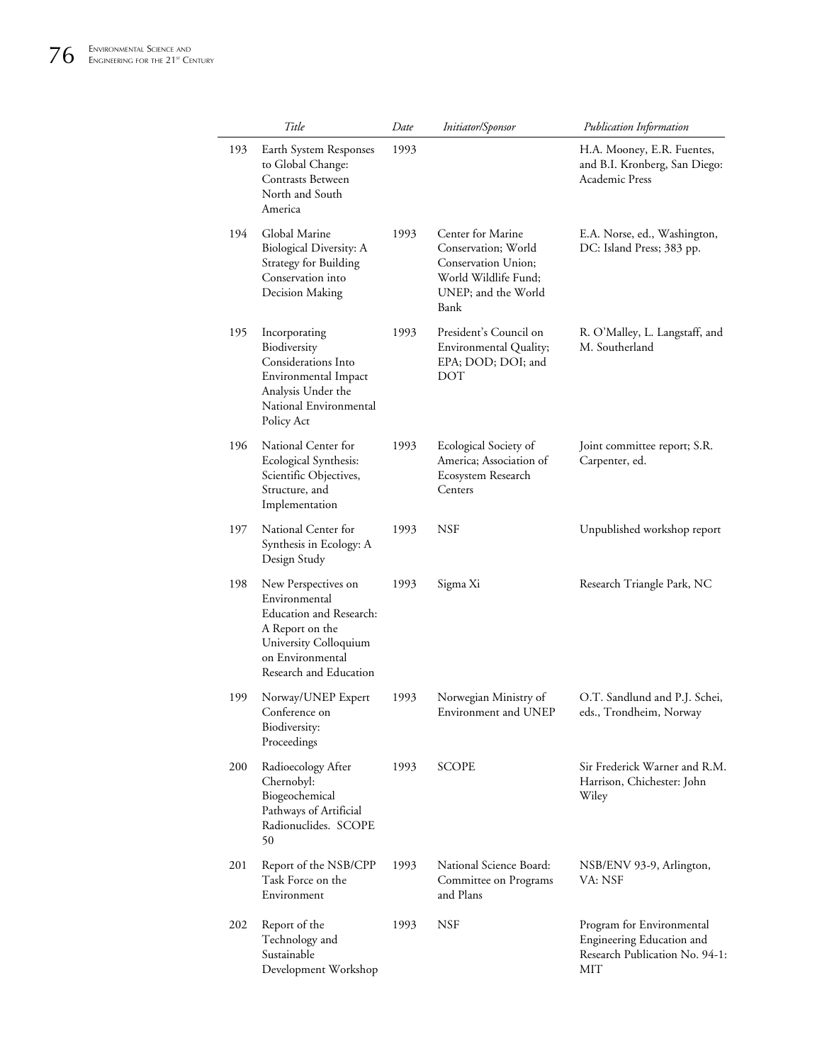| | Title | Date | Initiator/Sponsor | Publication Information |
|---|---|---|---|---|
| 193 | Earth System Responses to Global Change: Contrasts Between North and South America | 1993 | | H.A. Mooney, E.R. Fuentes, and B.I. Kronberg, San Diego: Academic Press |
| 194 | Global Marine Biological Diversity: A Strategy for Building Conservation into Decision Making | 1993 | Center for Marine Conservation; World Conservation Union; World Wildlife Fund; UNEP; and the World Bank | E.A. Norse, ed., Washington, DC: Island Press; 383 pp. |
| 195 | Incorporating Biodiversity Considerations Into Environmental Impact Analysis Under the National Environmental Policy Act | 1993 | President's Council on Environmental Quality; EPA; DOD; DOI; and DOT | R. O'Malley, L. Langstaff, and M. Southerland |
| 196 | National Center for Ecological Synthesis: Scientific Objectives, Structure, and Implementation | 1993 | Ecological Society of America; Association of Ecosystem Research Centers | Joint committee report; S.R. Carpenter, ed. |
| 197 | National Center for Synthesis in Ecology: A Design Study | 1993 | NSF | Unpublished workshop report |
| 198 | New Perspectives on Environmental Education and Research: A Report on the University Colloquium on Environmental Research and Education | 1993 | Sigma Xi | Research Triangle Park, NC |
| 199 | Norway/UNEP Expert Conference on Biodiversity: Proceedings | 1993 | Norwegian Ministry of Environment and UNEP | O.T. Sandlund and P.J. Schei, eds., Trondheim, Norway |
| 200 | Radioecology After Chernobyl: Biogeochemical Pathways of Artificial Radionuclides. SCOPE 50 | 1993 | SCOPE | Sir Frederick Warner and R.M. Harrison, Chichester: John Wiley |
| 201 | Report of the NSB/CPP Task Force on the Environment | 1993 | National Science Board: Committee on Programs and Plans | NSB/ENV 93-9, Arlington, VA: NSF |
| 202 | Report of the Technology and Sustainable Development Workshop | 1993 | NSF | Program for Environmental Engineering Education and Research Publication No. 94-1: MIT |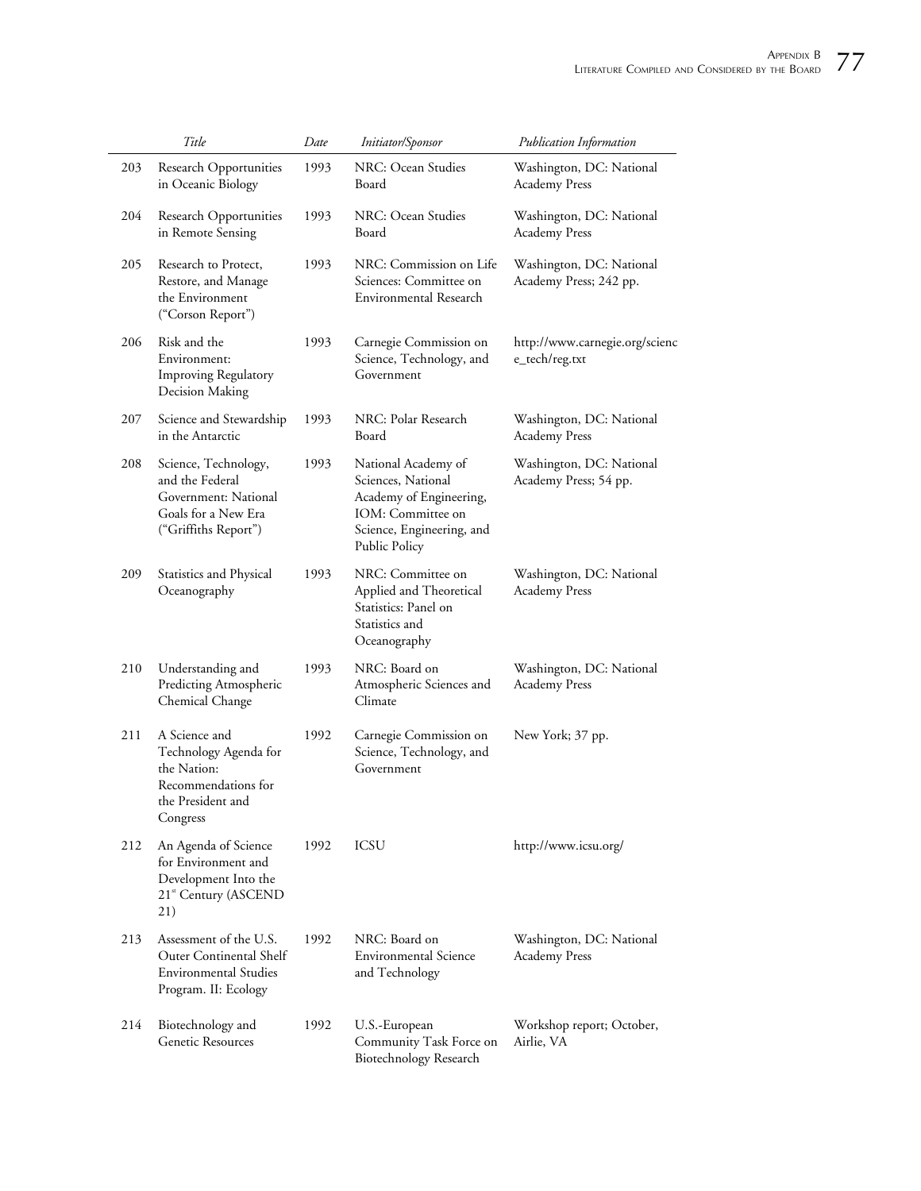| | Title | Date | Initiator/Sponsor | Publication Information |
|---|---|---|---|---|
| 203 | Research Opportunities in Oceanic Biology | 1993 | NRC: Ocean Studies Board | Washington, DC: National Academy Press |
| 204 | Research Opportunities in Remote Sensing | 1993 | NRC: Ocean Studies Board | Washington, DC: National Academy Press |
| 205 | Research to Protect, Restore, and Manage the Environment ("Corson Report") | 1993 | NRC: Commission on Life Sciences: Committee on Environmental Research | Washington, DC: National Academy Press; 242 pp. |
| 206 | Risk and the Environment: Improving Regulatory Decision Making | 1993 | Carnegie Commission on Science, Technology, and Government | http://www.carnegie.org/science_tech/reg.txt |
| 207 | Science and Stewardship in the Antarctic | 1993 | NRC: Polar Research Board | Washington, DC: National Academy Press |
| 208 | Science, Technology, and the Federal Government: National Goals for a New Era ("Griffiths Report") | 1993 | National Academy of Sciences, National Academy of Engineering, IOM: Committee on Science, Engineering, and Public Policy | Washington, DC: National Academy Press; 54 pp. |
| 209 | Statistics and Physical Oceanography | 1993 | NRC: Committee on Applied and Theoretical Statistics: Panel on Statistics and Oceanography | Washington, DC: National Academy Press |
| 210 | Understanding and Predicting Atmospheric Chemical Change | 1993 | NRC: Board on Atmospheric Sciences and Climate | Washington, DC: National Academy Press |
| 211 | A Science and Technology Agenda for the Nation: Recommendations for the President and Congress | 1992 | Carnegie Commission on Science, Technology, and Government | New York; 37 pp. |
| 212 | An Agenda of Science for Environment and Development Into the 21st Century (ASCEND 21) | 1992 | ICSU | http://www.icsu.org/ |
| 213 | Assessment of the U.S. Outer Continental Shelf Environmental Studies Program. II: Ecology | 1992 | NRC: Board on Environmental Science and Technology | Washington, DC: National Academy Press |
| 214 | Biotechnology and Genetic Resources | 1992 | U.S.-European Community Task Force on Biotechnology Research | Workshop report; October, Airlie, VA |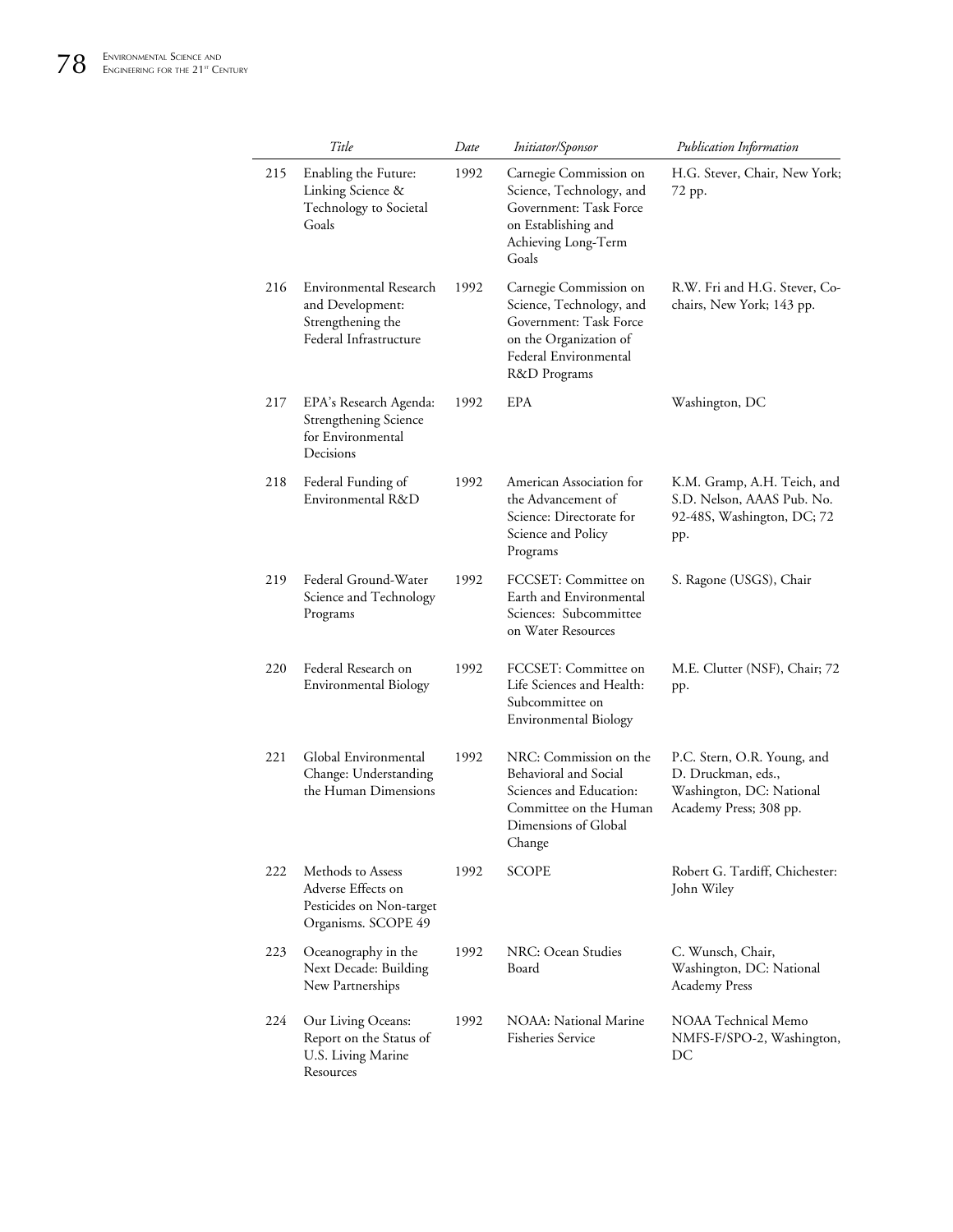| | Title | Date | Initiator/Sponsor | Publication Information |
|---|---|---|---|---|
| 215 | Enabling the Future: Linking Science & Technology to Societal Goals | 1992 | Carnegie Commission on Science, Technology, and Government: Task Force on Establishing and Achieving Long-Term Goals | H.G. Stever, Chair, New York; 72 pp. |
| 216 | Environmental Research and Development: Strengthening the Federal Infrastructure | 1992 | Carnegie Commission on Science, Technology, and Government: Task Force on the Organization of Federal Environmental R&D Programs | R.W. Fri and H.G. Stever, Co-chairs, New York; 143 pp. |
| 217 | EPA's Research Agenda: Strengthening Science for Environmental Decisions | 1992 | EPA | Washington, DC |
| 218 | Federal Funding of Environmental R&D | 1992 | American Association for the Advancement of Science: Directorate for Science and Policy Programs | K.M. Gramp, A.H. Teich, and S.D. Nelson, AAAS Pub. No. 92-48S, Washington, DC; 72 pp. |
| 219 | Federal Ground-Water Science and Technology Programs | 1992 | FCCSET: Committee on Earth and Environmental Sciences: Subcommittee on Water Resources | S. Ragone (USGS), Chair |
| 220 | Federal Research on Environmental Biology | 1992 | FCCSET: Committee on Life Sciences and Health: Subcommittee on Environmental Biology | M.E. Clutter (NSF), Chair; 72 pp. |
| 221 | Global Environmental Change: Understanding the Human Dimensions | 1992 | NRC: Commission on the Behavioral and Social Sciences and Education: Committee on the Human Dimensions of Global Change | P.C. Stern, O.R. Young, and D. Druckman, eds., Washington, DC: National Academy Press; 308 pp. |
| 222 | Methods to Assess Adverse Effects on Pesticides on Non-target Organisms. SCOPE 49 | 1992 | SCOPE | Robert G. Tardiff, Chichester: John Wiley |
| 223 | Oceanography in the Next Decade: Building New Partnerships | 1992 | NRC: Ocean Studies Board | C. Wunsch, Chair, Washington, DC: National Academy Press |
| 224 | Our Living Oceans: Report on the Status of U.S. Living Marine Resources | 1992 | NOAA: National Marine Fisheries Service | NOAA Technical Memo NMFS-F/SPO-2, Washington, DC |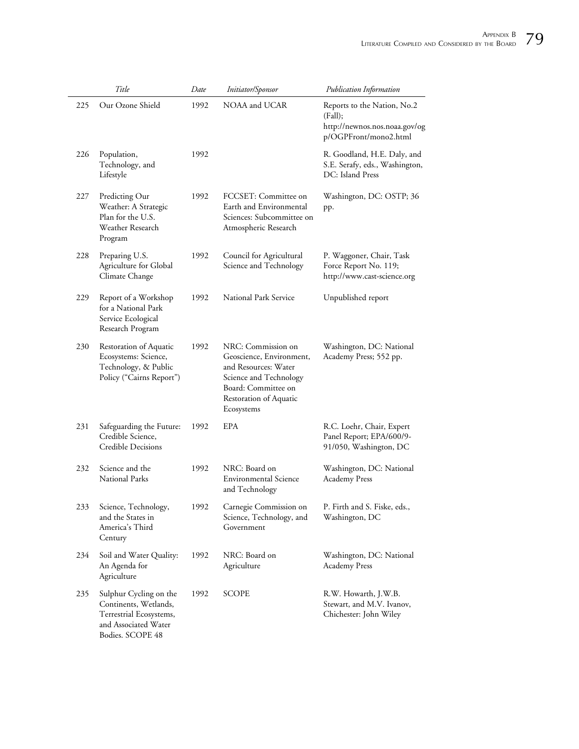| | Title | Date | Initiator/Sponsor | Publication Information |
|---|---|---|---|---|
| 225 | Our Ozone Shield | 1992 | NOAA and UCAR | Reports to the Nation, No.2 (Fall); http://newnos.nos.noaa.gov/ogp/OGPFront/mono2.html |
| 226 | Population, Technology, and Lifestyle | 1992 | | R. Goodland, H.E. Daly, and S.E. Serafy, eds., Washington, DC: Island Press |
| 227 | Predicting Our Weather: A Strategic Plan for the U.S. Weather Research Program | 1992 | FCCSET: Committee on Earth and Environmental Sciences: Subcommittee on Atmospheric Research | Washington, DC: OSTP; 36 pp. |
| 228 | Preparing U.S. Agriculture for Global Climate Change | 1992 | Council for Agricultural Science and Technology | P. Waggoner, Chair, Task Force Report No. 119; http://www.cast-science.org |
| 229 | Report of a Workshop for a National Park Service Ecological Research Program | 1992 | National Park Service | Unpublished report |
| 230 | Restoration of Aquatic Ecosystems: Science, Technology, & Public Policy ("Cairns Report") | 1992 | NRC: Commission on Geoscience, Environment, and Resources: Water Science and Technology Board: Committee on Restoration of Aquatic Ecosystems | Washington, DC: National Academy Press; 552 pp. |
| 231 | Safeguarding the Future: Credible Science, Credible Decisions | 1992 | EPA | R.C. Loehr, Chair, Expert Panel Report; EPA/600/9-91/050, Washington, DC |
| 232 | Science and the National Parks | 1992 | NRC: Board on Environmental Science and Technology | Washington, DC: National Academy Press |
| 233 | Science, Technology, and the States in America's Third Century | 1992 | Carnegie Commission on Science, Technology, and Government | P. Firth and S. Fiske, eds., Washington, DC |
| 234 | Soil and Water Quality: An Agenda for Agriculture | 1992 | NRC: Board on Agriculture | Washington, DC: National Academy Press |
| 235 | Sulphur Cycling on the Continents, Wetlands, Terrestrial Ecosystems, and Associated Water Bodies. SCOPE 48 | 1992 | SCOPE | R.W. Howarth, J.W.B. Stewart, and M.V. Ivanov, Chichester: John Wiley |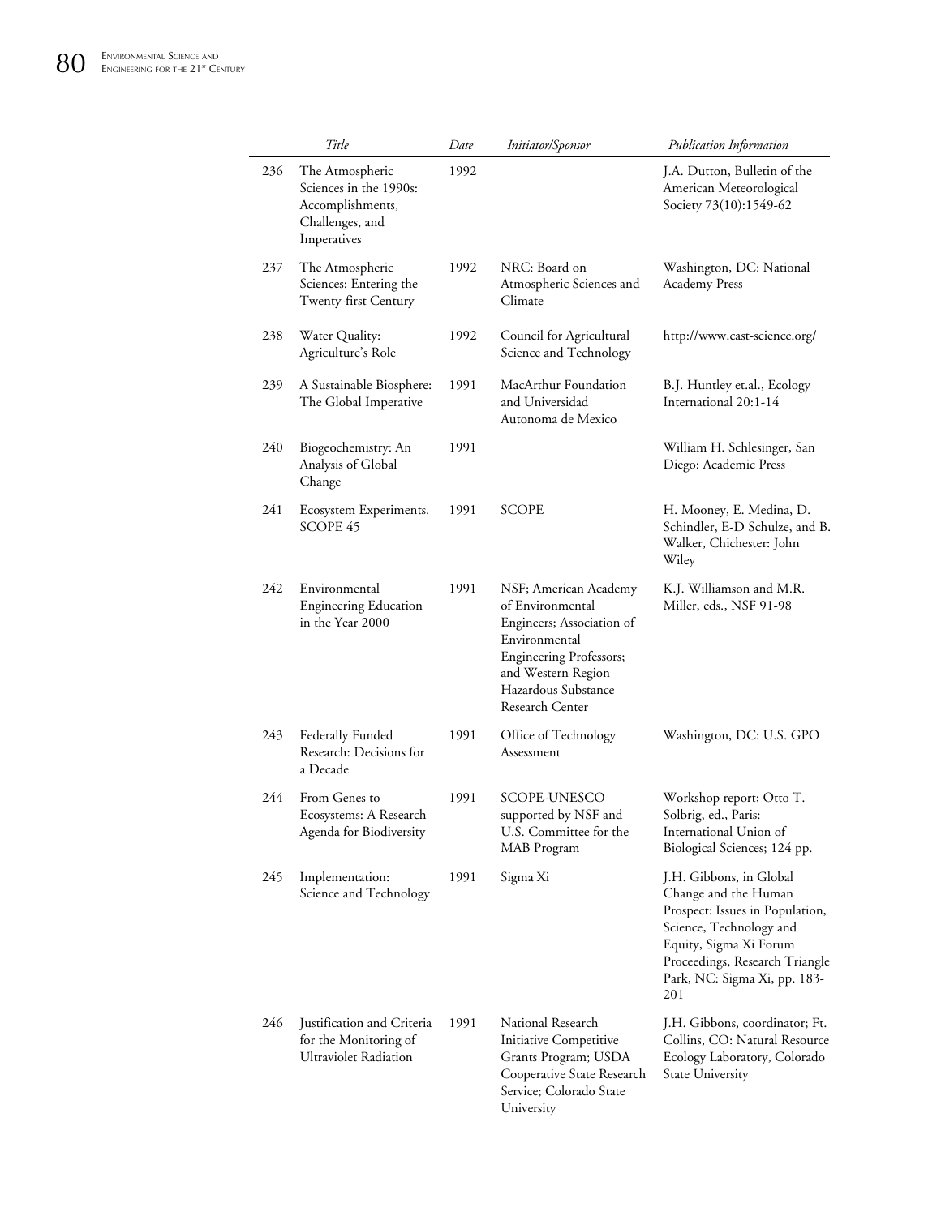| | Title | Date | Initiator/Sponsor | Publication Information |
|---|---|---|---|---|
| 236 | The Atmospheric Sciences in the 1990s: Accomplishments, Challenges, and Imperatives | 1992 | | J.A. Dutton, Bulletin of the American Meteorological Society 73(10):1549-62 |
| 237 | The Atmospheric Sciences: Entering the Twenty-first Century | 1992 | NRC: Board on Atmospheric Sciences and Climate | Washington, DC: National Academy Press |
| 238 | Water Quality: Agriculture's Role | 1992 | Council for Agricultural Science and Technology | http://www.cast-science.org/ |
| 239 | A Sustainable Biosphere: The Global Imperative | 1991 | MacArthur Foundation and Universidad Autonoma de Mexico | B.J. Huntley et.al., Ecology International 20:1-14 |
| 240 | Biogeochemistry: An Analysis of Global Change | 1991 | | William H. Schlesinger, San Diego: Academic Press |
| 241 | Ecosystem Experiments. SCOPE 45 | 1991 | SCOPE | H. Mooney, E. Medina, D. Schindler, E-D Schulze, and B. Walker, Chichester: John Wiley |
| 242 | Environmental Engineering Education in the Year 2000 | 1991 | NSF; American Academy of Environmental Engineers; Association of Environmental Engineering Professors; and Western Region Hazardous Substance Research Center | K.J. Williamson and M.R. Miller, eds., NSF 91-98 |
| 243 | Federally Funded Research: Decisions for a Decade | 1991 | Office of Technology Assessment | Washington, DC: U.S. GPO |
| 244 | From Genes to Ecosystems: A Research Agenda for Biodiversity | 1991 | SCOPE-UNESCO supported by NSF and U.S. Committee for the MAB Program | Workshop report; Otto T. Solbrig, ed., Paris: International Union of Biological Sciences; 124 pp. |
| 245 | Implementation: Science and Technology | 1991 | Sigma Xi | J.H. Gibbons, in Global Change and the Human Prospect: Issues in Population, Science, Technology and Equity, Sigma Xi Forum Proceedings, Research Triangle Park, NC: Sigma Xi, pp. 183-201 |
| 246 | Justification and Criteria for the Monitoring of Ultraviolet Radiation | 1991 | National Research Initiative Competitive Grants Program; USDA Cooperative State Research Service; Colorado State University | J.H. Gibbons, coordinator; Ft. Collins, CO: Natural Resource Ecology Laboratory, Colorado State University |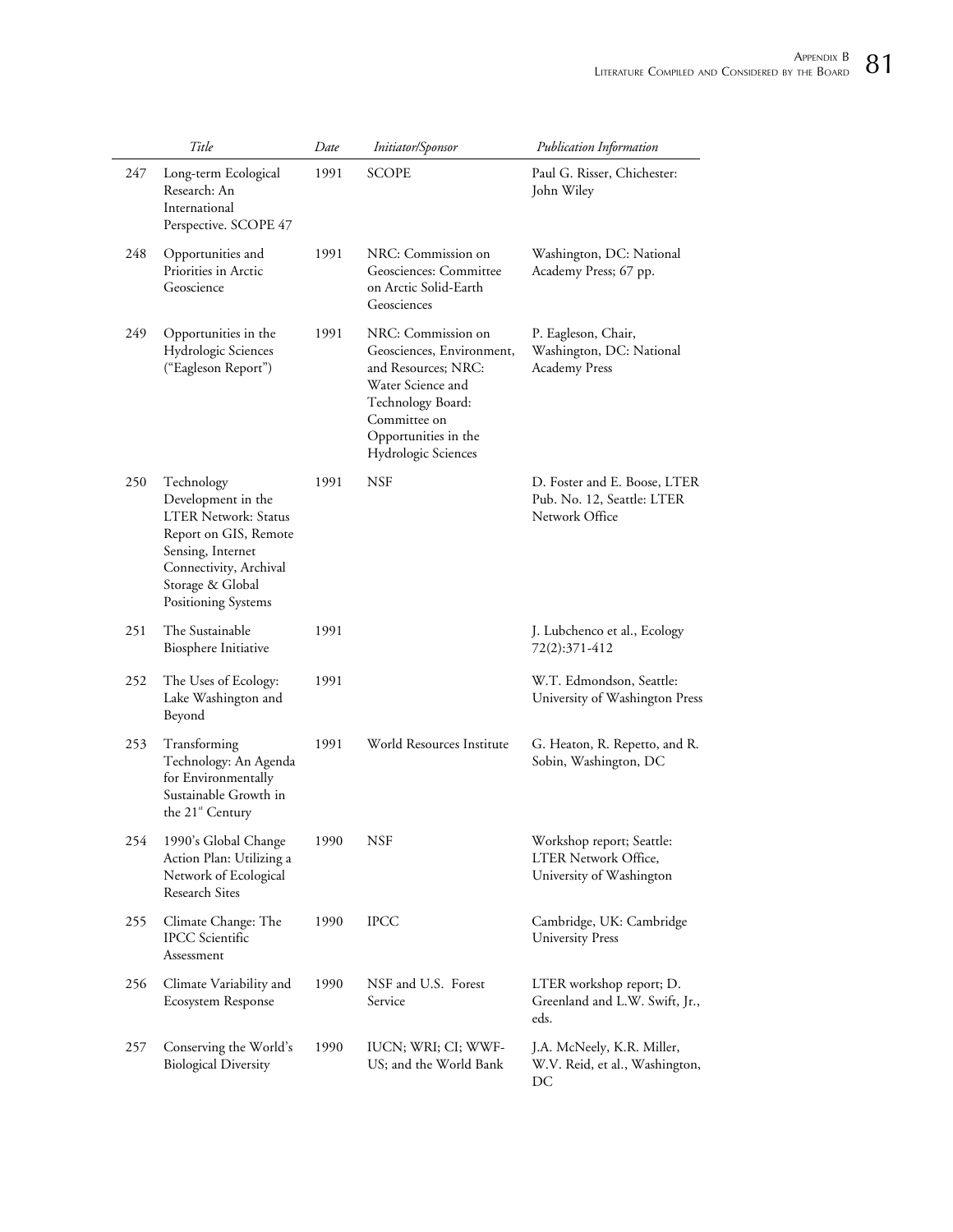|  | Title | Date | Initiator/Sponsor | Publication Information |
|---|---|---|---|---|
| 247 | Long-term Ecological Research: An International Perspective. SCOPE 47 | 1991 | SCOPE | Paul G. Risser, Chichester: John Wiley |
| 248 | Opportunities and Priorities in Arctic Geoscience | 1991 | NRC: Commission on Geosciences: Committee on Arctic Solid-Earth Geosciences | Washington, DC: National Academy Press; 67 pp. |
| 249 | Opportunities in the Hydrologic Sciences ("Eagleson Report") | 1991 | NRC: Commission on Geosciences, Environment, and Resources; NRC: Water Science and Technology Board: Committee on Opportunities in the Hydrologic Sciences | P. Eagleson, Chair, Washington, DC: National Academy Press |
| 250 | Technology Development in the LTER Network: Status Report on GIS, Remote Sensing, Internet Connectivity, Archival Storage & Global Positioning Systems | 1991 | NSF | D. Foster and E. Boose, LTER Pub. No. 12, Seattle: LTER Network Office |
| 251 | The Sustainable Biosphere Initiative | 1991 |  | J. Lubchenco et al., Ecology 72(2):371-412 |
| 252 | The Uses of Ecology: Lake Washington and Beyond | 1991 |  | W.T. Edmondson, Seattle: University of Washington Press |
| 253 | Transforming Technology: An Agenda for Environmentally Sustainable Growth in the 21st Century | 1991 | World Resources Institute | G. Heaton, R. Repetto, and R. Sobin, Washington, DC |
| 254 | 1990's Global Change Action Plan: Utilizing a Network of Ecological Research Sites | 1990 | NSF | Workshop report; Seattle: LTER Network Office, University of Washington |
| 255 | Climate Change: The IPCC Scientific Assessment | 1990 | IPCC | Cambridge, UK: Cambridge University Press |
| 256 | Climate Variability and Ecosystem Response | 1990 | NSF and U.S. Forest Service | LTER workshop report; D. Greenland and L.W. Swift, Jr., eds. |
| 257 | Conserving the World's Biological Diversity | 1990 | IUCN; WRI; CI; WWF-US; and the World Bank | J.A. McNeely, K.R. Miller, W.V. Reid, et al., Washington, DC |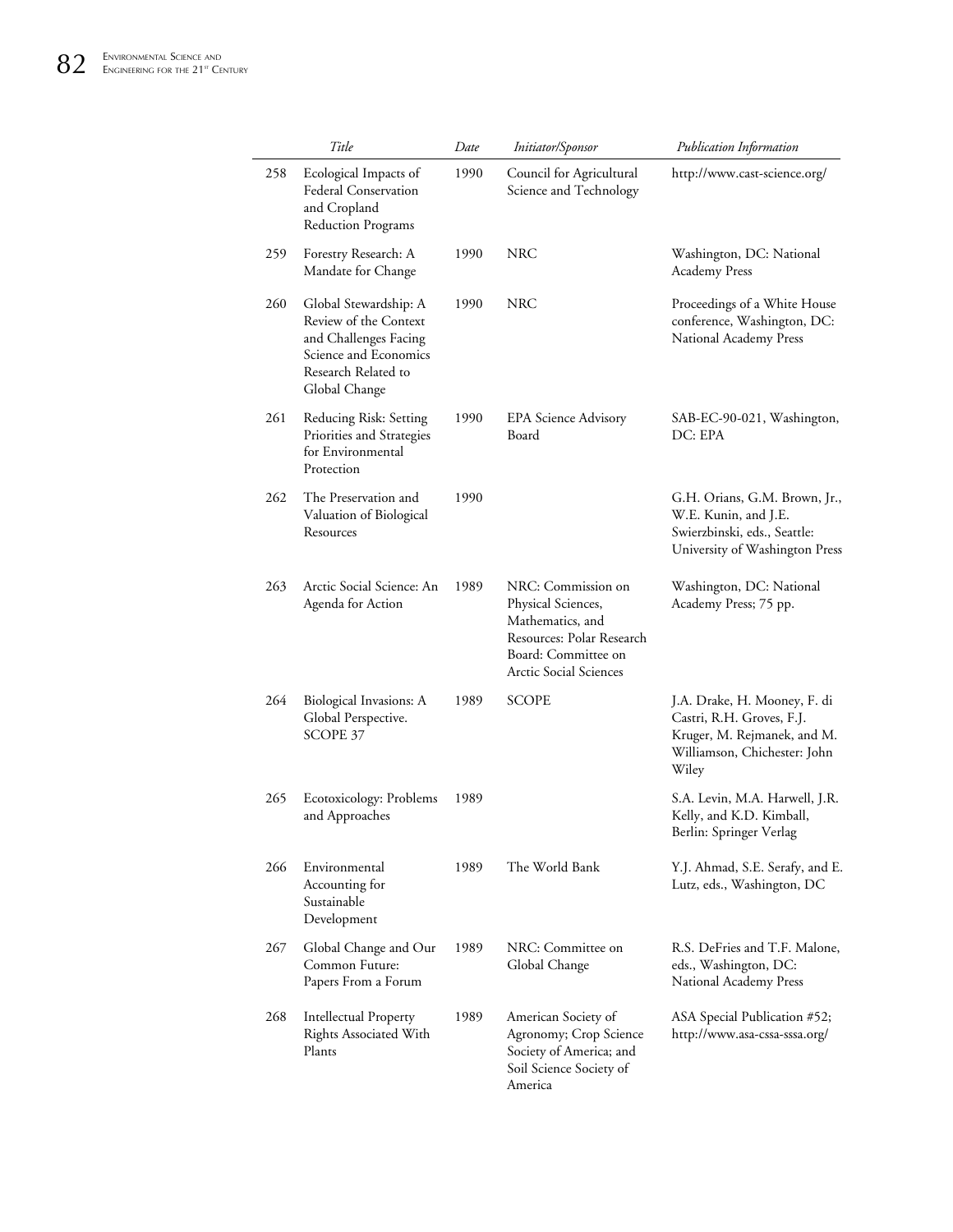| | Title | Date | Initiator/Sponsor | Publication Information |
|---|---|---|---|---|
| 258 | Ecological Impacts of Federal Conservation and Cropland Reduction Programs | 1990 | Council for Agricultural Science and Technology | http://www.cast-science.org/ |
| 259 | Forestry Research: A Mandate for Change | 1990 | NRC | Washington, DC: National Academy Press |
| 260 | Global Stewardship: A Review of the Context and Challenges Facing Science and Economics Research Related to Global Change | 1990 | NRC | Proceedings of a White House conference, Washington, DC: National Academy Press |
| 261 | Reducing Risk: Setting Priorities and Strategies for Environmental Protection | 1990 | EPA Science Advisory Board | SAB-EC-90-021, Washington, DC: EPA |
| 262 | The Preservation and Valuation of Biological Resources | 1990 | | G.H. Orians, G.M. Brown, Jr., W.E. Kunin, and J.E. Swierzbinski, eds., Seattle: University of Washington Press |
| 263 | Arctic Social Science: An Agenda for Action | 1989 | NRC: Commission on Physical Sciences, Mathematics, and Resources: Polar Research Board: Committee on Arctic Social Sciences | Washington, DC: National Academy Press; 75 pp. |
| 264 | Biological Invasions: A Global Perspective. SCOPE 37 | 1989 | SCOPE | J.A. Drake, H. Mooney, F. di Castri, R.H. Groves, F.J. Kruger, M. Rejmanek, and M. Williamson, Chichester: John Wiley |
| 265 | Ecotoxicology: Problems and Approaches | 1989 | | S.A. Levin, M.A. Harwell, J.R. Kelly, and K.D. Kimball, Berlin: Springer Verlag |
| 266 | Environmental Accounting for Sustainable Development | 1989 | The World Bank | Y.J. Ahmad, S.E. Serafy, and E. Lutz, eds., Washington, DC |
| 267 | Global Change and Our Common Future: Papers From a Forum | 1989 | NRC: Committee on Global Change | R.S. DeFries and T.F. Malone, eds., Washington, DC: National Academy Press |
| 268 | Intellectual Property Rights Associated With Plants | 1989 | American Society of Agronomy; Crop Science Society of America; and Soil Science Society of America | ASA Special Publication #52; http://www.asa-cssa-sssa.org/ |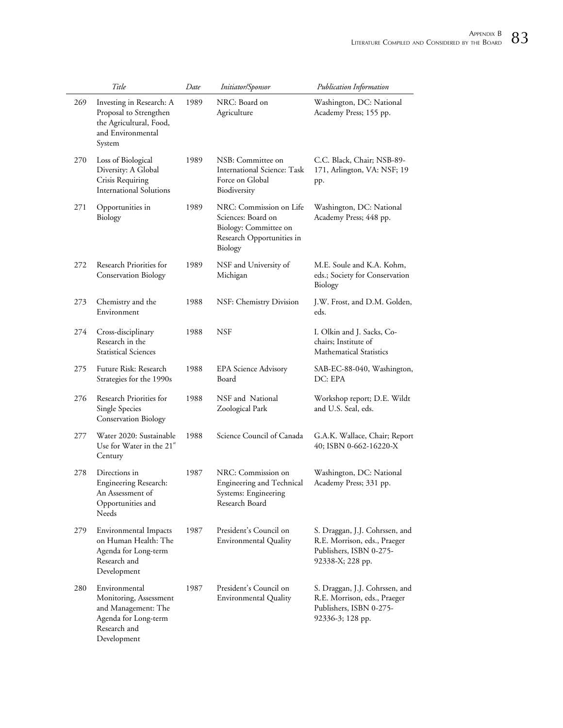| | Title | Date | Initiator/Sponsor | Publication Information |
|---|---|---|---|---|
| 269 | Investing in Research: A Proposal to Strengthen the Agricultural, Food, and Environmental System | 1989 | NRC: Board on Agriculture | Washington, DC: National Academy Press; 155 pp. |
| 270 | Loss of Biological Diversity: A Global Crisis Requiring International Solutions | 1989 | NSB: Committee on International Science: Task Force on Global Biodiversity | C.C. Black, Chair; NSB-89-171, Arlington, VA: NSF; 19 pp. |
| 271 | Opportunities in Biology | 1989 | NRC: Commission on Life Sciences: Board on Biology: Committee on Research Opportunities in Biology | Washington, DC: National Academy Press; 448 pp. |
| 272 | Research Priorities for Conservation Biology | 1989 | NSF and University of Michigan | M.E. Soule and K.A. Kohm, eds.; Society for Conservation Biology |
| 273 | Chemistry and the Environment | 1988 | NSF: Chemistry Division | J.W. Frost, and D.M. Golden, eds. |
| 274 | Cross-disciplinary Research in the Statistical Sciences | 1988 | NSF | I. Olkin and J. Sacks, Co-chairs; Institute of Mathematical Statistics |
| 275 | Future Risk: Research Strategies for the 1990s | 1988 | EPA Science Advisory Board | SAB-EC-88-040, Washington, DC: EPA |
| 276 | Research Priorities for Single Species Conservation Biology | 1988 | NSF and National Zoological Park | Workshop report; D.E. Wildt and U.S. Seal, eds. |
| 277 | Water 2020: Sustainable Use for Water in the 21st Century | 1988 | Science Council of Canada | G.A.K. Wallace, Chair; Report 40; ISBN 0-662-16220-X |
| 278 | Directions in Engineering Research: An Assessment of Opportunities and Needs | 1987 | NRC: Commission on Engineering and Technical Systems: Engineering Research Board | Washington, DC: National Academy Press; 331 pp. |
| 279 | Environmental Impacts on Human Health: The Agenda for Long-term Research and Development | 1987 | President's Council on Environmental Quality | S. Draggan, J.J. Cohrssen, and R.E. Morrison, eds., Praeger Publishers, ISBN 0-275-92338-X; 228 pp. |
| 280 | Environmental Monitoring, Assessment and Management: The Agenda for Long-term Research and Development | 1987 | President's Council on Environmental Quality | S. Draggan, J.J. Cohrssen, and R.E. Morrison, eds., Praeger Publishers, ISBN 0-275-92336-3; 128 pp. |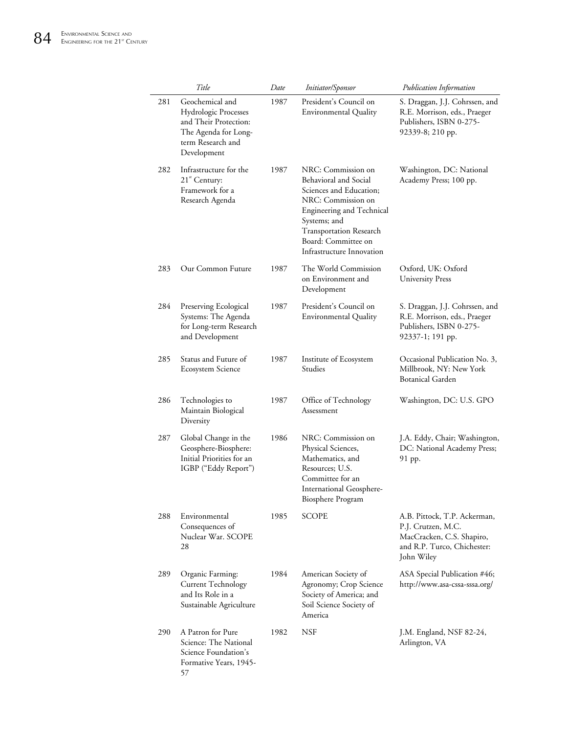| | Title | Date | Initiator/Sponsor | Publication Information |
|---|---|---|---|---|
| 281 | Geochemical and Hydrologic Processes and Their Protection: The Agenda for Long-term Research and Development | 1987 | President's Council on Environmental Quality | S. Draggan, J.J. Cohrssen, and R.E. Morrison, eds., Praeger Publishers, ISBN 0-275-92339-8; 210 pp. |
| 282 | Infrastructure for the 21st Century: Framework for a Research Agenda | 1987 | NRC: Commission on Behavioral and Social Sciences and Education; NRC: Commission on Engineering and Technical Systems; and Transportation Research Board: Committee on Infrastructure Innovation | Washington, DC: National Academy Press; 100 pp. |
| 283 | Our Common Future | 1987 | The World Commission on Environment and Development | Oxford, UK: Oxford University Press |
| 284 | Preserving Ecological Systems: The Agenda for Long-term Research and Development | 1987 | President's Council on Environmental Quality | S. Draggan, J.J. Cohrssen, and R.E. Morrison, eds., Praeger Publishers, ISBN 0-275-92337-1; 191 pp. |
| 285 | Status and Future of Ecosystem Science | 1987 | Institute of Ecosystem Studies | Occasional Publication No. 3, Millbrook, NY: New York Botanical Garden |
| 286 | Technologies to Maintain Biological Diversity | 1987 | Office of Technology Assessment | Washington, DC: U.S. GPO |
| 287 | Global Change in the Geosphere-Biosphere: Initial Priorities for an IGBP ("Eddy Report") | 1986 | NRC: Commission on Physical Sciences, Mathematics, and Resources; U.S. Committee for an International Geosphere-Biosphere Program | J.A. Eddy, Chair; Washington, DC: National Academy Press; 91 pp. |
| 288 | Environmental Consequences of Nuclear War. SCOPE 28 | 1985 | SCOPE | A.B. Pittock, T.P. Ackerman, P.J. Crutzen, M.C. MacCracken, C.S. Shapiro, and R.P. Turco, Chichester: John Wiley |
| 289 | Organic Farming: Current Technology and Its Role in a Sustainable Agriculture | 1984 | American Society of Agronomy; Crop Science Society of America; and Soil Science Society of America | ASA Special Publication #46; http://www.asa-cssa-sssa.org/ |
| 290 | A Patron for Pure Science: The National Science Foundation's Formative Years, 1945-57 | 1982 | NSF | J.M. England, NSF 82-24, Arlington, VA |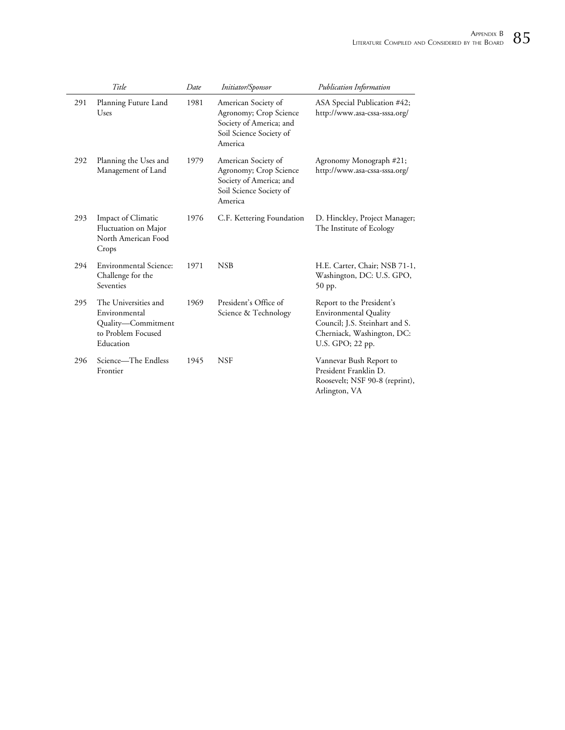| | Title | Date | Initiator/Sponsor | Publication Information |
|---|---|---|---|---|
| 291 | Planning Future Land Uses | 1981 | American Society of Agronomy; Crop Science Society of America; and Soil Science Society of America | ASA Special Publication #42; http://www.asa-cssa-sssa.org/ |
| 292 | Planning the Uses and Management of Land | 1979 | American Society of Agronomy; Crop Science Society of America; and Soil Science Society of America | Agronomy Monograph #21; http://www.asa-cssa-sssa.org/ |
| 293 | Impact of Climatic Fluctuation on Major North American Food Crops | 1976 | C.F. Kettering Foundation | D. Hinckley, Project Manager; The Institute of Ecology |
| 294 | Environmental Science: Challenge for the Seventies | 1971 | NSB | H.E. Carter, Chair; NSB 71-1, Washington, DC: U.S. GPO, 50 pp. |
| 295 | The Universities and Environmental Quality—Commitment to Problem Focused Education | 1969 | President's Office of Science & Technology | Report to the President's Environmental Quality Council; J.S. Steinhart and S. Cherniack, Washington, DC: U.S. GPO; 22 pp. |
| 296 | Science—The Endless Frontier | 1945 | NSF | Vannevar Bush Report to President Franklin D. Roosevelt; NSF 90-8 (reprint), Arlington, VA |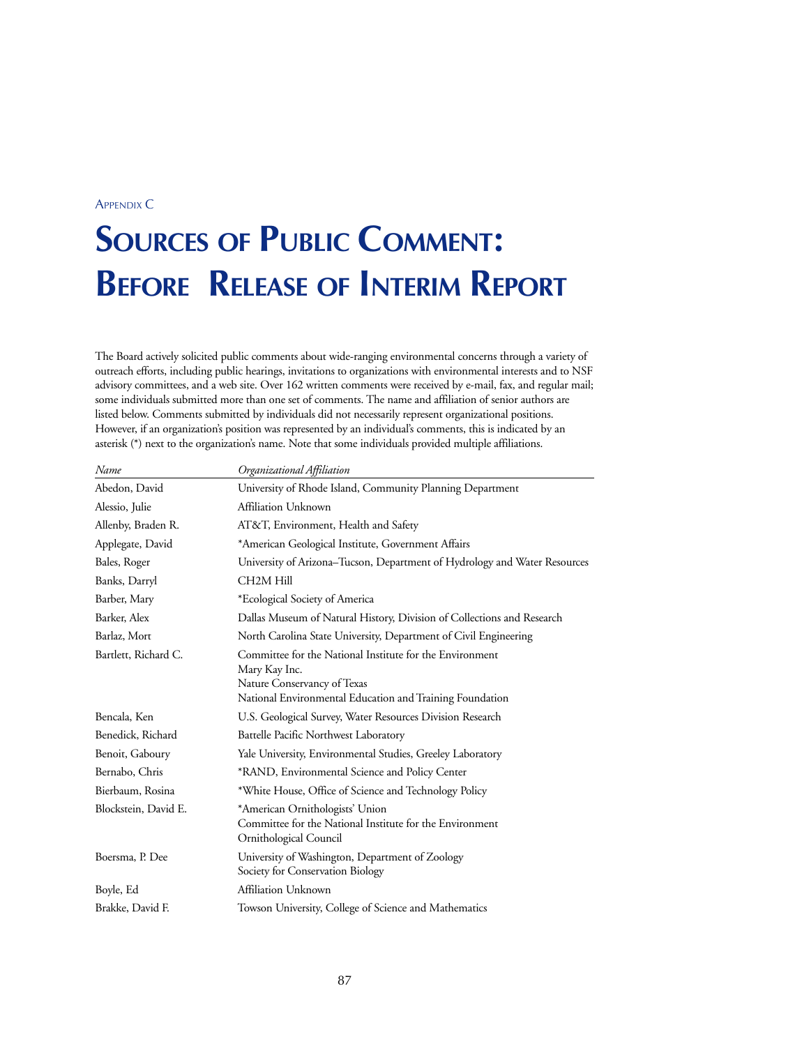Appendix C

# Sources of Public Comment: Before Release of Interim Report

The Board actively solicited public comments about wide-ranging environmental concerns through a variety of outreach efforts, including public hearings, invitations to organizations with environmental interests and to NSF advisory committees, and a web site. Over 162 written comments were received by e-mail, fax, and regular mail; some individuals submitted more than one set of comments. The name and affiliation of senior authors are listed below. Comments submitted by individuals did not necessarily represent organizational positions. However, if an organization's position was represented by an individual's comments, this is indicated by an asterisk (*) next to the organization's name. Note that some individuals provided multiple affiliations.

| *Name* | *Organizational Affiliation* |
|---|---|
| Abedon, David | University of Rhode Island, Community Planning Department |
| Alessio, Julie | Affiliation Unknown |
| Allenby, Braden R. | AT&T, Environment, Health and Safety |
| Applegate, David | *American Geological Institute, Government Affairs |
| Bales, Roger | University of Arizona–Tucson, Department of Hydrology and Water Resources |
| Banks, Darryl | CH2M Hill |
| Barber, Mary | *Ecological Society of America |
| Barker, Alex | Dallas Museum of Natural History, Division of Collections and Research |
| Barlaz, Mort | North Carolina State University, Department of Civil Engineering |
| Bartlett, Richard C. | Committee for the National Institute for the Environment<br>Mary Kay Inc.<br>Nature Conservancy of Texas<br>National Environmental Education and Training Foundation |
| Bencala, Ken | U.S. Geological Survey, Water Resources Division Research |
| Benedick, Richard | Battelle Pacific Northwest Laboratory |
| Benoit, Gaboury | Yale University, Environmental Studies, Greeley Laboratory |
| Bernabo, Chris | *RAND, Environmental Science and Policy Center |
| Bierbaum, Rosina | *White House, Office of Science and Technology Policy |
| Blockstein, David E. | *American Ornithologists' Union<br>Committee for the National Institute for the Environment<br>Ornithological Council |
| Boersma, P. Dee | University of Washington, Department of Zoology<br>Society for Conservation Biology |
| Boyle, Ed | Affiliation Unknown |
| Brakke, David F. | Towson University, College of Science and Mathematics |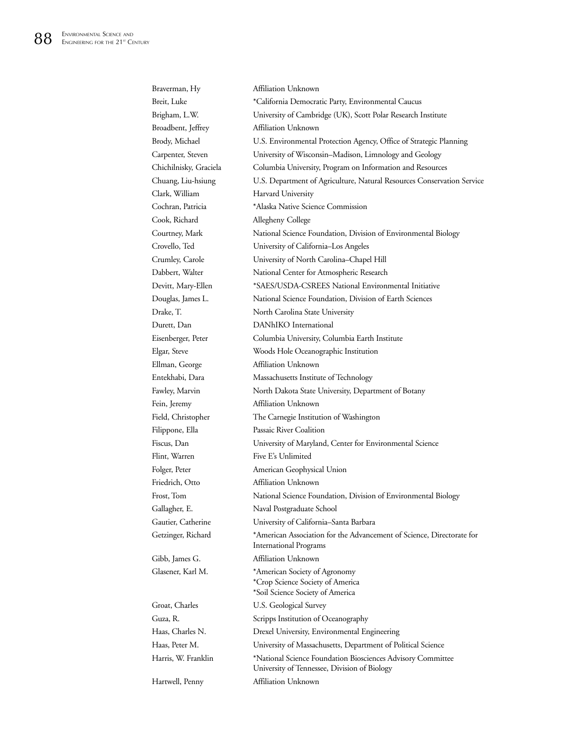| | |
|---|---|
| Braverman, Hy | Affiliation Unknown |
| Breit, Luke | *California Democratic Party, Environmental Caucus |
| Brigham, L.W. | University of Cambridge (UK), Scott Polar Research Institute |
| Broadbent, Jeffrey | Affiliation Unknown |
| Brody, Michael | U.S. Environmental Protection Agency, Office of Strategic Planning |
| Carpenter, Steven | University of Wisconsin–Madison, Limnology and Geology |
| Chichilnisky, Graciela | Columbia University, Program on Information and Resources |
| Chuang, Liu-hsiung | U.S. Department of Agriculture, Natural Resources Conservation Service |
| Clark, William | Harvard University |
| Cochran, Patricia | *Alaska Native Science Commission |
| Cook, Richard | Allegheny College |
| Courtney, Mark | National Science Foundation, Division of Environmental Biology |
| Crovello, Ted | University of California–Los Angeles |
| Crumley, Carole | University of North Carolina–Chapel Hill |
| Dabbert, Walter | National Center for Atmospheric Research |
| Devitt, Mary-Ellen | *SAES/USDA-CSREES National Environmental Initiative |
| Douglas, James L. | National Science Foundation, Division of Earth Sciences |
| Drake, T. | North Carolina State University |
| Durett, Dan | DANhIKO International |
| Eisenberger, Peter | Columbia University, Columbia Earth Institute |
| Elgar, Steve | Woods Hole Oceanographic Institution |
| Ellman, George | Affiliation Unknown |
| Entekhabi, Dara | Massachusetts Institute of Technology |
| Fawley, Marvin | North Dakota State University, Department of Botany |
| Fein, Jeremy | Affiliation Unknown |
| Field, Christopher | The Carnegie Institution of Washington |
| Filippone, Ella | Passaic River Coalition |
| Fiscus, Dan | University of Maryland, Center for Environmental Science |
| Flint, Warren | Five E's Unlimited |
| Folger, Peter | American Geophysical Union |
| Friedrich, Otto | Affiliation Unknown |
| Frost, Tom | National Science Foundation, Division of Environmental Biology |
| Gallagher, E. | Naval Postgraduate School |
| Gautier, Catherine | University of California–Santa Barbara |
| Getzinger, Richard | *American Association for the Advancement of Science, Directorate for International Programs |
| Gibb, James G. | Affiliation Unknown |
| Glasener, Karl M. | *American Society of Agronomy<br>*Crop Science Society of America<br>*Soil Science Society of America |
| Groat, Charles | U.S. Geological Survey |
| Guza, R. | Scripps Institution of Oceanography |
| Haas, Charles N. | Drexel University, Environmental Engineering |
| Haas, Peter M. | University of Massachusetts, Department of Political Science |
| Harris, W. Franklin | *National Science Foundation Biosciences Advisory Committee<br>University of Tennessee, Division of Biology |
| Hartwell, Penny | Affiliation Unknown |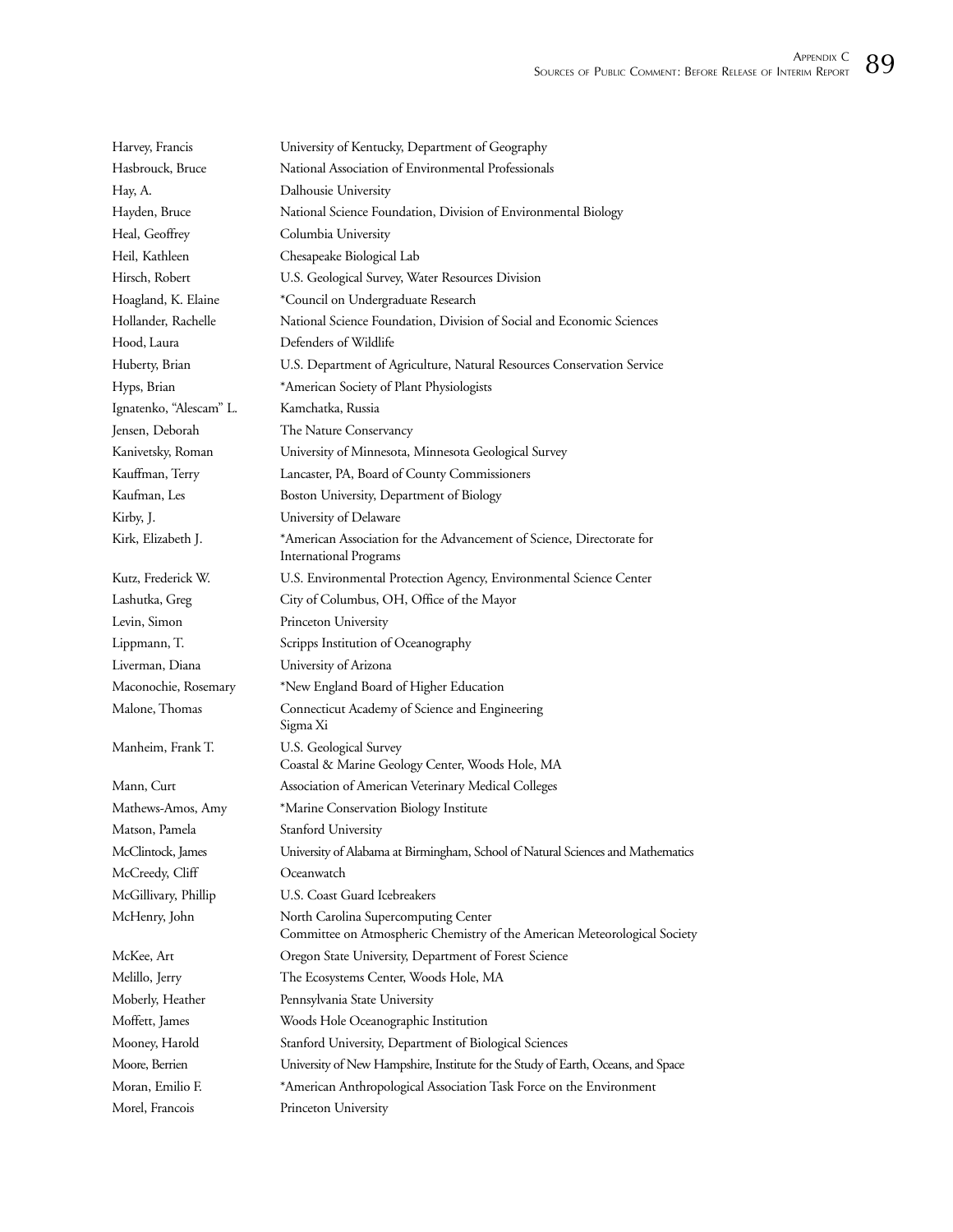| | |
|---|---|
| Harvey, Francis | University of Kentucky, Department of Geography |
| Hasbrouck, Bruce | National Association of Environmental Professionals |
| Hay, A. | Dalhousie University |
| Hayden, Bruce | National Science Foundation, Division of Environmental Biology |
| Heal, Geoffrey | Columbia University |
| Heil, Kathleen | Chesapeake Biological Lab |
| Hirsch, Robert | U.S. Geological Survey, Water Resources Division |
| Hoagland, K. Elaine | *Council on Undergraduate Research |
| Hollander, Rachelle | National Science Foundation, Division of Social and Economic Sciences |
| Hood, Laura | Defenders of Wildlife |
| Huberty, Brian | U.S. Department of Agriculture, Natural Resources Conservation Service |
| Hyps, Brian | *American Society of Plant Physiologists |
| Ignatenko, "Alescam" L. | Kamchatka, Russia |
| Jensen, Deborah | The Nature Conservancy |
| Kanivetsky, Roman | University of Minnesota, Minnesota Geological Survey |
| Kauffman, Terry | Lancaster, PA, Board of County Commissioners |
| Kaufman, Les | Boston University, Department of Biology |
| Kirby, J. | University of Delaware |
| Kirk, Elizabeth J. | *American Association for the Advancement of Science, Directorate for International Programs |
| Kutz, Frederick W. | U.S. Environmental Protection Agency, Environmental Science Center |
| Lashutka, Greg | City of Columbus, OH, Office of the Mayor |
| Levin, Simon | Princeton University |
| Lippmann, T. | Scripps Institution of Oceanography |
| Liverman, Diana | University of Arizona |
| Maconochie, Rosemary | *New England Board of Higher Education |
| Malone, Thomas | Connecticut Academy of Science and Engineering<br>Sigma Xi |
| Manheim, Frank T. | U.S. Geological Survey<br>Coastal & Marine Geology Center, Woods Hole, MA |
| Mann, Curt | Association of American Veterinary Medical Colleges |
| Mathews-Amos, Amy | *Marine Conservation Biology Institute |
| Matson, Pamela | Stanford University |
| McClintock, James | University of Alabama at Birmingham, School of Natural Sciences and Mathematics |
| McCreedy, Cliff | Oceanwatch |
| McGillivary, Phillip | U.S. Coast Guard Icebreakers |
| McHenry, John | North Carolina Supercomputing Center<br>Committee on Atmospheric Chemistry of the American Meteorological Society |
| McKee, Art | Oregon State University, Department of Forest Science |
| Melillo, Jerry | The Ecosystems Center, Woods Hole, MA |
| Moberly, Heather | Pennsylvania State University |
| Moffett, James | Woods Hole Oceanographic Institution |
| Mooney, Harold | Stanford University, Department of Biological Sciences |
| Moore, Berrien | University of New Hampshire, Institute for the Study of Earth, Oceans, and Space |
| Moran, Emilio F. | *American Anthropological Association Task Force on the Environment |
| Morel, Francois | Princeton University |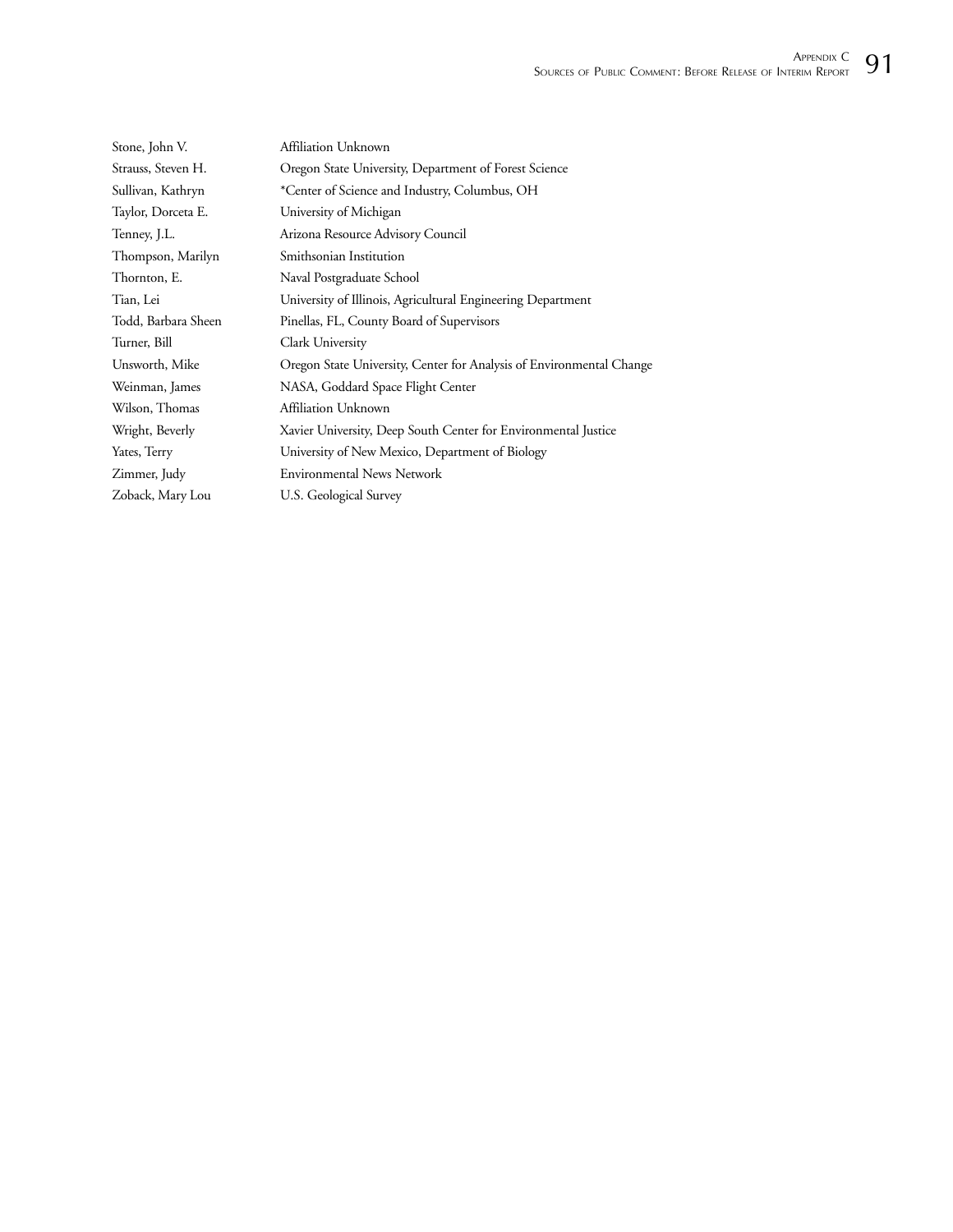| | |
|---|---|
| Stone, John V. | Affiliation Unknown |
| Strauss, Steven H. | Oregon State University, Department of Forest Science |
| Sullivan, Kathryn | *Center of Science and Industry, Columbus, OH |
| Taylor, Dorceta E. | University of Michigan |
| Tenney, J.L. | Arizona Resource Advisory Council |
| Thompson, Marilyn | Smithsonian Institution |
| Thornton, E. | Naval Postgraduate School |
| Tian, Lei | University of Illinois, Agricultural Engineering Department |
| Todd, Barbara Sheen | Pinellas, FL, County Board of Supervisors |
| Turner, Bill | Clark University |
| Unsworth, Mike | Oregon State University, Center for Analysis of Environmental Change |
| Weinman, James | NASA, Goddard Space Flight Center |
| Wilson, Thomas | Affiliation Unknown |
| Wright, Beverly | Xavier University, Deep South Center for Environmental Justice |
| Yates, Terry | University of New Mexico, Department of Biology |
| Zimmer, Judy | Environmental News Network |
| Zoback, Mary Lou | U.S. Geological Survey |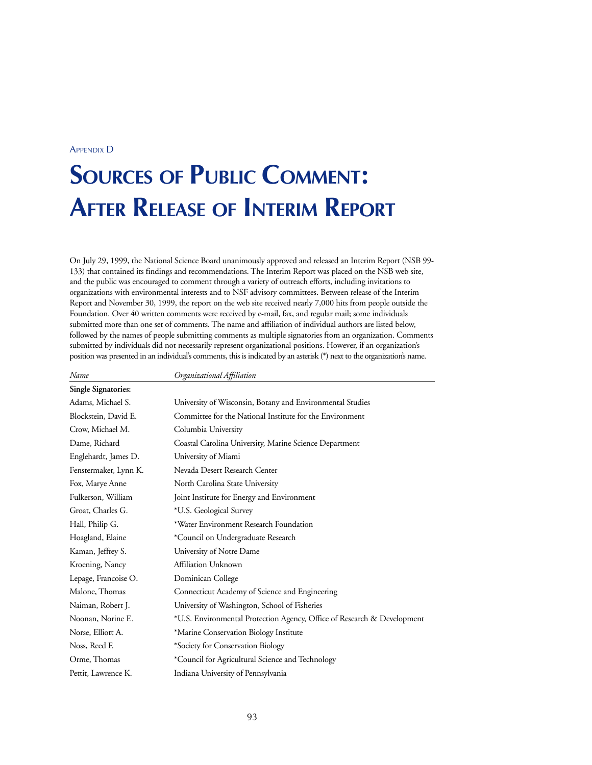Appendix D

# Sources of Public Comment: After Release of Interim Report

On July 29, 1999, the National Science Board unanimously approved and released an Interim Report (NSB 99-133) that contained its findings and recommendations. The Interim Report was placed on the NSB web site, and the public was encouraged to comment through a variety of outreach efforts, including invitations to organizations with environmental interests and to NSF advisory committees. Between release of the Interim Report and November 30, 1999, the report on the web site received nearly 7,000 hits from people outside the Foundation. Over 40 written comments were received by e-mail, fax, and regular mail; some individuals submitted more than one set of comments. The name and affiliation of individual authors are listed below, followed by the names of people submitting comments as multiple signatories from an organization. Comments submitted by individuals did not necessarily represent organizational positions. However, if an organization's position was presented in an individual's comments, this is indicated by an asterisk (*) next to the organization's name.

| *Name* | *Organizational Affiliation* |
|---|---|
| **Single Signatories:** | |
| Adams, Michael S. | University of Wisconsin, Botany and Environmental Studies |
| Blockstein, David E. | Committee for the National Institute for the Environment |
| Crow, Michael M. | Columbia University |
| Dame, Richard | Coastal Carolina University, Marine Science Department |
| Englehardt, James D. | University of Miami |
| Fenstermaker, Lynn K. | Nevada Desert Research Center |
| Fox, Marye Anne | North Carolina State University |
| Fulkerson, William | Joint Institute for Energy and Environment |
| Groat, Charles G. | *U.S. Geological Survey |
| Hall, Philip G. | *Water Environment Research Foundation |
| Hoagland, Elaine | *Council on Undergraduate Research |
| Kaman, Jeffrey S. | University of Notre Dame |
| Kroening, Nancy | Affiliation Unknown |
| Lepage, Francoise O. | Dominican College |
| Malone, Thomas | Connecticut Academy of Science and Engineering |
| Naiman, Robert J. | University of Washington, School of Fisheries |
| Noonan, Norine E. | *U.S. Environmental Protection Agency, Office of Research & Development |
| Norse, Elliott A. | *Marine Conservation Biology Institute |
| Noss, Reed F. | *Society for Conservation Biology |
| Orme, Thomas | *Council for Agricultural Science and Technology |
| Pettit, Lawrence K. | Indiana University of Pennsylvania |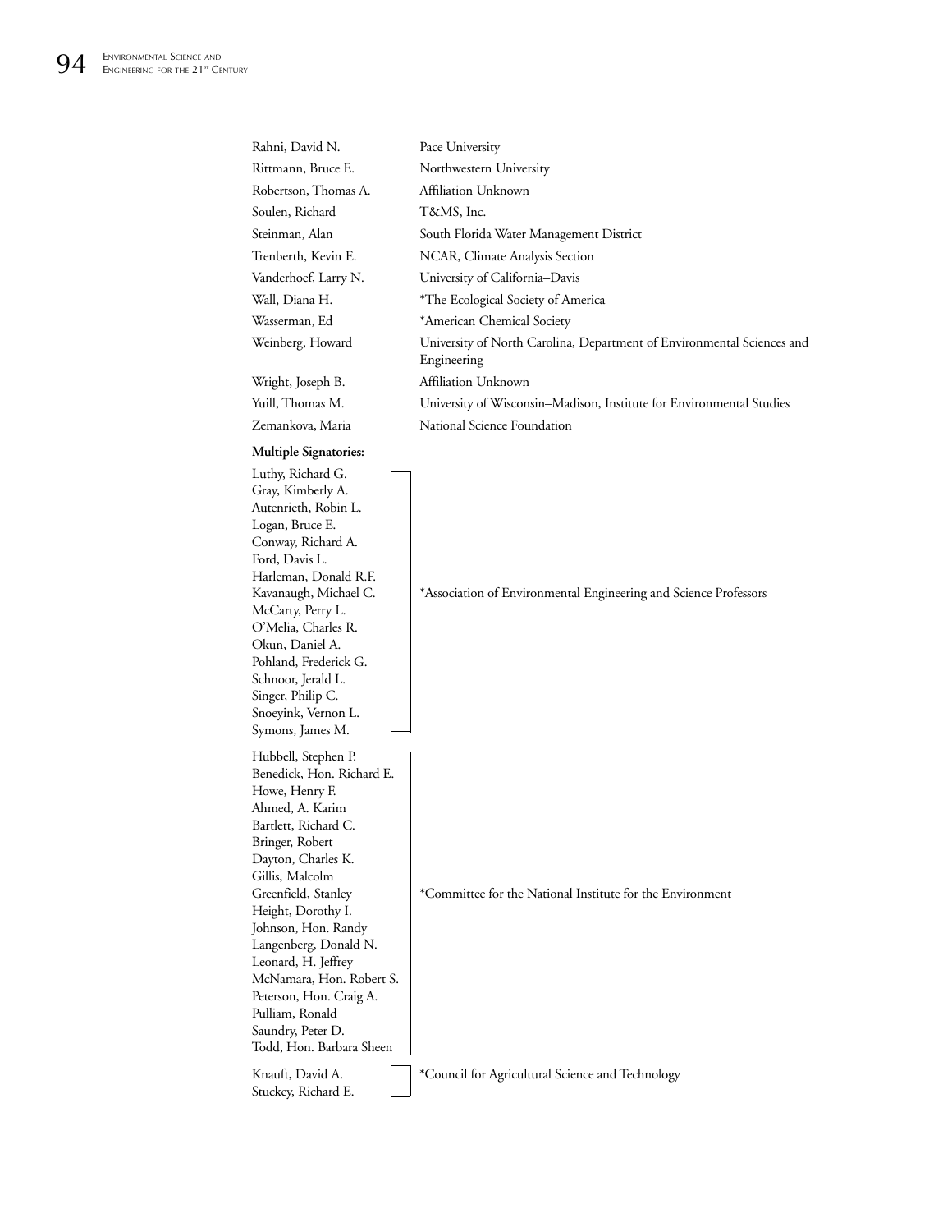| | |
|---|---|
| Rahni, David N. | Pace University |
| Rittmann, Bruce E. | Northwestern University |
| Robertson, Thomas A. | Affiliation Unknown |
| Soulen, Richard | T&MS, Inc. |
| Steinman, Alan | South Florida Water Management District |
| Trenberth, Kevin E. | NCAR, Climate Analysis Section |
| Vanderhoef, Larry N. | University of California–Davis |
| Wall, Diana H. | *The Ecological Society of America |
| Wasserman, Ed | *American Chemical Society |
| Weinberg, Howard | University of North Carolina, Department of Environmental Sciences and Engineering |
| Wright, Joseph B. | Affiliation Unknown |
| Yuill, Thomas M. | University of Wisconsin–Madison, Institute for Environmental Studies |
| Zemankova, Maria | National Science Foundation |

**Multiple Signatories:**

| | |
|---|---|
| Luthy, Richard G.<br>Gray, Kimberly A.<br>Autenrieth, Robin L.<br>Logan, Bruce E.<br>Conway, Richard A.<br>Ford, Davis L.<br>Harleman, Donald R.F.<br>Kavanaugh, Michael C.<br>McCarty, Perry L.<br>O'Melia, Charles R.<br>Okun, Daniel A.<br>Pohland, Frederick G.<br>Schnoor, Jerald L.<br>Singer, Philip C.<br>Snoeyink, Vernon L.<br>Symons, James M. | *Association of Environmental Engineering and Science Professors |
| Hubbell, Stephen P.<br>Benedick, Hon. Richard E.<br>Howe, Henry F.<br>Ahmed, A. Karim<br>Bartlett, Richard C.<br>Bringer, Robert<br>Dayton, Charles K.<br>Gillis, Malcolm<br>Greenfield, Stanley<br>Height, Dorothy I.<br>Johnson, Hon. Randy<br>Langenberg, Donald N.<br>Leonard, H. Jeffrey<br>McNamara, Hon. Robert S.<br>Peterson, Hon. Craig A.<br>Pulliam, Ronald<br>Saundry, Peter D.<br>Todd, Hon. Barbara Sheen | *Committee for the National Institute for the Environment |
| Knauft, David A.<br>Stuckey, Richard E. | *Council for Agricultural Science and Technology |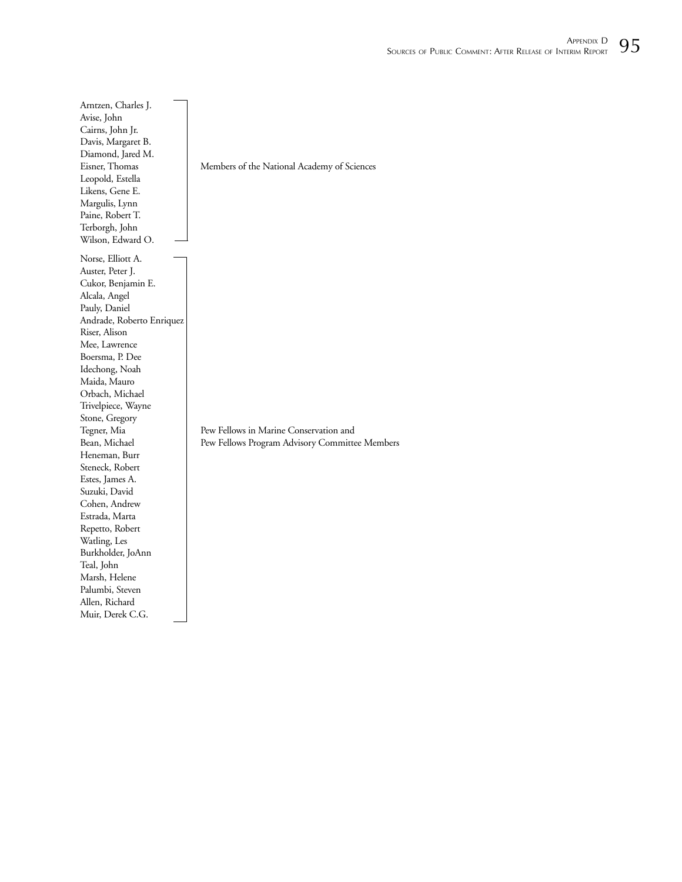| Name | Affiliation |
| --- | --- |
| Arntzen, Charles J. | Members of the National Academy of Sciences |
| Avise, John | |
| Cairns, John Jr. | |
| Davis, Margaret B. | |
| Diamond, Jared M. | |
| Eisner, Thomas | |
| Leopold, Estella | |
| Likens, Gene E. | |
| Margulis, Lynn | |
| Paine, Robert T. | |
| Terborgh, John | |
| Wilson, Edward O. | |
| Norse, Elliott A. | Pew Fellows in Marine Conservation and Pew Fellows Program Advisory Committee Members |
| Auster, Peter J. | |
| Cukor, Benjamin E. | |
| Alcala, Angel | |
| Pauly, Daniel | |
| Andrade, Roberto Enriquez | |
| Riser, Alison | |
| Mee, Lawrence | |
| Boersma, P. Dee | |
| Idechong, Noah | |
| Maida, Mauro | |
| Orbach, Michael | |
| Trivelpiece, Wayne | |
| Stone, Gregory | |
| Tegner, Mia | |
| Bean, Michael | |
| Heneman, Burr | |
| Steneck, Robert | |
| Estes, James A. | |
| Suzuki, David | |
| Cohen, Andrew | |
| Estrada, Marta | |
| Repetto, Robert | |
| Watling, Les | |
| Burkholder, JoAnn | |
| Teal, John | |
| Marsh, Helene | |
| Palumbi, Steven | |
| Allen, Richard | |
| Muir, Derek C.G. | |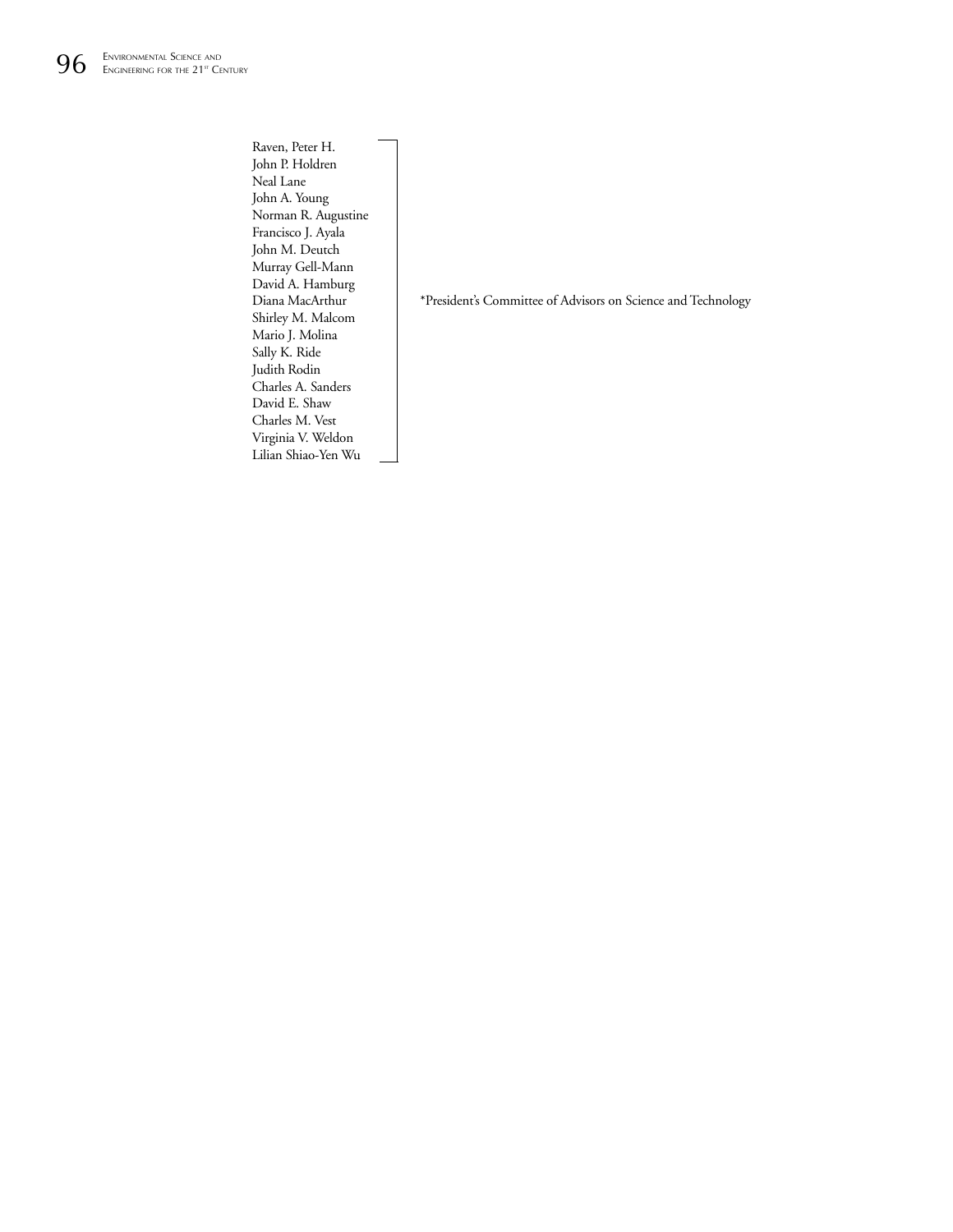Raven, Peter H.
John P. Holdren
Neal Lane
John A. Young
Norman R. Augustine
Francisco J. Ayala
John M. Deutch
Murray Gell-Mann
David A. Hamburg
Diana MacArthur
Shirley M. Malcom
Mario J. Molina
Sally K. Ride
Judith Rodin
Charles A. Sanders
David E. Shaw
Charles M. Vest
Virginia V. Weldon
Lilian Shiao-Yen Wu

*President's Committee of Advisors on Science and Technology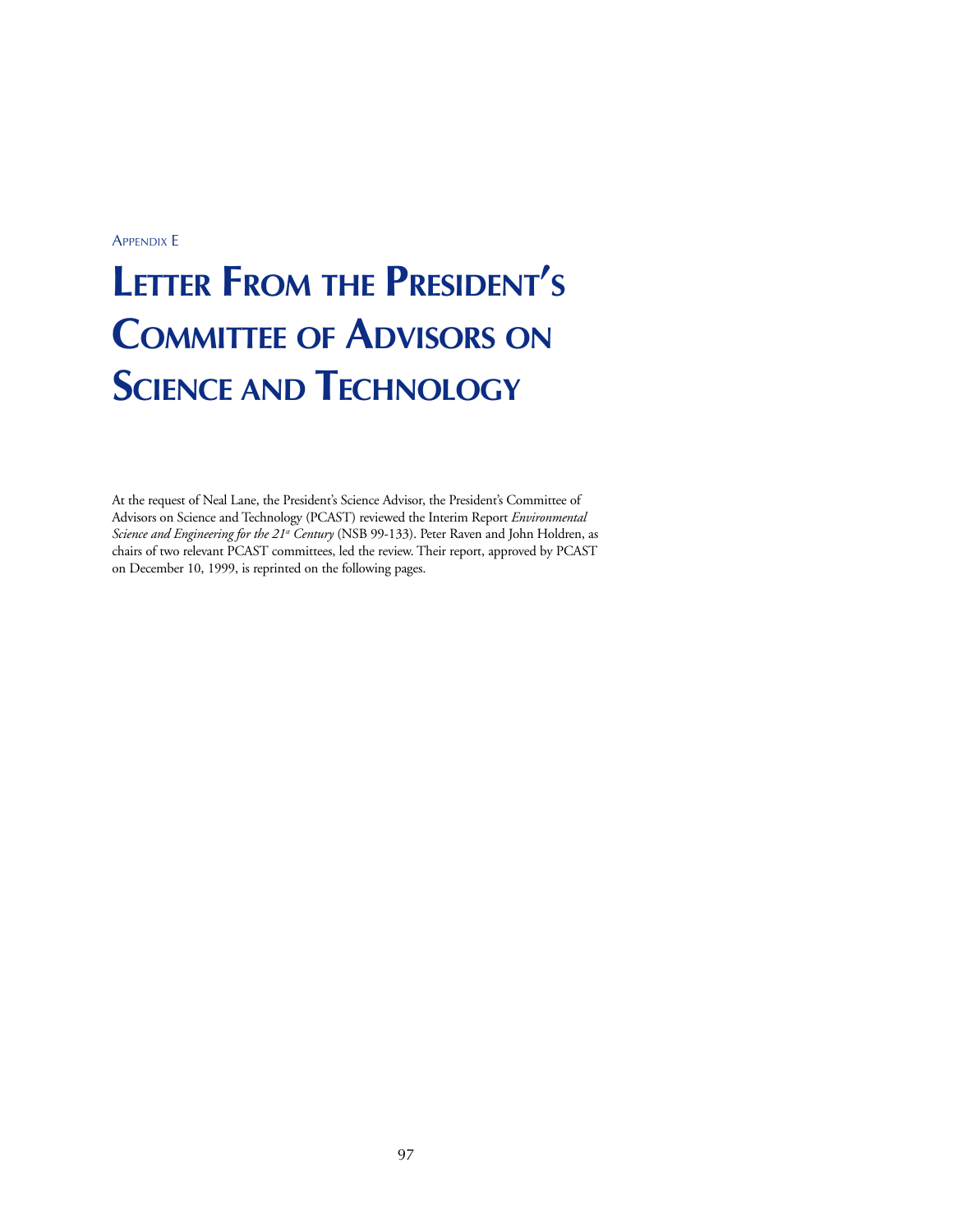Appendix E

# Letter From the President's Committee of Advisors on Science and Technology

At the request of Neal Lane, the President's Science Advisor, the President's Committee of Advisors on Science and Technology (PCAST) reviewed the Interim Report *Environmental Science and Engineering for the 21st Century* (NSB 99-133). Peter Raven and John Holdren, as chairs of two relevant PCAST committees, led the review. Their report, approved by PCAST on December 10, 1999, is reprinted on the following pages.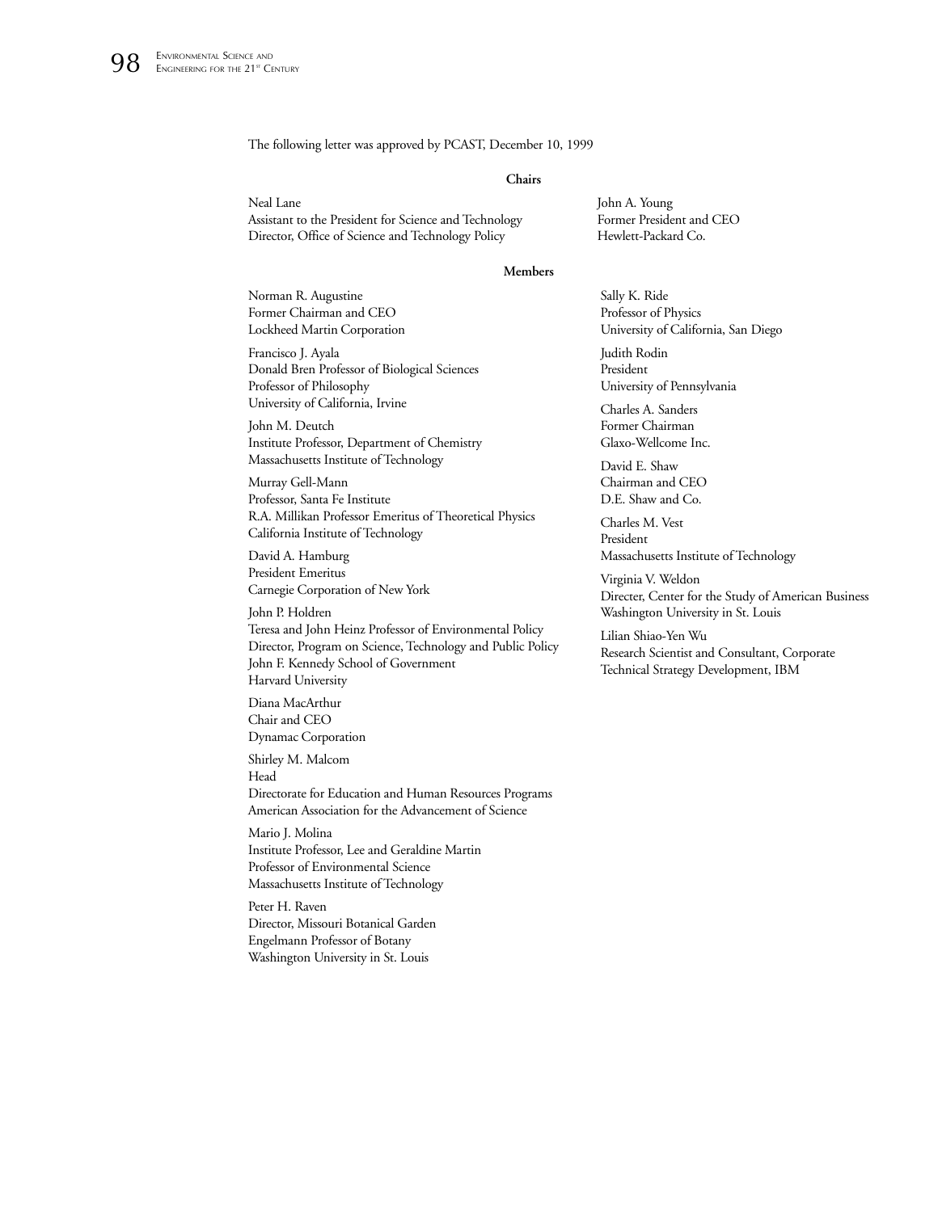The following letter was approved by PCAST, December 10, 1999

**Chairs**

Neal Lane
Assistant to the President for Science and Technology
Director, Office of Science and Technology Policy

John A. Young
Former President and CEO
Hewlett-Packard Co.

**Members**

Norman R. Augustine
Former Chairman and CEO
Lockheed Martin Corporation

Francisco J. Ayala
Donald Bren Professor of Biological Sciences
Professor of Philosophy
University of California, Irvine

John M. Deutch
Institute Professor, Department of Chemistry
Massachusetts Institute of Technology

Murray Gell-Mann
Professor, Santa Fe Institute
R.A. Millikan Professor Emeritus of Theoretical Physics
California Institute of Technology

David A. Hamburg
President Emeritus
Carnegie Corporation of New York

John P. Holdren
Teresa and John Heinz Professor of Environmental Policy
Director, Program on Science, Technology and Public Policy
John F. Kennedy School of Government
Harvard University

Diana MacArthur
Chair and CEO
Dynamac Corporation

Shirley M. Malcom
Head
Directorate for Education and Human Resources Programs
American Association for the Advancement of Science

Mario J. Molina
Institute Professor, Lee and Geraldine Martin
Professor of Environmental Science
Massachusetts Institute of Technology

Peter H. Raven
Director, Missouri Botanical Garden
Engelmann Professor of Botany
Washington University in St. Louis

Sally K. Ride
Professor of Physics
University of California, San Diego

Judith Rodin
President
University of Pennsylvania

Charles A. Sanders
Former Chairman
Glaxo-Wellcome Inc.

David E. Shaw
Chairman and CEO
D.E. Shaw and Co.

Charles M. Vest
President
Massachusetts Institute of Technology

Virginia V. Weldon
Directer, Center for the Study of American Business
Washington University in St. Louis

Lilian Shiao-Yen Wu
Research Scientist and Consultant, Corporate
Technical Strategy Development, IBM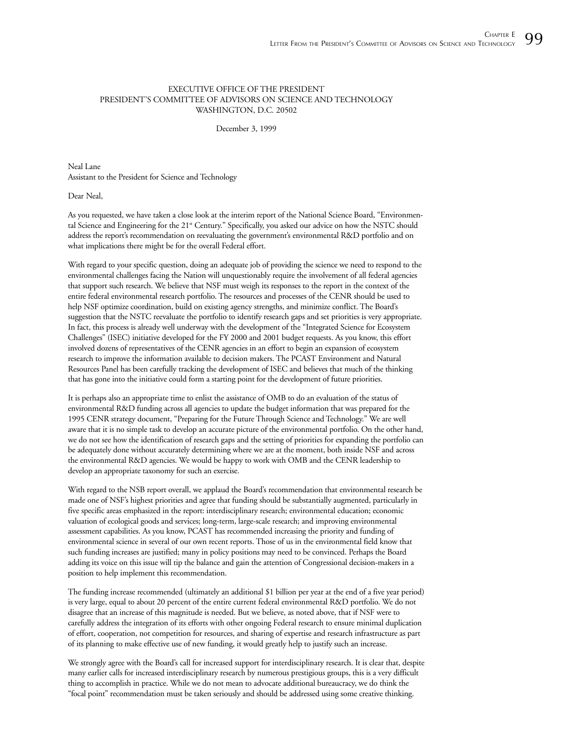EXECUTIVE OFFICE OF THE PRESIDENT
PRESIDENT'S COMMITTEE OF ADVISORS ON SCIENCE AND TECHNOLOGY
WASHINGTON, D.C. 20502

December 3, 1999

Neal Lane
Assistant to the President for Science and Technology

Dear Neal,

As you requested, we have taken a close look at the interim report of the National Science Board, "Environmental Science and Engineering for the 21st Century." Specifically, you asked our advice on how the NSTC should address the report's recommendation on reevaluating the government's environmental R&D portfolio and on what implications there might be for the overall Federal effort.

With regard to your specific question, doing an adequate job of providing the science we need to respond to the environmental challenges facing the Nation will unquestionably require the involvement of all federal agencies that support such research. We believe that NSF must weigh its responses to the report in the context of the entire federal environmental research portfolio. The resources and processes of the CENR should be used to help NSF optimize coordination, build on existing agency strengths, and minimize conflict. The Board's suggestion that the NSTC reevaluate the portfolio to identify research gaps and set priorities is very appropriate. In fact, this process is already well underway with the development of the "Integrated Science for Ecosystem Challenges" (ISEC) initiative developed for the FY 2000 and 2001 budget requests. As you know, this effort involved dozens of representatives of the CENR agencies in an effort to begin an expansion of ecosystem research to improve the information available to decision makers. The PCAST Environment and Natural Resources Panel has been carefully tracking the development of ISEC and believes that much of the thinking that has gone into the initiative could form a starting point for the development of future priorities.

It is perhaps also an appropriate time to enlist the assistance of OMB to do an evaluation of the status of environmental R&D funding across all agencies to update the budget information that was prepared for the 1995 CENR strategy document, "Preparing for the Future Through Science and Technology." We are well aware that it is no simple task to develop an accurate picture of the environmental portfolio. On the other hand, we do not see how the identification of research gaps and the setting of priorities for expanding the portfolio can be adequately done without accurately determining where we are at the moment, both inside NSF and across the environmental R&D agencies. We would be happy to work with OMB and the CENR leadership to develop an appropriate taxonomy for such an exercise.

With regard to the NSB report overall, we applaud the Board's recommendation that environmental research be made one of NSF's highest priorities and agree that funding should be substantially augmented, particularly in five specific areas emphasized in the report: interdisciplinary research; environmental education; economic valuation of ecological goods and services; long-term, large-scale research; and improving environmental assessment capabilities. As you know, PCAST has recommended increasing the priority and funding of environmental science in several of our own recent reports. Those of us in the environmental field know that such funding increases are justified; many in policy positions may need to be convinced. Perhaps the Board adding its voice on this issue will tip the balance and gain the attention of Congressional decision-makers in a position to help implement this recommendation.

The funding increase recommended (ultimately an additional $1 billion per year at the end of a five year period) is very large, equal to about 20 percent of the entire current federal environmental R&D portfolio. We do not disagree that an increase of this magnitude is needed. But we believe, as noted above, that if NSF were to carefully address the integration of its efforts with other ongoing Federal research to ensure minimal duplication of effort, cooperation, not competition for resources, and sharing of expertise and research infrastructure as part of its planning to make effective use of new funding, it would greatly help to justify such an increase.

We strongly agree with the Board's call for increased support for interdisciplinary research. It is clear that, despite many earlier calls for increased interdisciplinary research by numerous prestigious groups, this is a very difficult thing to accomplish in practice. While we do not mean to advocate additional bureaucracy, we do think the "focal point" recommendation must be taken seriously and should be addressed using some creative thinking.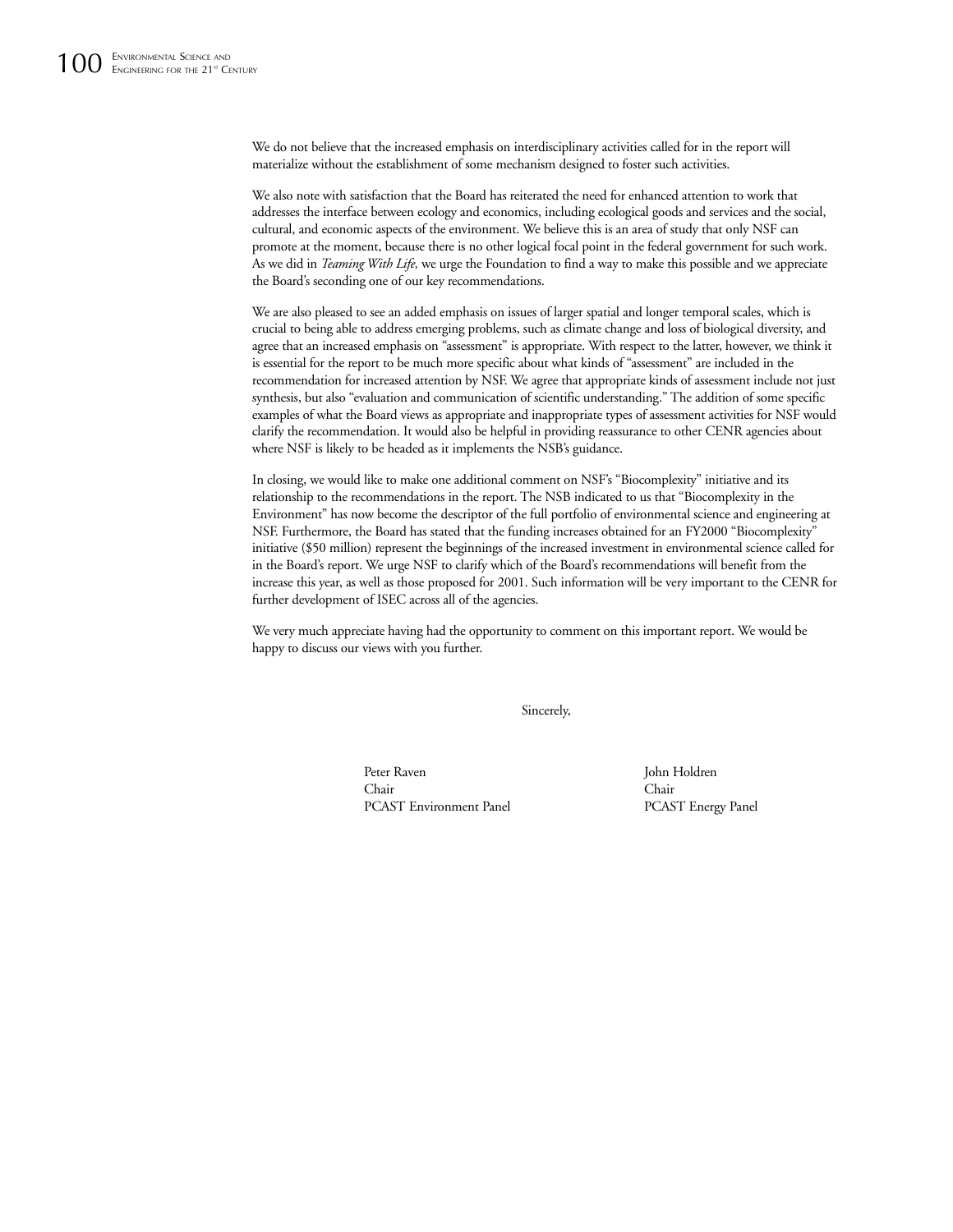We do not believe that the increased emphasis on interdisciplinary activities called for in the report will materialize without the establishment of some mechanism designed to foster such activities.

We also note with satisfaction that the Board has reiterated the need for enhanced attention to work that addresses the interface between ecology and economics, including ecological goods and services and the social, cultural, and economic aspects of the environment. We believe this is an area of study that only NSF can promote at the moment, because there is no other logical focal point in the federal government for such work. As we did in *Teaming With Life,* we urge the Foundation to find a way to make this possible and we appreciate the Board's seconding one of our key recommendations.

We are also pleased to see an added emphasis on issues of larger spatial and longer temporal scales, which is crucial to being able to address emerging problems, such as climate change and loss of biological diversity, and agree that an increased emphasis on "assessment" is appropriate. With respect to the latter, however, we think it is essential for the report to be much more specific about what kinds of "assessment" are included in the recommendation for increased attention by NSF. We agree that appropriate kinds of assessment include not just synthesis, but also "evaluation and communication of scientific understanding." The addition of some specific examples of what the Board views as appropriate and inappropriate types of assessment activities for NSF would clarify the recommendation. It would also be helpful in providing reassurance to other CENR agencies about where NSF is likely to be headed as it implements the NSB's guidance.

In closing, we would like to make one additional comment on NSF's "Biocomplexity" initiative and its relationship to the recommendations in the report. The NSB indicated to us that "Biocomplexity in the Environment" has now become the descriptor of the full portfolio of environmental science and engineering at NSF. Furthermore, the Board has stated that the funding increases obtained for an FY2000 "Biocomplexity" initiative ($50 million) represent the beginnings of the increased investment in environmental science called for in the Board's report. We urge NSF to clarify which of the Board's recommendations will benefit from the increase this year, as well as those proposed for 2001. Such information will be very important to the CENR for further development of ISEC across all of the agencies.

We very much appreciate having had the opportunity to comment on this important report. We would be happy to discuss our views with you further.

Sincerely,

Peter Raven
Chair
PCAST Environment Panel

John Holdren
Chair
PCAST Energy Panel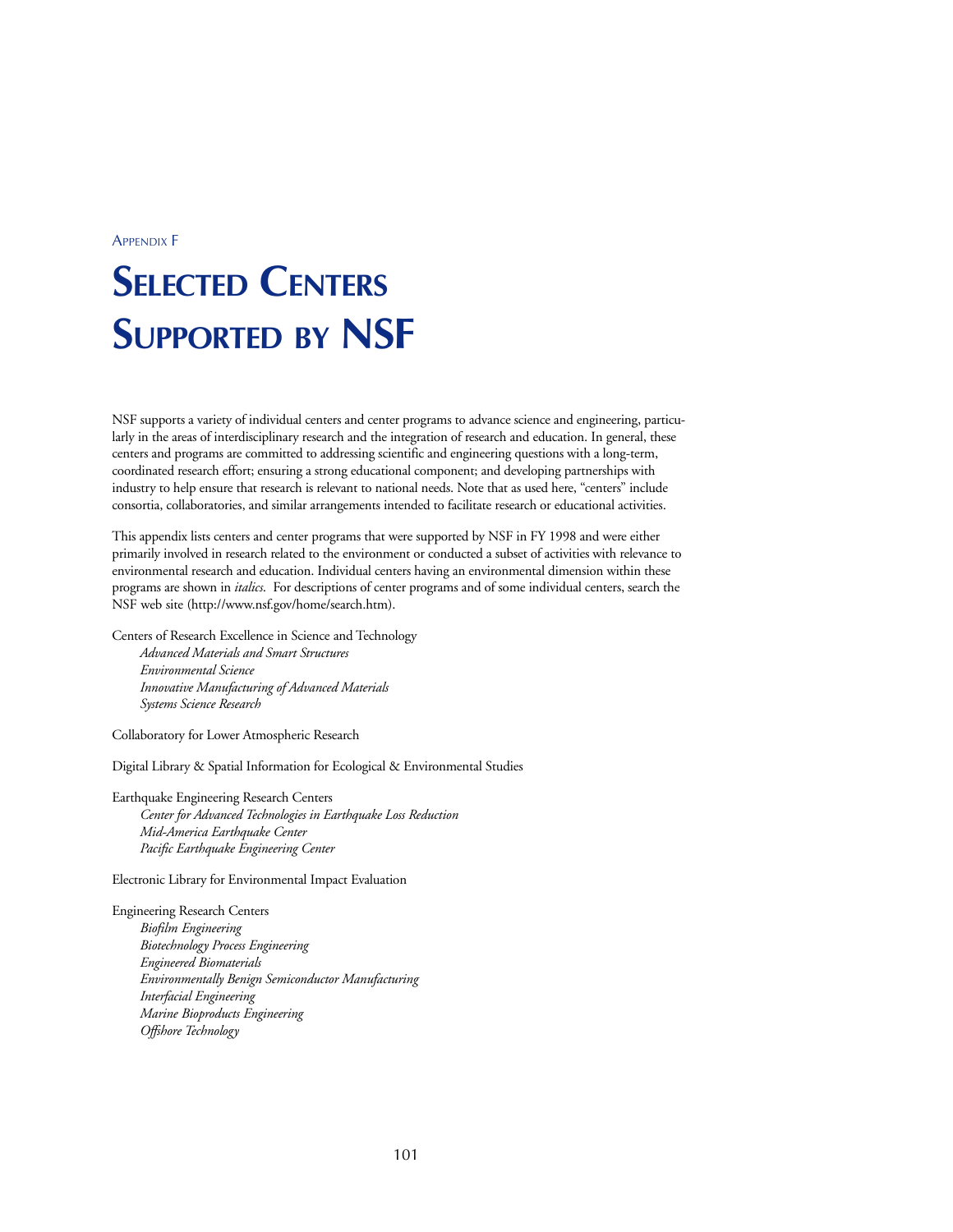Appendix F

# Selected Centers Supported by NSF

NSF supports a variety of individual centers and center programs to advance science and engineering, particularly in the areas of interdisciplinary research and the integration of research and education. In general, these centers and programs are committed to addressing scientific and engineering questions with a long-term, coordinated research effort; ensuring a strong educational component; and developing partnerships with industry to help ensure that research is relevant to national needs. Note that as used here, "centers" include consortia, collaboratories, and similar arrangements intended to facilitate research or educational activities.

This appendix lists centers and center programs that were supported by NSF in FY 1998 and were either primarily involved in research related to the environment or conducted a subset of activities with relevance to environmental research and education. Individual centers having an environmental dimension within these programs are shown in *italics*. For descriptions of center programs and of some individual centers, search the NSF web site (http://www.nsf.gov/home/search.htm).

Centers of Research Excellence in Science and Technology
- *Advanced Materials and Smart Structures*
- *Environmental Science*
- *Innovative Manufacturing of Advanced Materials*
- *Systems Science Research*

Collaboratory for Lower Atmospheric Research

Digital Library & Spatial Information for Ecological & Environmental Studies

Earthquake Engineering Research Centers
- *Center for Advanced Technologies in Earthquake Loss Reduction*
- *Mid-America Earthquake Center*
- *Pacific Earthquake Engineering Center*

Electronic Library for Environmental Impact Evaluation

Engineering Research Centers
- *Biofilm Engineering*
- *Biotechnology Process Engineering*
- *Engineered Biomaterials*
- *Environmentally Benign Semiconductor Manufacturing*
- *Interfacial Engineering*
- *Marine Bioproducts Engineering*
- *Offshore Technology*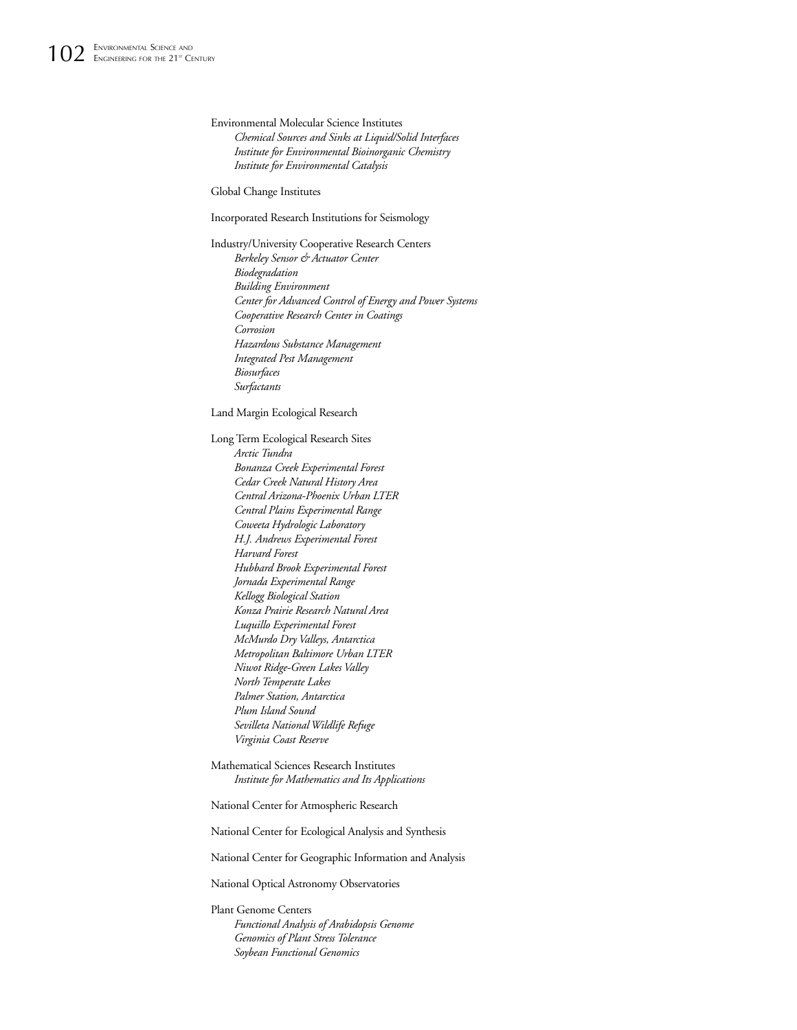Environmental Molecular Science Institutes

- *Chemical Sources and Sinks at Liquid/Solid Interfaces*
- *Institute for Environmental Bioinorganic Chemistry*
- *Institute for Environmental Catalysis*

Global Change Institutes

Incorporated Research Institutions for Seismology

Industry/University Cooperative Research Centers

- *Berkeley Sensor & Actuator Center*
- *Biodegradation*
- *Building Environment*
- *Center for Advanced Control of Energy and Power Systems*
- *Cooperative Research Center in Coatings*
- *Corrosion*
- *Hazardous Substance Management*
- *Integrated Pest Management*
- *Biosurfaces*
- *Surfactants*

Land Margin Ecological Research

Long Term Ecological Research Sites

- *Arctic Tundra*
- *Bonanza Creek Experimental Forest*
- *Cedar Creek Natural History Area*
- *Central Arizona-Phoenix Urban LTER*
- *Central Plains Experimental Range*
- *Coweeta Hydrologic Laboratory*
- *H.J. Andrews Experimental Forest*
- *Harvard Forest*
- *Hubbard Brook Experimental Forest*
- *Jornada Experimental Range*
- *Kellogg Biological Station*
- *Konza Prairie Research Natural Area*
- *Luquillo Experimental Forest*
- *McMurdo Dry Valleys, Antarctica*
- *Metropolitan Baltimore Urban LTER*
- *Niwot Ridge-Green Lakes Valley*
- *North Temperate Lakes*
- *Palmer Station, Antarctica*
- *Plum Island Sound*
- *Sevilleta National Wildlife Refuge*
- *Virginia Coast Reserve*

Mathematical Sciences Research Institutes

- *Institute for Mathematics and Its Applications*

National Center for Atmospheric Research

National Center for Ecological Analysis and Synthesis

National Center for Geographic Information and Analysis

National Optical Astronomy Observatories

Plant Genome Centers

- *Functional Analysis of Arabidopsis Genome*
- *Genomics of Plant Stress Tolerance*
- *Soybean Functional Genomics*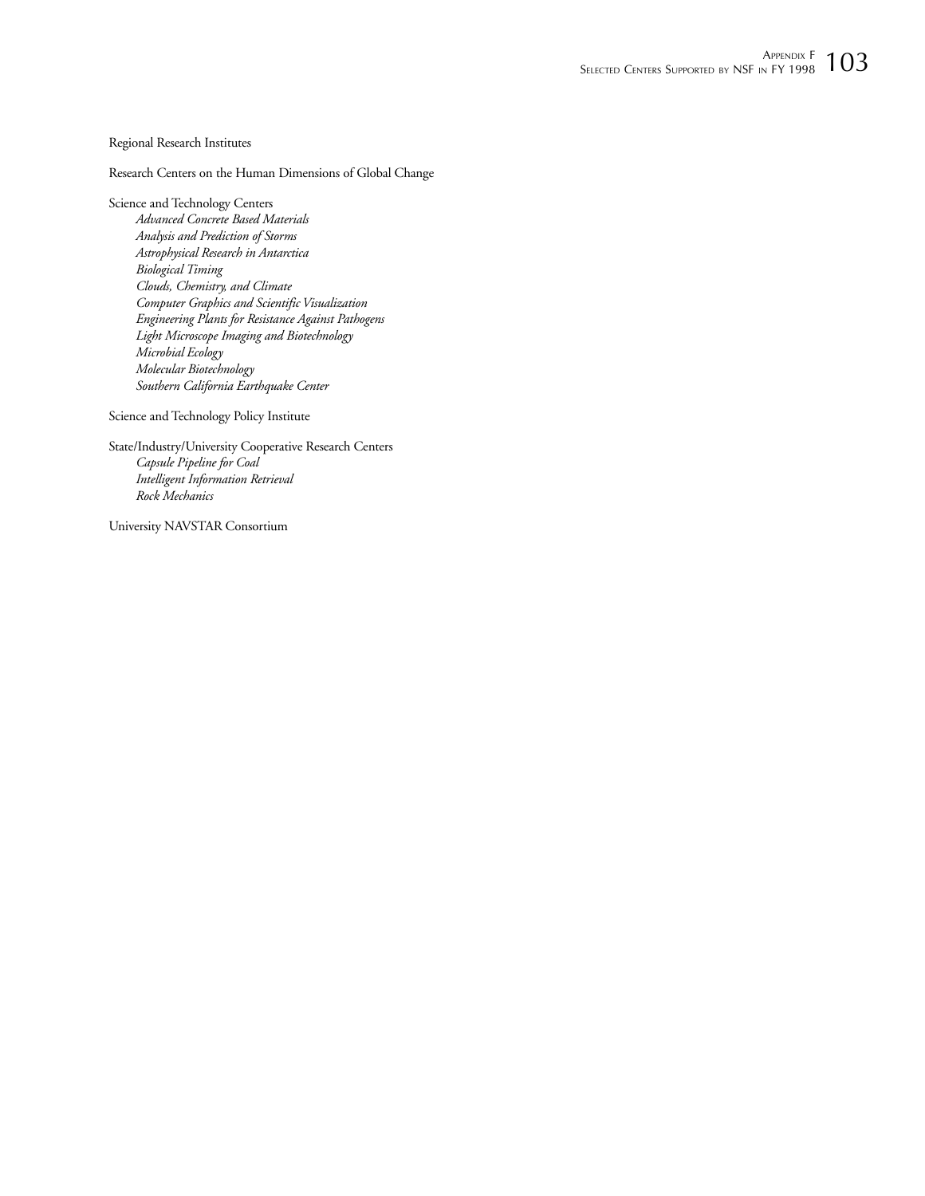Regional Research Institutes

Research Centers on the Human Dimensions of Global Change

Science and Technology Centers

- *Advanced Concrete Based Materials*
- *Analysis and Prediction of Storms*
- *Astrophysical Research in Antarctica*
- *Biological Timing*
- *Clouds, Chemistry, and Climate*
- *Computer Graphics and Scientific Visualization*
- *Engineering Plants for Resistance Against Pathogens*
- *Light Microscope Imaging and Biotechnology*
- *Microbial Ecology*
- *Molecular Biotechnology*
- *Southern California Earthquake Center*

Science and Technology Policy Institute

State/Industry/University Cooperative Research Centers

- *Capsule Pipeline for Coal*
- *Intelligent Information Retrieval*
- *Rock Mechanics*

University NAVSTAR Consortium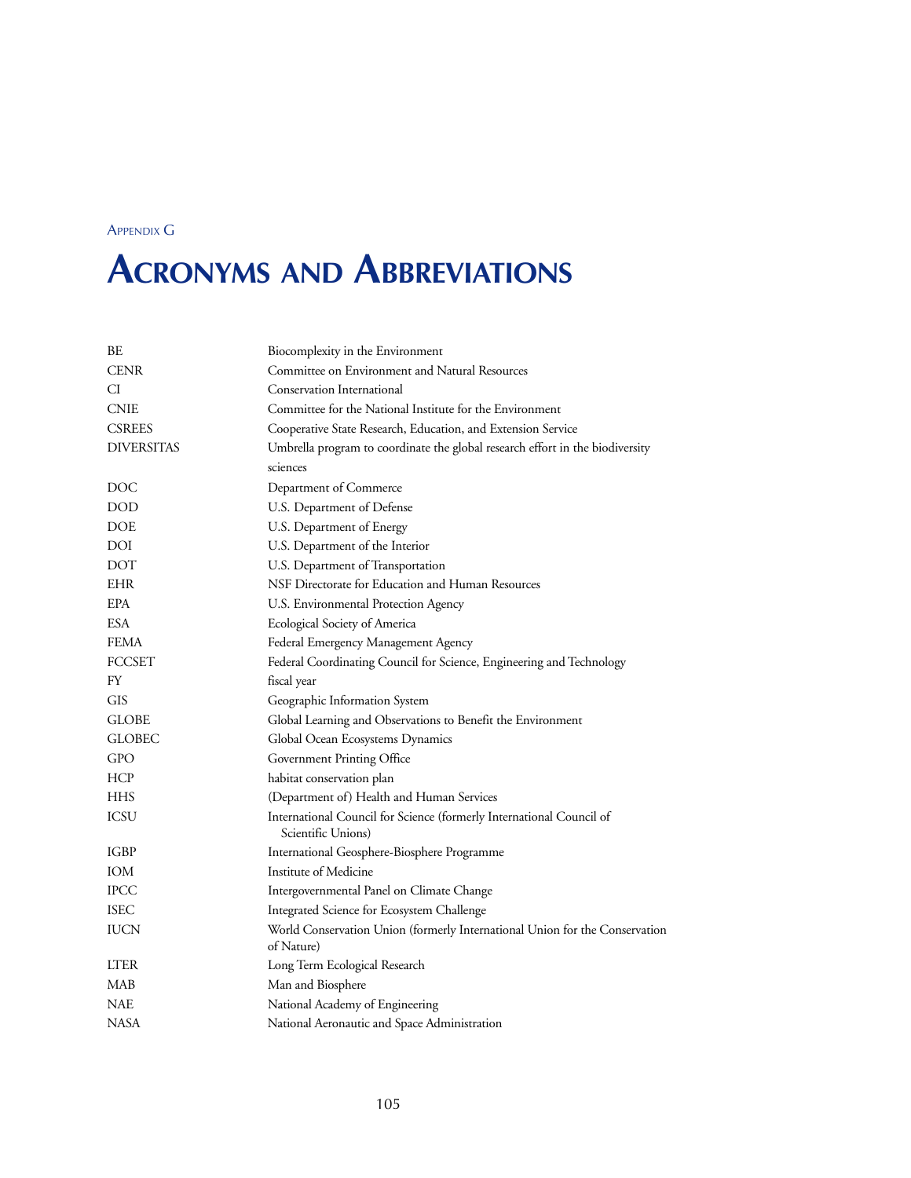Appendix G

# Acronyms and Abbreviations

| | |
|---|---|
| BE | Biocomplexity in the Environment |
| CENR | Committee on Environment and Natural Resources |
| CI | Conservation International |
| CNIE | Committee for the National Institute for the Environment |
| CSREES | Cooperative State Research, Education, and Extension Service |
| DIVERSITAS | Umbrella program to coordinate the global research effort in the biodiversity sciences |
| DOC | Department of Commerce |
| DOD | U.S. Department of Defense |
| DOE | U.S. Department of Energy |
| DOI | U.S. Department of the Interior |
| DOT | U.S. Department of Transportation |
| EHR | NSF Directorate for Education and Human Resources |
| EPA | U.S. Environmental Protection Agency |
| ESA | Ecological Society of America |
| FEMA | Federal Emergency Management Agency |
| FCCSET | Federal Coordinating Council for Science, Engineering and Technology |
| FY | fiscal year |
| GIS | Geographic Information System |
| GLOBE | Global Learning and Observations to Benefit the Environment |
| GLOBEC | Global Ocean Ecosystems Dynamics |
| GPO | Government Printing Office |
| HCP | habitat conservation plan |
| HHS | (Department of) Health and Human Services |
| ICSU | International Council for Science (formerly International Council of Scientific Unions) |
| IGBP | International Geosphere-Biosphere Programme |
| IOM | Institute of Medicine |
| IPCC | Intergovernmental Panel on Climate Change |
| ISEC | Integrated Science for Ecosystem Challenge |
| IUCN | World Conservation Union (formerly International Union for the Conservation of Nature) |
| LTER | Long Term Ecological Research |
| MAB | Man and Biosphere |
| NAE | National Academy of Engineering |
| NASA | National Aeronautic and Space Administration |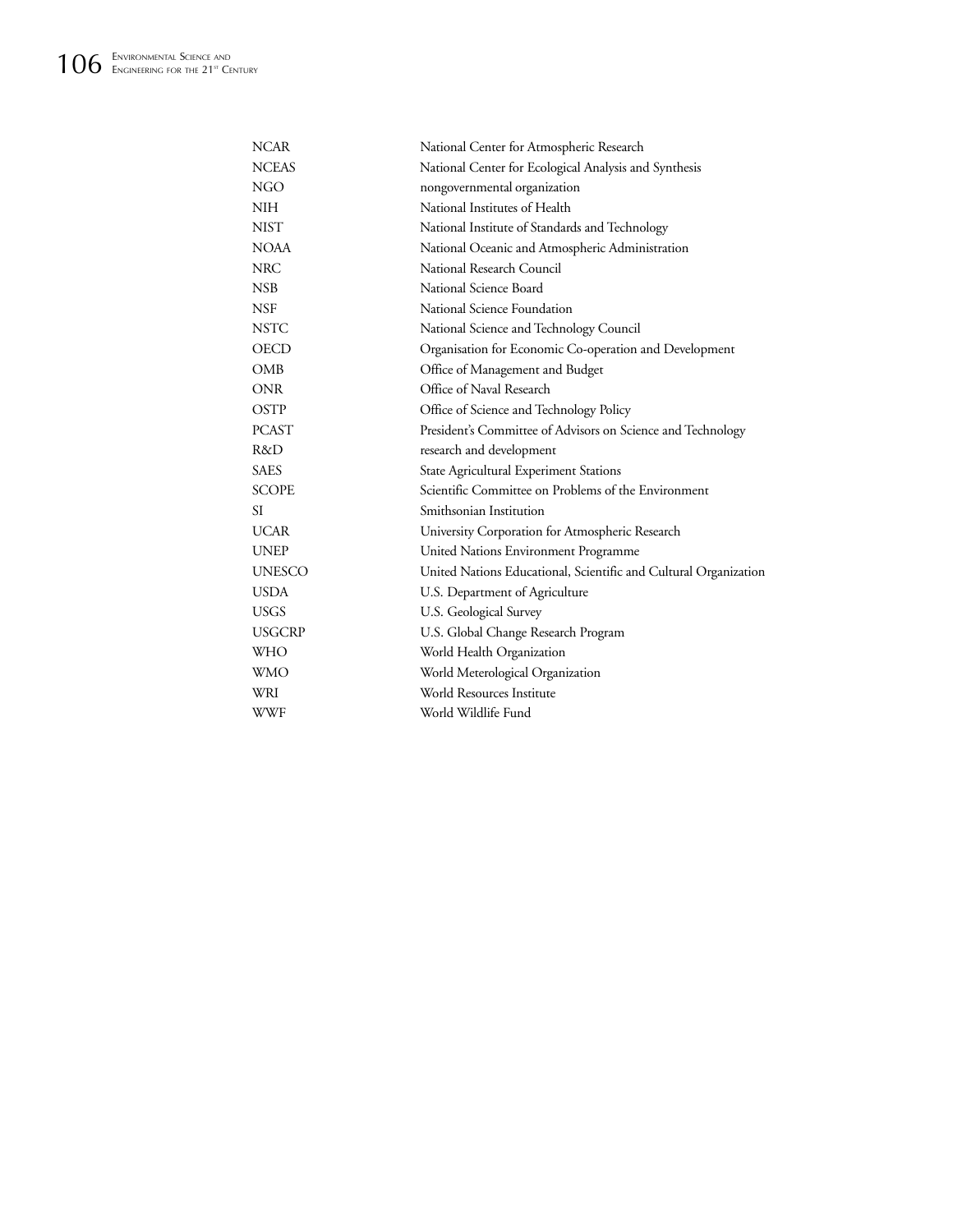| | |
|---|---|
| NCAR | National Center for Atmospheric Research |
| NCEAS | National Center for Ecological Analysis and Synthesis |
| NGO | nongovernmental organization |
| NIH | National Institutes of Health |
| NIST | National Institute of Standards and Technology |
| NOAA | National Oceanic and Atmospheric Administration |
| NRC | National Research Council |
| NSB | National Science Board |
| NSF | National Science Foundation |
| NSTC | National Science and Technology Council |
| OECD | Organisation for Economic Co-operation and Development |
| OMB | Office of Management and Budget |
| ONR | Office of Naval Research |
| OSTP | Office of Science and Technology Policy |
| PCAST | President's Committee of Advisors on Science and Technology |
| R&D | research and development |
| SAES | State Agricultural Experiment Stations |
| SCOPE | Scientific Committee on Problems of the Environment |
| SI | Smithsonian Institution |
| UCAR | University Corporation for Atmospheric Research |
| UNEP | United Nations Environment Programme |
| UNESCO | United Nations Educational, Scientific and Cultural Organization |
| USDA | U.S. Department of Agriculture |
| USGS | U.S. Geological Survey |
| USGCRP | U.S. Global Change Research Program |
| WHO | World Health Organization |
| WMO | World Meterological Organization |
| WRI | World Resources Institute |
| WWF | World Wildlife Fund |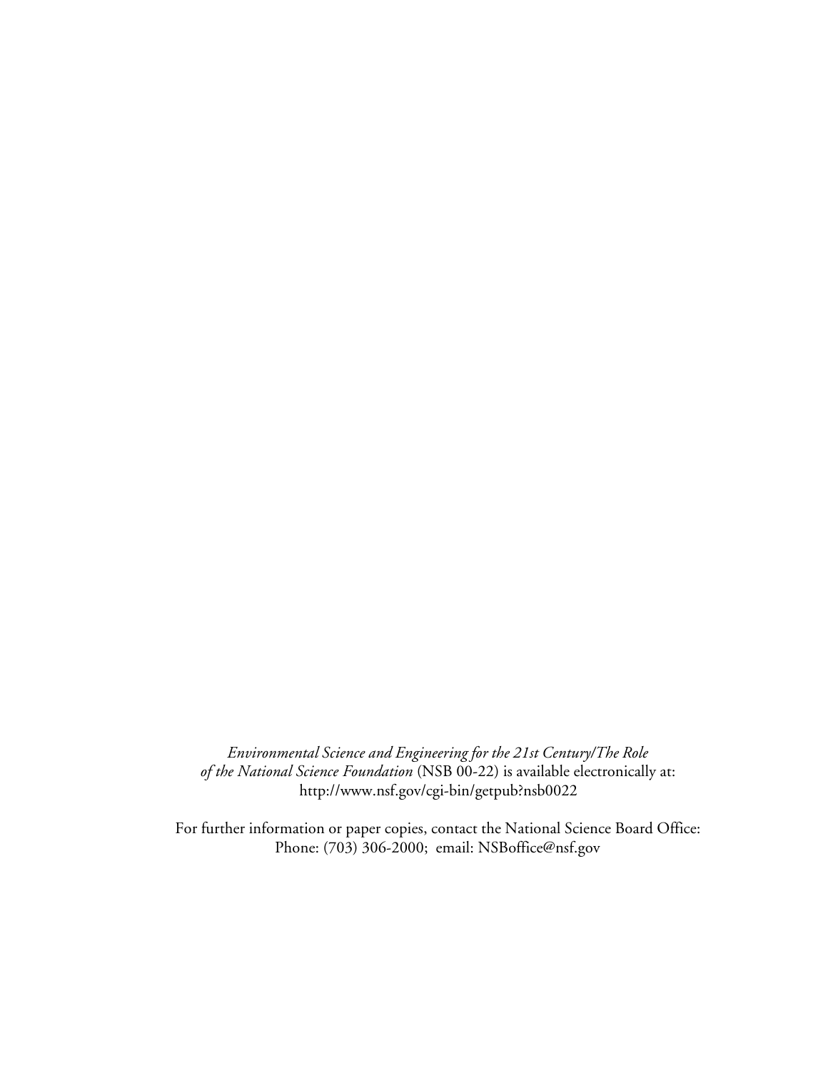*Environmental Science and Engineering for the 21st Century/The Role of the National Science Foundation* (NSB 00-22) is available electronically at: http://www.nsf.gov/cgi-bin/getpub?nsb0022

For further information or paper copies, contact the National Science Board Office: Phone: (703) 306-2000; email: NSBoffice@nsf.gov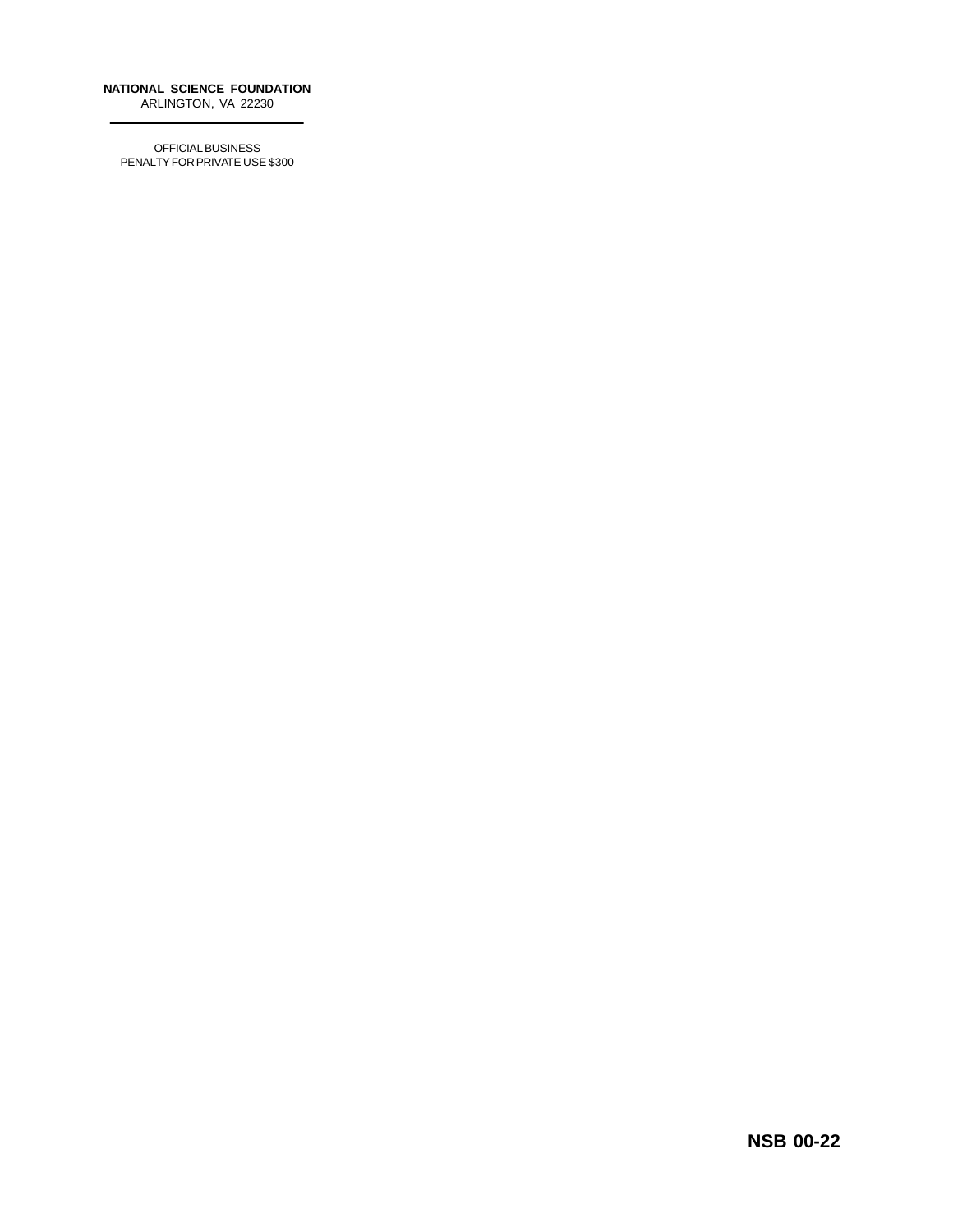**NATIONAL SCIENCE FOUNDATION**
ARLINGTON, VA 22230

---

OFFICIAL BUSINESS
PENALTY FOR PRIVATE USE $300

**NSB 00-22**